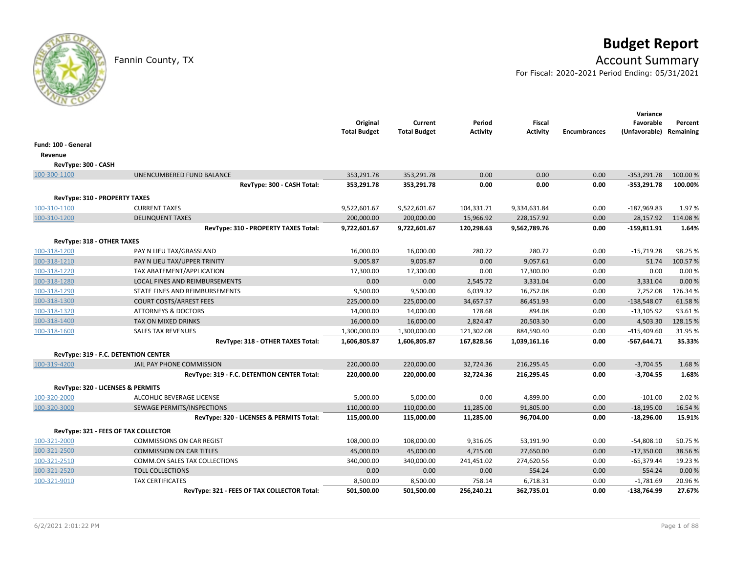# Budget Report

Fannin County, TX

## Account Summary

For Fiscal: 2020-2021 Period Ending: 05/31/2021

| | | Original Total Budget | Current Total Budget | Period Activity | Fiscal Activity | Encumbrances | Variance Favorable (Unfavorable) | Percent Remaining |
|---|---|---|---|---|---|---|---|---|
| **Fund: 100 - General** | | | | | | | | |
| **Revenue** | | | | | | | | |
| **RevType: 300 - CASH** | | | | | | | | |
| 100-300-1100 | UNENCUMBERED FUND BALANCE | 353,291.78 | 353,291.78 | 0.00 | 0.00 | 0.00 | -353,291.78 | 100.00 % |
| | **RevType: 300 - CASH Total:** | **353,291.78** | **353,291.78** | **0.00** | **0.00** | **0.00** | **-353,291.78** | **100.00%** |
| **RevType: 310 - PROPERTY TAXES** | | | | | | | | |
| 100-310-1100 | CURRENT TAXES | 9,522,601.67 | 9,522,601.67 | 104,331.71 | 9,334,631.84 | 0.00 | -187,969.83 | 1.97 % |
| 100-310-1200 | DELINQUENT TAXES | 200,000.00 | 200,000.00 | 15,966.92 | 228,157.92 | 0.00 | 28,157.92 | 114.08 % |
| | **RevType: 310 - PROPERTY TAXES Total:** | **9,722,601.67** | **9,722,601.67** | **120,298.63** | **9,562,789.76** | **0.00** | **-159,811.91** | **1.64%** |
| **RevType: 318 - OTHER TAXES** | | | | | | | | |
| 100-318-1200 | PAY N LIEU TAX/GRASSLAND | 16,000.00 | 16,000.00 | 280.72 | 280.72 | 0.00 | -15,719.28 | 98.25 % |
| 100-318-1210 | PAY N LIEU TAX/UPPER TRINITY | 9,005.87 | 9,005.87 | 0.00 | 9,057.61 | 0.00 | 51.74 | 100.57 % |
| 100-318-1220 | TAX ABATEMENT/APPLICATION | 17,300.00 | 17,300.00 | 0.00 | 17,300.00 | 0.00 | 0.00 | 0.00 % |
| 100-318-1280 | LOCAL FINES AND REIMBURSEMENTS | 0.00 | 0.00 | 2,545.72 | 3,331.04 | 0.00 | 3,331.04 | 0.00 % |
| 100-318-1290 | STATE FINES AND REIMBURSEMENTS | 9,500.00 | 9,500.00 | 6,039.32 | 16,752.08 | 0.00 | 7,252.08 | 176.34 % |
| 100-318-1300 | COURT COSTS/ARREST FEES | 225,000.00 | 225,000.00 | 34,657.57 | 86,451.93 | 0.00 | -138,548.07 | 61.58 % |
| 100-318-1320 | ATTORNEYS & DOCTORS | 14,000.00 | 14,000.00 | 178.68 | 894.08 | 0.00 | -13,105.92 | 93.61 % |
| 100-318-1400 | TAX ON MIXED DRINKS | 16,000.00 | 16,000.00 | 2,824.47 | 20,503.30 | 0.00 | 4,503.30 | 128.15 % |
| 100-318-1600 | SALES TAX REVENUES | 1,300,000.00 | 1,300,000.00 | 121,302.08 | 884,590.40 | 0.00 | -415,409.60 | 31.95 % |
| | **RevType: 318 - OTHER TAXES Total:** | **1,606,805.87** | **1,606,805.87** | **167,828.56** | **1,039,161.16** | **0.00** | **-567,644.71** | **35.33%** |
| **RevType: 319 - F.C. DETENTION CENTER** | | | | | | | | |
| 100-319-4200 | JAIL PAY PHONE COMMISSION | 220,000.00 | 220,000.00 | 32,724.36 | 216,295.45 | 0.00 | -3,704.55 | 1.68 % |
| | **RevType: 319 - F.C. DETENTION CENTER Total:** | **220,000.00** | **220,000.00** | **32,724.36** | **216,295.45** | **0.00** | **-3,704.55** | **1.68%** |
| **RevType: 320 - LICENSES & PERMITS** | | | | | | | | |
| 100-320-2000 | ALCOHLIC BEVERAGE LICENSE | 5,000.00 | 5,000.00 | 0.00 | 4,899.00 | 0.00 | -101.00 | 2.02 % |
| 100-320-3000 | SEWAGE PERMITS/INSPECTIONS | 110,000.00 | 110,000.00 | 11,285.00 | 91,805.00 | 0.00 | -18,195.00 | 16.54 % |
| | **RevType: 320 - LICENSES & PERMITS Total:** | **115,000.00** | **115,000.00** | **11,285.00** | **96,704.00** | **0.00** | **-18,296.00** | **15.91%** |
| **RevType: 321 - FEES OF TAX COLLECTOR** | | | | | | | | |
| 100-321-2000 | COMMISSIONS ON CAR REGIST | 108,000.00 | 108,000.00 | 9,316.05 | 53,191.90 | 0.00 | -54,808.10 | 50.75 % |
| 100-321-2500 | COMMISSION ON CAR TITLES | 45,000.00 | 45,000.00 | 4,715.00 | 27,650.00 | 0.00 | -17,350.00 | 38.56 % |
| 100-321-2510 | COMM.ON SALES TAX COLLECTIONS | 340,000.00 | 340,000.00 | 241,451.02 | 274,620.56 | 0.00 | -65,379.44 | 19.23 % |
| 100-321-2520 | TOLL COLLECTIONS | 0.00 | 0.00 | 0.00 | 554.24 | 0.00 | 554.24 | 0.00 % |
| 100-321-9010 | TAX CERTIFICATES | 8,500.00 | 8,500.00 | 758.14 | 6,718.31 | 0.00 | -1,781.69 | 20.96 % |
| | **RevType: 321 - FEES OF TAX COLLECTOR Total:** | **501,500.00** | **501,500.00** | **256,240.21** | **362,735.01** | **0.00** | **-138,764.99** | **27.67%** |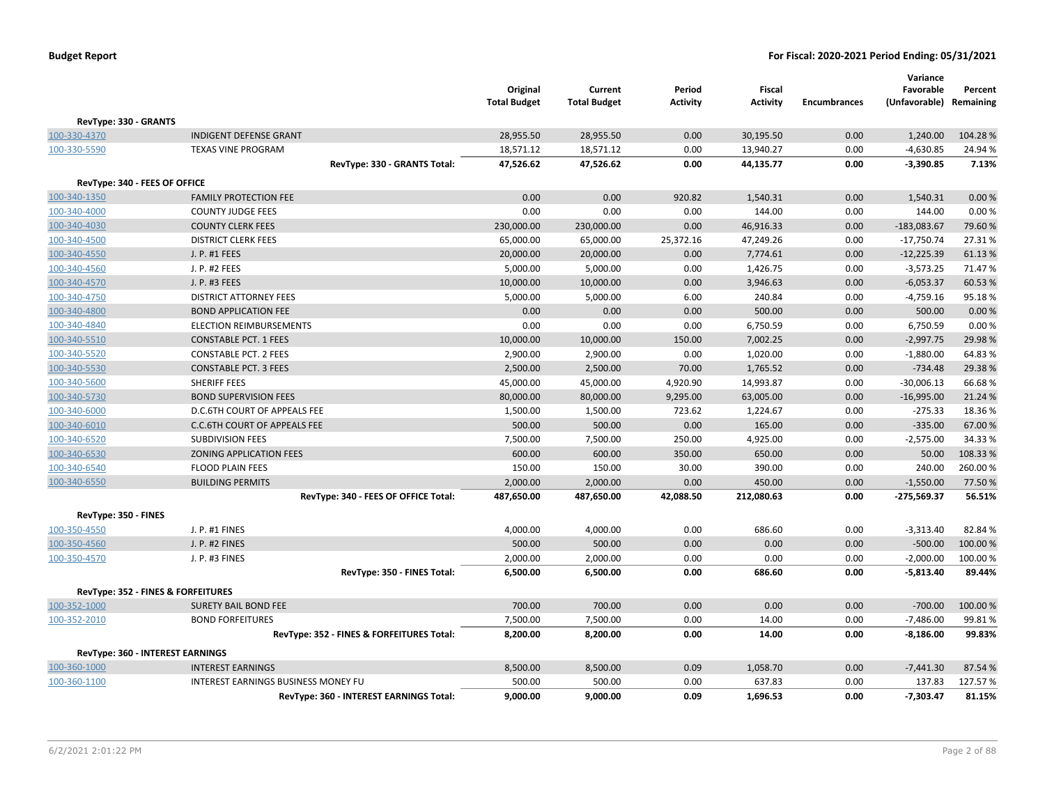**Budget Report** — **For Fiscal: 2020-2021 Period Ending: 05/31/2021**

| | | Original Total Budget | Current Total Budget | Period Activity | Fiscal Activity | Encumbrances | Variance Favorable (Unfavorable) | Percent Remaining |
|---|---|---|---|---|---|---|---|---|
| **RevType: 330 - GRANTS** | | | | | | | | |
| 100-330-4370 | INDIGENT DEFENSE GRANT | 28,955.50 | 28,955.50 | 0.00 | 30,195.50 | 0.00 | 1,240.00 | 104.28 % |
| 100-330-5590 | TEXAS VINE PROGRAM | 18,571.12 | 18,571.12 | 0.00 | 13,940.27 | 0.00 | -4,630.85 | 24.94 % |
| | **RevType: 330 - GRANTS Total:** | **47,526.62** | **47,526.62** | **0.00** | **44,135.77** | **0.00** | **-3,390.85** | **7.13%** |
| **RevType: 340 - FEES OF OFFICE** | | | | | | | | |
| 100-340-1350 | FAMILY PROTECTION FEE | 0.00 | 0.00 | 920.82 | 1,540.31 | 0.00 | 1,540.31 | 0.00 % |
| 100-340-4000 | COUNTY JUDGE FEES | 0.00 | 0.00 | 0.00 | 144.00 | 0.00 | 144.00 | 0.00 % |
| 100-340-4030 | COUNTY CLERK FEES | 230,000.00 | 230,000.00 | 0.00 | 46,916.33 | 0.00 | -183,083.67 | 79.60 % |
| 100-340-4500 | DISTRICT CLERK FEES | 65,000.00 | 65,000.00 | 25,372.16 | 47,249.26 | 0.00 | -17,750.74 | 27.31 % |
| 100-340-4550 | J. P. #1 FEES | 20,000.00 | 20,000.00 | 0.00 | 7,774.61 | 0.00 | -12,225.39 | 61.13 % |
| 100-340-4560 | J. P. #2 FEES | 5,000.00 | 5,000.00 | 0.00 | 1,426.75 | 0.00 | -3,573.25 | 71.47 % |
| 100-340-4570 | J. P. #3 FEES | 10,000.00 | 10,000.00 | 0.00 | 3,946.63 | 0.00 | -6,053.37 | 60.53 % |
| 100-340-4750 | DISTRICT ATTORNEY FEES | 5,000.00 | 5,000.00 | 6.00 | 240.84 | 0.00 | -4,759.16 | 95.18 % |
| 100-340-4800 | BOND APPLICATION FEE | 0.00 | 0.00 | 0.00 | 500.00 | 0.00 | 500.00 | 0.00 % |
| 100-340-4840 | ELECTION REIMBURSEMENTS | 0.00 | 0.00 | 0.00 | 6,750.59 | 0.00 | 6,750.59 | 0.00 % |
| 100-340-5510 | CONSTABLE PCT. 1 FEES | 10,000.00 | 10,000.00 | 150.00 | 7,002.25 | 0.00 | -2,997.75 | 29.98 % |
| 100-340-5520 | CONSTABLE PCT. 2 FEES | 2,900.00 | 2,900.00 | 0.00 | 1,020.00 | 0.00 | -1,880.00 | 64.83 % |
| 100-340-5530 | CONSTABLE PCT. 3 FEES | 2,500.00 | 2,500.00 | 70.00 | 1,765.52 | 0.00 | -734.48 | 29.38 % |
| 100-340-5600 | SHERIFF FEES | 45,000.00 | 45,000.00 | 4,920.90 | 14,993.87 | 0.00 | -30,006.13 | 66.68 % |
| 100-340-5730 | BOND SUPERVISION FEES | 80,000.00 | 80,000.00 | 9,295.00 | 63,005.00 | 0.00 | -16,995.00 | 21.24 % |
| 100-340-6000 | D.C.6TH COURT OF APPEALS FEE | 1,500.00 | 1,500.00 | 723.62 | 1,224.67 | 0.00 | -275.33 | 18.36 % |
| 100-340-6010 | C.C.6TH COURT OF APPEALS FEE | 500.00 | 500.00 | 0.00 | 165.00 | 0.00 | -335.00 | 67.00 % |
| 100-340-6520 | SUBDIVISION FEES | 7,500.00 | 7,500.00 | 250.00 | 4,925.00 | 0.00 | -2,575.00 | 34.33 % |
| 100-340-6530 | ZONING APPLICATION FEES | 600.00 | 600.00 | 350.00 | 650.00 | 0.00 | 50.00 | 108.33 % |
| 100-340-6540 | FLOOD PLAIN FEES | 150.00 | 150.00 | 30.00 | 390.00 | 0.00 | 240.00 | 260.00 % |
| 100-340-6550 | BUILDING PERMITS | 2,000.00 | 2,000.00 | 0.00 | 450.00 | 0.00 | -1,550.00 | 77.50 % |
| | **RevType: 340 - FEES OF OFFICE Total:** | **487,650.00** | **487,650.00** | **42,088.50** | **212,080.63** | **0.00** | **-275,569.37** | **56.51%** |
| **RevType: 350 - FINES** | | | | | | | | |
| 100-350-4550 | J. P. #1 FINES | 4,000.00 | 4,000.00 | 0.00 | 686.60 | 0.00 | -3,313.40 | 82.84 % |
| 100-350-4560 | J. P. #2 FINES | 500.00 | 500.00 | 0.00 | 0.00 | 0.00 | -500.00 | 100.00 % |
| 100-350-4570 | J. P. #3 FINES | 2,000.00 | 2,000.00 | 0.00 | 0.00 | 0.00 | -2,000.00 | 100.00 % |
| | **RevType: 350 - FINES Total:** | **6,500.00** | **6,500.00** | **0.00** | **686.60** | **0.00** | **-5,813.40** | **89.44%** |
| **RevType: 352 - FINES & FORFEITURES** | | | | | | | | |
| 100-352-1000 | SURETY BAIL BOND FEE | 700.00 | 700.00 | 0.00 | 0.00 | 0.00 | -700.00 | 100.00 % |
| 100-352-2010 | BOND FORFEITURES | 7,500.00 | 7,500.00 | 0.00 | 14.00 | 0.00 | -7,486.00 | 99.81 % |
| | **RevType: 352 - FINES & FORFEITURES Total:** | **8,200.00** | **8,200.00** | **0.00** | **14.00** | **0.00** | **-8,186.00** | **99.83%** |
| **RevType: 360 - INTEREST EARNINGS** | | | | | | | | |
| 100-360-1000 | INTEREST EARNINGS | 8,500.00 | 8,500.00 | 0.09 | 1,058.70 | 0.00 | -7,441.30 | 87.54 % |
| 100-360-1100 | INTEREST EARNINGS BUSINESS MONEY FU | 500.00 | 500.00 | 0.00 | 637.83 | 0.00 | 137.83 | 127.57 % |
| | **RevType: 360 - INTEREST EARNINGS Total:** | **9,000.00** | **9,000.00** | **0.09** | **1,696.53** | **0.00** | **-7,303.47** | **81.15%** |

6/2/2021 2:01:22 PM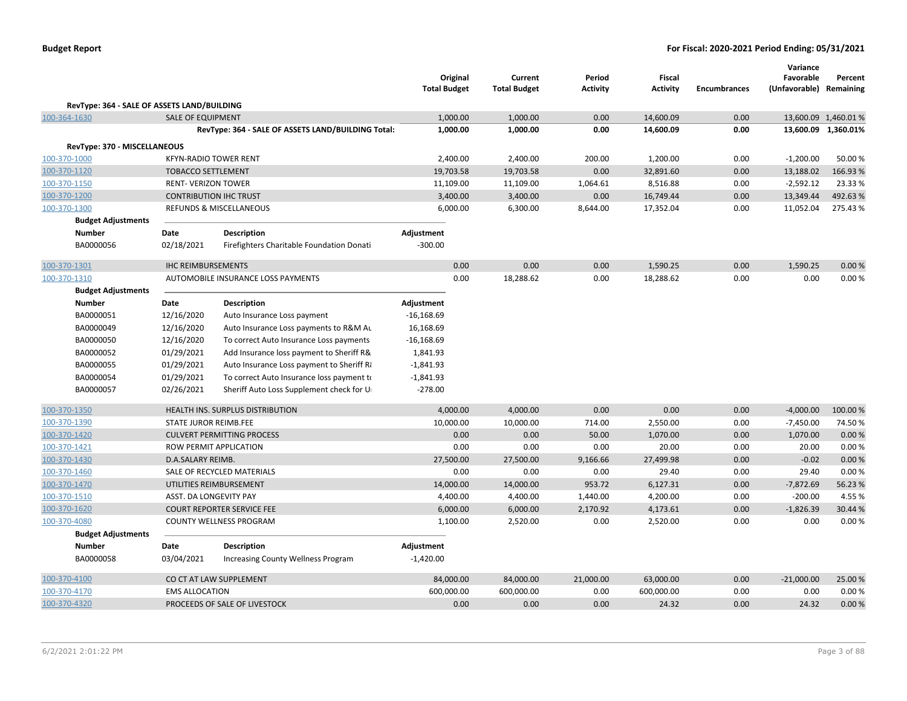**Budget Report** | **For Fiscal: 2020-2021 Period Ending: 05/31/2021**

| | | Original Total Budget | Current Total Budget | Period Activity | Fiscal Activity | Encumbrances | Variance Favorable (Unfavorable) | Percent Remaining |
|---|---|---|---|---|---|---|---|---|
| **RevType: 364 - SALE OF ASSETS LAND/BUILDING** | | | | | | | | |
| 100-364-1630 | SALE OF EQUIPMENT | 1,000.00 | 1,000.00 | 0.00 | 14,600.09 | 0.00 | 13,600.09 | 1,460.01 % |
| | **RevType: 364 - SALE OF ASSETS LAND/BUILDING Total:** | **1,000.00** | **1,000.00** | **0.00** | **14,600.09** | **0.00** | **13,600.09** | **1,360.01%** |
| **RevType: 370 - MISCELLANEOUS** | | | | | | | | |
| 100-370-1000 | KFYN-RADIO TOWER RENT | 2,400.00 | 2,400.00 | 200.00 | 1,200.00 | 0.00 | -1,200.00 | 50.00 % |
| 100-370-1120 | TOBACCO SETTLEMENT | 19,703.58 | 19,703.58 | 0.00 | 32,891.60 | 0.00 | 13,188.02 | 166.93 % |
| 100-370-1150 | RENT- VERIZON TOWER | 11,109.00 | 11,109.00 | 1,064.61 | 8,516.88 | 0.00 | -2,592.12 | 23.33 % |
| 100-370-1200 | CONTRIBUTION IHC TRUST | 3,400.00 | 3,400.00 | 0.00 | 16,749.44 | 0.00 | 13,349.44 | 492.63 % |
| 100-370-1300 | REFUNDS & MISCELLANEOUS | 6,000.00 | 6,300.00 | 8,644.00 | 17,352.04 | 0.00 | 11,052.04 | 275.43 % |

**Budget Adjustments**

| Number | Date | Description | Adjustment |
|---|---|---|---|
| BA0000056 | 02/18/2021 | Firefighters Charitable Foundation Donati | -300.00 |

| | | Original Total Budget | Current Total Budget | Period Activity | Fiscal Activity | Encumbrances | Variance Favorable (Unfavorable) | Percent Remaining |
|---|---|---|---|---|---|---|---|---|
| 100-370-1301 | IHC REIMBURSEMENTS | 0.00 | 0.00 | 0.00 | 1,590.25 | 0.00 | 1,590.25 | 0.00 % |
| 100-370-1310 | AUTOMOBILE INSURANCE LOSS PAYMENTS | 0.00 | 18,288.62 | 0.00 | 18,288.62 | 0.00 | 0.00 | 0.00 % |

**Budget Adjustments**

| Number | Date | Description | Adjustment |
|---|---|---|---|
| BA0000051 | 12/16/2020 | Auto Insurance Loss payment | -16,168.69 |
| BA0000049 | 12/16/2020 | Auto Insurance Loss payments to R&M Au | 16,168.69 |
| BA0000050 | 12/16/2020 | To correct Auto Insurance Loss payments | -16,168.69 |
| BA0000052 | 01/29/2021 | Add Insurance loss payment to Sheriff R& | 1,841.93 |
| BA0000055 | 01/29/2021 | Auto Insurance Loss payment to Sheriff R | -1,841.93 |
| BA0000054 | 01/29/2021 | To correct Auto Insurance loss payment to | -1,841.93 |
| BA0000057 | 02/26/2021 | Sheriff Auto Loss Supplement check for U | -278.00 |

| | | Original Total Budget | Current Total Budget | Period Activity | Fiscal Activity | Encumbrances | Variance Favorable (Unfavorable) | Percent Remaining |
|---|---|---|---|---|---|---|---|---|
| 100-370-1350 | HEALTH INS. SURPLUS DISTRIBUTION | 4,000.00 | 4,000.00 | 0.00 | 0.00 | 0.00 | -4,000.00 | 100.00 % |
| 100-370-1390 | STATE JUROR REIMB.FEE | 10,000.00 | 10,000.00 | 714.00 | 2,550.00 | 0.00 | -7,450.00 | 74.50 % |
| 100-370-1420 | CULVERT PERMITTING PROCESS | 0.00 | 0.00 | 50.00 | 1,070.00 | 0.00 | 1,070.00 | 0.00 % |
| 100-370-1421 | ROW PERMIT APPLICATION | 0.00 | 0.00 | 0.00 | 20.00 | 0.00 | 20.00 | 0.00 % |
| 100-370-1430 | D.A.SALARY REIMB. | 27,500.00 | 27,500.00 | 9,166.66 | 27,499.98 | 0.00 | -0.02 | 0.00 % |
| 100-370-1460 | SALE OF RECYCLED MATERIALS | 0.00 | 0.00 | 0.00 | 29.40 | 0.00 | 29.40 | 0.00 % |
| 100-370-1470 | UTILITIES REIMBURSEMENT | 14,000.00 | 14,000.00 | 953.72 | 6,127.31 | 0.00 | -7,872.69 | 56.23 % |
| 100-370-1510 | ASST. DA LONGEVITY PAY | 4,400.00 | 4,400.00 | 1,440.00 | 4,200.00 | 0.00 | -200.00 | 4.55 % |
| 100-370-1620 | COURT REPORTER SERVICE FEE | 6,000.00 | 6,000.00 | 2,170.92 | 4,173.61 | 0.00 | -1,826.39 | 30.44 % |
| 100-370-4080 | COUNTY WELLNESS PROGRAM | 1,100.00 | 2,520.00 | 0.00 | 2,520.00 | 0.00 | 0.00 | 0.00 % |

**Budget Adjustments**

| Number | Date | Description | Adjustment |
|---|---|---|---|
| BA0000058 | 03/04/2021 | Increasing County Wellness Program | -1,420.00 |

| | | Original Total Budget | Current Total Budget | Period Activity | Fiscal Activity | Encumbrances | Variance Favorable (Unfavorable) | Percent Remaining |
|---|---|---|---|---|---|---|---|---|
| 100-370-4100 | CO CT AT LAW SUPPLEMENT | 84,000.00 | 84,000.00 | 21,000.00 | 63,000.00 | 0.00 | -21,000.00 | 25.00 % |
| 100-370-4170 | EMS ALLOCATION | 600,000.00 | 600,000.00 | 0.00 | 600,000.00 | 0.00 | 0.00 | 0.00 % |
| 100-370-4320 | PROCEEDS OF SALE OF LIVESTOCK | 0.00 | 0.00 | 0.00 | 24.32 | 0.00 | 24.32 | 0.00 % |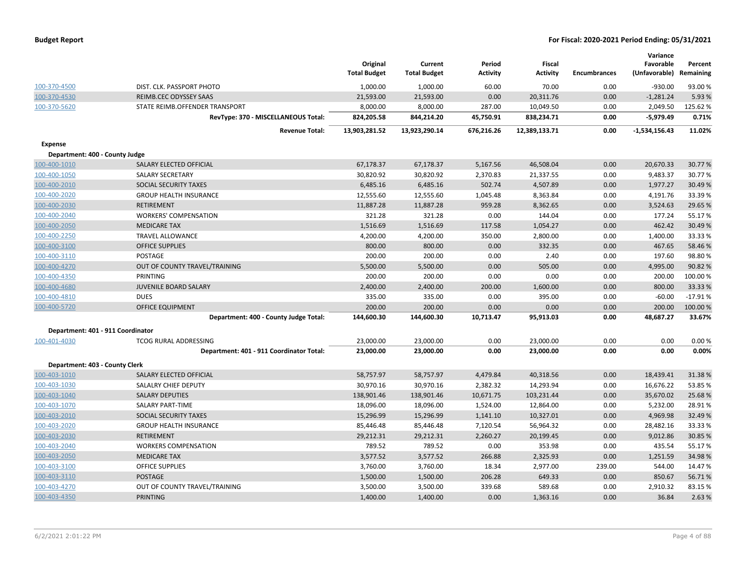| | | Original Total Budget | Current Total Budget | Period Activity | Fiscal Activity | Encumbrances | Variance Favorable (Unfavorable) | Percent Remaining |
|---|---|---|---|---|---|---|---|---|
| 100-370-4500 | DIST. CLK. PASSPORT PHOTO | 1,000.00 | 1,000.00 | 60.00 | 70.00 | 0.00 | -930.00 | 93.00 % |
| 100-370-4530 | REIMB.CEC ODYSSEY SAAS | 21,593.00 | 21,593.00 | 0.00 | 20,311.76 | 0.00 | -1,281.24 | 5.93 % |
| 100-370-5620 | STATE REIMB.OFFENDER TRANSPORT | 8,000.00 | 8,000.00 | 287.00 | 10,049.50 | 0.00 | 2,049.50 | 125.62 % |
| | **RevType: 370 - MISCELLANEOUS Total:** | **824,205.58** | **844,214.20** | **45,750.91** | **838,234.71** | **0.00** | **-5,979.49** | **0.71%** |
| | **Revenue Total:** | **13,903,281.52** | **13,923,290.14** | **676,216.26** | **12,389,133.71** | **0.00** | **-1,534,156.43** | **11.02%** |
| **Expense** | | | | | | | | |
| **Department: 400 - County Judge** | | | | | | | | |
| 100-400-1010 | SALARY ELECTED OFFICIAL | 67,178.37 | 67,178.37 | 5,167.56 | 46,508.04 | 0.00 | 20,670.33 | 30.77 % |
| 100-400-1050 | SALARY SECRETARY | 30,820.92 | 30,820.92 | 2,370.83 | 21,337.55 | 0.00 | 9,483.37 | 30.77 % |
| 100-400-2010 | SOCIAL SECURITY TAXES | 6,485.16 | 6,485.16 | 502.74 | 4,507.89 | 0.00 | 1,977.27 | 30.49 % |
| 100-400-2020 | GROUP HEALTH INSURANCE | 12,555.60 | 12,555.60 | 1,045.48 | 8,363.84 | 0.00 | 4,191.76 | 33.39 % |
| 100-400-2030 | RETIREMENT | 11,887.28 | 11,887.28 | 959.28 | 8,362.65 | 0.00 | 3,524.63 | 29.65 % |
| 100-400-2040 | WORKERS' COMPENSATION | 321.28 | 321.28 | 0.00 | 144.04 | 0.00 | 177.24 | 55.17 % |
| 100-400-2050 | MEDICARE TAX | 1,516.69 | 1,516.69 | 117.58 | 1,054.27 | 0.00 | 462.42 | 30.49 % |
| 100-400-2250 | TRAVEL ALLOWANCE | 4,200.00 | 4,200.00 | 350.00 | 2,800.00 | 0.00 | 1,400.00 | 33.33 % |
| 100-400-3100 | OFFICE SUPPLIES | 800.00 | 800.00 | 0.00 | 332.35 | 0.00 | 467.65 | 58.46 % |
| 100-400-3110 | POSTAGE | 200.00 | 200.00 | 0.00 | 2.40 | 0.00 | 197.60 | 98.80 % |
| 100-400-4270 | OUT OF COUNTY TRAVEL/TRAINING | 5,500.00 | 5,500.00 | 0.00 | 505.00 | 0.00 | 4,995.00 | 90.82 % |
| 100-400-4350 | PRINTING | 200.00 | 200.00 | 0.00 | 0.00 | 0.00 | 200.00 | 100.00 % |
| 100-400-4680 | JUVENILE BOARD SALARY | 2,400.00 | 2,400.00 | 200.00 | 1,600.00 | 0.00 | 800.00 | 33.33 % |
| 100-400-4810 | DUES | 335.00 | 335.00 | 0.00 | 395.00 | 0.00 | -60.00 | -17.91 % |
| 100-400-5720 | OFFICE EQUIPMENT | 200.00 | 200.00 | 0.00 | 0.00 | 0.00 | 200.00 | 100.00 % |
| | **Department: 400 - County Judge Total:** | **144,600.30** | **144,600.30** | **10,713.47** | **95,913.03** | **0.00** | **48,687.27** | **33.67%** |
| **Department: 401 - 911 Coordinator** | | | | | | | | |
| 100-401-4030 | TCOG RURAL ADDRESSING | 23,000.00 | 23,000.00 | 0.00 | 23,000.00 | 0.00 | 0.00 | 0.00 % |
| | **Department: 401 - 911 Coordinator Total:** | **23,000.00** | **23,000.00** | **0.00** | **23,000.00** | **0.00** | **0.00** | **0.00%** |
| **Department: 403 - County Clerk** | | | | | | | | |
| 100-403-1010 | SALARY ELECTED OFFICIAL | 58,757.97 | 58,757.97 | 4,479.84 | 40,318.56 | 0.00 | 18,439.41 | 31.38 % |
| 100-403-1030 | SALALRY CHIEF DEPUTY | 30,970.16 | 30,970.16 | 2,382.32 | 14,293.94 | 0.00 | 16,676.22 | 53.85 % |
| 100-403-1040 | SALARY DEPUTIES | 138,901.46 | 138,901.46 | 10,671.75 | 103,231.44 | 0.00 | 35,670.02 | 25.68 % |
| 100-403-1070 | SALARY PART-TIME | 18,096.00 | 18,096.00 | 1,524.00 | 12,864.00 | 0.00 | 5,232.00 | 28.91 % |
| 100-403-2010 | SOCIAL SECURITY TAXES | 15,296.99 | 15,296.99 | 1,141.10 | 10,327.01 | 0.00 | 4,969.98 | 32.49 % |
| 100-403-2020 | GROUP HEALTH INSURANCE | 85,446.48 | 85,446.48 | 7,120.54 | 56,964.32 | 0.00 | 28,482.16 | 33.33 % |
| 100-403-2030 | RETIREMENT | 29,212.31 | 29,212.31 | 2,260.27 | 20,199.45 | 0.00 | 9,012.86 | 30.85 % |
| 100-403-2040 | WORKERS COMPENSATION | 789.52 | 789.52 | 0.00 | 353.98 | 0.00 | 435.54 | 55.17 % |
| 100-403-2050 | MEDICARE TAX | 3,577.52 | 3,577.52 | 266.88 | 2,325.93 | 0.00 | 1,251.59 | 34.98 % |
| 100-403-3100 | OFFICE SUPPLIES | 3,760.00 | 3,760.00 | 18.34 | 2,977.00 | 239.00 | 544.00 | 14.47 % |
| 100-403-3110 | POSTAGE | 1,500.00 | 1,500.00 | 206.28 | 649.33 | 0.00 | 850.67 | 56.71 % |
| 100-403-4270 | OUT OF COUNTY TRAVEL/TRAINING | 3,500.00 | 3,500.00 | 339.68 | 589.68 | 0.00 | 2,910.32 | 83.15 % |
| 100-403-4350 | PRINTING | 1,400.00 | 1,400.00 | 0.00 | 1,363.16 | 0.00 | 36.84 | 2.63 % |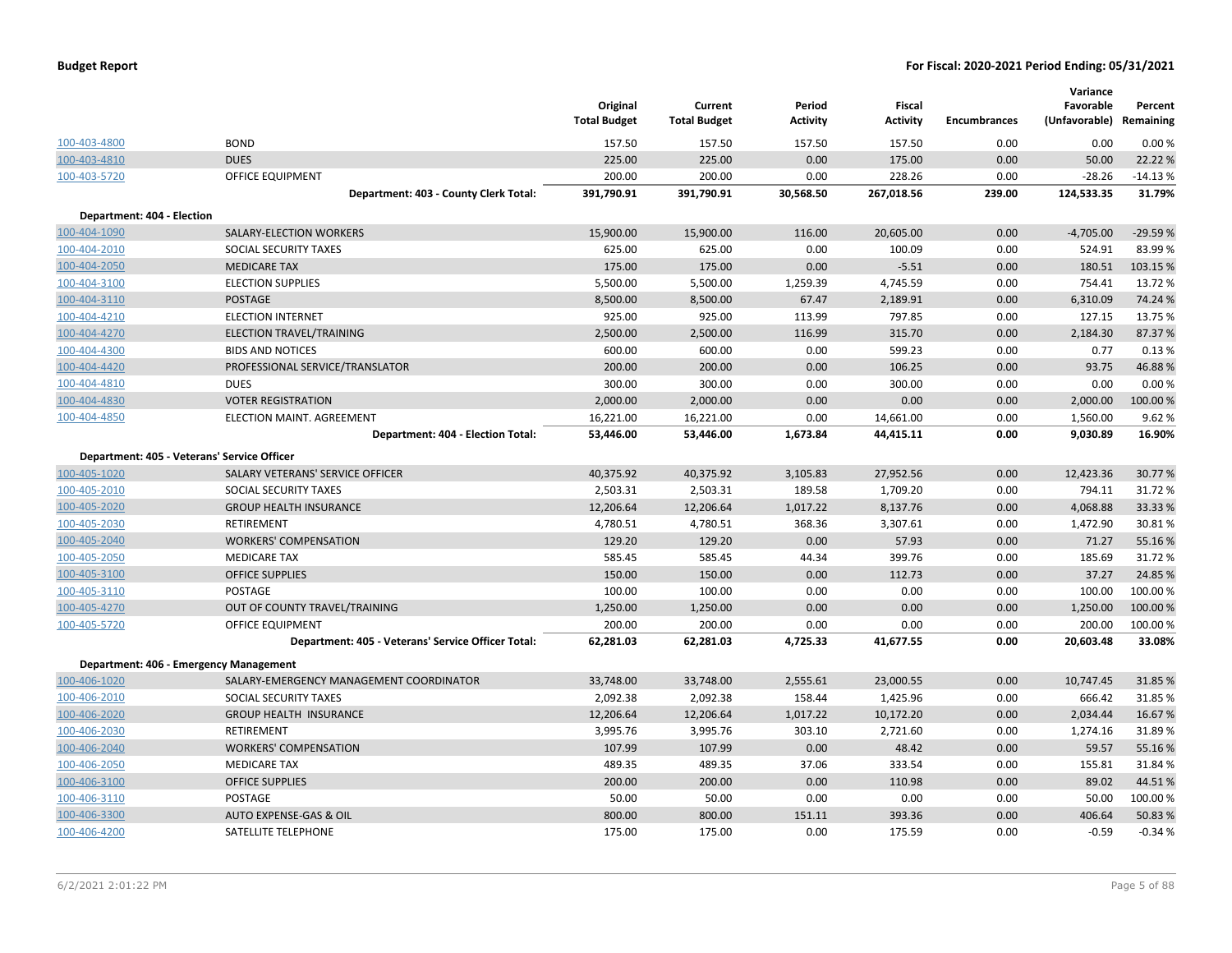**Budget Report** **For Fiscal: 2020-2021 Period Ending: 05/31/2021**

| | | Original Total Budget | Current Total Budget | Period Activity | Fiscal Activity | Encumbrances | Variance Favorable (Unfavorable) | Percent Remaining |
|---|---|---|---|---|---|---|---|---|
| 100-403-4800 | BOND | 157.50 | 157.50 | 157.50 | 157.50 | 0.00 | 0.00 | 0.00 % |
| 100-403-4810 | DUES | 225.00 | 225.00 | 0.00 | 175.00 | 0.00 | 50.00 | 22.22 % |
| 100-403-5720 | OFFICE EQUIPMENT | 200.00 | 200.00 | 0.00 | 228.26 | 0.00 | -28.26 | -14.13 % |
| | **Department: 403 - County Clerk Total:** | **391,790.91** | **391,790.91** | **30,568.50** | **267,018.56** | **239.00** | **124,533.35** | **31.79%** |
| **Department: 404 - Election** | | | | | | | | |
| 100-404-1090 | SALARY-ELECTION WORKERS | 15,900.00 | 15,900.00 | 116.00 | 20,605.00 | 0.00 | -4,705.00 | -29.59 % |
| 100-404-2010 | SOCIAL SECURITY TAXES | 625.00 | 625.00 | 0.00 | 100.09 | 0.00 | 524.91 | 83.99 % |
| 100-404-2050 | MEDICARE TAX | 175.00 | 175.00 | 0.00 | -5.51 | 0.00 | 180.51 | 103.15 % |
| 100-404-3100 | ELECTION SUPPLIES | 5,500.00 | 5,500.00 | 1,259.39 | 4,745.59 | 0.00 | 754.41 | 13.72 % |
| 100-404-3110 | POSTAGE | 8,500.00 | 8,500.00 | 67.47 | 2,189.91 | 0.00 | 6,310.09 | 74.24 % |
| 100-404-4210 | ELECTION INTERNET | 925.00 | 925.00 | 113.99 | 797.85 | 0.00 | 127.15 | 13.75 % |
| 100-404-4270 | ELECTION TRAVEL/TRAINING | 2,500.00 | 2,500.00 | 116.99 | 315.70 | 0.00 | 2,184.30 | 87.37 % |
| 100-404-4300 | BIDS AND NOTICES | 600.00 | 600.00 | 0.00 | 599.23 | 0.00 | 0.77 | 0.13 % |
| 100-404-4420 | PROFESSIONAL SERVICE/TRANSLATOR | 200.00 | 200.00 | 0.00 | 106.25 | 0.00 | 93.75 | 46.88 % |
| 100-404-4810 | DUES | 300.00 | 300.00 | 0.00 | 300.00 | 0.00 | 0.00 | 0.00 % |
| 100-404-4830 | VOTER REGISTRATION | 2,000.00 | 2,000.00 | 0.00 | 0.00 | 0.00 | 2,000.00 | 100.00 % |
| 100-404-4850 | ELECTION MAINT. AGREEMENT | 16,221.00 | 16,221.00 | 0.00 | 14,661.00 | 0.00 | 1,560.00 | 9.62 % |
| | **Department: 404 - Election Total:** | **53,446.00** | **53,446.00** | **1,673.84** | **44,415.11** | **0.00** | **9,030.89** | **16.90%** |
| **Department: 405 - Veterans' Service Officer** | | | | | | | | |
| 100-405-1020 | SALARY VETERANS' SERVICE OFFICER | 40,375.92 | 40,375.92 | 3,105.83 | 27,952.56 | 0.00 | 12,423.36 | 30.77 % |
| 100-405-2010 | SOCIAL SECURITY TAXES | 2,503.31 | 2,503.31 | 189.58 | 1,709.20 | 0.00 | 794.11 | 31.72 % |
| 100-405-2020 | GROUP HEALTH INSURANCE | 12,206.64 | 12,206.64 | 1,017.22 | 8,137.76 | 0.00 | 4,068.88 | 33.33 % |
| 100-405-2030 | RETIREMENT | 4,780.51 | 4,780.51 | 368.36 | 3,307.61 | 0.00 | 1,472.90 | 30.81 % |
| 100-405-2040 | WORKERS' COMPENSATION | 129.20 | 129.20 | 0.00 | 57.93 | 0.00 | 71.27 | 55.16 % |
| 100-405-2050 | MEDICARE TAX | 585.45 | 585.45 | 44.34 | 399.76 | 0.00 | 185.69 | 31.72 % |
| 100-405-3100 | OFFICE SUPPLIES | 150.00 | 150.00 | 0.00 | 112.73 | 0.00 | 37.27 | 24.85 % |
| 100-405-3110 | POSTAGE | 100.00 | 100.00 | 0.00 | 0.00 | 0.00 | 100.00 | 100.00 % |
| 100-405-4270 | OUT OF COUNTY TRAVEL/TRAINING | 1,250.00 | 1,250.00 | 0.00 | 0.00 | 0.00 | 1,250.00 | 100.00 % |
| 100-405-5720 | OFFICE EQUIPMENT | 200.00 | 200.00 | 0.00 | 0.00 | 0.00 | 200.00 | 100.00 % |
| | **Department: 405 - Veterans' Service Officer Total:** | **62,281.03** | **62,281.03** | **4,725.33** | **41,677.55** | **0.00** | **20,603.48** | **33.08%** |
| **Department: 406 - Emergency Management** | | | | | | | | |
| 100-406-1020 | SALARY-EMERGENCY MANAGEMENT COORDINATOR | 33,748.00 | 33,748.00 | 2,555.61 | 23,000.55 | 0.00 | 10,747.45 | 31.85 % |
| 100-406-2010 | SOCIAL SECURITY TAXES | 2,092.38 | 2,092.38 | 158.44 | 1,425.96 | 0.00 | 666.42 | 31.85 % |
| 100-406-2020 | GROUP HEALTH INSURANCE | 12,206.64 | 12,206.64 | 1,017.22 | 10,172.20 | 0.00 | 2,034.44 | 16.67 % |
| 100-406-2030 | RETIREMENT | 3,995.76 | 3,995.76 | 303.10 | 2,721.60 | 0.00 | 1,274.16 | 31.89 % |
| 100-406-2040 | WORKERS' COMPENSATION | 107.99 | 107.99 | 0.00 | 48.42 | 0.00 | 59.57 | 55.16 % |
| 100-406-2050 | MEDICARE TAX | 489.35 | 489.35 | 37.06 | 333.54 | 0.00 | 155.81 | 31.84 % |
| 100-406-3100 | OFFICE SUPPLIES | 200.00 | 200.00 | 0.00 | 110.98 | 0.00 | 89.02 | 44.51 % |
| 100-406-3110 | POSTAGE | 50.00 | 50.00 | 0.00 | 0.00 | 0.00 | 50.00 | 100.00 % |
| 100-406-3300 | AUTO EXPENSE-GAS & OIL | 800.00 | 800.00 | 151.11 | 393.36 | 0.00 | 406.64 | 50.83 % |
| 100-406-4200 | SATELLITE TELEPHONE | 175.00 | 175.00 | 0.00 | 175.59 | 0.00 | -0.59 | -0.34 % |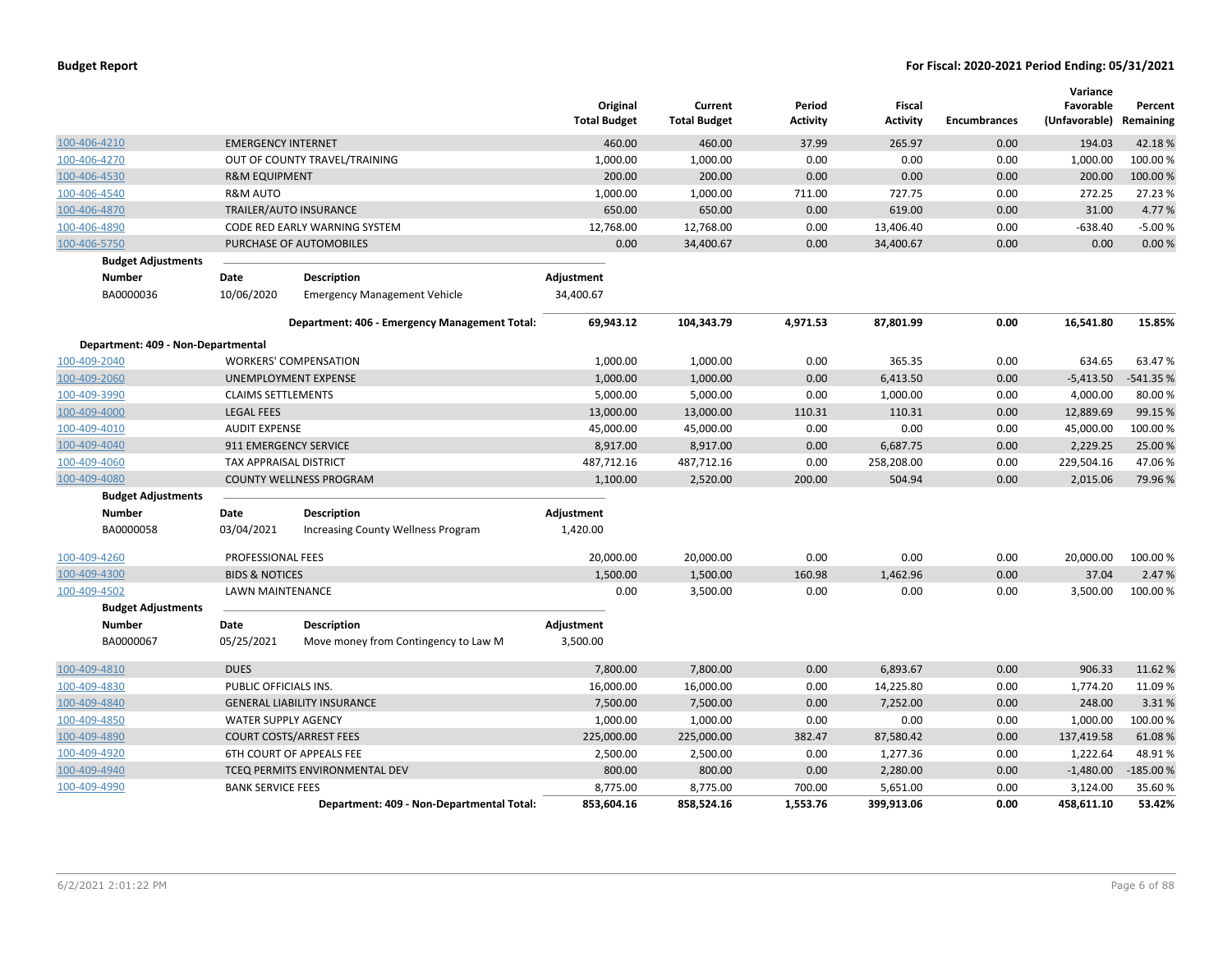**Budget Report** — For Fiscal: 2020-2021 Period Ending: 05/31/2021

| | | Original Total Budget | Current Total Budget | Period Activity | Fiscal Activity | Encumbrances | Variance Favorable (Unfavorable) | Percent Remaining |
|---|---|---|---|---|---|---|---|---|
| 100-406-4210 | EMERGENCY INTERNET | 460.00 | 460.00 | 37.99 | 265.97 | 0.00 | 194.03 | 42.18 % |
| 100-406-4270 | OUT OF COUNTY TRAVEL/TRAINING | 1,000.00 | 1,000.00 | 0.00 | 0.00 | 0.00 | 1,000.00 | 100.00 % |
| 100-406-4530 | R&M EQUIPMENT | 200.00 | 200.00 | 0.00 | 0.00 | 0.00 | 200.00 | 100.00 % |
| 100-406-4540 | R&M AUTO | 1,000.00 | 1,000.00 | 711.00 | 727.75 | 0.00 | 272.25 | 27.23 % |
| 100-406-4870 | TRAILER/AUTO INSURANCE | 650.00 | 650.00 | 0.00 | 619.00 | 0.00 | 31.00 | 4.77 % |
| 100-406-4890 | CODE RED EARLY WARNING SYSTEM | 12,768.00 | 12,768.00 | 0.00 | 13,406.40 | 0.00 | -638.40 | -5.00 % |
| 100-406-5750 | PURCHASE OF AUTOMOBILES | 0.00 | 34,400.67 | 0.00 | 34,400.67 | 0.00 | 0.00 | 0.00 % |

**Budget Adjustments**

| Number | Date | Description | Adjustment |
|---|---|---|---|
| BA0000036 | 10/06/2020 | Emergency Management Vehicle | 34,400.67 |

| | Original Total Budget | Current Total Budget | Period Activity | Fiscal Activity | Encumbrances | Variance Favorable (Unfavorable) | Percent Remaining |
|---|---|---|---|---|---|---|---|
| **Department: 406 - Emergency Management Total:** | **69,943.12** | **104,343.79** | **4,971.53** | **87,801.99** | **0.00** | **16,541.80** | **15.85%** |

**Department: 409 - Non-Departmental**

| | | Original Total Budget | Current Total Budget | Period Activity | Fiscal Activity | Encumbrances | Variance Favorable (Unfavorable) | Percent Remaining |
|---|---|---|---|---|---|---|---|---|
| 100-409-2040 | WORKERS' COMPENSATION | 1,000.00 | 1,000.00 | 0.00 | 365.35 | 0.00 | 634.65 | 63.47 % |
| 100-409-2060 | UNEMPLOYMENT EXPENSE | 1,000.00 | 1,000.00 | 0.00 | 6,413.50 | 0.00 | -5,413.50 | -541.35 % |
| 100-409-3990 | CLAIMS SETTLEMENTS | 5,000.00 | 5,000.00 | 0.00 | 1,000.00 | 0.00 | 4,000.00 | 80.00 % |
| 100-409-4000 | LEGAL FEES | 13,000.00 | 13,000.00 | 110.31 | 110.31 | 0.00 | 12,889.69 | 99.15 % |
| 100-409-4010 | AUDIT EXPENSE | 45,000.00 | 45,000.00 | 0.00 | 0.00 | 0.00 | 45,000.00 | 100.00 % |
| 100-409-4040 | 911 EMERGENCY SERVICE | 8,917.00 | 8,917.00 | 0.00 | 6,687.75 | 0.00 | 2,229.25 | 25.00 % |
| 100-409-4060 | TAX APPRAISAL DISTRICT | 487,712.16 | 487,712.16 | 0.00 | 258,208.00 | 0.00 | 229,504.16 | 47.06 % |
| 100-409-4080 | COUNTY WELLNESS PROGRAM | 1,100.00 | 2,520.00 | 200.00 | 504.94 | 0.00 | 2,015.06 | 79.96 % |

**Budget Adjustments**

| Number | Date | Description | Adjustment |
|---|---|---|---|
| BA0000058 | 03/04/2021 | Increasing County Wellness Program | 1,420.00 |

| | | Original Total Budget | Current Total Budget | Period Activity | Fiscal Activity | Encumbrances | Variance Favorable (Unfavorable) | Percent Remaining |
|---|---|---|---|---|---|---|---|---|
| 100-409-4260 | PROFESSIONAL FEES | 20,000.00 | 20,000.00 | 0.00 | 0.00 | 0.00 | 20,000.00 | 100.00 % |
| 100-409-4300 | BIDS & NOTICES | 1,500.00 | 1,500.00 | 160.98 | 1,462.96 | 0.00 | 37.04 | 2.47 % |
| 100-409-4502 | LAWN MAINTENANCE | 0.00 | 3,500.00 | 0.00 | 0.00 | 0.00 | 3,500.00 | 100.00 % |

**Budget Adjustments**

| Number | Date | Description | Adjustment |
|---|---|---|---|
| BA0000067 | 05/25/2021 | Move money from Contingency to Law M | 3,500.00 |

| | | Original Total Budget | Current Total Budget | Period Activity | Fiscal Activity | Encumbrances | Variance Favorable (Unfavorable) | Percent Remaining |
|---|---|---|---|---|---|---|---|---|
| 100-409-4810 | DUES | 7,800.00 | 7,800.00 | 0.00 | 6,893.67 | 0.00 | 906.33 | 11.62 % |
| 100-409-4830 | PUBLIC OFFICIALS INS. | 16,000.00 | 16,000.00 | 0.00 | 14,225.80 | 0.00 | 1,774.20 | 11.09 % |
| 100-409-4840 | GENERAL LIABILITY INSURANCE | 7,500.00 | 7,500.00 | 0.00 | 7,252.00 | 0.00 | 248.00 | 3.31 % |
| 100-409-4850 | WATER SUPPLY AGENCY | 1,000.00 | 1,000.00 | 0.00 | 0.00 | 0.00 | 1,000.00 | 100.00 % |
| 100-409-4890 | COURT COSTS/ARREST FEES | 225,000.00 | 225,000.00 | 382.47 | 87,580.42 | 0.00 | 137,419.58 | 61.08 % |
| 100-409-4920 | 6TH COURT OF APPEALS FEE | 2,500.00 | 2,500.00 | 0.00 | 1,277.36 | 0.00 | 1,222.64 | 48.91 % |
| 100-409-4940 | TCEQ PERMITS ENVIRONMENTAL DEV | 800.00 | 800.00 | 0.00 | 2,280.00 | 0.00 | -1,480.00 | -185.00 % |
| 100-409-4990 | BANK SERVICE FEES | 8,775.00 | 8,775.00 | 700.00 | 5,651.00 | 0.00 | 3,124.00 | 35.60 % |
| | **Department: 409 - Non-Departmental Total:** | **853,604.16** | **858,524.16** | **1,553.76** | **399,913.06** | **0.00** | **458,611.10** | **53.42%** |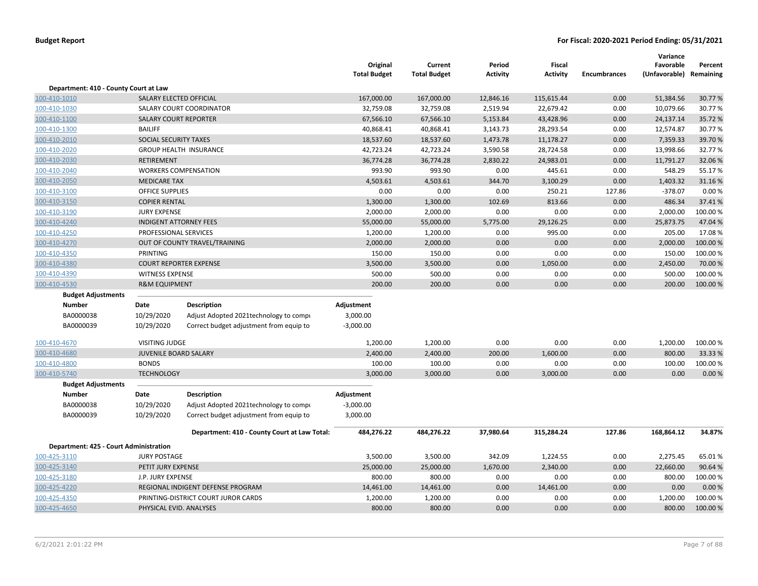**Budget Report** — **For Fiscal: 2020-2021 Period Ending: 05/31/2021**

| | | Original Total Budget | Current Total Budget | Period Activity | Fiscal Activity | Encumbrances | Variance Favorable (Unfavorable) | Percent Remaining |
|---|---|---|---|---|---|---|---|---|
| **Department: 410 - County Court at Law** | | | | | | | | |
| 100-410-1010 | SALARY ELECTED OFFICIAL | 167,000.00 | 167,000.00 | 12,846.16 | 115,615.44 | 0.00 | 51,384.56 | 30.77 % |
| 100-410-1030 | SALARY COURT COORDINATOR | 32,759.08 | 32,759.08 | 2,519.94 | 22,679.42 | 0.00 | 10,079.66 | 30.77 % |
| 100-410-1100 | SALARY COURT REPORTER | 67,566.10 | 67,566.10 | 5,153.84 | 43,428.96 | 0.00 | 24,137.14 | 35.72 % |
| 100-410-1300 | BAILIFF | 40,868.41 | 40,868.41 | 3,143.73 | 28,293.54 | 0.00 | 12,574.87 | 30.77 % |
| 100-410-2010 | SOCIAL SECURITY TAXES | 18,537.60 | 18,537.60 | 1,473.78 | 11,178.27 | 0.00 | 7,359.33 | 39.70 % |
| 100-410-2020 | GROUP HEALTH INSURANCE | 42,723.24 | 42,723.24 | 3,590.58 | 28,724.58 | 0.00 | 13,998.66 | 32.77 % |
| 100-410-2030 | RETIREMENT | 36,774.28 | 36,774.28 | 2,830.22 | 24,983.01 | 0.00 | 11,791.27 | 32.06 % |
| 100-410-2040 | WORKERS COMPENSATION | 993.90 | 993.90 | 0.00 | 445.61 | 0.00 | 548.29 | 55.17 % |
| 100-410-2050 | MEDICARE TAX | 4,503.61 | 4,503.61 | 344.70 | 3,100.29 | 0.00 | 1,403.32 | 31.16 % |
| 100-410-3100 | OFFICE SUPPLIES | 0.00 | 0.00 | 0.00 | 250.21 | 127.86 | -378.07 | 0.00 % |
| 100-410-3150 | COPIER RENTAL | 1,300.00 | 1,300.00 | 102.69 | 813.66 | 0.00 | 486.34 | 37.41 % |
| 100-410-3190 | JURY EXPENSE | 2,000.00 | 2,000.00 | 0.00 | 0.00 | 0.00 | 2,000.00 | 100.00 % |
| 100-410-4240 | INDIGENT ATTORNEY FEES | 55,000.00 | 55,000.00 | 5,775.00 | 29,126.25 | 0.00 | 25,873.75 | 47.04 % |
| 100-410-4250 | PROFESSIONAL SERVICES | 1,200.00 | 1,200.00 | 0.00 | 995.00 | 0.00 | 205.00 | 17.08 % |
| 100-410-4270 | OUT OF COUNTY TRAVEL/TRAINING | 2,000.00 | 2,000.00 | 0.00 | 0.00 | 0.00 | 2,000.00 | 100.00 % |
| 100-410-4350 | PRINTING | 150.00 | 150.00 | 0.00 | 0.00 | 0.00 | 150.00 | 100.00 % |
| 100-410-4380 | COURT REPORTER EXPENSE | 3,500.00 | 3,500.00 | 0.00 | 1,050.00 | 0.00 | 2,450.00 | 70.00 % |
| 100-410-4390 | WITNESS EXPENSE | 500.00 | 500.00 | 0.00 | 0.00 | 0.00 | 500.00 | 100.00 % |
| 100-410-4530 | R&M EQUIPMENT | 200.00 | 200.00 | 0.00 | 0.00 | 0.00 | 200.00 | 100.00 % |

**Budget Adjustments**

| Number | Date | Description | Adjustment |
|---|---|---|---|
| BA0000038 | 10/29/2020 | Adjust Adopted 2021technology to compu | 3,000.00 |
| BA0000039 | 10/29/2020 | Correct budget adjustment from equip to | -3,000.00 |

| | | Original Total Budget | Current Total Budget | Period Activity | Fiscal Activity | Encumbrances | Variance Favorable (Unfavorable) | Percent Remaining |
|---|---|---|---|---|---|---|---|---|
| 100-410-4670 | VISITING JUDGE | 1,200.00 | 1,200.00 | 0.00 | 0.00 | 0.00 | 1,200.00 | 100.00 % |
| 100-410-4680 | JUVENILE BOARD SALARY | 2,400.00 | 2,400.00 | 200.00 | 1,600.00 | 0.00 | 800.00 | 33.33 % |
| 100-410-4800 | BONDS | 100.00 | 100.00 | 0.00 | 0.00 | 0.00 | 100.00 | 100.00 % |
| 100-410-5740 | TECHNOLOGY | 3,000.00 | 3,000.00 | 0.00 | 3,000.00 | 0.00 | 0.00 | 0.00 % |

**Budget Adjustments**

| Number | Date | Description | Adjustment |
|---|---|---|---|
| BA0000038 | 10/29/2020 | Adjust Adopted 2021technology to compu | -3,000.00 |
| BA0000039 | 10/29/2020 | Correct budget adjustment from equip to | 3,000.00 |

| | | Original Total Budget | Current Total Budget | Period Activity | Fiscal Activity | Encumbrances | Variance Favorable (Unfavorable) | Percent Remaining |
|---|---|---|---|---|---|---|---|---|
| | **Department: 410 - County Court at Law Total:** | **484,276.22** | **484,276.22** | **37,980.64** | **315,284.24** | **127.86** | **168,864.12** | **34.87%** |
| **Department: 425 - Court Administration** | | | | | | | | |
| 100-425-3110 | JURY POSTAGE | 3,500.00 | 3,500.00 | 342.09 | 1,224.55 | 0.00 | 2,275.45 | 65.01 % |
| 100-425-3140 | PETIT JURY EXPENSE | 25,000.00 | 25,000.00 | 1,670.00 | 2,340.00 | 0.00 | 22,660.00 | 90.64 % |
| 100-425-3180 | J.P. JURY EXPENSE | 800.00 | 800.00 | 0.00 | 0.00 | 0.00 | 800.00 | 100.00 % |
| 100-425-4220 | REGIONAL INDIGENT DEFENSE PROGRAM | 14,461.00 | 14,461.00 | 0.00 | 14,461.00 | 0.00 | 0.00 | 0.00 % |
| 100-425-4350 | PRINTING-DISTRICT COURT JUROR CARDS | 1,200.00 | 1,200.00 | 0.00 | 0.00 | 0.00 | 1,200.00 | 100.00 % |
| 100-425-4650 | PHYSICAL EVID. ANALYSES | 800.00 | 800.00 | 0.00 | 0.00 | 0.00 | 800.00 | 100.00 % |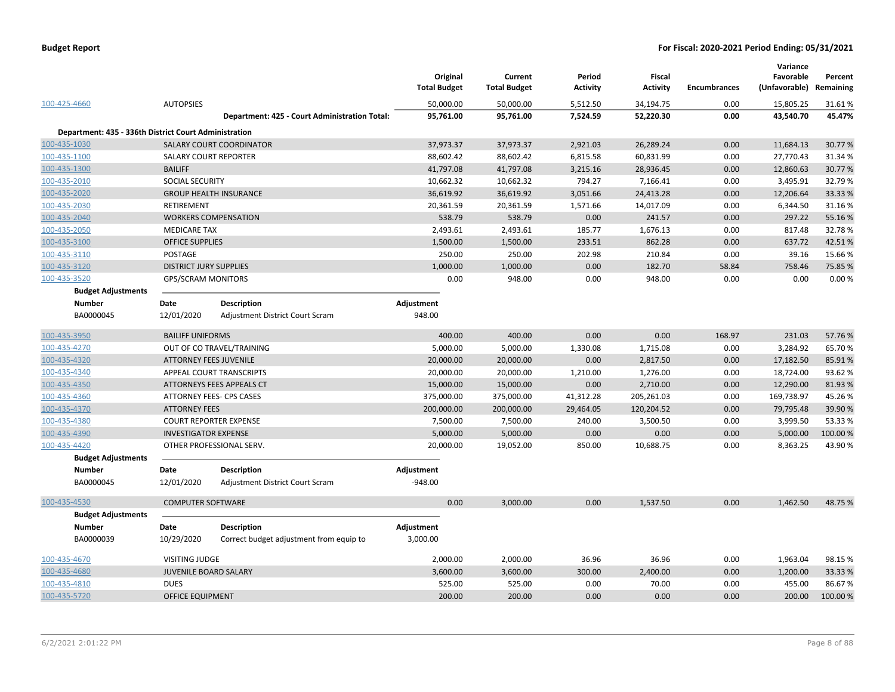**Budget Report** — For Fiscal: 2020-2021 Period Ending: 05/31/2021

| | | Original Total Budget | Current Total Budget | Period Activity | Fiscal Activity | Encumbrances | Variance Favorable (Unfavorable) | Percent Remaining |
|---|---|---|---|---|---|---|---|---|
| 100-425-4660 | AUTOPSIES | 50,000.00 | 50,000.00 | 5,512.50 | 34,194.75 | 0.00 | 15,805.25 | 31.61 % |
| | **Department: 425 - Court Administration Total:** | **95,761.00** | **95,761.00** | **7,524.59** | **52,220.30** | **0.00** | **43,540.70** | **45.47%** |

**Department: 435 - 336th District Court Administration**

| | | Original Total Budget | Current Total Budget | Period Activity | Fiscal Activity | Encumbrances | Variance Favorable (Unfavorable) | Percent Remaining |
|---|---|---|---|---|---|---|---|---|
| 100-435-1030 | SALARY COURT COORDINATOR | 37,973.37 | 37,973.37 | 2,921.03 | 26,289.24 | 0.00 | 11,684.13 | 30.77 % |
| 100-435-1100 | SALARY COURT REPORTER | 88,602.42 | 88,602.42 | 6,815.58 | 60,831.99 | 0.00 | 27,770.43 | 31.34 % |
| 100-435-1300 | BAILIFF | 41,797.08 | 41,797.08 | 3,215.16 | 28,936.45 | 0.00 | 12,860.63 | 30.77 % |
| 100-435-2010 | SOCIAL SECURITY | 10,662.32 | 10,662.32 | 794.27 | 7,166.41 | 0.00 | 3,495.91 | 32.79 % |
| 100-435-2020 | GROUP HEALTH INSURANCE | 36,619.92 | 36,619.92 | 3,051.66 | 24,413.28 | 0.00 | 12,206.64 | 33.33 % |
| 100-435-2030 | RETIREMENT | 20,361.59 | 20,361.59 | 1,571.66 | 14,017.09 | 0.00 | 6,344.50 | 31.16 % |
| 100-435-2040 | WORKERS COMPENSATION | 538.79 | 538.79 | 0.00 | 241.57 | 0.00 | 297.22 | 55.16 % |
| 100-435-2050 | MEDICARE TAX | 2,493.61 | 2,493.61 | 185.77 | 1,676.13 | 0.00 | 817.48 | 32.78 % |
| 100-435-3100 | OFFICE SUPPLIES | 1,500.00 | 1,500.00 | 233.51 | 862.28 | 0.00 | 637.72 | 42.51 % |
| 100-435-3110 | POSTAGE | 250.00 | 250.00 | 202.98 | 210.84 | 0.00 | 39.16 | 15.66 % |
| 100-435-3120 | DISTRICT JURY SUPPLIES | 1,000.00 | 1,000.00 | 0.00 | 182.70 | 58.84 | 758.46 | 75.85 % |
| 100-435-3520 | GPS/SCRAM MONITORS | 0.00 | 948.00 | 0.00 | 948.00 | 0.00 | 0.00 | 0.00 % |

**Budget Adjustments**

| Number | Date | Description | Adjustment |
|---|---|---|---|
| BA0000045 | 12/01/2020 | Adjustment District Court Scram | 948.00 |

| | | Original Total Budget | Current Total Budget | Period Activity | Fiscal Activity | Encumbrances | Variance Favorable (Unfavorable) | Percent Remaining |
|---|---|---|---|---|---|---|---|---|
| 100-435-3950 | BAILIFF UNIFORMS | 400.00 | 400.00 | 0.00 | 0.00 | 168.97 | 231.03 | 57.76 % |
| 100-435-4270 | OUT OF CO TRAVEL/TRAINING | 5,000.00 | 5,000.00 | 1,330.08 | 1,715.08 | 0.00 | 3,284.92 | 65.70 % |
| 100-435-4320 | ATTORNEY FEES JUVENILE | 20,000.00 | 20,000.00 | 0.00 | 2,817.50 | 0.00 | 17,182.50 | 85.91 % |
| 100-435-4340 | APPEAL COURT TRANSCRIPTS | 20,000.00 | 20,000.00 | 1,210.00 | 1,276.00 | 0.00 | 18,724.00 | 93.62 % |
| 100-435-4350 | ATTORNEYS FEES APPEALS CT | 15,000.00 | 15,000.00 | 0.00 | 2,710.00 | 0.00 | 12,290.00 | 81.93 % |
| 100-435-4360 | ATTORNEY FEES- CPS CASES | 375,000.00 | 375,000.00 | 41,312.28 | 205,261.03 | 0.00 | 169,738.97 | 45.26 % |
| 100-435-4370 | ATTORNEY FEES | 200,000.00 | 200,000.00 | 29,464.05 | 120,204.52 | 0.00 | 79,795.48 | 39.90 % |
| 100-435-4380 | COURT REPORTER EXPENSE | 7,500.00 | 7,500.00 | 240.00 | 3,500.50 | 0.00 | 3,999.50 | 53.33 % |
| 100-435-4390 | INVESTIGATOR EXPENSE | 5,000.00 | 5,000.00 | 0.00 | 0.00 | 0.00 | 5,000.00 | 100.00 % |
| 100-435-4420 | OTHER PROFESSIONAL SERV. | 20,000.00 | 19,052.00 | 850.00 | 10,688.75 | 0.00 | 8,363.25 | 43.90 % |

**Budget Adjustments**

| Number | Date | Description | Adjustment |
|---|---|---|---|
| BA0000045 | 12/01/2020 | Adjustment District Court Scram | -948.00 |

| | | Original Total Budget | Current Total Budget | Period Activity | Fiscal Activity | Encumbrances | Variance Favorable (Unfavorable) | Percent Remaining |
|---|---|---|---|---|---|---|---|---|
| 100-435-4530 | COMPUTER SOFTWARE | 0.00 | 3,000.00 | 0.00 | 1,537.50 | 0.00 | 1,462.50 | 48.75 % |

**Budget Adjustments**

| Number | Date | Description | Adjustment |
|---|---|---|---|
| BA0000039 | 10/29/2020 | Correct budget adjustment from equip to | 3,000.00 |

| | | Original Total Budget | Current Total Budget | Period Activity | Fiscal Activity | Encumbrances | Variance Favorable (Unfavorable) | Percent Remaining |
|---|---|---|---|---|---|---|---|---|
| 100-435-4670 | VISITING JUDGE | 2,000.00 | 2,000.00 | 36.96 | 36.96 | 0.00 | 1,963.04 | 98.15 % |
| 100-435-4680 | JUVENILE BOARD SALARY | 3,600.00 | 3,600.00 | 300.00 | 2,400.00 | 0.00 | 1,200.00 | 33.33 % |
| 100-435-4810 | DUES | 525.00 | 525.00 | 0.00 | 70.00 | 0.00 | 455.00 | 86.67 % |
| 100-435-5720 | OFFICE EQUIPMENT | 200.00 | 200.00 | 0.00 | 0.00 | 0.00 | 200.00 | 100.00 % |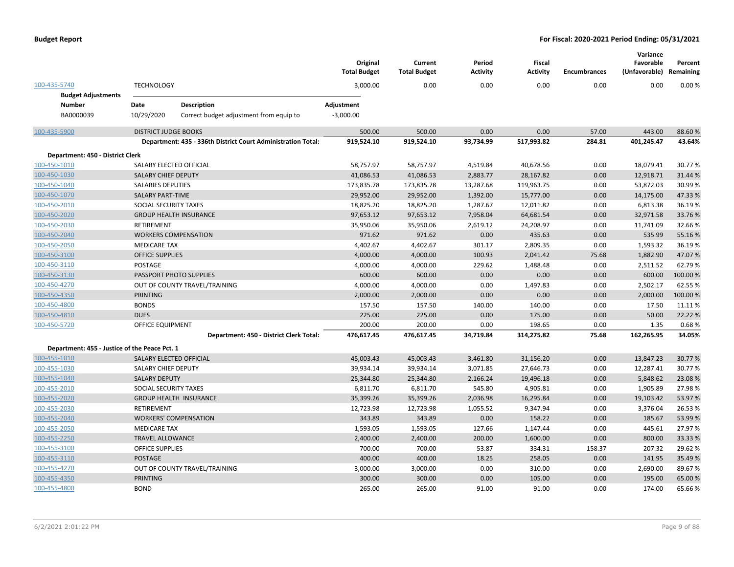**Budget Report** — **For Fiscal: 2020-2021 Period Ending: 05/31/2021**

| | | Original Total Budget | Current Total Budget | Period Activity | Fiscal Activity | Encumbrances | Variance Favorable (Unfavorable) | Percent Remaining |
|---|---|---|---|---|---|---|---|---|
| 100-435-5740 | TECHNOLOGY | 3,000.00 | 0.00 | 0.00 | 0.00 | 0.00 | 0.00 | 0.00 % |

**Budget Adjustments**

| Number | Date | Description | Adjustment |
|---|---|---|---|
| BA0000039 | 10/29/2020 | Correct budget adjustment from equip to | -3,000.00 |

| | | Original Total Budget | Current Total Budget | Period Activity | Fiscal Activity | Encumbrances | Variance Favorable (Unfavorable) | Percent Remaining |
|---|---|---|---|---|---|---|---|---|
| 100-435-5900 | DISTRICT JUDGE BOOKS | 500.00 | 500.00 | 0.00 | 0.00 | 57.00 | 443.00 | 88.60 % |
| | **Department: 435 - 336th District Court Administration Total:** | **919,524.10** | **919,524.10** | **93,734.99** | **517,993.82** | **284.81** | **401,245.47** | **43.64%** |
| **Department: 450 - District Clerk** | | | | | | | | |
| 100-450-1010 | SALARY ELECTED OFFICIAL | 58,757.97 | 58,757.97 | 4,519.84 | 40,678.56 | 0.00 | 18,079.41 | 30.77 % |
| 100-450-1030 | SALARY CHIEF DEPUTY | 41,086.53 | 41,086.53 | 2,883.77 | 28,167.82 | 0.00 | 12,918.71 | 31.44 % |
| 100-450-1040 | SALARIES DEPUTIES | 173,835.78 | 173,835.78 | 13,287.68 | 119,963.75 | 0.00 | 53,872.03 | 30.99 % |
| 100-450-1070 | SALARY PART-TIME | 29,952.00 | 29,952.00 | 1,392.00 | 15,777.00 | 0.00 | 14,175.00 | 47.33 % |
| 100-450-2010 | SOCIAL SECURITY TAXES | 18,825.20 | 18,825.20 | 1,287.67 | 12,011.82 | 0.00 | 6,813.38 | 36.19 % |
| 100-450-2020 | GROUP HEALTH INSURANCE | 97,653.12 | 97,653.12 | 7,958.04 | 64,681.54 | 0.00 | 32,971.58 | 33.76 % |
| 100-450-2030 | RETIREMENT | 35,950.06 | 35,950.06 | 2,619.12 | 24,208.97 | 0.00 | 11,741.09 | 32.66 % |
| 100-450-2040 | WORKERS COMPENSATION | 971.62 | 971.62 | 0.00 | 435.63 | 0.00 | 535.99 | 55.16 % |
| 100-450-2050 | MEDICARE TAX | 4,402.67 | 4,402.67 | 301.17 | 2,809.35 | 0.00 | 1,593.32 | 36.19 % |
| 100-450-3100 | OFFICE SUPPLIES | 4,000.00 | 4,000.00 | 100.93 | 2,041.42 | 75.68 | 1,882.90 | 47.07 % |
| 100-450-3110 | POSTAGE | 4,000.00 | 4,000.00 | 229.62 | 1,488.48 | 0.00 | 2,511.52 | 62.79 % |
| 100-450-3130 | PASSPORT PHOTO SUPPLIES | 600.00 | 600.00 | 0.00 | 0.00 | 0.00 | 600.00 | 100.00 % |
| 100-450-4270 | OUT OF COUNTY TRAVEL/TRAINING | 4,000.00 | 4,000.00 | 0.00 | 1,497.83 | 0.00 | 2,502.17 | 62.55 % |
| 100-450-4350 | PRINTING | 2,000.00 | 2,000.00 | 0.00 | 0.00 | 0.00 | 2,000.00 | 100.00 % |
| 100-450-4800 | BONDS | 157.50 | 157.50 | 140.00 | 140.00 | 0.00 | 17.50 | 11.11 % |
| 100-450-4810 | DUES | 225.00 | 225.00 | 0.00 | 175.00 | 0.00 | 50.00 | 22.22 % |
| 100-450-5720 | OFFICE EQUIPMENT | 200.00 | 200.00 | 0.00 | 198.65 | 0.00 | 1.35 | 0.68 % |
| | **Department: 450 - District Clerk Total:** | **476,617.45** | **476,617.45** | **34,719.84** | **314,275.82** | **75.68** | **162,265.95** | **34.05%** |
| **Department: 455 - Justice of the Peace Pct. 1** | | | | | | | | |
| 100-455-1010 | SALARY ELECTED OFFICIAL | 45,003.43 | 45,003.43 | 3,461.80 | 31,156.20 | 0.00 | 13,847.23 | 30.77 % |
| 100-455-1030 | SALARY CHIEF DEPUTY | 39,934.14 | 39,934.14 | 3,071.85 | 27,646.73 | 0.00 | 12,287.41 | 30.77 % |
| 100-455-1040 | SALARY DEPUTY | 25,344.80 | 25,344.80 | 2,166.24 | 19,496.18 | 0.00 | 5,848.62 | 23.08 % |
| 100-455-2010 | SOCIAL SECURITY TAXES | 6,811.70 | 6,811.70 | 545.80 | 4,905.81 | 0.00 | 1,905.89 | 27.98 % |
| 100-455-2020 | GROUP HEALTH INSURANCE | 35,399.26 | 35,399.26 | 2,036.98 | 16,295.84 | 0.00 | 19,103.42 | 53.97 % |
| 100-455-2030 | RETIREMENT | 12,723.98 | 12,723.98 | 1,055.52 | 9,347.94 | 0.00 | 3,376.04 | 26.53 % |
| 100-455-2040 | WORKERS' COMPENSATION | 343.89 | 343.89 | 0.00 | 158.22 | 0.00 | 185.67 | 53.99 % |
| 100-455-2050 | MEDICARE TAX | 1,593.05 | 1,593.05 | 127.66 | 1,147.44 | 0.00 | 445.61 | 27.97 % |
| 100-455-2250 | TRAVEL ALLOWANCE | 2,400.00 | 2,400.00 | 200.00 | 1,600.00 | 0.00 | 800.00 | 33.33 % |
| 100-455-3100 | OFFICE SUPPLIES | 700.00 | 700.00 | 53.87 | 334.31 | 158.37 | 207.32 | 29.62 % |
| 100-455-3110 | POSTAGE | 400.00 | 400.00 | 18.25 | 258.05 | 0.00 | 141.95 | 35.49 % |
| 100-455-4270 | OUT OF COUNTY TRAVEL/TRAINING | 3,000.00 | 3,000.00 | 0.00 | 310.00 | 0.00 | 2,690.00 | 89.67 % |
| 100-455-4350 | PRINTING | 300.00 | 300.00 | 0.00 | 105.00 | 0.00 | 195.00 | 65.00 % |
| 100-455-4800 | BOND | 265.00 | 265.00 | 91.00 | 91.00 | 0.00 | 174.00 | 65.66 % |

6/2/2021 2:01:22 PM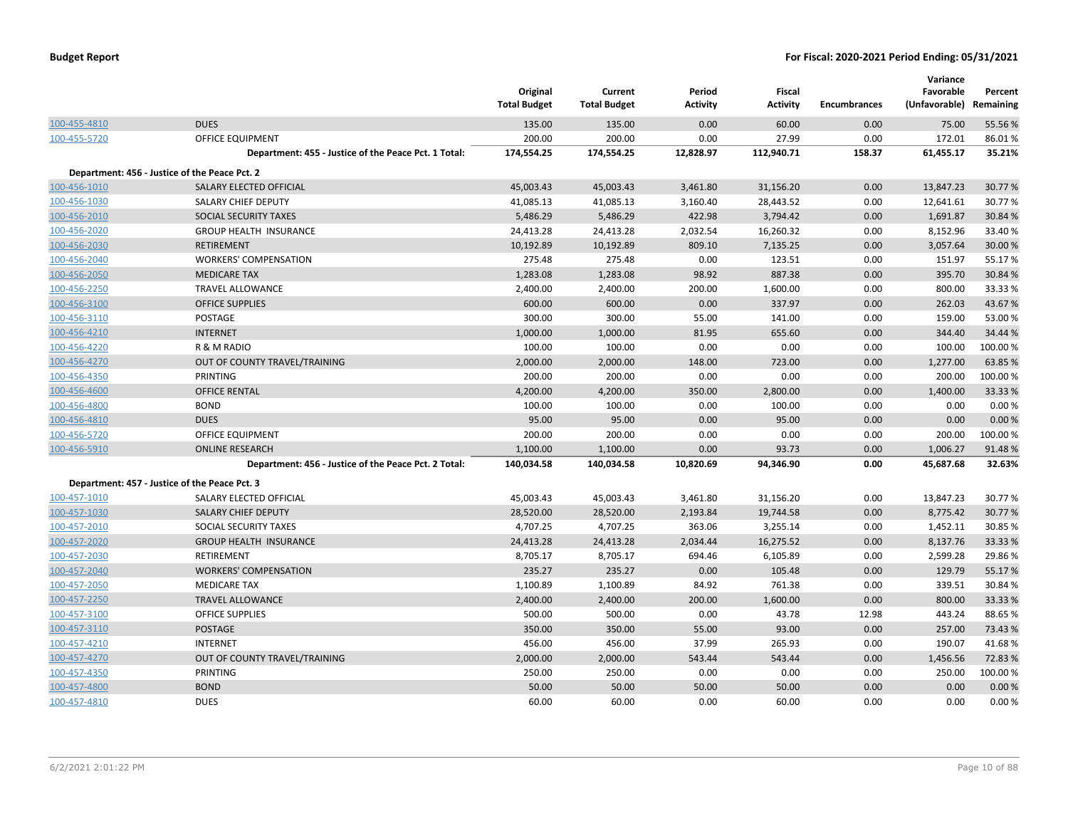| | | Original Total Budget | Current Total Budget | Period Activity | Fiscal Activity | Encumbrances | Variance Favorable (Unfavorable) | Percent Remaining |
|---|---|---|---|---|---|---|---|---|
| 100-455-4810 | DUES | 135.00 | 135.00 | 0.00 | 60.00 | 0.00 | 75.00 | 55.56 % |
| 100-455-5720 | OFFICE EQUIPMENT | 200.00 | 200.00 | 0.00 | 27.99 | 0.00 | 172.01 | 86.01 % |
| | **Department: 455 - Justice of the Peace Pct. 1 Total:** | **174,554.25** | **174,554.25** | **12,828.97** | **112,940.71** | **158.37** | **61,455.17** | **35.21%** |
| **Department: 456 - Justice of the Peace Pct. 2** | | | | | | | | |
| 100-456-1010 | SALARY ELECTED OFFICIAL | 45,003.43 | 45,003.43 | 3,461.80 | 31,156.20 | 0.00 | 13,847.23 | 30.77 % |
| 100-456-1030 | SALARY CHIEF DEPUTY | 41,085.13 | 41,085.13 | 3,160.40 | 28,443.52 | 0.00 | 12,641.61 | 30.77 % |
| 100-456-2010 | SOCIAL SECURITY TAXES | 5,486.29 | 5,486.29 | 422.98 | 3,794.42 | 0.00 | 1,691.87 | 30.84 % |
| 100-456-2020 | GROUP HEALTH INSURANCE | 24,413.28 | 24,413.28 | 2,032.54 | 16,260.32 | 0.00 | 8,152.96 | 33.40 % |
| 100-456-2030 | RETIREMENT | 10,192.89 | 10,192.89 | 809.10 | 7,135.25 | 0.00 | 3,057.64 | 30.00 % |
| 100-456-2040 | WORKERS' COMPENSATION | 275.48 | 275.48 | 0.00 | 123.51 | 0.00 | 151.97 | 55.17 % |
| 100-456-2050 | MEDICARE TAX | 1,283.08 | 1,283.08 | 98.92 | 887.38 | 0.00 | 395.70 | 30.84 % |
| 100-456-2250 | TRAVEL ALLOWANCE | 2,400.00 | 2,400.00 | 200.00 | 1,600.00 | 0.00 | 800.00 | 33.33 % |
| 100-456-3100 | OFFICE SUPPLIES | 600.00 | 600.00 | 0.00 | 337.97 | 0.00 | 262.03 | 43.67 % |
| 100-456-3110 | POSTAGE | 300.00 | 300.00 | 55.00 | 141.00 | 0.00 | 159.00 | 53.00 % |
| 100-456-4210 | INTERNET | 1,000.00 | 1,000.00 | 81.95 | 655.60 | 0.00 | 344.40 | 34.44 % |
| 100-456-4220 | R & M RADIO | 100.00 | 100.00 | 0.00 | 0.00 | 0.00 | 100.00 | 100.00 % |
| 100-456-4270 | OUT OF COUNTY TRAVEL/TRAINING | 2,000.00 | 2,000.00 | 148.00 | 723.00 | 0.00 | 1,277.00 | 63.85 % |
| 100-456-4350 | PRINTING | 200.00 | 200.00 | 0.00 | 0.00 | 0.00 | 200.00 | 100.00 % |
| 100-456-4600 | OFFICE RENTAL | 4,200.00 | 4,200.00 | 350.00 | 2,800.00 | 0.00 | 1,400.00 | 33.33 % |
| 100-456-4800 | BOND | 100.00 | 100.00 | 0.00 | 100.00 | 0.00 | 0.00 | 0.00 % |
| 100-456-4810 | DUES | 95.00 | 95.00 | 0.00 | 95.00 | 0.00 | 0.00 | 0.00 % |
| 100-456-5720 | OFFICE EQUIPMENT | 200.00 | 200.00 | 0.00 | 0.00 | 0.00 | 200.00 | 100.00 % |
| 100-456-5910 | ONLINE RESEARCH | 1,100.00 | 1,100.00 | 0.00 | 93.73 | 0.00 | 1,006.27 | 91.48 % |
| | **Department: 456 - Justice of the Peace Pct. 2 Total:** | **140,034.58** | **140,034.58** | **10,820.69** | **94,346.90** | **0.00** | **45,687.68** | **32.63%** |
| **Department: 457 - Justice of the Peace Pct. 3** | | | | | | | | |
| 100-457-1010 | SALARY ELECTED OFFICIAL | 45,003.43 | 45,003.43 | 3,461.80 | 31,156.20 | 0.00 | 13,847.23 | 30.77 % |
| 100-457-1030 | SALARY CHIEF DEPUTY | 28,520.00 | 28,520.00 | 2,193.84 | 19,744.58 | 0.00 | 8,775.42 | 30.77 % |
| 100-457-2010 | SOCIAL SECURITY TAXES | 4,707.25 | 4,707.25 | 363.06 | 3,255.14 | 0.00 | 1,452.11 | 30.85 % |
| 100-457-2020 | GROUP HEALTH INSURANCE | 24,413.28 | 24,413.28 | 2,034.44 | 16,275.52 | 0.00 | 8,137.76 | 33.33 % |
| 100-457-2030 | RETIREMENT | 8,705.17 | 8,705.17 | 694.46 | 6,105.89 | 0.00 | 2,599.28 | 29.86 % |
| 100-457-2040 | WORKERS' COMPENSATION | 235.27 | 235.27 | 0.00 | 105.48 | 0.00 | 129.79 | 55.17 % |
| 100-457-2050 | MEDICARE TAX | 1,100.89 | 1,100.89 | 84.92 | 761.38 | 0.00 | 339.51 | 30.84 % |
| 100-457-2250 | TRAVEL ALLOWANCE | 2,400.00 | 2,400.00 | 200.00 | 1,600.00 | 0.00 | 800.00 | 33.33 % |
| 100-457-3100 | OFFICE SUPPLIES | 500.00 | 500.00 | 0.00 | 43.78 | 12.98 | 443.24 | 88.65 % |
| 100-457-3110 | POSTAGE | 350.00 | 350.00 | 55.00 | 93.00 | 0.00 | 257.00 | 73.43 % |
| 100-457-4210 | INTERNET | 456.00 | 456.00 | 37.99 | 265.93 | 0.00 | 190.07 | 41.68 % |
| 100-457-4270 | OUT OF COUNTY TRAVEL/TRAINING | 2,000.00 | 2,000.00 | 543.44 | 543.44 | 0.00 | 1,456.56 | 72.83 % |
| 100-457-4350 | PRINTING | 250.00 | 250.00 | 0.00 | 0.00 | 0.00 | 250.00 | 100.00 % |
| 100-457-4800 | BOND | 50.00 | 50.00 | 50.00 | 50.00 | 0.00 | 0.00 | 0.00 % |
| 100-457-4810 | DUES | 60.00 | 60.00 | 0.00 | 60.00 | 0.00 | 0.00 | 0.00 % |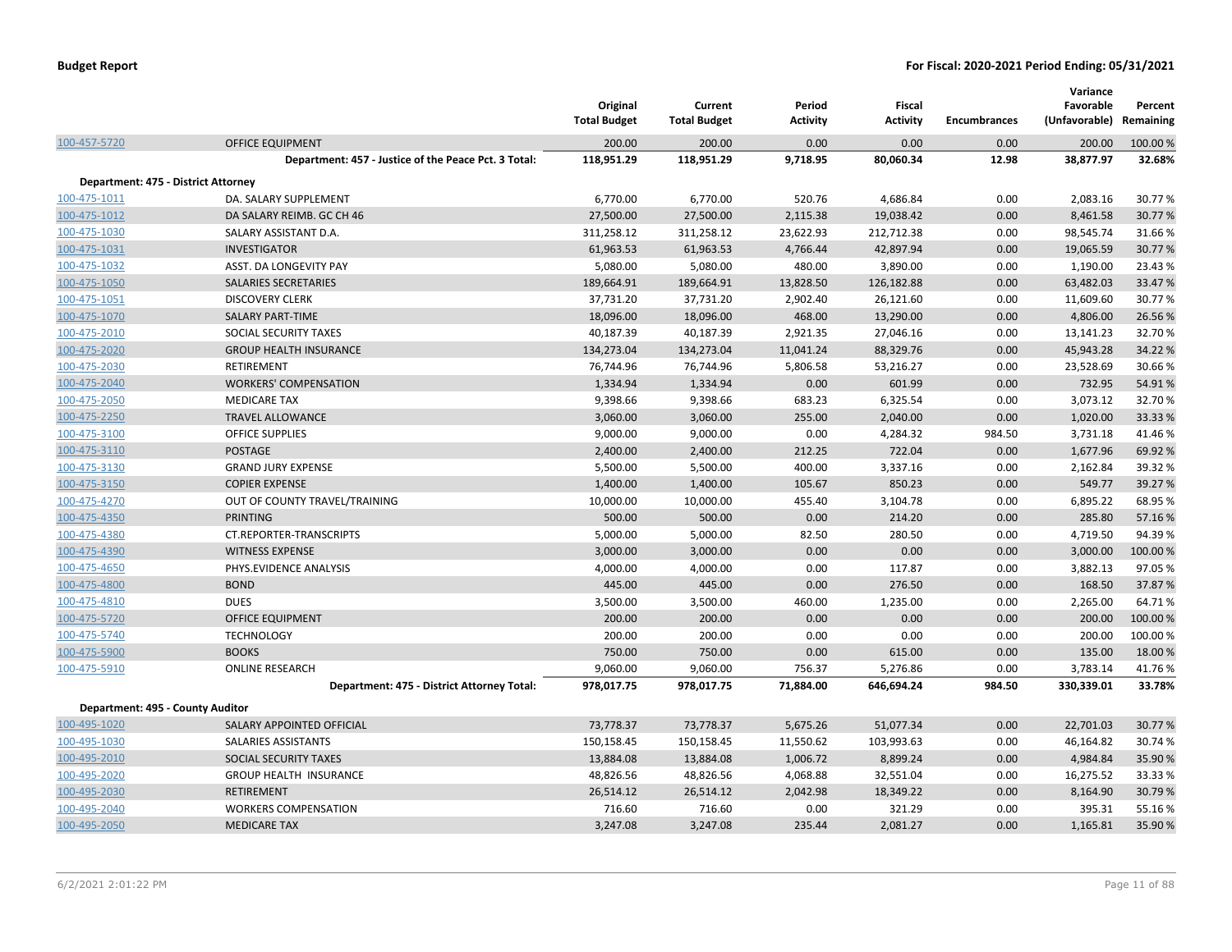| | | Original Total Budget | Current Total Budget | Period Activity | Fiscal Activity | Encumbrances | Variance Favorable (Unfavorable) | Percent Remaining |
|---|---|---|---|---|---|---|---|---|
| 100-457-5720 | OFFICE EQUIPMENT | 200.00 | 200.00 | 0.00 | 0.00 | 0.00 | 200.00 | 100.00 % |
| | **Department: 457 - Justice of the Peace Pct. 3 Total:** | **118,951.29** | **118,951.29** | **9,718.95** | **80,060.34** | **12.98** | **38,877.97** | **32.68%** |
| **Department: 475 - District Attorney** | | | | | | | | |
| 100-475-1011 | DA. SALARY SUPPLEMENT | 6,770.00 | 6,770.00 | 520.76 | 4,686.84 | 0.00 | 2,083.16 | 30.77 % |
| 100-475-1012 | DA SALARY REIMB. GC CH 46 | 27,500.00 | 27,500.00 | 2,115.38 | 19,038.42 | 0.00 | 8,461.58 | 30.77 % |
| 100-475-1030 | SALARY ASSISTANT D.A. | 311,258.12 | 311,258.12 | 23,622.93 | 212,712.38 | 0.00 | 98,545.74 | 31.66 % |
| 100-475-1031 | INVESTIGATOR | 61,963.53 | 61,963.53 | 4,766.44 | 42,897.94 | 0.00 | 19,065.59 | 30.77 % |
| 100-475-1032 | ASST. DA LONGEVITY PAY | 5,080.00 | 5,080.00 | 480.00 | 3,890.00 | 0.00 | 1,190.00 | 23.43 % |
| 100-475-1050 | SALARIES SECRETARIES | 189,664.91 | 189,664.91 | 13,828.50 | 126,182.88 | 0.00 | 63,482.03 | 33.47 % |
| 100-475-1051 | DISCOVERY CLERK | 37,731.20 | 37,731.20 | 2,902.40 | 26,121.60 | 0.00 | 11,609.60 | 30.77 % |
| 100-475-1070 | SALARY PART-TIME | 18,096.00 | 18,096.00 | 468.00 | 13,290.00 | 0.00 | 4,806.00 | 26.56 % |
| 100-475-2010 | SOCIAL SECURITY TAXES | 40,187.39 | 40,187.39 | 2,921.35 | 27,046.16 | 0.00 | 13,141.23 | 32.70 % |
| 100-475-2020 | GROUP HEALTH INSURANCE | 134,273.04 | 134,273.04 | 11,041.24 | 88,329.76 | 0.00 | 45,943.28 | 34.22 % |
| 100-475-2030 | RETIREMENT | 76,744.96 | 76,744.96 | 5,806.58 | 53,216.27 | 0.00 | 23,528.69 | 30.66 % |
| 100-475-2040 | WORKERS' COMPENSATION | 1,334.94 | 1,334.94 | 0.00 | 601.99 | 0.00 | 732.95 | 54.91 % |
| 100-475-2050 | MEDICARE TAX | 9,398.66 | 9,398.66 | 683.23 | 6,325.54 | 0.00 | 3,073.12 | 32.70 % |
| 100-475-2250 | TRAVEL ALLOWANCE | 3,060.00 | 3,060.00 | 255.00 | 2,040.00 | 0.00 | 1,020.00 | 33.33 % |
| 100-475-3100 | OFFICE SUPPLIES | 9,000.00 | 9,000.00 | 0.00 | 4,284.32 | 984.50 | 3,731.18 | 41.46 % |
| 100-475-3110 | POSTAGE | 2,400.00 | 2,400.00 | 212.25 | 722.04 | 0.00 | 1,677.96 | 69.92 % |
| 100-475-3130 | GRAND JURY EXPENSE | 5,500.00 | 5,500.00 | 400.00 | 3,337.16 | 0.00 | 2,162.84 | 39.32 % |
| 100-475-3150 | COPIER EXPENSE | 1,400.00 | 1,400.00 | 105.67 | 850.23 | 0.00 | 549.77 | 39.27 % |
| 100-475-4270 | OUT OF COUNTY TRAVEL/TRAINING | 10,000.00 | 10,000.00 | 455.40 | 3,104.78 | 0.00 | 6,895.22 | 68.95 % |
| 100-475-4350 | PRINTING | 500.00 | 500.00 | 0.00 | 214.20 | 0.00 | 285.80 | 57.16 % |
| 100-475-4380 | CT.REPORTER-TRANSCRIPTS | 5,000.00 | 5,000.00 | 82.50 | 280.50 | 0.00 | 4,719.50 | 94.39 % |
| 100-475-4390 | WITNESS EXPENSE | 3,000.00 | 3,000.00 | 0.00 | 0.00 | 0.00 | 3,000.00 | 100.00 % |
| 100-475-4650 | PHYS.EVIDENCE ANALYSIS | 4,000.00 | 4,000.00 | 0.00 | 117.87 | 0.00 | 3,882.13 | 97.05 % |
| 100-475-4800 | BOND | 445.00 | 445.00 | 0.00 | 276.50 | 0.00 | 168.50 | 37.87 % |
| 100-475-4810 | DUES | 3,500.00 | 3,500.00 | 460.00 | 1,235.00 | 0.00 | 2,265.00 | 64.71 % |
| 100-475-5720 | OFFICE EQUIPMENT | 200.00 | 200.00 | 0.00 | 0.00 | 0.00 | 200.00 | 100.00 % |
| 100-475-5740 | TECHNOLOGY | 200.00 | 200.00 | 0.00 | 0.00 | 0.00 | 200.00 | 100.00 % |
| 100-475-5900 | BOOKS | 750.00 | 750.00 | 0.00 | 615.00 | 0.00 | 135.00 | 18.00 % |
| 100-475-5910 | ONLINE RESEARCH | 9,060.00 | 9,060.00 | 756.37 | 5,276.86 | 0.00 | 3,783.14 | 41.76 % |
| | **Department: 475 - District Attorney Total:** | **978,017.75** | **978,017.75** | **71,884.00** | **646,694.24** | **984.50** | **330,339.01** | **33.78%** |
| **Department: 495 - County Auditor** | | | | | | | | |
| 100-495-1020 | SALARY APPOINTED OFFICIAL | 73,778.37 | 73,778.37 | 5,675.26 | 51,077.34 | 0.00 | 22,701.03 | 30.77 % |
| 100-495-1030 | SALARIES ASSISTANTS | 150,158.45 | 150,158.45 | 11,550.62 | 103,993.63 | 0.00 | 46,164.82 | 30.74 % |
| 100-495-2010 | SOCIAL SECURITY TAXES | 13,884.08 | 13,884.08 | 1,006.72 | 8,899.24 | 0.00 | 4,984.84 | 35.90 % |
| 100-495-2020 | GROUP HEALTH INSURANCE | 48,826.56 | 48,826.56 | 4,068.88 | 32,551.04 | 0.00 | 16,275.52 | 33.33 % |
| 100-495-2030 | RETIREMENT | 26,514.12 | 26,514.12 | 2,042.98 | 18,349.22 | 0.00 | 8,164.90 | 30.79 % |
| 100-495-2040 | WORKERS COMPENSATION | 716.60 | 716.60 | 0.00 | 321.29 | 0.00 | 395.31 | 55.16 % |
| 100-495-2050 | MEDICARE TAX | 3,247.08 | 3,247.08 | 235.44 | 2,081.27 | 0.00 | 1,165.81 | 35.90 % |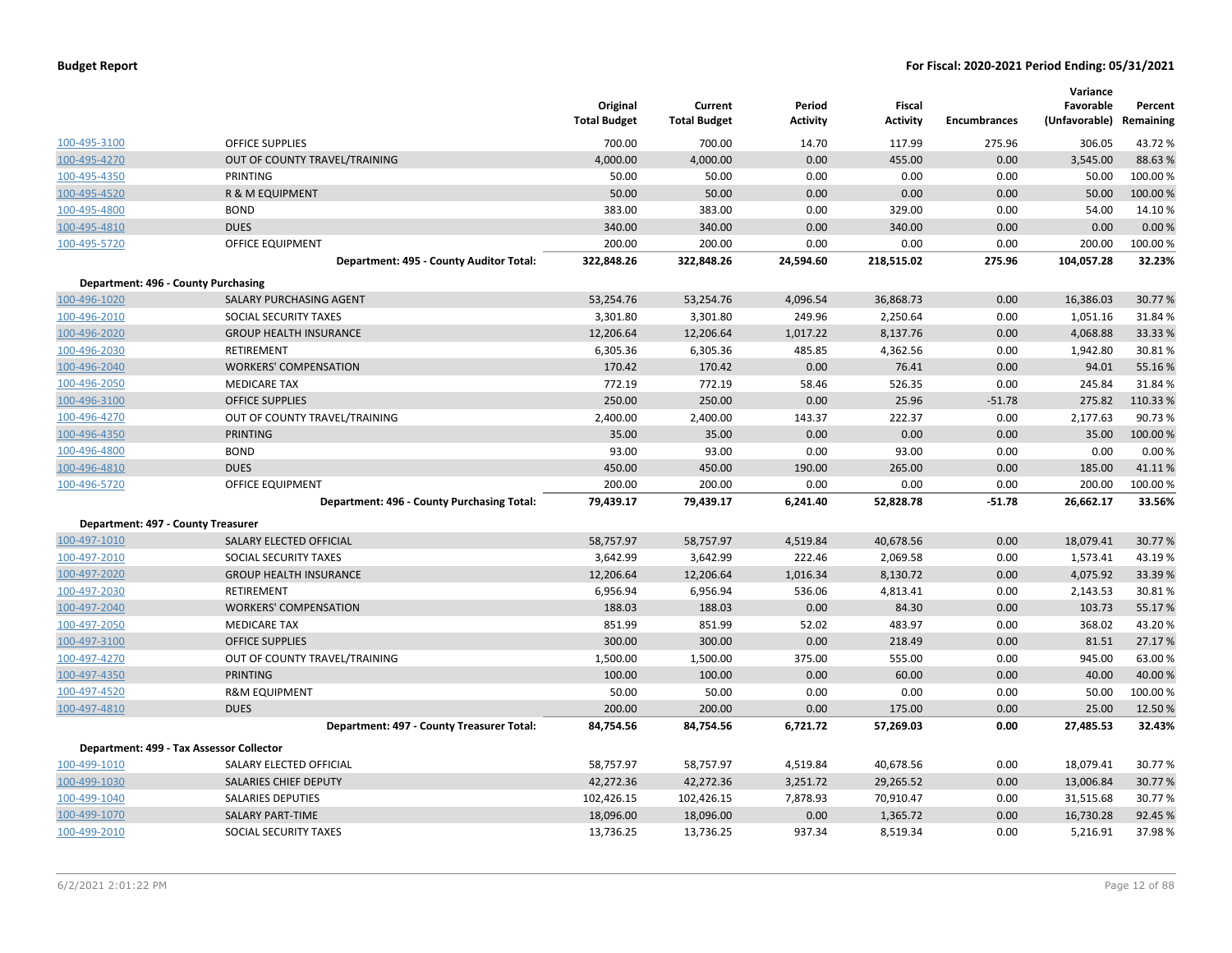| | | Original Total Budget | Current Total Budget | Period Activity | Fiscal Activity | Encumbrances | Variance Favorable (Unfavorable) | Percent Remaining |
|---|---|---|---|---|---|---|---|---|
| 100-495-3100 | OFFICE SUPPLIES | 700.00 | 700.00 | 14.70 | 117.99 | 275.96 | 306.05 | 43.72 % |
| 100-495-4270 | OUT OF COUNTY TRAVEL/TRAINING | 4,000.00 | 4,000.00 | 0.00 | 455.00 | 0.00 | 3,545.00 | 88.63 % |
| 100-495-4350 | PRINTING | 50.00 | 50.00 | 0.00 | 0.00 | 0.00 | 50.00 | 100.00 % |
| 100-495-4520 | R & M EQUIPMENT | 50.00 | 50.00 | 0.00 | 0.00 | 0.00 | 50.00 | 100.00 % |
| 100-495-4800 | BOND | 383.00 | 383.00 | 0.00 | 329.00 | 0.00 | 54.00 | 14.10 % |
| 100-495-4810 | DUES | 340.00 | 340.00 | 0.00 | 340.00 | 0.00 | 0.00 | 0.00 % |
| 100-495-5720 | OFFICE EQUIPMENT | 200.00 | 200.00 | 0.00 | 0.00 | 0.00 | 200.00 | 100.00 % |
| | **Department: 495 - County Auditor Total:** | **322,848.26** | **322,848.26** | **24,594.60** | **218,515.02** | **275.96** | **104,057.28** | **32.23%** |
| **Department: 496 - County Purchasing** | | | | | | | | |
| 100-496-1020 | SALARY PURCHASING AGENT | 53,254.76 | 53,254.76 | 4,096.54 | 36,868.73 | 0.00 | 16,386.03 | 30.77 % |
| 100-496-2010 | SOCIAL SECURITY TAXES | 3,301.80 | 3,301.80 | 249.96 | 2,250.64 | 0.00 | 1,051.16 | 31.84 % |
| 100-496-2020 | GROUP HEALTH INSURANCE | 12,206.64 | 12,206.64 | 1,017.22 | 8,137.76 | 0.00 | 4,068.88 | 33.33 % |
| 100-496-2030 | RETIREMENT | 6,305.36 | 6,305.36 | 485.85 | 4,362.56 | 0.00 | 1,942.80 | 30.81 % |
| 100-496-2040 | WORKERS' COMPENSATION | 170.42 | 170.42 | 0.00 | 76.41 | 0.00 | 94.01 | 55.16 % |
| 100-496-2050 | MEDICARE TAX | 772.19 | 772.19 | 58.46 | 526.35 | 0.00 | 245.84 | 31.84 % |
| 100-496-3100 | OFFICE SUPPLIES | 250.00 | 250.00 | 0.00 | 25.96 | -51.78 | 275.82 | 110.33 % |
| 100-496-4270 | OUT OF COUNTY TRAVEL/TRAINING | 2,400.00 | 2,400.00 | 143.37 | 222.37 | 0.00 | 2,177.63 | 90.73 % |
| 100-496-4350 | PRINTING | 35.00 | 35.00 | 0.00 | 0.00 | 0.00 | 35.00 | 100.00 % |
| 100-496-4800 | BOND | 93.00 | 93.00 | 0.00 | 93.00 | 0.00 | 0.00 | 0.00 % |
| 100-496-4810 | DUES | 450.00 | 450.00 | 190.00 | 265.00 | 0.00 | 185.00 | 41.11 % |
| 100-496-5720 | OFFICE EQUIPMENT | 200.00 | 200.00 | 0.00 | 0.00 | 0.00 | 200.00 | 100.00 % |
| | **Department: 496 - County Purchasing Total:** | **79,439.17** | **79,439.17** | **6,241.40** | **52,828.78** | **-51.78** | **26,662.17** | **33.56%** |
| **Department: 497 - County Treasurer** | | | | | | | | |
| 100-497-1010 | SALARY ELECTED OFFICIAL | 58,757.97 | 58,757.97 | 4,519.84 | 40,678.56 | 0.00 | 18,079.41 | 30.77 % |
| 100-497-2010 | SOCIAL SECURITY TAXES | 3,642.99 | 3,642.99 | 222.46 | 2,069.58 | 0.00 | 1,573.41 | 43.19 % |
| 100-497-2020 | GROUP HEALTH INSURANCE | 12,206.64 | 12,206.64 | 1,016.34 | 8,130.72 | 0.00 | 4,075.92 | 33.39 % |
| 100-497-2030 | RETIREMENT | 6,956.94 | 6,956.94 | 536.06 | 4,813.41 | 0.00 | 2,143.53 | 30.81 % |
| 100-497-2040 | WORKERS' COMPENSATION | 188.03 | 188.03 | 0.00 | 84.30 | 0.00 | 103.73 | 55.17 % |
| 100-497-2050 | MEDICARE TAX | 851.99 | 851.99 | 52.02 | 483.97 | 0.00 | 368.02 | 43.20 % |
| 100-497-3100 | OFFICE SUPPLIES | 300.00 | 300.00 | 0.00 | 218.49 | 0.00 | 81.51 | 27.17 % |
| 100-497-4270 | OUT OF COUNTY TRAVEL/TRAINING | 1,500.00 | 1,500.00 | 375.00 | 555.00 | 0.00 | 945.00 | 63.00 % |
| 100-497-4350 | PRINTING | 100.00 | 100.00 | 0.00 | 60.00 | 0.00 | 40.00 | 40.00 % |
| 100-497-4520 | R&M EQUIPMENT | 50.00 | 50.00 | 0.00 | 0.00 | 0.00 | 50.00 | 100.00 % |
| 100-497-4810 | DUES | 200.00 | 200.00 | 0.00 | 175.00 | 0.00 | 25.00 | 12.50 % |
| | **Department: 497 - County Treasurer Total:** | **84,754.56** | **84,754.56** | **6,721.72** | **57,269.03** | **0.00** | **27,485.53** | **32.43%** |
| **Department: 499 - Tax Assessor Collector** | | | | | | | | |
| 100-499-1010 | SALARY ELECTED OFFICIAL | 58,757.97 | 58,757.97 | 4,519.84 | 40,678.56 | 0.00 | 18,079.41 | 30.77 % |
| 100-499-1030 | SALARIES CHIEF DEPUTY | 42,272.36 | 42,272.36 | 3,251.72 | 29,265.52 | 0.00 | 13,006.84 | 30.77 % |
| 100-499-1040 | SALARIES DEPUTIES | 102,426.15 | 102,426.15 | 7,878.93 | 70,910.47 | 0.00 | 31,515.68 | 30.77 % |
| 100-499-1070 | SALARY PART-TIME | 18,096.00 | 18,096.00 | 0.00 | 1,365.72 | 0.00 | 16,730.28 | 92.45 % |
| 100-499-2010 | SOCIAL SECURITY TAXES | 13,736.25 | 13,736.25 | 937.34 | 8,519.34 | 0.00 | 5,216.91 | 37.98 % |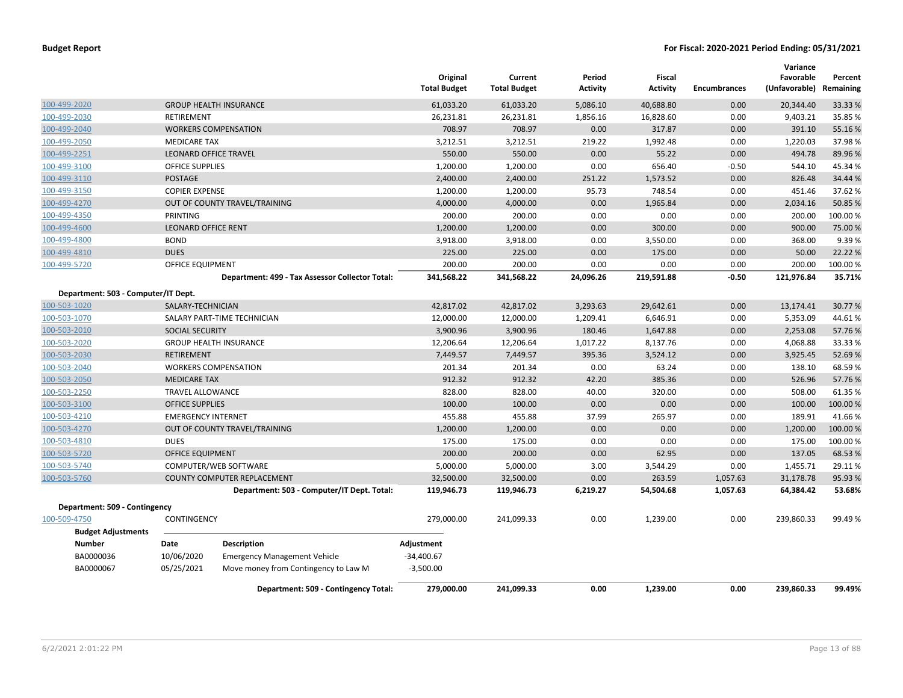**Budget Report** | **For Fiscal: 2020-2021 Period Ending: 05/31/2021**

| | | Original Total Budget | Current Total Budget | Period Activity | Fiscal Activity | Encumbrances | Variance Favorable (Unfavorable) | Percent Remaining |
|---|---|---|---|---|---|---|---|---|
| 100-499-2020 | GROUP HEALTH INSURANCE | 61,033.20 | 61,033.20 | 5,086.10 | 40,688.80 | 0.00 | 20,344.40 | 33.33 % |
| 100-499-2030 | RETIREMENT | 26,231.81 | 26,231.81 | 1,856.16 | 16,828.60 | 0.00 | 9,403.21 | 35.85 % |
| 100-499-2040 | WORKERS COMPENSATION | 708.97 | 708.97 | 0.00 | 317.87 | 0.00 | 391.10 | 55.16 % |
| 100-499-2050 | MEDICARE TAX | 3,212.51 | 3,212.51 | 219.22 | 1,992.48 | 0.00 | 1,220.03 | 37.98 % |
| 100-499-2251 | LEONARD OFFICE TRAVEL | 550.00 | 550.00 | 0.00 | 55.22 | 0.00 | 494.78 | 89.96 % |
| 100-499-3100 | OFFICE SUPPLIES | 1,200.00 | 1,200.00 | 0.00 | 656.40 | -0.50 | 544.10 | 45.34 % |
| 100-499-3110 | POSTAGE | 2,400.00 | 2,400.00 | 251.22 | 1,573.52 | 0.00 | 826.48 | 34.44 % |
| 100-499-3150 | COPIER EXPENSE | 1,200.00 | 1,200.00 | 95.73 | 748.54 | 0.00 | 451.46 | 37.62 % |
| 100-499-4270 | OUT OF COUNTY TRAVEL/TRAINING | 4,000.00 | 4,000.00 | 0.00 | 1,965.84 | 0.00 | 2,034.16 | 50.85 % |
| 100-499-4350 | PRINTING | 200.00 | 200.00 | 0.00 | 0.00 | 0.00 | 200.00 | 100.00 % |
| 100-499-4600 | LEONARD OFFICE RENT | 1,200.00 | 1,200.00 | 0.00 | 300.00 | 0.00 | 900.00 | 75.00 % |
| 100-499-4800 | BOND | 3,918.00 | 3,918.00 | 0.00 | 3,550.00 | 0.00 | 368.00 | 9.39 % |
| 100-499-4810 | DUES | 225.00 | 225.00 | 0.00 | 175.00 | 0.00 | 50.00 | 22.22 % |
| 100-499-5720 | OFFICE EQUIPMENT | 200.00 | 200.00 | 0.00 | 0.00 | 0.00 | 200.00 | 100.00 % |
| | **Department: 499 - Tax Assessor Collector Total:** | **341,568.22** | **341,568.22** | **24,096.26** | **219,591.88** | **-0.50** | **121,976.84** | **35.71%** |
| **Department: 503 - Computer/IT Dept.** | | | | | | | | |
| 100-503-1020 | SALARY-TECHNICIAN | 42,817.02 | 42,817.02 | 3,293.63 | 29,642.61 | 0.00 | 13,174.41 | 30.77 % |
| 100-503-1070 | SALARY PART-TIME TECHNICIAN | 12,000.00 | 12,000.00 | 1,209.41 | 6,646.91 | 0.00 | 5,353.09 | 44.61 % |
| 100-503-2010 | SOCIAL SECURITY | 3,900.96 | 3,900.96 | 180.46 | 1,647.88 | 0.00 | 2,253.08 | 57.76 % |
| 100-503-2020 | GROUP HEALTH INSURANCE | 12,206.64 | 12,206.64 | 1,017.22 | 8,137.76 | 0.00 | 4,068.88 | 33.33 % |
| 100-503-2030 | RETIREMENT | 7,449.57 | 7,449.57 | 395.36 | 3,524.12 | 0.00 | 3,925.45 | 52.69 % |
| 100-503-2040 | WORKERS COMPENSATION | 201.34 | 201.34 | 0.00 | 63.24 | 0.00 | 138.10 | 68.59 % |
| 100-503-2050 | MEDICARE TAX | 912.32 | 912.32 | 42.20 | 385.36 | 0.00 | 526.96 | 57.76 % |
| 100-503-2250 | TRAVEL ALLOWANCE | 828.00 | 828.00 | 40.00 | 320.00 | 0.00 | 508.00 | 61.35 % |
| 100-503-3100 | OFFICE SUPPLIES | 100.00 | 100.00 | 0.00 | 0.00 | 0.00 | 100.00 | 100.00 % |
| 100-503-4210 | EMERGENCY INTERNET | 455.88 | 455.88 | 37.99 | 265.97 | 0.00 | 189.91 | 41.66 % |
| 100-503-4270 | OUT OF COUNTY TRAVEL/TRAINING | 1,200.00 | 1,200.00 | 0.00 | 0.00 | 0.00 | 1,200.00 | 100.00 % |
| 100-503-4810 | DUES | 175.00 | 175.00 | 0.00 | 0.00 | 0.00 | 175.00 | 100.00 % |
| 100-503-5720 | OFFICE EQUIPMENT | 200.00 | 200.00 | 0.00 | 62.95 | 0.00 | 137.05 | 68.53 % |
| 100-503-5740 | COMPUTER/WEB SOFTWARE | 5,000.00 | 5,000.00 | 3.00 | 3,544.29 | 0.00 | 1,455.71 | 29.11 % |
| 100-503-5760 | COUNTY COMPUTER REPLACEMENT | 32,500.00 | 32,500.00 | 0.00 | 263.59 | 1,057.63 | 31,178.78 | 95.93 % |
| | **Department: 503 - Computer/IT Dept. Total:** | **119,946.73** | **119,946.73** | **6,219.27** | **54,504.68** | **1,057.63** | **64,384.42** | **53.68%** |
| **Department: 509 - Contingency** | | | | | | | | |
| 100-509-4750 | CONTINGENCY | 279,000.00 | 241,099.33 | 0.00 | 1,239.00 | 0.00 | 239,860.33 | 99.49 % |

**Budget Adjustments**

| Number | Date | Description | Adjustment |
|---|---|---|---|
| BA0000036 | 10/06/2020 | Emergency Management Vehicle | -34,400.67 |
| BA0000067 | 05/25/2021 | Move money from Contingency to Law M | -3,500.00 |

| | Original Total Budget | Current Total Budget | Period Activity | Fiscal Activity | Encumbrances | Variance Favorable (Unfavorable) | Percent Remaining |
|---|---|---|---|---|---|---|---|
| **Department: 509 - Contingency Total:** | **279,000.00** | **241,099.33** | **0.00** | **1,239.00** | **0.00** | **239,860.33** | **99.49%** |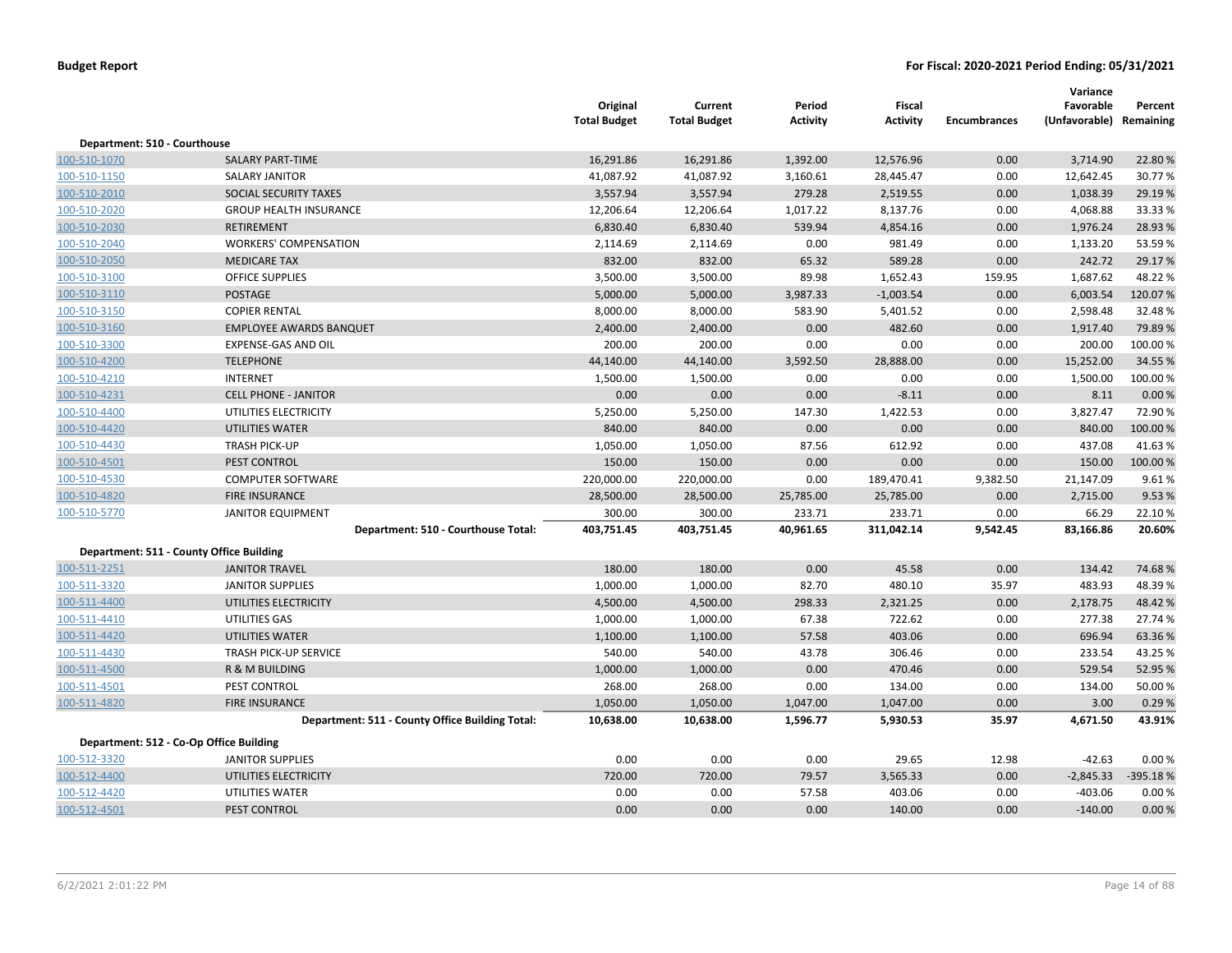**Budget Report** **For Fiscal: 2020-2021 Period Ending: 05/31/2021**

| | | Original Total Budget | Current Total Budget | Period Activity | Fiscal Activity | Encumbrances | Variance Favorable (Unfavorable) | Percent Remaining |
|---|---|---|---|---|---|---|---|---|
| **Department: 510 - Courthouse** | | | | | | | | |
| 100-510-1070 | SALARY PART-TIME | 16,291.86 | 16,291.86 | 1,392.00 | 12,576.96 | 0.00 | 3,714.90 | 22.80 % |
| 100-510-1150 | SALARY JANITOR | 41,087.92 | 41,087.92 | 3,160.61 | 28,445.47 | 0.00 | 12,642.45 | 30.77 % |
| 100-510-2010 | SOCIAL SECURITY TAXES | 3,557.94 | 3,557.94 | 279.28 | 2,519.55 | 0.00 | 1,038.39 | 29.19 % |
| 100-510-2020 | GROUP HEALTH INSURANCE | 12,206.64 | 12,206.64 | 1,017.22 | 8,137.76 | 0.00 | 4,068.88 | 33.33 % |
| 100-510-2030 | RETIREMENT | 6,830.40 | 6,830.40 | 539.94 | 4,854.16 | 0.00 | 1,976.24 | 28.93 % |
| 100-510-2040 | WORKERS' COMPENSATION | 2,114.69 | 2,114.69 | 0.00 | 981.49 | 0.00 | 1,133.20 | 53.59 % |
| 100-510-2050 | MEDICARE TAX | 832.00 | 832.00 | 65.32 | 589.28 | 0.00 | 242.72 | 29.17 % |
| 100-510-3100 | OFFICE SUPPLIES | 3,500.00 | 3,500.00 | 89.98 | 1,652.43 | 159.95 | 1,687.62 | 48.22 % |
| 100-510-3110 | POSTAGE | 5,000.00 | 5,000.00 | 3,987.33 | -1,003.54 | 0.00 | 6,003.54 | 120.07 % |
| 100-510-3150 | COPIER RENTAL | 8,000.00 | 8,000.00 | 583.90 | 5,401.52 | 0.00 | 2,598.48 | 32.48 % |
| 100-510-3160 | EMPLOYEE AWARDS BANQUET | 2,400.00 | 2,400.00 | 0.00 | 482.60 | 0.00 | 1,917.40 | 79.89 % |
| 100-510-3300 | EXPENSE-GAS AND OIL | 200.00 | 200.00 | 0.00 | 0.00 | 0.00 | 200.00 | 100.00 % |
| 100-510-4200 | TELEPHONE | 44,140.00 | 44,140.00 | 3,592.50 | 28,888.00 | 0.00 | 15,252.00 | 34.55 % |
| 100-510-4210 | INTERNET | 1,500.00 | 1,500.00 | 0.00 | 0.00 | 0.00 | 1,500.00 | 100.00 % |
| 100-510-4231 | CELL PHONE - JANITOR | 0.00 | 0.00 | 0.00 | -8.11 | 0.00 | 8.11 | 0.00 % |
| 100-510-4400 | UTILITIES ELECTRICITY | 5,250.00 | 5,250.00 | 147.30 | 1,422.53 | 0.00 | 3,827.47 | 72.90 % |
| 100-510-4420 | UTILITIES WATER | 840.00 | 840.00 | 0.00 | 0.00 | 0.00 | 840.00 | 100.00 % |
| 100-510-4430 | TRASH PICK-UP | 1,050.00 | 1,050.00 | 87.56 | 612.92 | 0.00 | 437.08 | 41.63 % |
| 100-510-4501 | PEST CONTROL | 150.00 | 150.00 | 0.00 | 0.00 | 0.00 | 150.00 | 100.00 % |
| 100-510-4530 | COMPUTER SOFTWARE | 220,000.00 | 220,000.00 | 0.00 | 189,470.41 | 9,382.50 | 21,147.09 | 9.61 % |
| 100-510-4820 | FIRE INSURANCE | 28,500.00 | 28,500.00 | 25,785.00 | 25,785.00 | 0.00 | 2,715.00 | 9.53 % |
| 100-510-5770 | JANITOR EQUIPMENT | 300.00 | 300.00 | 233.71 | 233.71 | 0.00 | 66.29 | 22.10 % |
| | **Department: 510 - Courthouse Total:** | **403,751.45** | **403,751.45** | **40,961.65** | **311,042.14** | **9,542.45** | **83,166.86** | **20.60%** |
| **Department: 511 - County Office Building** | | | | | | | | |
| 100-511-2251 | JANITOR TRAVEL | 180.00 | 180.00 | 0.00 | 45.58 | 0.00 | 134.42 | 74.68 % |
| 100-511-3320 | JANITOR SUPPLIES | 1,000.00 | 1,000.00 | 82.70 | 480.10 | 35.97 | 483.93 | 48.39 % |
| 100-511-4400 | UTILITIES ELECTRICITY | 4,500.00 | 4,500.00 | 298.33 | 2,321.25 | 0.00 | 2,178.75 | 48.42 % |
| 100-511-4410 | UTILITIES GAS | 1,000.00 | 1,000.00 | 67.38 | 722.62 | 0.00 | 277.38 | 27.74 % |
| 100-511-4420 | UTILITIES WATER | 1,100.00 | 1,100.00 | 57.58 | 403.06 | 0.00 | 696.94 | 63.36 % |
| 100-511-4430 | TRASH PICK-UP SERVICE | 540.00 | 540.00 | 43.78 | 306.46 | 0.00 | 233.54 | 43.25 % |
| 100-511-4500 | R & M BUILDING | 1,000.00 | 1,000.00 | 0.00 | 470.46 | 0.00 | 529.54 | 52.95 % |
| 100-511-4501 | PEST CONTROL | 268.00 | 268.00 | 0.00 | 134.00 | 0.00 | 134.00 | 50.00 % |
| 100-511-4820 | FIRE INSURANCE | 1,050.00 | 1,050.00 | 1,047.00 | 1,047.00 | 0.00 | 3.00 | 0.29 % |
| | **Department: 511 - County Office Building Total:** | **10,638.00** | **10,638.00** | **1,596.77** | **5,930.53** | **35.97** | **4,671.50** | **43.91%** |
| **Department: 512 - Co-Op Office Building** | | | | | | | | |
| 100-512-3320 | JANITOR SUPPLIES | 0.00 | 0.00 | 0.00 | 29.65 | 12.98 | -42.63 | 0.00 % |
| 100-512-4400 | UTILITIES ELECTRICITY | 720.00 | 720.00 | 79.57 | 3,565.33 | 0.00 | -2,845.33 | -395.18 % |
| 100-512-4420 | UTILITIES WATER | 0.00 | 0.00 | 57.58 | 403.06 | 0.00 | -403.06 | 0.00 % |
| 100-512-4501 | PEST CONTROL | 0.00 | 0.00 | 0.00 | 140.00 | 0.00 | -140.00 | 0.00 % |

6/2/2021 2:01:22 PM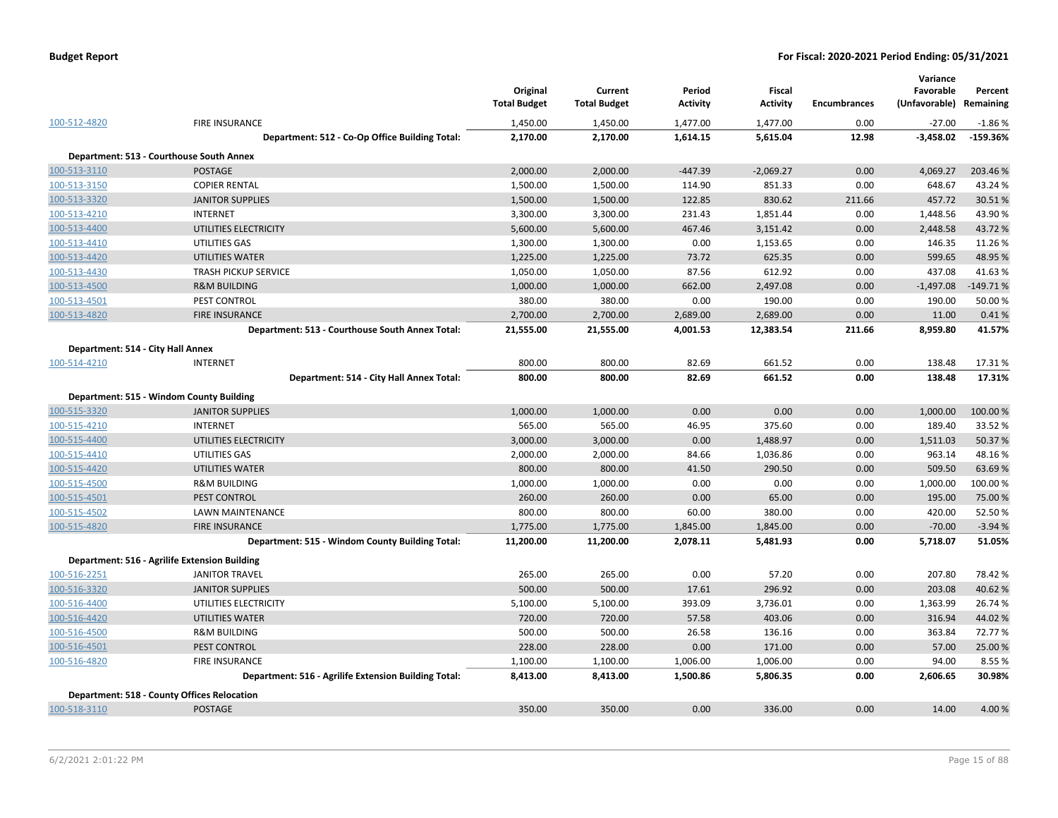**Budget Report** | **For Fiscal: 2020-2021 Period Ending: 05/31/2021**

| | | Original Total Budget | Current Total Budget | Period Activity | Fiscal Activity | Encumbrances | Variance Favorable (Unfavorable) | Percent Remaining |
|---|---|---|---|---|---|---|---|---|
| 100-512-4820 | FIRE INSURANCE | 1,450.00 | 1,450.00 | 1,477.00 | 1,477.00 | 0.00 | -27.00 | -1.86 % |
| | **Department: 512 - Co-Op Office Building Total:** | **2,170.00** | **2,170.00** | **1,614.15** | **5,615.04** | **12.98** | **-3,458.02** | **-159.36%** |
| **Department: 513 - Courthouse South Annex** | | | | | | | | |
| 100-513-3110 | POSTAGE | 2,000.00 | 2,000.00 | -447.39 | -2,069.27 | 0.00 | 4,069.27 | 203.46 % |
| 100-513-3150 | COPIER RENTAL | 1,500.00 | 1,500.00 | 114.90 | 851.33 | 0.00 | 648.67 | 43.24 % |
| 100-513-3320 | JANITOR SUPPLIES | 1,500.00 | 1,500.00 | 122.85 | 830.62 | 211.66 | 457.72 | 30.51 % |
| 100-513-4210 | INTERNET | 3,300.00 | 3,300.00 | 231.43 | 1,851.44 | 0.00 | 1,448.56 | 43.90 % |
| 100-513-4400 | UTILITIES ELECTRICITY | 5,600.00 | 5,600.00 | 467.46 | 3,151.42 | 0.00 | 2,448.58 | 43.72 % |
| 100-513-4410 | UTILITIES GAS | 1,300.00 | 1,300.00 | 0.00 | 1,153.65 | 0.00 | 146.35 | 11.26 % |
| 100-513-4420 | UTILITIES WATER | 1,225.00 | 1,225.00 | 73.72 | 625.35 | 0.00 | 599.65 | 48.95 % |
| 100-513-4430 | TRASH PICKUP SERVICE | 1,050.00 | 1,050.00 | 87.56 | 612.92 | 0.00 | 437.08 | 41.63 % |
| 100-513-4500 | R&M BUILDING | 1,000.00 | 1,000.00 | 662.00 | 2,497.08 | 0.00 | -1,497.08 | -149.71 % |
| 100-513-4501 | PEST CONTROL | 380.00 | 380.00 | 0.00 | 190.00 | 0.00 | 190.00 | 50.00 % |
| 100-513-4820 | FIRE INSURANCE | 2,700.00 | 2,700.00 | 2,689.00 | 2,689.00 | 0.00 | 11.00 | 0.41 % |
| | **Department: 513 - Courthouse South Annex Total:** | **21,555.00** | **21,555.00** | **4,001.53** | **12,383.54** | **211.66** | **8,959.80** | **41.57%** |
| **Department: 514 - City Hall Annex** | | | | | | | | |
| 100-514-4210 | INTERNET | 800.00 | 800.00 | 82.69 | 661.52 | 0.00 | 138.48 | 17.31 % |
| | **Department: 514 - City Hall Annex Total:** | **800.00** | **800.00** | **82.69** | **661.52** | **0.00** | **138.48** | **17.31%** |
| **Department: 515 - Windom County Building** | | | | | | | | |
| 100-515-3320 | JANITOR SUPPLIES | 1,000.00 | 1,000.00 | 0.00 | 0.00 | 0.00 | 1,000.00 | 100.00 % |
| 100-515-4210 | INTERNET | 565.00 | 565.00 | 46.95 | 375.60 | 0.00 | 189.40 | 33.52 % |
| 100-515-4400 | UTILITIES ELECTRICITY | 3,000.00 | 3,000.00 | 0.00 | 1,488.97 | 0.00 | 1,511.03 | 50.37 % |
| 100-515-4410 | UTILITIES GAS | 2,000.00 | 2,000.00 | 84.66 | 1,036.86 | 0.00 | 963.14 | 48.16 % |
| 100-515-4420 | UTILITIES WATER | 800.00 | 800.00 | 41.50 | 290.50 | 0.00 | 509.50 | 63.69 % |
| 100-515-4500 | R&M BUILDING | 1,000.00 | 1,000.00 | 0.00 | 0.00 | 0.00 | 1,000.00 | 100.00 % |
| 100-515-4501 | PEST CONTROL | 260.00 | 260.00 | 0.00 | 65.00 | 0.00 | 195.00 | 75.00 % |
| 100-515-4502 | LAWN MAINTENANCE | 800.00 | 800.00 | 60.00 | 380.00 | 0.00 | 420.00 | 52.50 % |
| 100-515-4820 | FIRE INSURANCE | 1,775.00 | 1,775.00 | 1,845.00 | 1,845.00 | 0.00 | -70.00 | -3.94 % |
| | **Department: 515 - Windom County Building Total:** | **11,200.00** | **11,200.00** | **2,078.11** | **5,481.93** | **0.00** | **5,718.07** | **51.05%** |
| **Department: 516 - Agrilife Extension Building** | | | | | | | | |
| 100-516-2251 | JANITOR TRAVEL | 265.00 | 265.00 | 0.00 | 57.20 | 0.00 | 207.80 | 78.42 % |
| 100-516-3320 | JANITOR SUPPLIES | 500.00 | 500.00 | 17.61 | 296.92 | 0.00 | 203.08 | 40.62 % |
| 100-516-4400 | UTILITIES ELECTRICITY | 5,100.00 | 5,100.00 | 393.09 | 3,736.01 | 0.00 | 1,363.99 | 26.74 % |
| 100-516-4420 | UTILITIES WATER | 720.00 | 720.00 | 57.58 | 403.06 | 0.00 | 316.94 | 44.02 % |
| 100-516-4500 | R&M BUILDING | 500.00 | 500.00 | 26.58 | 136.16 | 0.00 | 363.84 | 72.77 % |
| 100-516-4501 | PEST CONTROL | 228.00 | 228.00 | 0.00 | 171.00 | 0.00 | 57.00 | 25.00 % |
| 100-516-4820 | FIRE INSURANCE | 1,100.00 | 1,100.00 | 1,006.00 | 1,006.00 | 0.00 | 94.00 | 8.55 % |
| | **Department: 516 - Agrilife Extension Building Total:** | **8,413.00** | **8,413.00** | **1,500.86** | **5,806.35** | **0.00** | **2,606.65** | **30.98%** |
| **Department: 518 - County Offices Relocation** | | | | | | | | |
| 100-518-3110 | POSTAGE | 350.00 | 350.00 | 0.00 | 336.00 | 0.00 | 14.00 | 4.00 % |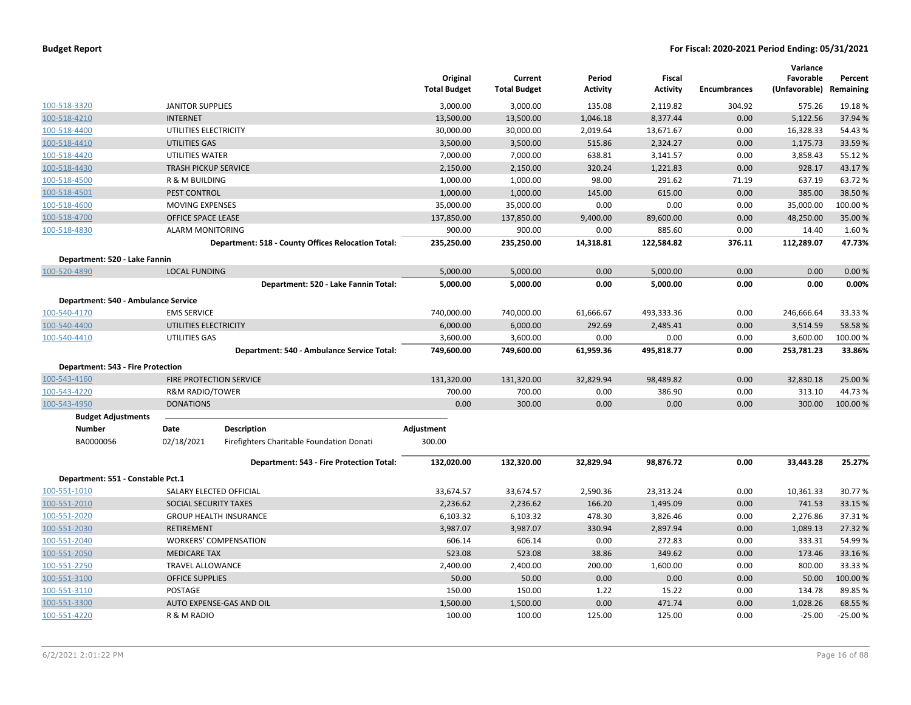| | | Original Total Budget | Current Total Budget | Period Activity | Fiscal Activity | Encumbrances | Variance Favorable (Unfavorable) | Percent Remaining |
|---|---|---|---|---|---|---|---|---|
| 100-518-3320 | JANITOR SUPPLIES | 3,000.00 | 3,000.00 | 135.08 | 2,119.82 | 304.92 | 575.26 | 19.18 % |
| 100-518-4210 | INTERNET | 13,500.00 | 13,500.00 | 1,046.18 | 8,377.44 | 0.00 | 5,122.56 | 37.94 % |
| 100-518-4400 | UTILITIES ELECTRICITY | 30,000.00 | 30,000.00 | 2,019.64 | 13,671.67 | 0.00 | 16,328.33 | 54.43 % |
| 100-518-4410 | UTILITIES GAS | 3,500.00 | 3,500.00 | 515.86 | 2,324.27 | 0.00 | 1,175.73 | 33.59 % |
| 100-518-4420 | UTILITIES WATER | 7,000.00 | 7,000.00 | 638.81 | 3,141.57 | 0.00 | 3,858.43 | 55.12 % |
| 100-518-4430 | TRASH PICKUP SERVICE | 2,150.00 | 2,150.00 | 320.24 | 1,221.83 | 0.00 | 928.17 | 43.17 % |
| 100-518-4500 | R & M BUILDING | 1,000.00 | 1,000.00 | 98.00 | 291.62 | 71.19 | 637.19 | 63.72 % |
| 100-518-4501 | PEST CONTROL | 1,000.00 | 1,000.00 | 145.00 | 615.00 | 0.00 | 385.00 | 38.50 % |
| 100-518-4600 | MOVING EXPENSES | 35,000.00 | 35,000.00 | 0.00 | 0.00 | 0.00 | 35,000.00 | 100.00 % |
| 100-518-4700 | OFFICE SPACE LEASE | 137,850.00 | 137,850.00 | 9,400.00 | 89,600.00 | 0.00 | 48,250.00 | 35.00 % |
| 100-518-4830 | ALARM MONITORING | 900.00 | 900.00 | 0.00 | 885.60 | 0.00 | 14.40 | 1.60 % |
| | **Department: 518 - County Offices Relocation Total:** | **235,250.00** | **235,250.00** | **14,318.81** | **122,584.82** | **376.11** | **112,289.07** | **47.73%** |
| **Department: 520 - Lake Fannin** | | | | | | | | |
| 100-520-4890 | LOCAL FUNDING | 5,000.00 | 5,000.00 | 0.00 | 5,000.00 | 0.00 | 0.00 | 0.00 % |
| | **Department: 520 - Lake Fannin Total:** | **5,000.00** | **5,000.00** | **0.00** | **5,000.00** | **0.00** | **0.00** | **0.00%** |
| **Department: 540 - Ambulance Service** | | | | | | | | |
| 100-540-4170 | EMS SERVICE | 740,000.00 | 740,000.00 | 61,666.67 | 493,333.36 | 0.00 | 246,666.64 | 33.33 % |
| 100-540-4400 | UTILITIES ELECTRICITY | 6,000.00 | 6,000.00 | 292.69 | 2,485.41 | 0.00 | 3,514.59 | 58.58 % |
| 100-540-4410 | UTILITIES GAS | 3,600.00 | 3,600.00 | 0.00 | 0.00 | 0.00 | 3,600.00 | 100.00 % |
| | **Department: 540 - Ambulance Service Total:** | **749,600.00** | **749,600.00** | **61,959.36** | **495,818.77** | **0.00** | **253,781.23** | **33.86%** |
| **Department: 543 - Fire Protection** | | | | | | | | |
| 100-543-4160 | FIRE PROTECTION SERVICE | 131,320.00 | 131,320.00 | 32,829.94 | 98,489.82 | 0.00 | 32,830.18 | 25.00 % |
| 100-543-4220 | R&M RADIO/TOWER | 700.00 | 700.00 | 0.00 | 386.90 | 0.00 | 313.10 | 44.73 % |
| 100-543-4950 | DONATIONS | 0.00 | 300.00 | 0.00 | 0.00 | 0.00 | 300.00 | 100.00 % |

**Budget Adjustments**

| Number | Date | Description | Adjustment |
|---|---|---|---|
| BA0000056 | 02/18/2021 | Firefighters Charitable Foundation Donati | 300.00 |

| | | Original Total Budget | Current Total Budget | Period Activity | Fiscal Activity | Encumbrances | Variance Favorable (Unfavorable) | Percent Remaining |
|---|---|---|---|---|---|---|---|---|
| | **Department: 543 - Fire Protection Total:** | **132,020.00** | **132,320.00** | **32,829.94** | **98,876.72** | **0.00** | **33,443.28** | **25.27%** |
| **Department: 551 - Constable Pct.1** | | | | | | | | |
| 100-551-1010 | SALARY ELECTED OFFICIAL | 33,674.57 | 33,674.57 | 2,590.36 | 23,313.24 | 0.00 | 10,361.33 | 30.77 % |
| 100-551-2010 | SOCIAL SECURITY TAXES | 2,236.62 | 2,236.62 | 166.20 | 1,495.09 | 0.00 | 741.53 | 33.15 % |
| 100-551-2020 | GROUP HEALTH INSURANCE | 6,103.32 | 6,103.32 | 478.30 | 3,826.46 | 0.00 | 2,276.86 | 37.31 % |
| 100-551-2030 | RETIREMENT | 3,987.07 | 3,987.07 | 330.94 | 2,897.94 | 0.00 | 1,089.13 | 27.32 % |
| 100-551-2040 | WORKERS' COMPENSATION | 606.14 | 606.14 | 0.00 | 272.83 | 0.00 | 333.31 | 54.99 % |
| 100-551-2050 | MEDICARE TAX | 523.08 | 523.08 | 38.86 | 349.62 | 0.00 | 173.46 | 33.16 % |
| 100-551-2250 | TRAVEL ALLOWANCE | 2,400.00 | 2,400.00 | 200.00 | 1,600.00 | 0.00 | 800.00 | 33.33 % |
| 100-551-3100 | OFFICE SUPPLIES | 50.00 | 50.00 | 0.00 | 0.00 | 0.00 | 50.00 | 100.00 % |
| 100-551-3110 | POSTAGE | 150.00 | 150.00 | 1.22 | 15.22 | 0.00 | 134.78 | 89.85 % |
| 100-551-3300 | AUTO EXPENSE-GAS AND OIL | 1,500.00 | 1,500.00 | 0.00 | 471.74 | 0.00 | 1,028.26 | 68.55 % |
| 100-551-4220 | R & M RADIO | 100.00 | 100.00 | 125.00 | 125.00 | 0.00 | -25.00 | -25.00 % |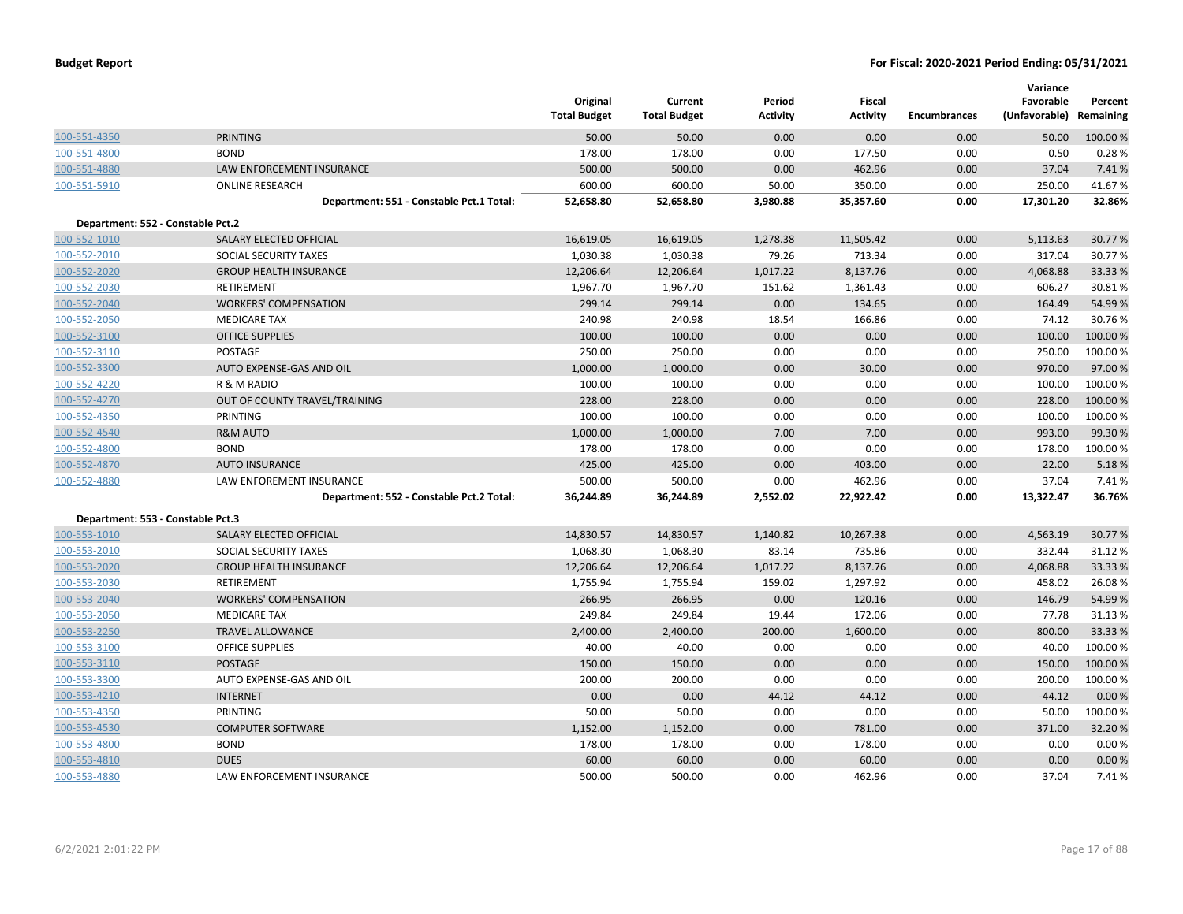**Budget Report** — For Fiscal: 2020-2021 Period Ending: 05/31/2021

| | | Original Total Budget | Current Total Budget | Period Activity | Fiscal Activity | Encumbrances | Variance Favorable (Unfavorable) | Percent Remaining |
|---|---|---|---|---|---|---|---|---|
| 100-551-4350 | PRINTING | 50.00 | 50.00 | 0.00 | 0.00 | 0.00 | 50.00 | 100.00 % |
| 100-551-4800 | BOND | 178.00 | 178.00 | 0.00 | 177.50 | 0.00 | 0.50 | 0.28 % |
| 100-551-4880 | LAW ENFORCEMENT INSURANCE | 500.00 | 500.00 | 0.00 | 462.96 | 0.00 | 37.04 | 7.41 % |
| 100-551-5910 | ONLINE RESEARCH | 600.00 | 600.00 | 50.00 | 350.00 | 0.00 | 250.00 | 41.67 % |
| | **Department: 551 - Constable Pct.1 Total:** | **52,658.80** | **52,658.80** | **3,980.88** | **35,357.60** | **0.00** | **17,301.20** | **32.86%** |
| **Department: 552 - Constable Pct.2** | | | | | | | | |
| 100-552-1010 | SALARY ELECTED OFFICIAL | 16,619.05 | 16,619.05 | 1,278.38 | 11,505.42 | 0.00 | 5,113.63 | 30.77 % |
| 100-552-2010 | SOCIAL SECURITY TAXES | 1,030.38 | 1,030.38 | 79.26 | 713.34 | 0.00 | 317.04 | 30.77 % |
| 100-552-2020 | GROUP HEALTH INSURANCE | 12,206.64 | 12,206.64 | 1,017.22 | 8,137.76 | 0.00 | 4,068.88 | 33.33 % |
| 100-552-2030 | RETIREMENT | 1,967.70 | 1,967.70 | 151.62 | 1,361.43 | 0.00 | 606.27 | 30.81 % |
| 100-552-2040 | WORKERS' COMPENSATION | 299.14 | 299.14 | 0.00 | 134.65 | 0.00 | 164.49 | 54.99 % |
| 100-552-2050 | MEDICARE TAX | 240.98 | 240.98 | 18.54 | 166.86 | 0.00 | 74.12 | 30.76 % |
| 100-552-3100 | OFFICE SUPPLIES | 100.00 | 100.00 | 0.00 | 0.00 | 0.00 | 100.00 | 100.00 % |
| 100-552-3110 | POSTAGE | 250.00 | 250.00 | 0.00 | 0.00 | 0.00 | 250.00 | 100.00 % |
| 100-552-3300 | AUTO EXPENSE-GAS AND OIL | 1,000.00 | 1,000.00 | 0.00 | 30.00 | 0.00 | 970.00 | 97.00 % |
| 100-552-4220 | R & M RADIO | 100.00 | 100.00 | 0.00 | 0.00 | 0.00 | 100.00 | 100.00 % |
| 100-552-4270 | OUT OF COUNTY TRAVEL/TRAINING | 228.00 | 228.00 | 0.00 | 0.00 | 0.00 | 228.00 | 100.00 % |
| 100-552-4350 | PRINTING | 100.00 | 100.00 | 0.00 | 0.00 | 0.00 | 100.00 | 100.00 % |
| 100-552-4540 | R&M AUTO | 1,000.00 | 1,000.00 | 7.00 | 7.00 | 0.00 | 993.00 | 99.30 % |
| 100-552-4800 | BOND | 178.00 | 178.00 | 0.00 | 0.00 | 0.00 | 178.00 | 100.00 % |
| 100-552-4870 | AUTO INSURANCE | 425.00 | 425.00 | 0.00 | 403.00 | 0.00 | 22.00 | 5.18 % |
| 100-552-4880 | LAW ENFOREMENT INSURANCE | 500.00 | 500.00 | 0.00 | 462.96 | 0.00 | 37.04 | 7.41 % |
| | **Department: 552 - Constable Pct.2 Total:** | **36,244.89** | **36,244.89** | **2,552.02** | **22,922.42** | **0.00** | **13,322.47** | **36.76%** |
| **Department: 553 - Constable Pct.3** | | | | | | | | |
| 100-553-1010 | SALARY ELECTED OFFICIAL | 14,830.57 | 14,830.57 | 1,140.82 | 10,267.38 | 0.00 | 4,563.19 | 30.77 % |
| 100-553-2010 | SOCIAL SECURITY TAXES | 1,068.30 | 1,068.30 | 83.14 | 735.86 | 0.00 | 332.44 | 31.12 % |
| 100-553-2020 | GROUP HEALTH INSURANCE | 12,206.64 | 12,206.64 | 1,017.22 | 8,137.76 | 0.00 | 4,068.88 | 33.33 % |
| 100-553-2030 | RETIREMENT | 1,755.94 | 1,755.94 | 159.02 | 1,297.92 | 0.00 | 458.02 | 26.08 % |
| 100-553-2040 | WORKERS' COMPENSATION | 266.95 | 266.95 | 0.00 | 120.16 | 0.00 | 146.79 | 54.99 % |
| 100-553-2050 | MEDICARE TAX | 249.84 | 249.84 | 19.44 | 172.06 | 0.00 | 77.78 | 31.13 % |
| 100-553-2250 | TRAVEL ALLOWANCE | 2,400.00 | 2,400.00 | 200.00 | 1,600.00 | 0.00 | 800.00 | 33.33 % |
| 100-553-3100 | OFFICE SUPPLIES | 40.00 | 40.00 | 0.00 | 0.00 | 0.00 | 40.00 | 100.00 % |
| 100-553-3110 | POSTAGE | 150.00 | 150.00 | 0.00 | 0.00 | 0.00 | 150.00 | 100.00 % |
| 100-553-3300 | AUTO EXPENSE-GAS AND OIL | 200.00 | 200.00 | 0.00 | 0.00 | 0.00 | 200.00 | 100.00 % |
| 100-553-4210 | INTERNET | 0.00 | 0.00 | 44.12 | 44.12 | 0.00 | -44.12 | 0.00 % |
| 100-553-4350 | PRINTING | 50.00 | 50.00 | 0.00 | 0.00 | 0.00 | 50.00 | 100.00 % |
| 100-553-4530 | COMPUTER SOFTWARE | 1,152.00 | 1,152.00 | 0.00 | 781.00 | 0.00 | 371.00 | 32.20 % |
| 100-553-4800 | BOND | 178.00 | 178.00 | 0.00 | 178.00 | 0.00 | 0.00 | 0.00 % |
| 100-553-4810 | DUES | 60.00 | 60.00 | 0.00 | 60.00 | 0.00 | 0.00 | 0.00 % |
| 100-553-4880 | LAW ENFORCEMENT INSURANCE | 500.00 | 500.00 | 0.00 | 462.96 | 0.00 | 37.04 | 7.41 % |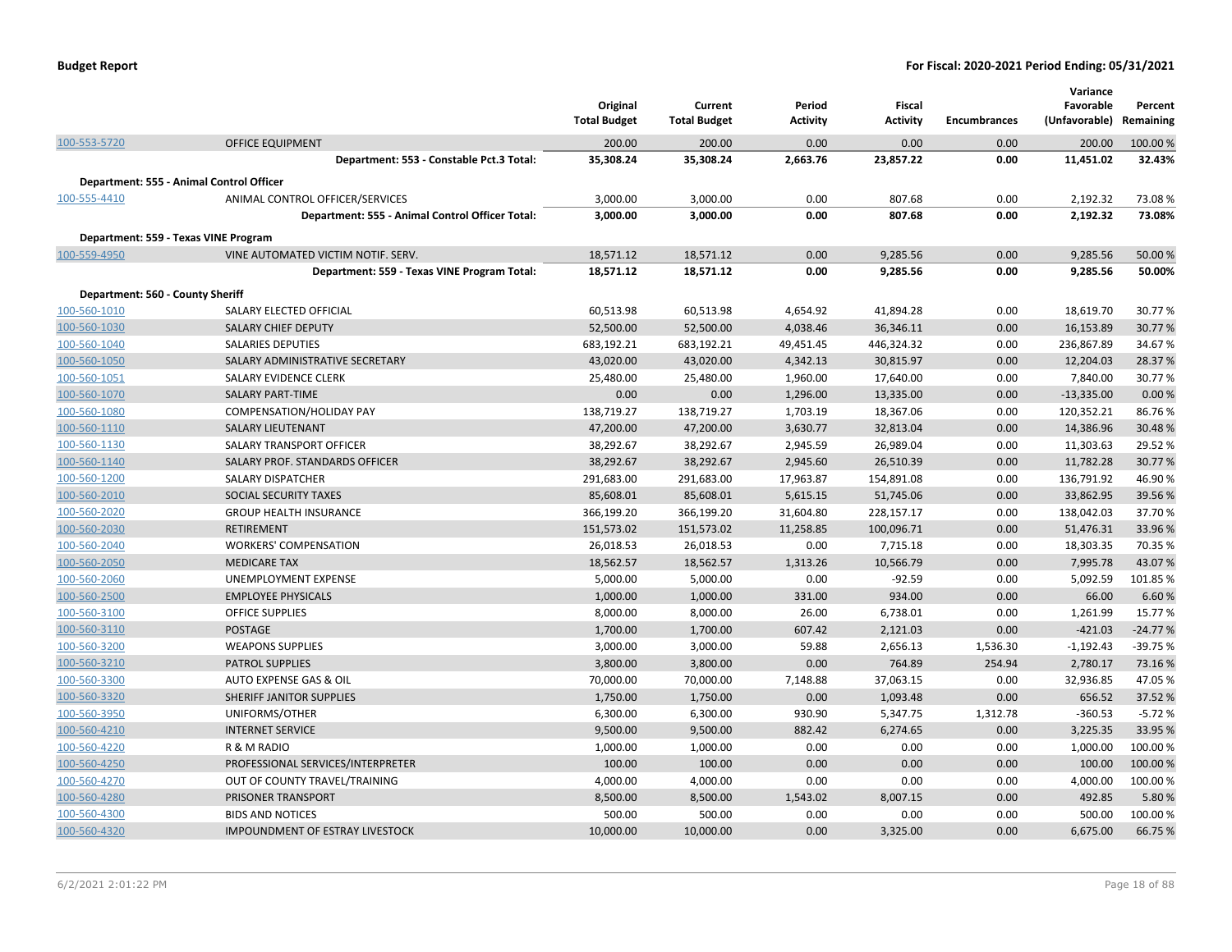**Budget Report** — **For Fiscal: 2020-2021 Period Ending: 05/31/2021**

| | | Original Total Budget | Current Total Budget | Period Activity | Fiscal Activity | Encumbrances | Variance Favorable (Unfavorable) | Percent Remaining |
|---|---|---|---|---|---|---|---|---|
| 100-553-5720 | OFFICE EQUIPMENT | 200.00 | 200.00 | 0.00 | 0.00 | 0.00 | 200.00 | 100.00 % |
| | **Department: 553 - Constable Pct.3 Total:** | **35,308.24** | **35,308.24** | **2,663.76** | **23,857.22** | **0.00** | **11,451.02** | **32.43%** |
| **Department: 555 - Animal Control Officer** | | | | | | | | |
| 100-555-4410 | ANIMAL CONTROL OFFICER/SERVICES | 3,000.00 | 3,000.00 | 0.00 | 807.68 | 0.00 | 2,192.32 | 73.08 % |
| | **Department: 555 - Animal Control Officer Total:** | **3,000.00** | **3,000.00** | **0.00** | **807.68** | **0.00** | **2,192.32** | **73.08%** |
| **Department: 559 - Texas VINE Program** | | | | | | | | |
| 100-559-4950 | VINE AUTOMATED VICTIM NOTIF. SERV. | 18,571.12 | 18,571.12 | 0.00 | 9,285.56 | 0.00 | 9,285.56 | 50.00 % |
| | **Department: 559 - Texas VINE Program Total:** | **18,571.12** | **18,571.12** | **0.00** | **9,285.56** | **0.00** | **9,285.56** | **50.00%** |
| **Department: 560 - County Sheriff** | | | | | | | | |
| 100-560-1010 | SALARY ELECTED OFFICIAL | 60,513.98 | 60,513.98 | 4,654.92 | 41,894.28 | 0.00 | 18,619.70 | 30.77 % |
| 100-560-1030 | SALARY CHIEF DEPUTY | 52,500.00 | 52,500.00 | 4,038.46 | 36,346.11 | 0.00 | 16,153.89 | 30.77 % |
| 100-560-1040 | SALARIES DEPUTIES | 683,192.21 | 683,192.21 | 49,451.45 | 446,324.32 | 0.00 | 236,867.89 | 34.67 % |
| 100-560-1050 | SALARY ADMINISTRATIVE SECRETARY | 43,020.00 | 43,020.00 | 4,342.13 | 30,815.97 | 0.00 | 12,204.03 | 28.37 % |
| 100-560-1051 | SALARY EVIDENCE CLERK | 25,480.00 | 25,480.00 | 1,960.00 | 17,640.00 | 0.00 | 7,840.00 | 30.77 % |
| 100-560-1070 | SALARY PART-TIME | 0.00 | 0.00 | 1,296.00 | 13,335.00 | 0.00 | -13,335.00 | 0.00 % |
| 100-560-1080 | COMPENSATION/HOLIDAY PAY | 138,719.27 | 138,719.27 | 1,703.19 | 18,367.06 | 0.00 | 120,352.21 | 86.76 % |
| 100-560-1110 | SALARY LIEUTENANT | 47,200.00 | 47,200.00 | 3,630.77 | 32,813.04 | 0.00 | 14,386.96 | 30.48 % |
| 100-560-1130 | SALARY TRANSPORT OFFICER | 38,292.67 | 38,292.67 | 2,945.59 | 26,989.04 | 0.00 | 11,303.63 | 29.52 % |
| 100-560-1140 | SALARY PROF. STANDARDS OFFICER | 38,292.67 | 38,292.67 | 2,945.60 | 26,510.39 | 0.00 | 11,782.28 | 30.77 % |
| 100-560-1200 | SALARY DISPATCHER | 291,683.00 | 291,683.00 | 17,963.87 | 154,891.08 | 0.00 | 136,791.92 | 46.90 % |
| 100-560-2010 | SOCIAL SECURITY TAXES | 85,608.01 | 85,608.01 | 5,615.15 | 51,745.06 | 0.00 | 33,862.95 | 39.56 % |
| 100-560-2020 | GROUP HEALTH INSURANCE | 366,199.20 | 366,199.20 | 31,604.80 | 228,157.17 | 0.00 | 138,042.03 | 37.70 % |
| 100-560-2030 | RETIREMENT | 151,573.02 | 151,573.02 | 11,258.85 | 100,096.71 | 0.00 | 51,476.31 | 33.96 % |
| 100-560-2040 | WORKERS' COMPENSATION | 26,018.53 | 26,018.53 | 0.00 | 7,715.18 | 0.00 | 18,303.35 | 70.35 % |
| 100-560-2050 | MEDICARE TAX | 18,562.57 | 18,562.57 | 1,313.26 | 10,566.79 | 0.00 | 7,995.78 | 43.07 % |
| 100-560-2060 | UNEMPLOYMENT EXPENSE | 5,000.00 | 5,000.00 | 0.00 | -92.59 | 0.00 | 5,092.59 | 101.85 % |
| 100-560-2500 | EMPLOYEE PHYSICALS | 1,000.00 | 1,000.00 | 331.00 | 934.00 | 0.00 | 66.00 | 6.60 % |
| 100-560-3100 | OFFICE SUPPLIES | 8,000.00 | 8,000.00 | 26.00 | 6,738.01 | 0.00 | 1,261.99 | 15.77 % |
| 100-560-3110 | POSTAGE | 1,700.00 | 1,700.00 | 607.42 | 2,121.03 | 0.00 | -421.03 | -24.77 % |
| 100-560-3200 | WEAPONS SUPPLIES | 3,000.00 | 3,000.00 | 59.88 | 2,656.13 | 1,536.30 | -1,192.43 | -39.75 % |
| 100-560-3210 | PATROL SUPPLIES | 3,800.00 | 3,800.00 | 0.00 | 764.89 | 254.94 | 2,780.17 | 73.16 % |
| 100-560-3300 | AUTO EXPENSE GAS & OIL | 70,000.00 | 70,000.00 | 7,148.88 | 37,063.15 | 0.00 | 32,936.85 | 47.05 % |
| 100-560-3320 | SHERIFF JANITOR SUPPLIES | 1,750.00 | 1,750.00 | 0.00 | 1,093.48 | 0.00 | 656.52 | 37.52 % |
| 100-560-3950 | UNIFORMS/OTHER | 6,300.00 | 6,300.00 | 930.90 | 5,347.75 | 1,312.78 | -360.53 | -5.72 % |
| 100-560-4210 | INTERNET SERVICE | 9,500.00 | 9,500.00 | 882.42 | 6,274.65 | 0.00 | 3,225.35 | 33.95 % |
| 100-560-4220 | R & M RADIO | 1,000.00 | 1,000.00 | 0.00 | 0.00 | 0.00 | 1,000.00 | 100.00 % |
| 100-560-4250 | PROFESSIONAL SERVICES/INTERPRETER | 100.00 | 100.00 | 0.00 | 0.00 | 0.00 | 100.00 | 100.00 % |
| 100-560-4270 | OUT OF COUNTY TRAVEL/TRAINING | 4,000.00 | 4,000.00 | 0.00 | 0.00 | 0.00 | 4,000.00 | 100.00 % |
| 100-560-4280 | PRISONER TRANSPORT | 8,500.00 | 8,500.00 | 1,543.02 | 8,007.15 | 0.00 | 492.85 | 5.80 % |
| 100-560-4300 | BIDS AND NOTICES | 500.00 | 500.00 | 0.00 | 0.00 | 0.00 | 500.00 | 100.00 % |
| 100-560-4320 | IMPOUNDMENT OF ESTRAY LIVESTOCK | 10,000.00 | 10,000.00 | 0.00 | 3,325.00 | 0.00 | 6,675.00 | 66.75 % |

6/2/2021 2:01:22 PM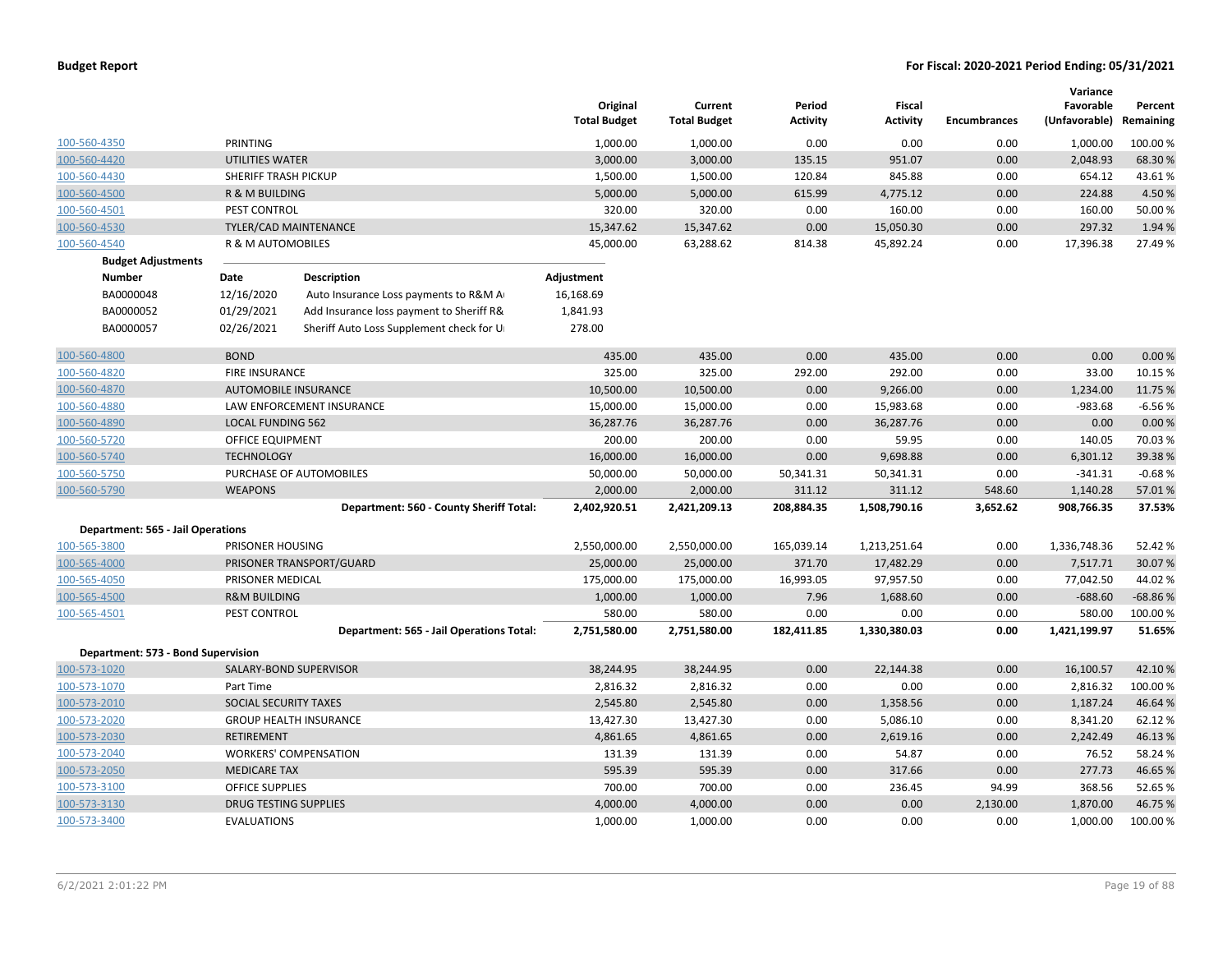**Budget Report** | **For Fiscal: 2020-2021 Period Ending: 05/31/2021**

| | | Original Total Budget | Current Total Budget | Period Activity | Fiscal Activity | Encumbrances | Variance Favorable (Unfavorable) | Percent Remaining |
|---|---|---|---|---|---|---|---|---|
| 100-560-4350 | PRINTING | 1,000.00 | 1,000.00 | 0.00 | 0.00 | 0.00 | 1,000.00 | 100.00 % |
| 100-560-4420 | UTILITIES WATER | 3,000.00 | 3,000.00 | 135.15 | 951.07 | 0.00 | 2,048.93 | 68.30 % |
| 100-560-4430 | SHERIFF TRASH PICKUP | 1,500.00 | 1,500.00 | 120.84 | 845.88 | 0.00 | 654.12 | 43.61 % |
| 100-560-4500 | R & M BUILDING | 5,000.00 | 5,000.00 | 615.99 | 4,775.12 | 0.00 | 224.88 | 4.50 % |
| 100-560-4501 | PEST CONTROL | 320.00 | 320.00 | 0.00 | 160.00 | 0.00 | 160.00 | 50.00 % |
| 100-560-4530 | TYLER/CAD MAINTENANCE | 15,347.62 | 15,347.62 | 0.00 | 15,050.30 | 0.00 | 297.32 | 1.94 % |
| 100-560-4540 | R & M AUTOMOBILES | 45,000.00 | 63,288.62 | 814.38 | 45,892.24 | 0.00 | 17,396.38 | 27.49 % |

**Budget Adjustments**

| Number | Date | Description | Adjustment |
|---|---|---|---|
| BA0000048 | 12/16/2020 | Auto Insurance Loss payments to R&M A | 16,168.69 |
| BA0000052 | 01/29/2021 | Add Insurance loss payment to Sheriff R& | 1,841.93 |
| BA0000057 | 02/26/2021 | Sheriff Auto Loss Supplement check for U | 278.00 |

| | | Original Total Budget | Current Total Budget | Period Activity | Fiscal Activity | Encumbrances | Variance Favorable (Unfavorable) | Percent Remaining |
|---|---|---|---|---|---|---|---|---|
| 100-560-4800 | BOND | 435.00 | 435.00 | 0.00 | 435.00 | 0.00 | 0.00 | 0.00 % |
| 100-560-4820 | FIRE INSURANCE | 325.00 | 325.00 | 292.00 | 292.00 | 0.00 | 33.00 | 10.15 % |
| 100-560-4870 | AUTOMOBILE INSURANCE | 10,500.00 | 10,500.00 | 0.00 | 9,266.00 | 0.00 | 1,234.00 | 11.75 % |
| 100-560-4880 | LAW ENFORCEMENT INSURANCE | 15,000.00 | 15,000.00 | 0.00 | 15,983.68 | 0.00 | -983.68 | -6.56 % |
| 100-560-4890 | LOCAL FUNDING 562 | 36,287.76 | 36,287.76 | 0.00 | 36,287.76 | 0.00 | 0.00 | 0.00 % |
| 100-560-5720 | OFFICE EQUIPMENT | 200.00 | 200.00 | 0.00 | 59.95 | 0.00 | 140.05 | 70.03 % |
| 100-560-5740 | TECHNOLOGY | 16,000.00 | 16,000.00 | 0.00 | 9,698.88 | 0.00 | 6,301.12 | 39.38 % |
| 100-560-5750 | PURCHASE OF AUTOMOBILES | 50,000.00 | 50,000.00 | 50,341.31 | 50,341.31 | 0.00 | -341.31 | -0.68 % |
| 100-560-5790 | WEAPONS | 2,000.00 | 2,000.00 | 311.12 | 311.12 | 548.60 | 1,140.28 | 57.01 % |
| | **Department: 560 - County Sheriff Total:** | **2,402,920.51** | **2,421,209.13** | **208,884.35** | **1,508,790.16** | **3,652.62** | **908,766.35** | **37.53%** |
| **Department: 565 - Jail Operations** | | | | | | | | |
| 100-565-3800 | PRISONER HOUSING | 2,550,000.00 | 2,550,000.00 | 165,039.14 | 1,213,251.64 | 0.00 | 1,336,748.36 | 52.42 % |
| 100-565-4000 | PRISONER TRANSPORT/GUARD | 25,000.00 | 25,000.00 | 371.70 | 17,482.29 | 0.00 | 7,517.71 | 30.07 % |
| 100-565-4050 | PRISONER MEDICAL | 175,000.00 | 175,000.00 | 16,993.05 | 97,957.50 | 0.00 | 77,042.50 | 44.02 % |
| 100-565-4500 | R&M BUILDING | 1,000.00 | 1,000.00 | 7.96 | 1,688.60 | 0.00 | -688.60 | -68.86 % |
| 100-565-4501 | PEST CONTROL | 580.00 | 580.00 | 0.00 | 0.00 | 0.00 | 580.00 | 100.00 % |
| | **Department: 565 - Jail Operations Total:** | **2,751,580.00** | **2,751,580.00** | **182,411.85** | **1,330,380.03** | **0.00** | **1,421,199.97** | **51.65%** |
| **Department: 573 - Bond Supervision** | | | | | | | | |
| 100-573-1020 | SALARY-BOND SUPERVISOR | 38,244.95 | 38,244.95 | 0.00 | 22,144.38 | 0.00 | 16,100.57 | 42.10 % |
| 100-573-1070 | Part Time | 2,816.32 | 2,816.32 | 0.00 | 0.00 | 0.00 | 2,816.32 | 100.00 % |
| 100-573-2010 | SOCIAL SECURITY TAXES | 2,545.80 | 2,545.80 | 0.00 | 1,358.56 | 0.00 | 1,187.24 | 46.64 % |
| 100-573-2020 | GROUP HEALTH INSURANCE | 13,427.30 | 13,427.30 | 0.00 | 5,086.10 | 0.00 | 8,341.20 | 62.12 % |
| 100-573-2030 | RETIREMENT | 4,861.65 | 4,861.65 | 0.00 | 2,619.16 | 0.00 | 2,242.49 | 46.13 % |
| 100-573-2040 | WORKERS' COMPENSATION | 131.39 | 131.39 | 0.00 | 54.87 | 0.00 | 76.52 | 58.24 % |
| 100-573-2050 | MEDICARE TAX | 595.39 | 595.39 | 0.00 | 317.66 | 0.00 | 277.73 | 46.65 % |
| 100-573-3100 | OFFICE SUPPLIES | 700.00 | 700.00 | 0.00 | 236.45 | 94.99 | 368.56 | 52.65 % |
| 100-573-3130 | DRUG TESTING SUPPLIES | 4,000.00 | 4,000.00 | 0.00 | 0.00 | 2,130.00 | 1,870.00 | 46.75 % |
| 100-573-3400 | EVALUATIONS | 1,000.00 | 1,000.00 | 0.00 | 0.00 | 0.00 | 1,000.00 | 100.00 % |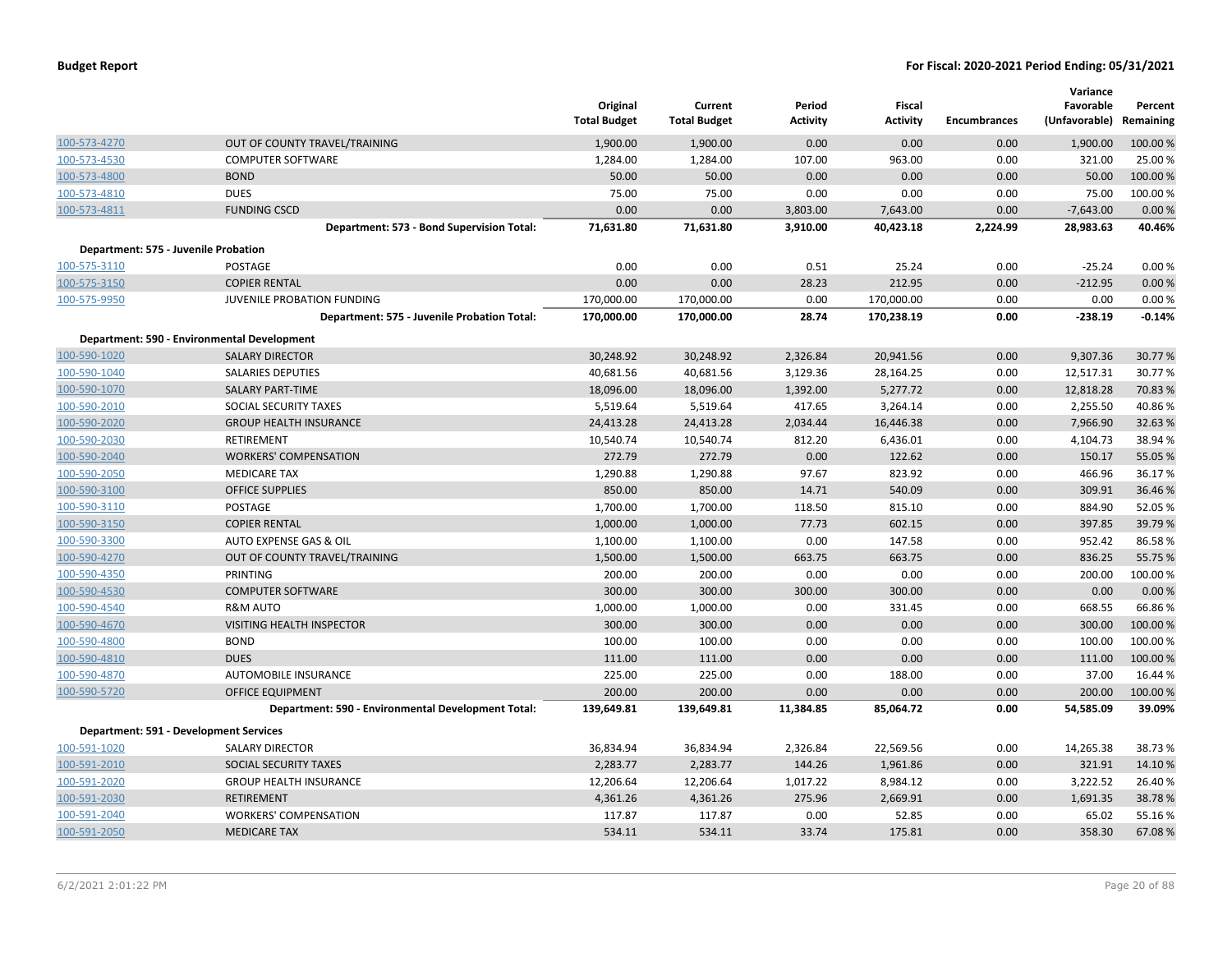| | | Original Total Budget | Current Total Budget | Period Activity | Fiscal Activity | Encumbrances | Variance Favorable (Unfavorable) | Percent Remaining |
|---|---|---|---|---|---|---|---|---|
| 100-573-4270 | OUT OF COUNTY TRAVEL/TRAINING | 1,900.00 | 1,900.00 | 0.00 | 0.00 | 0.00 | 1,900.00 | 100.00 % |
| 100-573-4530 | COMPUTER SOFTWARE | 1,284.00 | 1,284.00 | 107.00 | 963.00 | 0.00 | 321.00 | 25.00 % |
| 100-573-4800 | BOND | 50.00 | 50.00 | 0.00 | 0.00 | 0.00 | 50.00 | 100.00 % |
| 100-573-4810 | DUES | 75.00 | 75.00 | 0.00 | 0.00 | 0.00 | 75.00 | 100.00 % |
| 100-573-4811 | FUNDING CSCD | 0.00 | 0.00 | 3,803.00 | 7,643.00 | 0.00 | -7,643.00 | 0.00 % |
| | **Department: 573 - Bond Supervision Total:** | **71,631.80** | **71,631.80** | **3,910.00** | **40,423.18** | **2,224.99** | **28,983.63** | **40.46%** |
| **Department: 575 - Juvenile Probation** | | | | | | | | |
| 100-575-3110 | POSTAGE | 0.00 | 0.00 | 0.51 | 25.24 | 0.00 | -25.24 | 0.00 % |
| 100-575-3150 | COPIER RENTAL | 0.00 | 0.00 | 28.23 | 212.95 | 0.00 | -212.95 | 0.00 % |
| 100-575-9950 | JUVENILE PROBATION FUNDING | 170,000.00 | 170,000.00 | 0.00 | 170,000.00 | 0.00 | 0.00 | 0.00 % |
| | **Department: 575 - Juvenile Probation Total:** | **170,000.00** | **170,000.00** | **28.74** | **170,238.19** | **0.00** | **-238.19** | **-0.14%** |
| **Department: 590 - Environmental Development** | | | | | | | | |
| 100-590-1020 | SALARY DIRECTOR | 30,248.92 | 30,248.92 | 2,326.84 | 20,941.56 | 0.00 | 9,307.36 | 30.77 % |
| 100-590-1040 | SALARIES DEPUTIES | 40,681.56 | 40,681.56 | 3,129.36 | 28,164.25 | 0.00 | 12,517.31 | 30.77 % |
| 100-590-1070 | SALARY PART-TIME | 18,096.00 | 18,096.00 | 1,392.00 | 5,277.72 | 0.00 | 12,818.28 | 70.83 % |
| 100-590-2010 | SOCIAL SECURITY TAXES | 5,519.64 | 5,519.64 | 417.65 | 3,264.14 | 0.00 | 2,255.50 | 40.86 % |
| 100-590-2020 | GROUP HEALTH INSURANCE | 24,413.28 | 24,413.28 | 2,034.44 | 16,446.38 | 0.00 | 7,966.90 | 32.63 % |
| 100-590-2030 | RETIREMENT | 10,540.74 | 10,540.74 | 812.20 | 6,436.01 | 0.00 | 4,104.73 | 38.94 % |
| 100-590-2040 | WORKERS' COMPENSATION | 272.79 | 272.79 | 0.00 | 122.62 | 0.00 | 150.17 | 55.05 % |
| 100-590-2050 | MEDICARE TAX | 1,290.88 | 1,290.88 | 97.67 | 823.92 | 0.00 | 466.96 | 36.17 % |
| 100-590-3100 | OFFICE SUPPLIES | 850.00 | 850.00 | 14.71 | 540.09 | 0.00 | 309.91 | 36.46 % |
| 100-590-3110 | POSTAGE | 1,700.00 | 1,700.00 | 118.50 | 815.10 | 0.00 | 884.90 | 52.05 % |
| 100-590-3150 | COPIER RENTAL | 1,000.00 | 1,000.00 | 77.73 | 602.15 | 0.00 | 397.85 | 39.79 % |
| 100-590-3300 | AUTO EXPENSE GAS & OIL | 1,100.00 | 1,100.00 | 0.00 | 147.58 | 0.00 | 952.42 | 86.58 % |
| 100-590-4270 | OUT OF COUNTY TRAVEL/TRAINING | 1,500.00 | 1,500.00 | 663.75 | 663.75 | 0.00 | 836.25 | 55.75 % |
| 100-590-4350 | PRINTING | 200.00 | 200.00 | 0.00 | 0.00 | 0.00 | 200.00 | 100.00 % |
| 100-590-4530 | COMPUTER SOFTWARE | 300.00 | 300.00 | 300.00 | 300.00 | 0.00 | 0.00 | 0.00 % |
| 100-590-4540 | R&M AUTO | 1,000.00 | 1,000.00 | 0.00 | 331.45 | 0.00 | 668.55 | 66.86 % |
| 100-590-4670 | VISITING HEALTH INSPECTOR | 300.00 | 300.00 | 0.00 | 0.00 | 0.00 | 300.00 | 100.00 % |
| 100-590-4800 | BOND | 100.00 | 100.00 | 0.00 | 0.00 | 0.00 | 100.00 | 100.00 % |
| 100-590-4810 | DUES | 111.00 | 111.00 | 0.00 | 0.00 | 0.00 | 111.00 | 100.00 % |
| 100-590-4870 | AUTOMOBILE INSURANCE | 225.00 | 225.00 | 0.00 | 188.00 | 0.00 | 37.00 | 16.44 % |
| 100-590-5720 | OFFICE EQUIPMENT | 200.00 | 200.00 | 0.00 | 0.00 | 0.00 | 200.00 | 100.00 % |
| | **Department: 590 - Environmental Development Total:** | **139,649.81** | **139,649.81** | **11,384.85** | **85,064.72** | **0.00** | **54,585.09** | **39.09%** |
| **Department: 591 - Development Services** | | | | | | | | |
| 100-591-1020 | SALARY DIRECTOR | 36,834.94 | 36,834.94 | 2,326.84 | 22,569.56 | 0.00 | 14,265.38 | 38.73 % |
| 100-591-2010 | SOCIAL SECURITY TAXES | 2,283.77 | 2,283.77 | 144.26 | 1,961.86 | 0.00 | 321.91 | 14.10 % |
| 100-591-2020 | GROUP HEALTH INSURANCE | 12,206.64 | 12,206.64 | 1,017.22 | 8,984.12 | 0.00 | 3,222.52 | 26.40 % |
| 100-591-2030 | RETIREMENT | 4,361.26 | 4,361.26 | 275.96 | 2,669.91 | 0.00 | 1,691.35 | 38.78 % |
| 100-591-2040 | WORKERS' COMPENSATION | 117.87 | 117.87 | 0.00 | 52.85 | 0.00 | 65.02 | 55.16 % |
| 100-591-2050 | MEDICARE TAX | 534.11 | 534.11 | 33.74 | 175.81 | 0.00 | 358.30 | 67.08 % |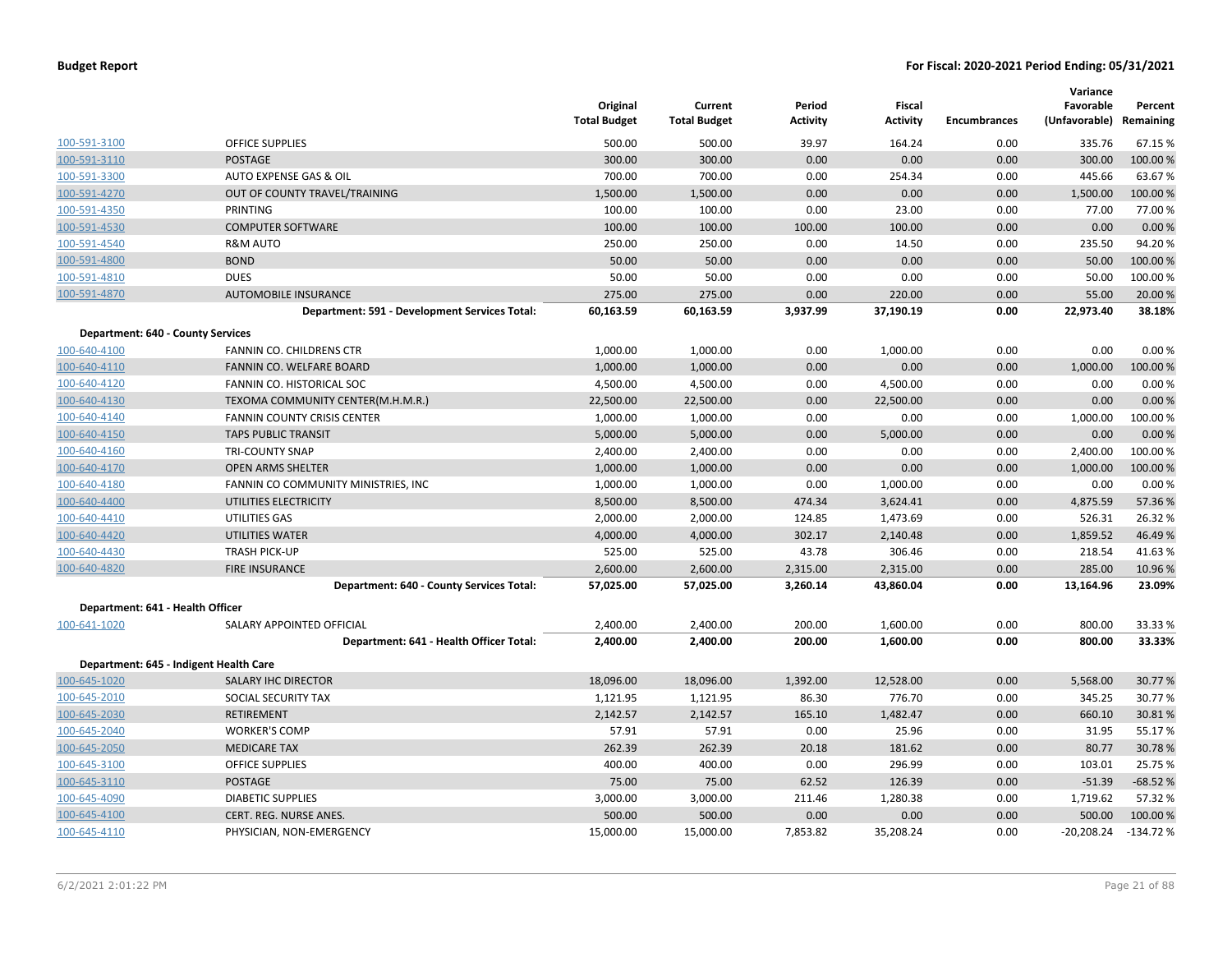**Budget Report** **For Fiscal: 2020-2021 Period Ending: 05/31/2021**

| | | Original Total Budget | Current Total Budget | Period Activity | Fiscal Activity | Encumbrances | Variance Favorable (Unfavorable) | Percent Remaining |
|---|---|---|---|---|---|---|---|---|
| 100-591-3100 | OFFICE SUPPLIES | 500.00 | 500.00 | 39.97 | 164.24 | 0.00 | 335.76 | 67.15 % |
| 100-591-3110 | POSTAGE | 300.00 | 300.00 | 0.00 | 0.00 | 0.00 | 300.00 | 100.00 % |
| 100-591-3300 | AUTO EXPENSE GAS & OIL | 700.00 | 700.00 | 0.00 | 254.34 | 0.00 | 445.66 | 63.67 % |
| 100-591-4270 | OUT OF COUNTY TRAVEL/TRAINING | 1,500.00 | 1,500.00 | 0.00 | 0.00 | 0.00 | 1,500.00 | 100.00 % |
| 100-591-4350 | PRINTING | 100.00 | 100.00 | 0.00 | 23.00 | 0.00 | 77.00 | 77.00 % |
| 100-591-4530 | COMPUTER SOFTWARE | 100.00 | 100.00 | 100.00 | 100.00 | 0.00 | 0.00 | 0.00 % |
| 100-591-4540 | R&M AUTO | 250.00 | 250.00 | 0.00 | 14.50 | 0.00 | 235.50 | 94.20 % |
| 100-591-4800 | BOND | 50.00 | 50.00 | 0.00 | 0.00 | 0.00 | 50.00 | 100.00 % |
| 100-591-4810 | DUES | 50.00 | 50.00 | 0.00 | 0.00 | 0.00 | 50.00 | 100.00 % |
| 100-591-4870 | AUTOMOBILE INSURANCE | 275.00 | 275.00 | 0.00 | 220.00 | 0.00 | 55.00 | 20.00 % |
| | **Department: 591 - Development Services Total:** | **60,163.59** | **60,163.59** | **3,937.99** | **37,190.19** | **0.00** | **22,973.40** | **38.18%** |
| **Department: 640 - County Services** | | | | | | | | |
| 100-640-4100 | FANNIN CO. CHILDRENS CTR | 1,000.00 | 1,000.00 | 0.00 | 1,000.00 | 0.00 | 0.00 | 0.00 % |
| 100-640-4110 | FANNIN CO. WELFARE BOARD | 1,000.00 | 1,000.00 | 0.00 | 0.00 | 0.00 | 1,000.00 | 100.00 % |
| 100-640-4120 | FANNIN CO. HISTORICAL SOC | 4,500.00 | 4,500.00 | 0.00 | 4,500.00 | 0.00 | 0.00 | 0.00 % |
| 100-640-4130 | TEXOMA COMMUNITY CENTER(M.H.M.R.) | 22,500.00 | 22,500.00 | 0.00 | 22,500.00 | 0.00 | 0.00 | 0.00 % |
| 100-640-4140 | FANNIN COUNTY CRISIS CENTER | 1,000.00 | 1,000.00 | 0.00 | 0.00 | 0.00 | 1,000.00 | 100.00 % |
| 100-640-4150 | TAPS PUBLIC TRANSIT | 5,000.00 | 5,000.00 | 0.00 | 5,000.00 | 0.00 | 0.00 | 0.00 % |
| 100-640-4160 | TRI-COUNTY SNAP | 2,400.00 | 2,400.00 | 0.00 | 0.00 | 0.00 | 2,400.00 | 100.00 % |
| 100-640-4170 | OPEN ARMS SHELTER | 1,000.00 | 1,000.00 | 0.00 | 0.00 | 0.00 | 1,000.00 | 100.00 % |
| 100-640-4180 | FANNIN CO COMMUNITY MINISTRIES, INC | 1,000.00 | 1,000.00 | 0.00 | 1,000.00 | 0.00 | 0.00 | 0.00 % |
| 100-640-4400 | UTILITIES ELECTRICITY | 8,500.00 | 8,500.00 | 474.34 | 3,624.41 | 0.00 | 4,875.59 | 57.36 % |
| 100-640-4410 | UTILITIES GAS | 2,000.00 | 2,000.00 | 124.85 | 1,473.69 | 0.00 | 526.31 | 26.32 % |
| 100-640-4420 | UTILITIES WATER | 4,000.00 | 4,000.00 | 302.17 | 2,140.48 | 0.00 | 1,859.52 | 46.49 % |
| 100-640-4430 | TRASH PICK-UP | 525.00 | 525.00 | 43.78 | 306.46 | 0.00 | 218.54 | 41.63 % |
| 100-640-4820 | FIRE INSURANCE | 2,600.00 | 2,600.00 | 2,315.00 | 2,315.00 | 0.00 | 285.00 | 10.96 % |
| | **Department: 640 - County Services Total:** | **57,025.00** | **57,025.00** | **3,260.14** | **43,860.04** | **0.00** | **13,164.96** | **23.09%** |
| **Department: 641 - Health Officer** | | | | | | | | |
| 100-641-1020 | SALARY APPOINTED OFFICIAL | 2,400.00 | 2,400.00 | 200.00 | 1,600.00 | 0.00 | 800.00 | 33.33 % |
| | **Department: 641 - Health Officer Total:** | **2,400.00** | **2,400.00** | **200.00** | **1,600.00** | **0.00** | **800.00** | **33.33%** |
| **Department: 645 - Indigent Health Care** | | | | | | | | |
| 100-645-1020 | SALARY IHC DIRECTOR | 18,096.00 | 18,096.00 | 1,392.00 | 12,528.00 | 0.00 | 5,568.00 | 30.77 % |
| 100-645-2010 | SOCIAL SECURITY TAX | 1,121.95 | 1,121.95 | 86.30 | 776.70 | 0.00 | 345.25 | 30.77 % |
| 100-645-2030 | RETIREMENT | 2,142.57 | 2,142.57 | 165.10 | 1,482.47 | 0.00 | 660.10 | 30.81 % |
| 100-645-2040 | WORKER'S COMP | 57.91 | 57.91 | 0.00 | 25.96 | 0.00 | 31.95 | 55.17 % |
| 100-645-2050 | MEDICARE TAX | 262.39 | 262.39 | 20.18 | 181.62 | 0.00 | 80.77 | 30.78 % |
| 100-645-3100 | OFFICE SUPPLIES | 400.00 | 400.00 | 0.00 | 296.99 | 0.00 | 103.01 | 25.75 % |
| 100-645-3110 | POSTAGE | 75.00 | 75.00 | 62.52 | 126.39 | 0.00 | -51.39 | -68.52 % |
| 100-645-4090 | DIABETIC SUPPLIES | 3,000.00 | 3,000.00 | 211.46 | 1,280.38 | 0.00 | 1,719.62 | 57.32 % |
| 100-645-4100 | CERT. REG. NURSE ANES. | 500.00 | 500.00 | 0.00 | 0.00 | 0.00 | 500.00 | 100.00 % |
| 100-645-4110 | PHYSICIAN, NON-EMERGENCY | 15,000.00 | 15,000.00 | 7,853.82 | 35,208.24 | 0.00 | -20,208.24 | -134.72 % |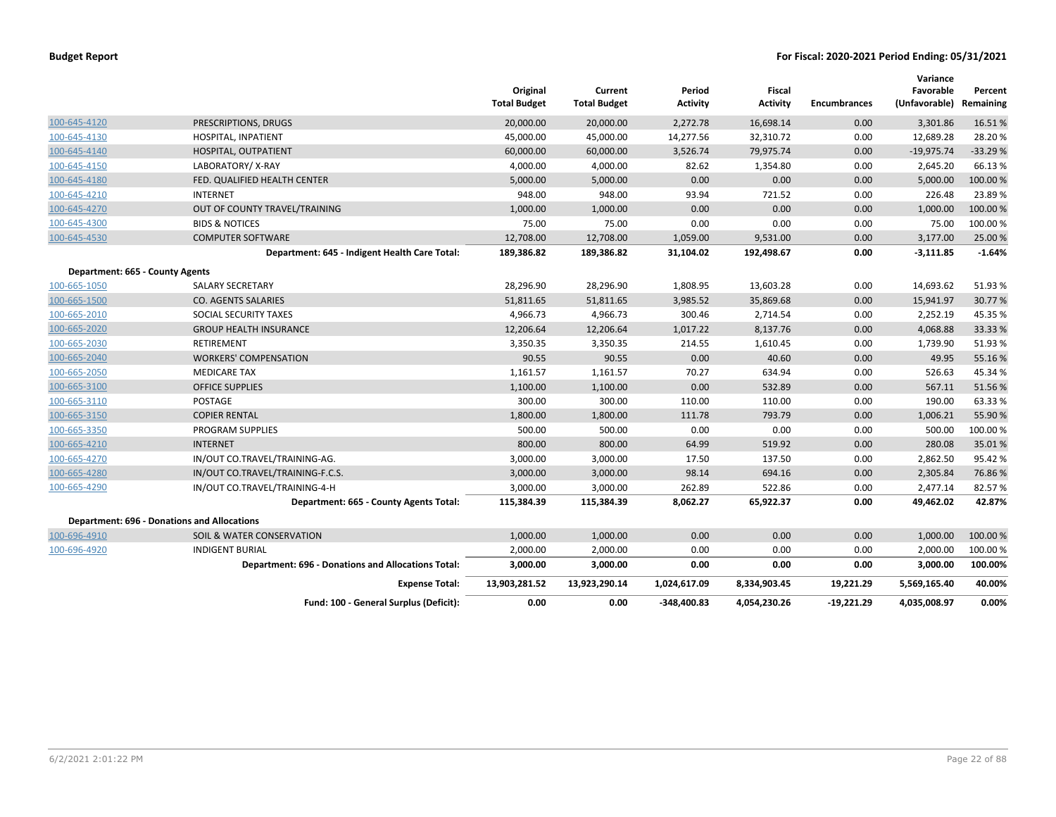# Budget Report

**For Fiscal: 2020-2021 Period Ending: 05/31/2021**

| | | Original Total Budget | Current Total Budget | Period Activity | Fiscal Activity | Encumbrances | Variance Favorable (Unfavorable) | Percent Remaining |
|---|---|---|---|---|---|---|---|---|
| 100-645-4120 | PRESCRIPTIONS, DRUGS | 20,000.00 | 20,000.00 | 2,272.78 | 16,698.14 | 0.00 | 3,301.86 | 16.51 % |
| 100-645-4130 | HOSPITAL, INPATIENT | 45,000.00 | 45,000.00 | 14,277.56 | 32,310.72 | 0.00 | 12,689.28 | 28.20 % |
| 100-645-4140 | HOSPITAL, OUTPATIENT | 60,000.00 | 60,000.00 | 3,526.74 | 79,975.74 | 0.00 | -19,975.74 | -33.29 % |
| 100-645-4150 | LABORATORY/ X-RAY | 4,000.00 | 4,000.00 | 82.62 | 1,354.80 | 0.00 | 2,645.20 | 66.13 % |
| 100-645-4180 | FED. QUALIFIED HEALTH CENTER | 5,000.00 | 5,000.00 | 0.00 | 0.00 | 0.00 | 5,000.00 | 100.00 % |
| 100-645-4210 | INTERNET | 948.00 | 948.00 | 93.94 | 721.52 | 0.00 | 226.48 | 23.89 % |
| 100-645-4270 | OUT OF COUNTY TRAVEL/TRAINING | 1,000.00 | 1,000.00 | 0.00 | 0.00 | 0.00 | 1,000.00 | 100.00 % |
| 100-645-4300 | BIDS & NOTICES | 75.00 | 75.00 | 0.00 | 0.00 | 0.00 | 75.00 | 100.00 % |
| 100-645-4530 | COMPUTER SOFTWARE | 12,708.00 | 12,708.00 | 1,059.00 | 9,531.00 | 0.00 | 3,177.00 | 25.00 % |
| | **Department: 645 - Indigent Health Care Total:** | **189,386.82** | **189,386.82** | **31,104.02** | **192,498.67** | **0.00** | **-3,111.85** | **-1.64%** |
| **Department: 665 - County Agents** | | | | | | | | |
| 100-665-1050 | SALARY SECRETARY | 28,296.90 | 28,296.90 | 1,808.95 | 13,603.28 | 0.00 | 14,693.62 | 51.93 % |
| 100-665-1500 | CO. AGENTS SALARIES | 51,811.65 | 51,811.65 | 3,985.52 | 35,869.68 | 0.00 | 15,941.97 | 30.77 % |
| 100-665-2010 | SOCIAL SECURITY TAXES | 4,966.73 | 4,966.73 | 300.46 | 2,714.54 | 0.00 | 2,252.19 | 45.35 % |
| 100-665-2020 | GROUP HEALTH INSURANCE | 12,206.64 | 12,206.64 | 1,017.22 | 8,137.76 | 0.00 | 4,068.88 | 33.33 % |
| 100-665-2030 | RETIREMENT | 3,350.35 | 3,350.35 | 214.55 | 1,610.45 | 0.00 | 1,739.90 | 51.93 % |
| 100-665-2040 | WORKERS' COMPENSATION | 90.55 | 90.55 | 0.00 | 40.60 | 0.00 | 49.95 | 55.16 % |
| 100-665-2050 | MEDICARE TAX | 1,161.57 | 1,161.57 | 70.27 | 634.94 | 0.00 | 526.63 | 45.34 % |
| 100-665-3100 | OFFICE SUPPLIES | 1,100.00 | 1,100.00 | 0.00 | 532.89 | 0.00 | 567.11 | 51.56 % |
| 100-665-3110 | POSTAGE | 300.00 | 300.00 | 110.00 | 110.00 | 0.00 | 190.00 | 63.33 % |
| 100-665-3150 | COPIER RENTAL | 1,800.00 | 1,800.00 | 111.78 | 793.79 | 0.00 | 1,006.21 | 55.90 % |
| 100-665-3350 | PROGRAM SUPPLIES | 500.00 | 500.00 | 0.00 | 0.00 | 0.00 | 500.00 | 100.00 % |
| 100-665-4210 | INTERNET | 800.00 | 800.00 | 64.99 | 519.92 | 0.00 | 280.08 | 35.01 % |
| 100-665-4270 | IN/OUT CO.TRAVEL/TRAINING-AG. | 3,000.00 | 3,000.00 | 17.50 | 137.50 | 0.00 | 2,862.50 | 95.42 % |
| 100-665-4280 | IN/OUT CO.TRAVEL/TRAINING-F.C.S. | 3,000.00 | 3,000.00 | 98.14 | 694.16 | 0.00 | 2,305.84 | 76.86 % |
| 100-665-4290 | IN/OUT CO.TRAVEL/TRAINING-4-H | 3,000.00 | 3,000.00 | 262.89 | 522.86 | 0.00 | 2,477.14 | 82.57 % |
| | **Department: 665 - County Agents Total:** | **115,384.39** | **115,384.39** | **8,062.27** | **65,922.37** | **0.00** | **49,462.02** | **42.87%** |
| **Department: 696 - Donations and Allocations** | | | | | | | | |
| 100-696-4910 | SOIL & WATER CONSERVATION | 1,000.00 | 1,000.00 | 0.00 | 0.00 | 0.00 | 1,000.00 | 100.00 % |
| 100-696-4920 | INDIGENT BURIAL | 2,000.00 | 2,000.00 | 0.00 | 0.00 | 0.00 | 2,000.00 | 100.00 % |
| | **Department: 696 - Donations and Allocations Total:** | **3,000.00** | **3,000.00** | **0.00** | **0.00** | **0.00** | **3,000.00** | **100.00%** |
| | **Expense Total:** | **13,903,281.52** | **13,923,290.14** | **1,024,617.09** | **8,334,903.45** | **19,221.29** | **5,569,165.40** | **40.00%** |
| | **Fund: 100 - General Surplus (Deficit):** | **0.00** | **0.00** | **-348,400.83** | **4,054,230.26** | **-19,221.29** | **4,035,008.97** | **0.00%** |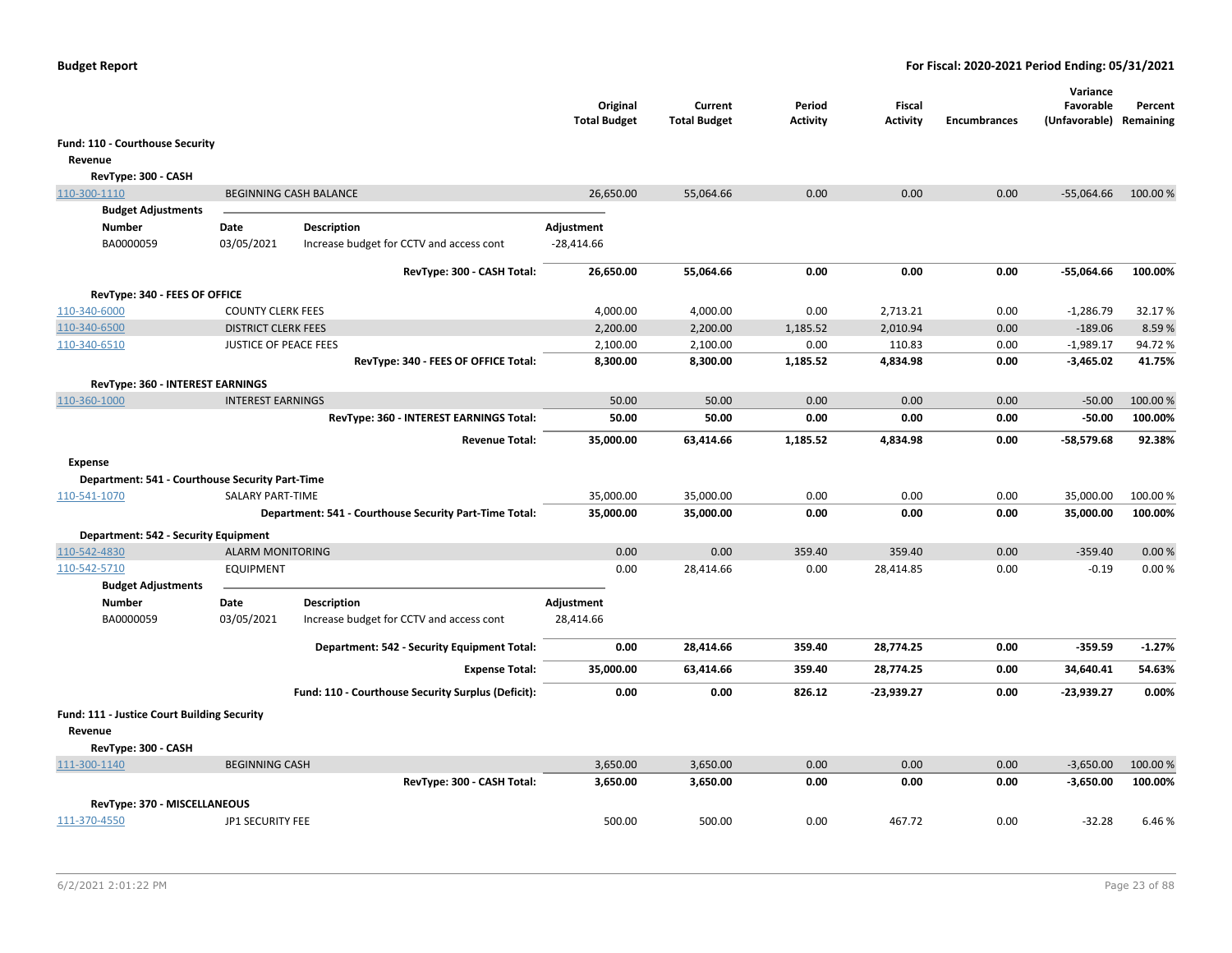**Budget Report** — For Fiscal: 2020-2021 Period Ending: 05/31/2021

| | | Original Total Budget | Current Total Budget | Period Activity | Fiscal Activity | Encumbrances | Variance Favorable (Unfavorable) | Percent Remaining |
|---|---|---|---|---|---|---|---|---|
| **Fund: 110 - Courthouse Security** | | | | | | | | |
| **Revenue** | | | | | | | | |
| **RevType: 300 - CASH** | | | | | | | | |
| 110-300-1110 | BEGINNING CASH BALANCE | 26,650.00 | 55,064.66 | 0.00 | 0.00 | 0.00 | -55,064.66 | 100.00 % |
| **RevType: 300 - CASH Total:** | | **26,650.00** | **55,064.66** | **0.00** | **0.00** | **0.00** | **-55,064.66** | **100.00%** |
| **RevType: 340 - FEES OF OFFICE** | | | | | | | | |
| 110-340-6000 | COUNTY CLERK FEES | 4,000.00 | 4,000.00 | 0.00 | 2,713.21 | 0.00 | -1,286.79 | 32.17 % |
| 110-340-6500 | DISTRICT CLERK FEES | 2,200.00 | 2,200.00 | 1,185.52 | 2,010.94 | 0.00 | -189.06 | 8.59 % |
| 110-340-6510 | JUSTICE OF PEACE FEES | 2,100.00 | 2,100.00 | 0.00 | 110.83 | 0.00 | -1,989.17 | 94.72 % |
| **RevType: 340 - FEES OF OFFICE Total:** | | **8,300.00** | **8,300.00** | **1,185.52** | **4,834.98** | **0.00** | **-3,465.02** | **41.75%** |
| **RevType: 360 - INTEREST EARNINGS** | | | | | | | | |
| 110-360-1000 | INTEREST EARNINGS | 50.00 | 50.00 | 0.00 | 0.00 | 0.00 | -50.00 | 100.00 % |
| **RevType: 360 - INTEREST EARNINGS Total:** | | **50.00** | **50.00** | **0.00** | **0.00** | **0.00** | **-50.00** | **100.00%** |
| **Revenue Total:** | | **35,000.00** | **63,414.66** | **1,185.52** | **4,834.98** | **0.00** | **-58,579.68** | **92.38%** |
| **Expense** | | | | | | | | |
| **Department: 541 - Courthouse Security Part-Time** | | | | | | | | |
| 110-541-1070 | SALARY PART-TIME | 35,000.00 | 35,000.00 | 0.00 | 0.00 | 0.00 | 35,000.00 | 100.00 % |
| **Department: 541 - Courthouse Security Part-Time Total:** | | **35,000.00** | **35,000.00** | **0.00** | **0.00** | **0.00** | **35,000.00** | **100.00%** |
| **Department: 542 - Security Equipment** | | | | | | | | |
| 110-542-4830 | ALARM MONITORING | 0.00 | 0.00 | 359.40 | 359.40 | 0.00 | -359.40 | 0.00 % |
| 110-542-5710 | EQUIPMENT | 0.00 | 28,414.66 | 0.00 | 28,414.85 | 0.00 | -0.19 | 0.00 % |
| **Department: 542 - Security Equipment Total:** | | **0.00** | **28,414.66** | **359.40** | **28,774.25** | **0.00** | **-359.59** | **-1.27%** |
| **Expense Total:** | | **35,000.00** | **63,414.66** | **359.40** | **28,774.25** | **0.00** | **34,640.41** | **54.63%** |
| **Fund: 110 - Courthouse Security Surplus (Deficit):** | | **0.00** | **0.00** | **826.12** | **-23,939.27** | **0.00** | **-23,939.27** | **0.00%** |
| **Fund: 111 - Justice Court Building Security** | | | | | | | | |
| **Revenue** | | | | | | | | |
| **RevType: 300 - CASH** | | | | | | | | |
| 111-300-1140 | BEGINNING CASH | 3,650.00 | 3,650.00 | 0.00 | 0.00 | 0.00 | -3,650.00 | 100.00 % |
| **RevType: 300 - CASH Total:** | | **3,650.00** | **3,650.00** | **0.00** | **0.00** | **0.00** | **-3,650.00** | **100.00%** |
| **RevType: 370 - MISCELLANEOUS** | | | | | | | | |
| 111-370-4550 | JP1 SECURITY FEE | 500.00 | 500.00 | 0.00 | 467.72 | 0.00 | -32.28 | 6.46 % |

**Budget Adjustments (110-300-1110)**

| Number | Date | Description | Adjustment |
|---|---|---|---|
| BA0000059 | 03/05/2021 | Increase budget for CCTV and access cont | -28,414.66 |

**Budget Adjustments (110-542-5710)**

| Number | Date | Description | Adjustment |
|---|---|---|---|
| BA0000059 | 03/05/2021 | Increase budget for CCTV and access cont | 28,414.66 |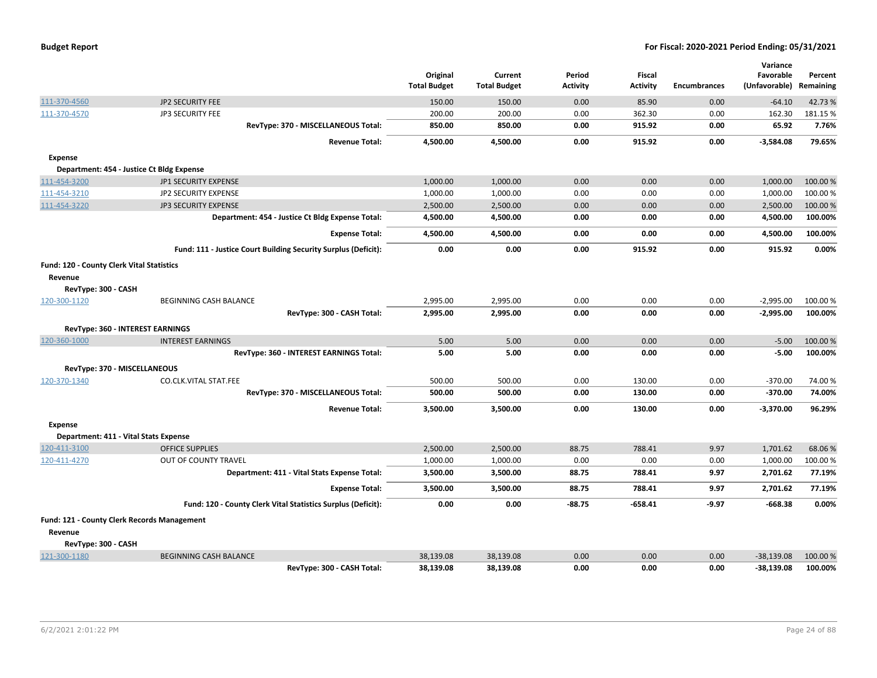**Budget Report** — For Fiscal: 2020-2021 Period Ending: 05/31/2021

| | | Original Total Budget | Current Total Budget | Period Activity | Fiscal Activity | Encumbrances | Variance Favorable (Unfavorable) | Percent Remaining |
|---|---|---|---|---|---|---|---|---|
| 111-370-4560 | JP2 SECURITY FEE | 150.00 | 150.00 | 0.00 | 85.90 | 0.00 | -64.10 | 42.73 % |
| 111-370-4570 | JP3 SECURITY FEE | 200.00 | 200.00 | 0.00 | 362.30 | 0.00 | 162.30 | 181.15 % |
| | **RevType: 370 - MISCELLANEOUS Total:** | **850.00** | **850.00** | **0.00** | **915.92** | **0.00** | **65.92** | **7.76%** |
| | **Revenue Total:** | **4,500.00** | **4,500.00** | **0.00** | **915.92** | **0.00** | **-3,584.08** | **79.65%** |
| **Expense** | | | | | | | | |
| **Department: 454 - Justice Ct Bldg Expense** | | | | | | | | |
| 111-454-3200 | JP1 SECURITY EXPENSE | 1,000.00 | 1,000.00 | 0.00 | 0.00 | 0.00 | 1,000.00 | 100.00 % |
| 111-454-3210 | JP2 SECURITY EXPENSE | 1,000.00 | 1,000.00 | 0.00 | 0.00 | 0.00 | 1,000.00 | 100.00 % |
| 111-454-3220 | JP3 SECURITY EXPENSE | 2,500.00 | 2,500.00 | 0.00 | 0.00 | 0.00 | 2,500.00 | 100.00 % |
| | **Department: 454 - Justice Ct Bldg Expense Total:** | **4,500.00** | **4,500.00** | **0.00** | **0.00** | **0.00** | **4,500.00** | **100.00%** |
| | **Expense Total:** | **4,500.00** | **4,500.00** | **0.00** | **0.00** | **0.00** | **4,500.00** | **100.00%** |
| | **Fund: 111 - Justice Court Building Security Surplus (Deficit):** | **0.00** | **0.00** | **0.00** | **915.92** | **0.00** | **915.92** | **0.00%** |
| **Fund: 120 - County Clerk Vital Statistics** | | | | | | | | |
| **Revenue** | | | | | | | | |
| **RevType: 300 - CASH** | | | | | | | | |
| 120-300-1120 | BEGINNING CASH BALANCE | 2,995.00 | 2,995.00 | 0.00 | 0.00 | 0.00 | -2,995.00 | 100.00 % |
| | **RevType: 300 - CASH Total:** | **2,995.00** | **2,995.00** | **0.00** | **0.00** | **0.00** | **-2,995.00** | **100.00%** |
| **RevType: 360 - INTEREST EARNINGS** | | | | | | | | |
| 120-360-1000 | INTEREST EARNINGS | 5.00 | 5.00 | 0.00 | 0.00 | 0.00 | -5.00 | 100.00 % |
| | **RevType: 360 - INTEREST EARNINGS Total:** | **5.00** | **5.00** | **0.00** | **0.00** | **0.00** | **-5.00** | **100.00%** |
| **RevType: 370 - MISCELLANEOUS** | | | | | | | | |
| 120-370-1340 | CO.CLK.VITAL STAT.FEE | 500.00 | 500.00 | 0.00 | 130.00 | 0.00 | -370.00 | 74.00 % |
| | **RevType: 370 - MISCELLANEOUS Total:** | **500.00** | **500.00** | **0.00** | **130.00** | **0.00** | **-370.00** | **74.00%** |
| | **Revenue Total:** | **3,500.00** | **3,500.00** | **0.00** | **130.00** | **0.00** | **-3,370.00** | **96.29%** |
| **Expense** | | | | | | | | |
| **Department: 411 - Vital Stats Expense** | | | | | | | | |
| 120-411-3100 | OFFICE SUPPLIES | 2,500.00 | 2,500.00 | 88.75 | 788.41 | 9.97 | 1,701.62 | 68.06 % |
| 120-411-4270 | OUT OF COUNTY TRAVEL | 1,000.00 | 1,000.00 | 0.00 | 0.00 | 0.00 | 1,000.00 | 100.00 % |
| | **Department: 411 - Vital Stats Expense Total:** | **3,500.00** | **3,500.00** | **88.75** | **788.41** | **9.97** | **2,701.62** | **77.19%** |
| | **Expense Total:** | **3,500.00** | **3,500.00** | **88.75** | **788.41** | **9.97** | **2,701.62** | **77.19%** |
| | **Fund: 120 - County Clerk Vital Statistics Surplus (Deficit):** | **0.00** | **0.00** | **-88.75** | **-658.41** | **-9.97** | **-668.38** | **0.00%** |
| **Fund: 121 - County Clerk Records Management** | | | | | | | | |
| **Revenue** | | | | | | | | |
| **RevType: 300 - CASH** | | | | | | | | |
| 121-300-1180 | BEGINNING CASH BALANCE | 38,139.08 | 38,139.08 | 0.00 | 0.00 | 0.00 | -38,139.08 | 100.00 % |
| | **RevType: 300 - CASH Total:** | **38,139.08** | **38,139.08** | **0.00** | **0.00** | **0.00** | **-38,139.08** | **100.00%** |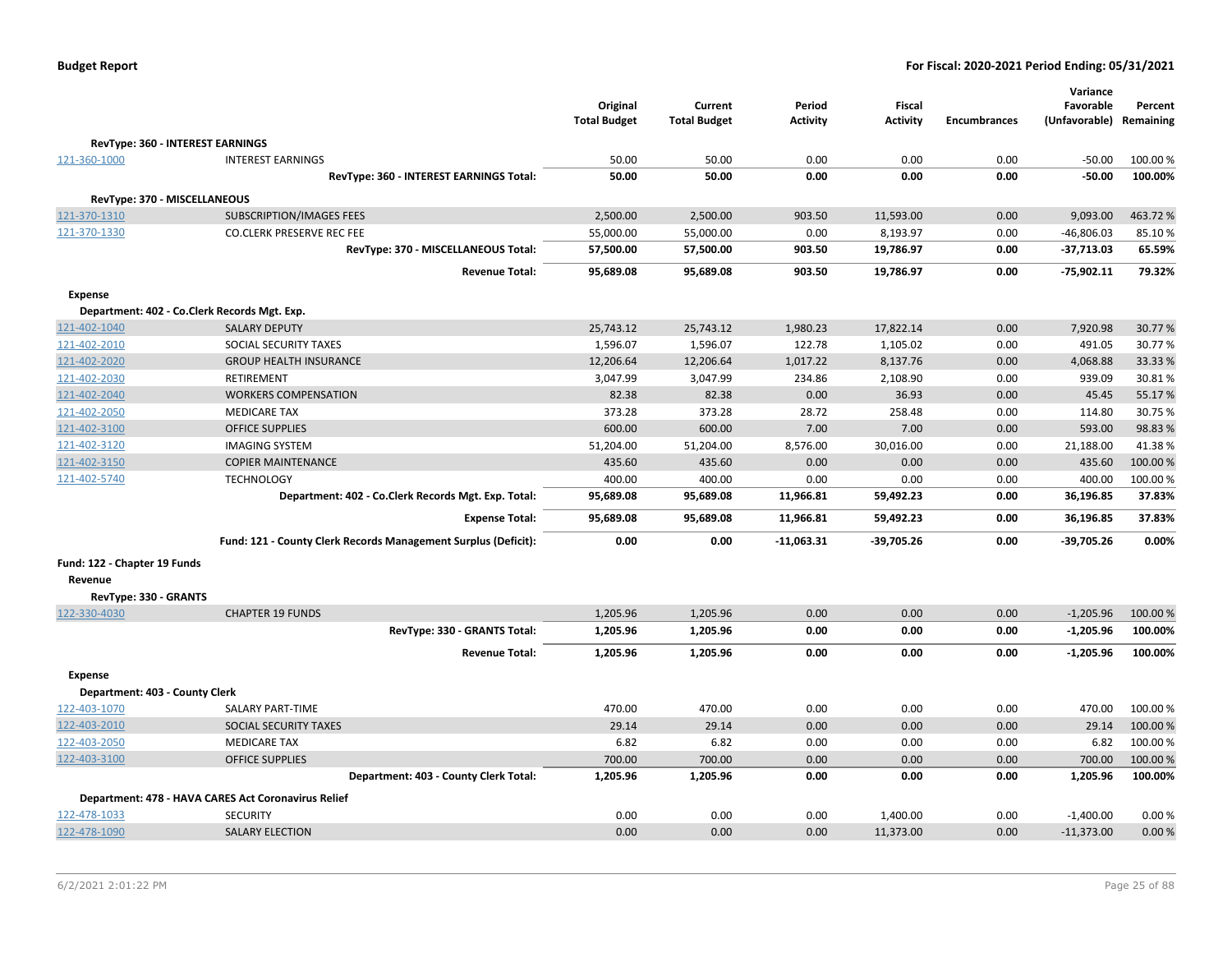| | | Original Total Budget | Current Total Budget | Period Activity | Fiscal Activity | Encumbrances | Variance Favorable (Unfavorable) | Percent Remaining |
|---|---|---|---|---|---|---|---|---|
| **RevType: 360 - INTEREST EARNINGS** | | | | | | | | |
| 121-360-1000 | INTEREST EARNINGS | 50.00 | 50.00 | 0.00 | 0.00 | 0.00 | -50.00 | 100.00 % |
| | **RevType: 360 - INTEREST EARNINGS Total:** | **50.00** | **50.00** | **0.00** | **0.00** | **0.00** | **-50.00** | **100.00%** |
| **RevType: 370 - MISCELLANEOUS** | | | | | | | | |
| 121-370-1310 | SUBSCRIPTION/IMAGES FEES | 2,500.00 | 2,500.00 | 903.50 | 11,593.00 | 0.00 | 9,093.00 | 463.72 % |
| 121-370-1330 | CO.CLERK PRESERVE REC FEE | 55,000.00 | 55,000.00 | 0.00 | 8,193.97 | 0.00 | -46,806.03 | 85.10 % |
| | **RevType: 370 - MISCELLANEOUS Total:** | **57,500.00** | **57,500.00** | **903.50** | **19,786.97** | **0.00** | **-37,713.03** | **65.59%** |
| | **Revenue Total:** | **95,689.08** | **95,689.08** | **903.50** | **19,786.97** | **0.00** | **-75,902.11** | **79.32%** |
| **Expense** | | | | | | | | |
| **Department: 402 - Co.Clerk Records Mgt. Exp.** | | | | | | | | |
| 121-402-1040 | SALARY DEPUTY | 25,743.12 | 25,743.12 | 1,980.23 | 17,822.14 | 0.00 | 7,920.98 | 30.77 % |
| 121-402-2010 | SOCIAL SECURITY TAXES | 1,596.07 | 1,596.07 | 122.78 | 1,105.02 | 0.00 | 491.05 | 30.77 % |
| 121-402-2020 | GROUP HEALTH INSURANCE | 12,206.64 | 12,206.64 | 1,017.22 | 8,137.76 | 0.00 | 4,068.88 | 33.33 % |
| 121-402-2030 | RETIREMENT | 3,047.99 | 3,047.99 | 234.86 | 2,108.90 | 0.00 | 939.09 | 30.81 % |
| 121-402-2040 | WORKERS COMPENSATION | 82.38 | 82.38 | 0.00 | 36.93 | 0.00 | 45.45 | 55.17 % |
| 121-402-2050 | MEDICARE TAX | 373.28 | 373.28 | 28.72 | 258.48 | 0.00 | 114.80 | 30.75 % |
| 121-402-3100 | OFFICE SUPPLIES | 600.00 | 600.00 | 7.00 | 7.00 | 0.00 | 593.00 | 98.83 % |
| 121-402-3120 | IMAGING SYSTEM | 51,204.00 | 51,204.00 | 8,576.00 | 30,016.00 | 0.00 | 21,188.00 | 41.38 % |
| 121-402-3150 | COPIER MAINTENANCE | 435.60 | 435.60 | 0.00 | 0.00 | 0.00 | 435.60 | 100.00 % |
| 121-402-5740 | TECHNOLOGY | 400.00 | 400.00 | 0.00 | 0.00 | 0.00 | 400.00 | 100.00 % |
| | **Department: 402 - Co.Clerk Records Mgt. Exp. Total:** | **95,689.08** | **95,689.08** | **11,966.81** | **59,492.23** | **0.00** | **36,196.85** | **37.83%** |
| | **Expense Total:** | **95,689.08** | **95,689.08** | **11,966.81** | **59,492.23** | **0.00** | **36,196.85** | **37.83%** |
| | **Fund: 121 - County Clerk Records Management Surplus (Deficit):** | **0.00** | **0.00** | **-11,063.31** | **-39,705.26** | **0.00** | **-39,705.26** | **0.00%** |
| **Fund: 122 - Chapter 19 Funds** | | | | | | | | |
| **Revenue** | | | | | | | | |
| **RevType: 330 - GRANTS** | | | | | | | | |
| 122-330-4030 | CHAPTER 19 FUNDS | 1,205.96 | 1,205.96 | 0.00 | 0.00 | 0.00 | -1,205.96 | 100.00 % |
| | **RevType: 330 - GRANTS Total:** | **1,205.96** | **1,205.96** | **0.00** | **0.00** | **0.00** | **-1,205.96** | **100.00%** |
| | **Revenue Total:** | **1,205.96** | **1,205.96** | **0.00** | **0.00** | **0.00** | **-1,205.96** | **100.00%** |
| **Expense** | | | | | | | | |
| **Department: 403 - County Clerk** | | | | | | | | |
| 122-403-1070 | SALARY PART-TIME | 470.00 | 470.00 | 0.00 | 0.00 | 0.00 | 470.00 | 100.00 % |
| 122-403-2010 | SOCIAL SECURITY TAXES | 29.14 | 29.14 | 0.00 | 0.00 | 0.00 | 29.14 | 100.00 % |
| 122-403-2050 | MEDICARE TAX | 6.82 | 6.82 | 0.00 | 0.00 | 0.00 | 6.82 | 100.00 % |
| 122-403-3100 | OFFICE SUPPLIES | 700.00 | 700.00 | 0.00 | 0.00 | 0.00 | 700.00 | 100.00 % |
| | **Department: 403 - County Clerk Total:** | **1,205.96** | **1,205.96** | **0.00** | **0.00** | **0.00** | **1,205.96** | **100.00%** |
| **Department: 478 - HAVA CARES Act Coronavirus Relief** | | | | | | | | |
| 122-478-1033 | SECURITY | 0.00 | 0.00 | 0.00 | 1,400.00 | 0.00 | -1,400.00 | 0.00 % |
| 122-478-1090 | SALARY ELECTION | 0.00 | 0.00 | 0.00 | 11,373.00 | 0.00 | -11,373.00 | 0.00 % |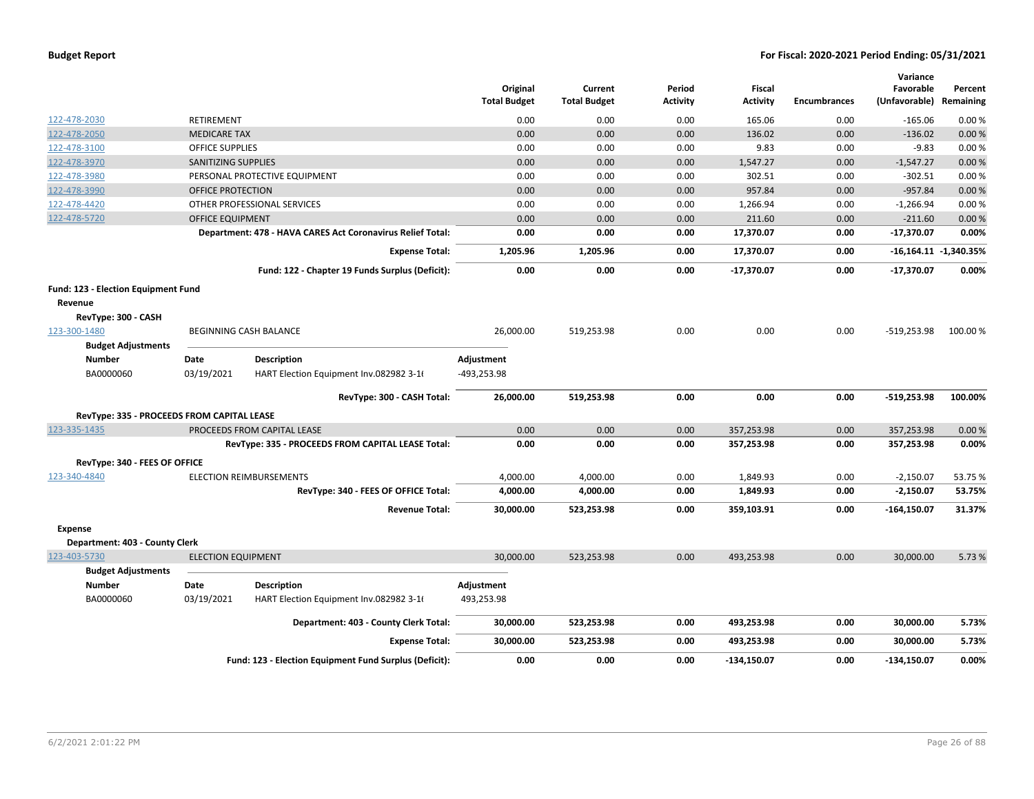**Budget Report** — For Fiscal: 2020-2021 Period Ending: 05/31/2021

| | | Original Total Budget | Current Total Budget | Period Activity | Fiscal Activity | Encumbrances | Variance Favorable (Unfavorable) | Percent Remaining |
|---|---|---|---|---|---|---|---|---|
| 122-478-2030 | RETIREMENT | 0.00 | 0.00 | 0.00 | 165.06 | 0.00 | -165.06 | 0.00 % |
| 122-478-2050 | MEDICARE TAX | 0.00 | 0.00 | 0.00 | 136.02 | 0.00 | -136.02 | 0.00 % |
| 122-478-3100 | OFFICE SUPPLIES | 0.00 | 0.00 | 0.00 | 9.83 | 0.00 | -9.83 | 0.00 % |
| 122-478-3970 | SANITIZING SUPPLIES | 0.00 | 0.00 | 0.00 | 1,547.27 | 0.00 | -1,547.27 | 0.00 % |
| 122-478-3980 | PERSONAL PROTECTIVE EQUIPMENT | 0.00 | 0.00 | 0.00 | 302.51 | 0.00 | -302.51 | 0.00 % |
| 122-478-3990 | OFFICE PROTECTION | 0.00 | 0.00 | 0.00 | 957.84 | 0.00 | -957.84 | 0.00 % |
| 122-478-4420 | OTHER PROFESSIONAL SERVICES | 0.00 | 0.00 | 0.00 | 1,266.94 | 0.00 | -1,266.94 | 0.00 % |
| 122-478-5720 | OFFICE EQUIPMENT | 0.00 | 0.00 | 0.00 | 211.60 | 0.00 | -211.60 | 0.00 % |
| | **Department: 478 - HAVA CARES Act Coronavirus Relief Total:** | **0.00** | **0.00** | **0.00** | **17,370.07** | **0.00** | **-17,370.07** | **0.00%** |
| | **Expense Total:** | **1,205.96** | **1,205.96** | **0.00** | **17,370.07** | **0.00** | **-16,164.11** | **-1,340.35%** |
| | **Fund: 122 - Chapter 19 Funds Surplus (Deficit):** | **0.00** | **0.00** | **0.00** | **-17,370.07** | **0.00** | **-17,370.07** | **0.00%** |

**Fund: 123 - Election Equipment Fund**

**Revenue**

**RevType: 300 - CASH**

| | | Original Total Budget | Current Total Budget | Period Activity | Fiscal Activity | Encumbrances | Variance Favorable (Unfavorable) | Percent Remaining |
|---|---|---|---|---|---|---|---|---|
| 123-300-1480 | BEGINNING CASH BALANCE | 26,000.00 | 519,253.98 | 0.00 | 0.00 | 0.00 | -519,253.98 | 100.00 % |

**Budget Adjustments**

| Number | Date | Description | Adjustment |
|---|---|---|---|
| BA0000060 | 03/19/2021 | HART Election Equipment Inv.082982 3-1( | -493,253.98 |

| | | Original Total Budget | Current Total Budget | Period Activity | Fiscal Activity | Encumbrances | Variance Favorable (Unfavorable) | Percent Remaining |
|---|---|---|---|---|---|---|---|---|
| | **RevType: 300 - CASH Total:** | **26,000.00** | **519,253.98** | **0.00** | **0.00** | **0.00** | **-519,253.98** | **100.00%** |
| **RevType: 335 - PROCEEDS FROM CAPITAL LEASE** | | | | | | | | |
| 123-335-1435 | PROCEEDS FROM CAPITAL LEASE | 0.00 | 0.00 | 0.00 | 357,253.98 | 0.00 | 357,253.98 | 0.00 % |
| | **RevType: 335 - PROCEEDS FROM CAPITAL LEASE Total:** | **0.00** | **0.00** | **0.00** | **357,253.98** | **0.00** | **357,253.98** | **0.00%** |
| **RevType: 340 - FEES OF OFFICE** | | | | | | | | |
| 123-340-4840 | ELECTION REIMBURSEMENTS | 4,000.00 | 4,000.00 | 0.00 | 1,849.93 | 0.00 | -2,150.07 | 53.75 % |
| | **RevType: 340 - FEES OF OFFICE Total:** | **4,000.00** | **4,000.00** | **0.00** | **1,849.93** | **0.00** | **-2,150.07** | **53.75%** |
| | **Revenue Total:** | **30,000.00** | **523,253.98** | **0.00** | **359,103.91** | **0.00** | **-164,150.07** | **31.37%** |

**Expense**

**Department: 403 - County Clerk**

| | | Original Total Budget | Current Total Budget | Period Activity | Fiscal Activity | Encumbrances | Variance Favorable (Unfavorable) | Percent Remaining |
|---|---|---|---|---|---|---|---|---|
| 123-403-5730 | ELECTION EQUIPMENT | 30,000.00 | 523,253.98 | 0.00 | 493,253.98 | 0.00 | 30,000.00 | 5.73 % |

**Budget Adjustments**

| Number | Date | Description | Adjustment |
|---|---|---|---|
| BA0000060 | 03/19/2021 | HART Election Equipment Inv.082982 3-1( | 493,253.98 |

| | | Original Total Budget | Current Total Budget | Period Activity | Fiscal Activity | Encumbrances | Variance Favorable (Unfavorable) | Percent Remaining |
|---|---|---|---|---|---|---|---|---|
| | **Department: 403 - County Clerk Total:** | **30,000.00** | **523,253.98** | **0.00** | **493,253.98** | **0.00** | **30,000.00** | **5.73%** |
| | **Expense Total:** | **30,000.00** | **523,253.98** | **0.00** | **493,253.98** | **0.00** | **30,000.00** | **5.73%** |
| | **Fund: 123 - Election Equipment Fund Surplus (Deficit):** | **0.00** | **0.00** | **0.00** | **-134,150.07** | **0.00** | **-134,150.07** | **0.00%** |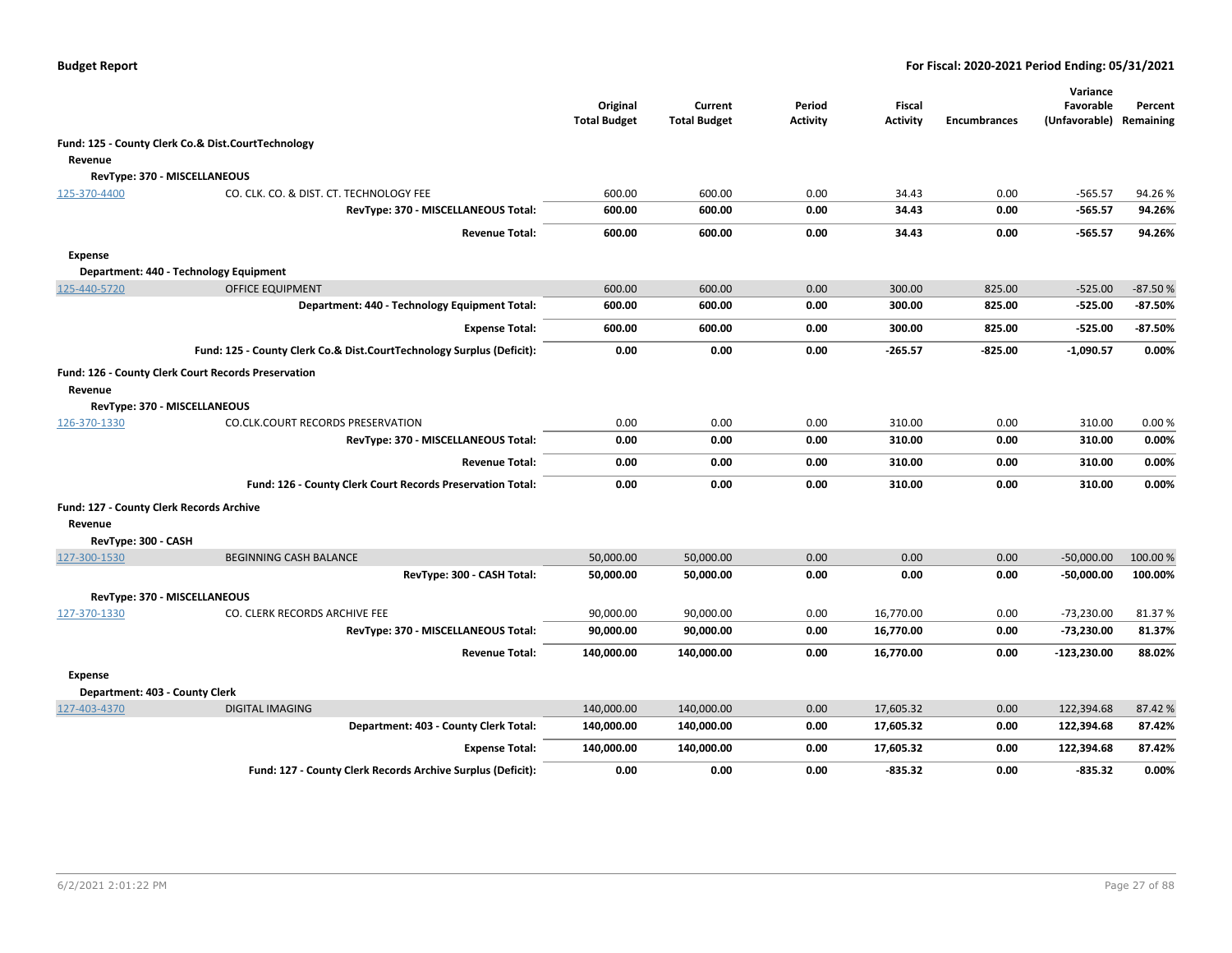**Budget Report** — **For Fiscal: 2020-2021 Period Ending: 05/31/2021**

| | | Original Total Budget | Current Total Budget | Period Activity | Fiscal Activity | Encumbrances | Variance Favorable (Unfavorable) | Percent Remaining |
|---|---|---|---|---|---|---|---|---|
| **Fund: 125 - County Clerk Co.& Dist.CourtTechnology** | | | | | | | | |
| **Revenue** | | | | | | | | |
| **RevType: 370 - MISCELLANEOUS** | | | | | | | | |
| 125-370-4400 | CO. CLK. CO. & DIST. CT. TECHNOLOGY FEE | 600.00 | 600.00 | 0.00 | 34.43 | 0.00 | -565.57 | 94.26 % |
| | **RevType: 370 - MISCELLANEOUS Total:** | **600.00** | **600.00** | **0.00** | **34.43** | **0.00** | **-565.57** | **94.26%** |
| | **Revenue Total:** | **600.00** | **600.00** | **0.00** | **34.43** | **0.00** | **-565.57** | **94.26%** |
| **Expense** | | | | | | | | |
| **Department: 440 - Technology Equipment** | | | | | | | | |
| 125-440-5720 | OFFICE EQUIPMENT | 600.00 | 600.00 | 0.00 | 300.00 | 825.00 | -525.00 | -87.50 % |
| | **Department: 440 - Technology Equipment Total:** | **600.00** | **600.00** | **0.00** | **300.00** | **825.00** | **-525.00** | **-87.50%** |
| | **Expense Total:** | **600.00** | **600.00** | **0.00** | **300.00** | **825.00** | **-525.00** | **-87.50%** |
| | **Fund: 125 - County Clerk Co.& Dist.CourtTechnology Surplus (Deficit):** | **0.00** | **0.00** | **0.00** | **-265.57** | **-825.00** | **-1,090.57** | **0.00%** |
| **Fund: 126 - County Clerk Court Records Preservation** | | | | | | | | |
| **Revenue** | | | | | | | | |
| **RevType: 370 - MISCELLANEOUS** | | | | | | | | |
| 126-370-1330 | CO.CLK.COURT RECORDS PRESERVATION | 0.00 | 0.00 | 0.00 | 310.00 | 0.00 | 310.00 | 0.00 % |
| | **RevType: 370 - MISCELLANEOUS Total:** | **0.00** | **0.00** | **0.00** | **310.00** | **0.00** | **310.00** | **0.00%** |
| | **Revenue Total:** | **0.00** | **0.00** | **0.00** | **310.00** | **0.00** | **310.00** | **0.00%** |
| | **Fund: 126 - County Clerk Court Records Preservation Total:** | **0.00** | **0.00** | **0.00** | **310.00** | **0.00** | **310.00** | **0.00%** |
| **Fund: 127 - County Clerk Records Archive** | | | | | | | | |
| **Revenue** | | | | | | | | |
| **RevType: 300 - CASH** | | | | | | | | |
| 127-300-1530 | BEGINNING CASH BALANCE | 50,000.00 | 50,000.00 | 0.00 | 0.00 | 0.00 | -50,000.00 | 100.00 % |
| | **RevType: 300 - CASH Total:** | **50,000.00** | **50,000.00** | **0.00** | **0.00** | **0.00** | **-50,000.00** | **100.00%** |
| **RevType: 370 - MISCELLANEOUS** | | | | | | | | |
| 127-370-1330 | CO. CLERK RECORDS ARCHIVE FEE | 90,000.00 | 90,000.00 | 0.00 | 16,770.00 | 0.00 | -73,230.00 | 81.37 % |
| | **RevType: 370 - MISCELLANEOUS Total:** | **90,000.00** | **90,000.00** | **0.00** | **16,770.00** | **0.00** | **-73,230.00** | **81.37%** |
| | **Revenue Total:** | **140,000.00** | **140,000.00** | **0.00** | **16,770.00** | **0.00** | **-123,230.00** | **88.02%** |
| **Expense** | | | | | | | | |
| **Department: 403 - County Clerk** | | | | | | | | |
| 127-403-4370 | DIGITAL IMAGING | 140,000.00 | 140,000.00 | 0.00 | 17,605.32 | 0.00 | 122,394.68 | 87.42 % |
| | **Department: 403 - County Clerk Total:** | **140,000.00** | **140,000.00** | **0.00** | **17,605.32** | **0.00** | **122,394.68** | **87.42%** |
| | **Expense Total:** | **140,000.00** | **140,000.00** | **0.00** | **17,605.32** | **0.00** | **122,394.68** | **87.42%** |
| | **Fund: 127 - County Clerk Records Archive Surplus (Deficit):** | **0.00** | **0.00** | **0.00** | **-835.32** | **0.00** | **-835.32** | **0.00%** |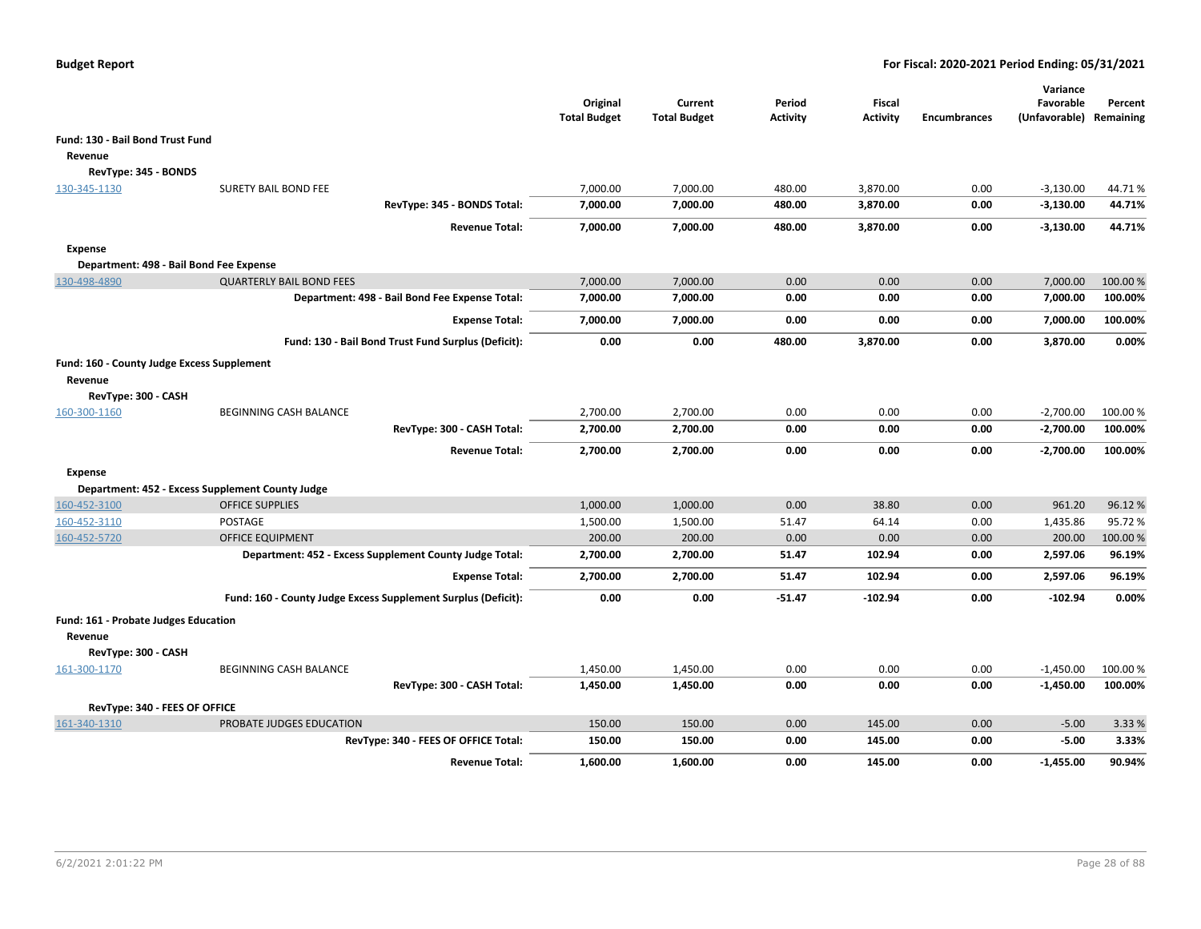**Budget Report** | **For Fiscal: 2020-2021 Period Ending: 05/31/2021**

| | | Original Total Budget | Current Total Budget | Period Activity | Fiscal Activity | Encumbrances | Variance Favorable (Unfavorable) | Percent Remaining |
|---|---|---|---|---|---|---|---|---|
| **Fund: 130 - Bail Bond Trust Fund** | | | | | | | | |
| **Revenue** | | | | | | | | |
| **RevType: 345 - BONDS** | | | | | | | | |
| 130-345-1130 | SURETY BAIL BOND FEE | 7,000.00 | 7,000.00 | 480.00 | 3,870.00 | 0.00 | -3,130.00 | 44.71 % |
| | **RevType: 345 - BONDS Total:** | **7,000.00** | **7,000.00** | **480.00** | **3,870.00** | **0.00** | **-3,130.00** | **44.71%** |
| | **Revenue Total:** | **7,000.00** | **7,000.00** | **480.00** | **3,870.00** | **0.00** | **-3,130.00** | **44.71%** |
| **Expense** | | | | | | | | |
| **Department: 498 - Bail Bond Fee Expense** | | | | | | | | |
| 130-498-4890 | QUARTERLY BAIL BOND FEES | 7,000.00 | 7,000.00 | 0.00 | 0.00 | 0.00 | 7,000.00 | 100.00 % |
| | **Department: 498 - Bail Bond Fee Expense Total:** | **7,000.00** | **7,000.00** | **0.00** | **0.00** | **0.00** | **7,000.00** | **100.00%** |
| | **Expense Total:** | **7,000.00** | **7,000.00** | **0.00** | **0.00** | **0.00** | **7,000.00** | **100.00%** |
| | **Fund: 130 - Bail Bond Trust Fund Surplus (Deficit):** | **0.00** | **0.00** | **480.00** | **3,870.00** | **0.00** | **3,870.00** | **0.00%** |
| **Fund: 160 - County Judge Excess Supplement** | | | | | | | | |
| **Revenue** | | | | | | | | |
| **RevType: 300 - CASH** | | | | | | | | |
| 160-300-1160 | BEGINNING CASH BALANCE | 2,700.00 | 2,700.00 | 0.00 | 0.00 | 0.00 | -2,700.00 | 100.00 % |
| | **RevType: 300 - CASH Total:** | **2,700.00** | **2,700.00** | **0.00** | **0.00** | **0.00** | **-2,700.00** | **100.00%** |
| | **Revenue Total:** | **2,700.00** | **2,700.00** | **0.00** | **0.00** | **0.00** | **-2,700.00** | **100.00%** |
| **Expense** | | | | | | | | |
| **Department: 452 - Excess Supplement County Judge** | | | | | | | | |
| 160-452-3100 | OFFICE SUPPLIES | 1,000.00 | 1,000.00 | 0.00 | 38.80 | 0.00 | 961.20 | 96.12 % |
| 160-452-3110 | POSTAGE | 1,500.00 | 1,500.00 | 51.47 | 64.14 | 0.00 | 1,435.86 | 95.72 % |
| 160-452-5720 | OFFICE EQUIPMENT | 200.00 | 200.00 | 0.00 | 0.00 | 0.00 | 200.00 | 100.00 % |
| | **Department: 452 - Excess Supplement County Judge Total:** | **2,700.00** | **2,700.00** | **51.47** | **102.94** | **0.00** | **2,597.06** | **96.19%** |
| | **Expense Total:** | **2,700.00** | **2,700.00** | **51.47** | **102.94** | **0.00** | **2,597.06** | **96.19%** |
| | **Fund: 160 - County Judge Excess Supplement Surplus (Deficit):** | **0.00** | **0.00** | **-51.47** | **-102.94** | **0.00** | **-102.94** | **0.00%** |
| **Fund: 161 - Probate Judges Education** | | | | | | | | |
| **Revenue** | | | | | | | | |
| **RevType: 300 - CASH** | | | | | | | | |
| 161-300-1170 | BEGINNING CASH BALANCE | 1,450.00 | 1,450.00 | 0.00 | 0.00 | 0.00 | -1,450.00 | 100.00 % |
| | **RevType: 300 - CASH Total:** | **1,450.00** | **1,450.00** | **0.00** | **0.00** | **0.00** | **-1,450.00** | **100.00%** |
| **RevType: 340 - FEES OF OFFICE** | | | | | | | | |
| 161-340-1310 | PROBATE JUDGES EDUCATION | 150.00 | 150.00 | 0.00 | 145.00 | 0.00 | -5.00 | 3.33 % |
| | **RevType: 340 - FEES OF OFFICE Total:** | **150.00** | **150.00** | **0.00** | **145.00** | **0.00** | **-5.00** | **3.33%** |
| | **Revenue Total:** | **1,600.00** | **1,600.00** | **0.00** | **145.00** | **0.00** | **-1,455.00** | **90.94%** |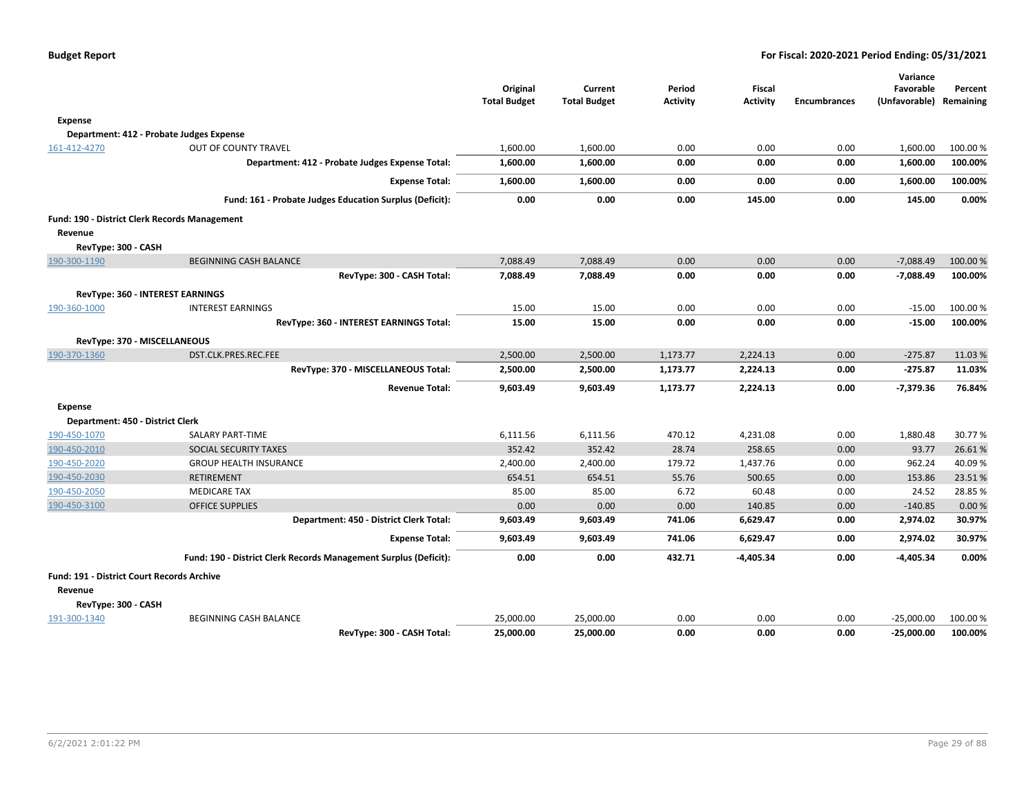**Budget Report** — **For Fiscal: 2020-2021 Period Ending: 05/31/2021**

| | | Original Total Budget | Current Total Budget | Period Activity | Fiscal Activity | Encumbrances | Variance Favorable (Unfavorable) | Percent Remaining |
|---|---|---|---|---|---|---|---|---|
| **Expense** | | | | | | | | |
| **Department: 412 - Probate Judges Expense** | | | | | | | | |
| 161-412-4270 | OUT OF COUNTY TRAVEL | 1,600.00 | 1,600.00 | 0.00 | 0.00 | 0.00 | 1,600.00 | 100.00 % |
| | **Department: 412 - Probate Judges Expense Total:** | **1,600.00** | **1,600.00** | **0.00** | **0.00** | **0.00** | **1,600.00** | **100.00%** |
| | **Expense Total:** | **1,600.00** | **1,600.00** | **0.00** | **0.00** | **0.00** | **1,600.00** | **100.00%** |
| | **Fund: 161 - Probate Judges Education Surplus (Deficit):** | **0.00** | **0.00** | **0.00** | **145.00** | **0.00** | **145.00** | **0.00%** |
| **Fund: 190 - District Clerk Records Management** | | | | | | | | |
| **Revenue** | | | | | | | | |
| **RevType: 300 - CASH** | | | | | | | | |
| 190-300-1190 | BEGINNING CASH BALANCE | 7,088.49 | 7,088.49 | 0.00 | 0.00 | 0.00 | -7,088.49 | 100.00 % |
| | **RevType: 300 - CASH Total:** | **7,088.49** | **7,088.49** | **0.00** | **0.00** | **0.00** | **-7,088.49** | **100.00%** |
| **RevType: 360 - INTEREST EARNINGS** | | | | | | | | |
| 190-360-1000 | INTEREST EARNINGS | 15.00 | 15.00 | 0.00 | 0.00 | 0.00 | -15.00 | 100.00 % |
| | **RevType: 360 - INTEREST EARNINGS Total:** | **15.00** | **15.00** | **0.00** | **0.00** | **0.00** | **-15.00** | **100.00%** |
| **RevType: 370 - MISCELLANEOUS** | | | | | | | | |
| 190-370-1360 | DST.CLK.PRES.REC.FEE | 2,500.00 | 2,500.00 | 1,173.77 | 2,224.13 | 0.00 | -275.87 | 11.03 % |
| | **RevType: 370 - MISCELLANEOUS Total:** | **2,500.00** | **2,500.00** | **1,173.77** | **2,224.13** | **0.00** | **-275.87** | **11.03%** |
| | **Revenue Total:** | **9,603.49** | **9,603.49** | **1,173.77** | **2,224.13** | **0.00** | **-7,379.36** | **76.84%** |
| **Expense** | | | | | | | | |
| **Department: 450 - District Clerk** | | | | | | | | |
| 190-450-1070 | SALARY PART-TIME | 6,111.56 | 6,111.56 | 470.12 | 4,231.08 | 0.00 | 1,880.48 | 30.77 % |
| 190-450-2010 | SOCIAL SECURITY TAXES | 352.42 | 352.42 | 28.74 | 258.65 | 0.00 | 93.77 | 26.61 % |
| 190-450-2020 | GROUP HEALTH INSURANCE | 2,400.00 | 2,400.00 | 179.72 | 1,437.76 | 0.00 | 962.24 | 40.09 % |
| 190-450-2030 | RETIREMENT | 654.51 | 654.51 | 55.76 | 500.65 | 0.00 | 153.86 | 23.51 % |
| 190-450-2050 | MEDICARE TAX | 85.00 | 85.00 | 6.72 | 60.48 | 0.00 | 24.52 | 28.85 % |
| 190-450-3100 | OFFICE SUPPLIES | 0.00 | 0.00 | 0.00 | 140.85 | 0.00 | -140.85 | 0.00 % |
| | **Department: 450 - District Clerk Total:** | **9,603.49** | **9,603.49** | **741.06** | **6,629.47** | **0.00** | **2,974.02** | **30.97%** |
| | **Expense Total:** | **9,603.49** | **9,603.49** | **741.06** | **6,629.47** | **0.00** | **2,974.02** | **30.97%** |
| | **Fund: 190 - District Clerk Records Management Surplus (Deficit):** | **0.00** | **0.00** | **432.71** | **-4,405.34** | **0.00** | **-4,405.34** | **0.00%** |
| **Fund: 191 - District Court Records Archive** | | | | | | | | |
| **Revenue** | | | | | | | | |
| **RevType: 300 - CASH** | | | | | | | | |
| 191-300-1340 | BEGINNING CASH BALANCE | 25,000.00 | 25,000.00 | 0.00 | 0.00 | 0.00 | -25,000.00 | 100.00 % |
| | **RevType: 300 - CASH Total:** | **25,000.00** | **25,000.00** | **0.00** | **0.00** | **0.00** | **-25,000.00** | **100.00%** |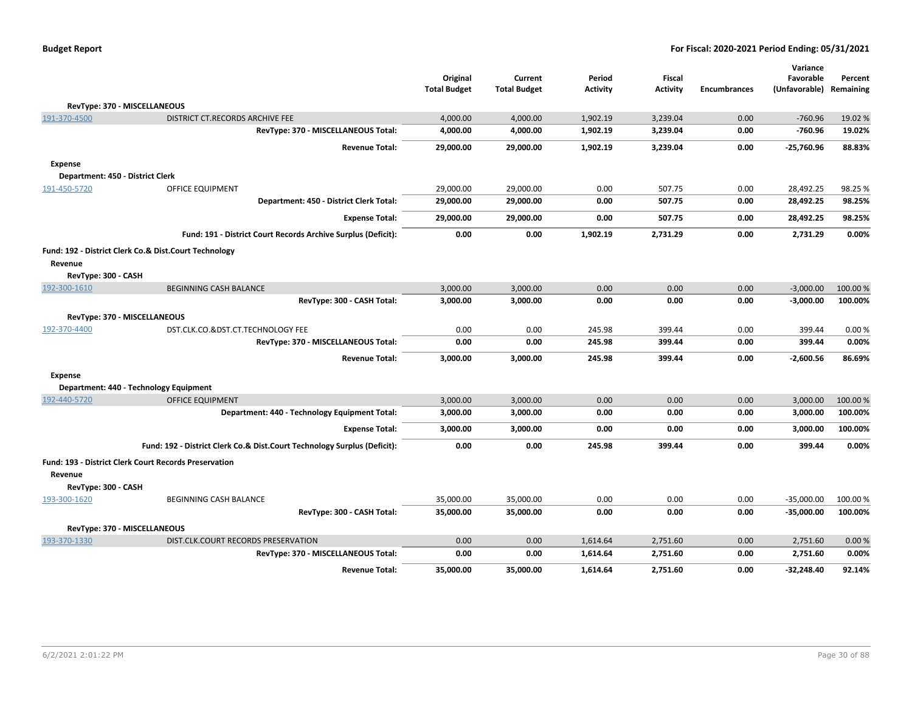| | | Original Total Budget | Current Total Budget | Period Activity | Fiscal Activity | Encumbrances | Variance Favorable (Unfavorable) | Percent Remaining |
|---|---|---|---|---|---|---|---|---|
| **RevType: 370 - MISCELLANEOUS** | | | | | | | | |
| 191-370-4500 | DISTRICT CT.RECORDS ARCHIVE FEE | 4,000.00 | 4,000.00 | 1,902.19 | 3,239.04 | 0.00 | -760.96 | 19.02 % |
| | **RevType: 370 - MISCELLANEOUS Total:** | **4,000.00** | **4,000.00** | **1,902.19** | **3,239.04** | **0.00** | **-760.96** | **19.02%** |
| | **Revenue Total:** | **29,000.00** | **29,000.00** | **1,902.19** | **3,239.04** | **0.00** | **-25,760.96** | **88.83%** |
| **Expense** | | | | | | | | |
| **Department: 450 - District Clerk** | | | | | | | | |
| 191-450-5720 | OFFICE EQUIPMENT | 29,000.00 | 29,000.00 | 0.00 | 507.75 | 0.00 | 28,492.25 | 98.25 % |
| | **Department: 450 - District Clerk Total:** | **29,000.00** | **29,000.00** | **0.00** | **507.75** | **0.00** | **28,492.25** | **98.25%** |
| | **Expense Total:** | **29,000.00** | **29,000.00** | **0.00** | **507.75** | **0.00** | **28,492.25** | **98.25%** |
| | **Fund: 191 - District Court Records Archive Surplus (Deficit):** | **0.00** | **0.00** | **1,902.19** | **2,731.29** | **0.00** | **2,731.29** | **0.00%** |
| **Fund: 192 - District Clerk Co.& Dist.Court Technology** | | | | | | | | |
| **Revenue** | | | | | | | | |
| **RevType: 300 - CASH** | | | | | | | | |
| 192-300-1610 | BEGINNING CASH BALANCE | 3,000.00 | 3,000.00 | 0.00 | 0.00 | 0.00 | -3,000.00 | 100.00 % |
| | **RevType: 300 - CASH Total:** | **3,000.00** | **3,000.00** | **0.00** | **0.00** | **0.00** | **-3,000.00** | **100.00%** |
| **RevType: 370 - MISCELLANEOUS** | | | | | | | | |
| 192-370-4400 | DST.CLK.CO.&DST.CT.TECHNOLOGY FEE | 0.00 | 0.00 | 245.98 | 399.44 | 0.00 | 399.44 | 0.00 % |
| | **RevType: 370 - MISCELLANEOUS Total:** | **0.00** | **0.00** | **245.98** | **399.44** | **0.00** | **399.44** | **0.00%** |
| | **Revenue Total:** | **3,000.00** | **3,000.00** | **245.98** | **399.44** | **0.00** | **-2,600.56** | **86.69%** |
| **Expense** | | | | | | | | |
| **Department: 440 - Technology Equipment** | | | | | | | | |
| 192-440-5720 | OFFICE EQUIPMENT | 3,000.00 | 3,000.00 | 0.00 | 0.00 | 0.00 | 3,000.00 | 100.00 % |
| | **Department: 440 - Technology Equipment Total:** | **3,000.00** | **3,000.00** | **0.00** | **0.00** | **0.00** | **3,000.00** | **100.00%** |
| | **Expense Total:** | **3,000.00** | **3,000.00** | **0.00** | **0.00** | **0.00** | **3,000.00** | **100.00%** |
| | **Fund: 192 - District Clerk Co.& Dist.Court Technology Surplus (Deficit):** | **0.00** | **0.00** | **245.98** | **399.44** | **0.00** | **399.44** | **0.00%** |
| **Fund: 193 - District Clerk Court Records Preservation** | | | | | | | | |
| **Revenue** | | | | | | | | |
| **RevType: 300 - CASH** | | | | | | | | |
| 193-300-1620 | BEGINNING CASH BALANCE | 35,000.00 | 35,000.00 | 0.00 | 0.00 | 0.00 | -35,000.00 | 100.00 % |
| | **RevType: 300 - CASH Total:** | **35,000.00** | **35,000.00** | **0.00** | **0.00** | **0.00** | **-35,000.00** | **100.00%** |
| **RevType: 370 - MISCELLANEOUS** | | | | | | | | |
| 193-370-1330 | DIST.CLK.COURT RECORDS PRESERVATION | 0.00 | 0.00 | 1,614.64 | 2,751.60 | 0.00 | 2,751.60 | 0.00 % |
| | **RevType: 370 - MISCELLANEOUS Total:** | **0.00** | **0.00** | **1,614.64** | **2,751.60** | **0.00** | **2,751.60** | **0.00%** |
| | **Revenue Total:** | **35,000.00** | **35,000.00** | **1,614.64** | **2,751.60** | **0.00** | **-32,248.40** | **92.14%** |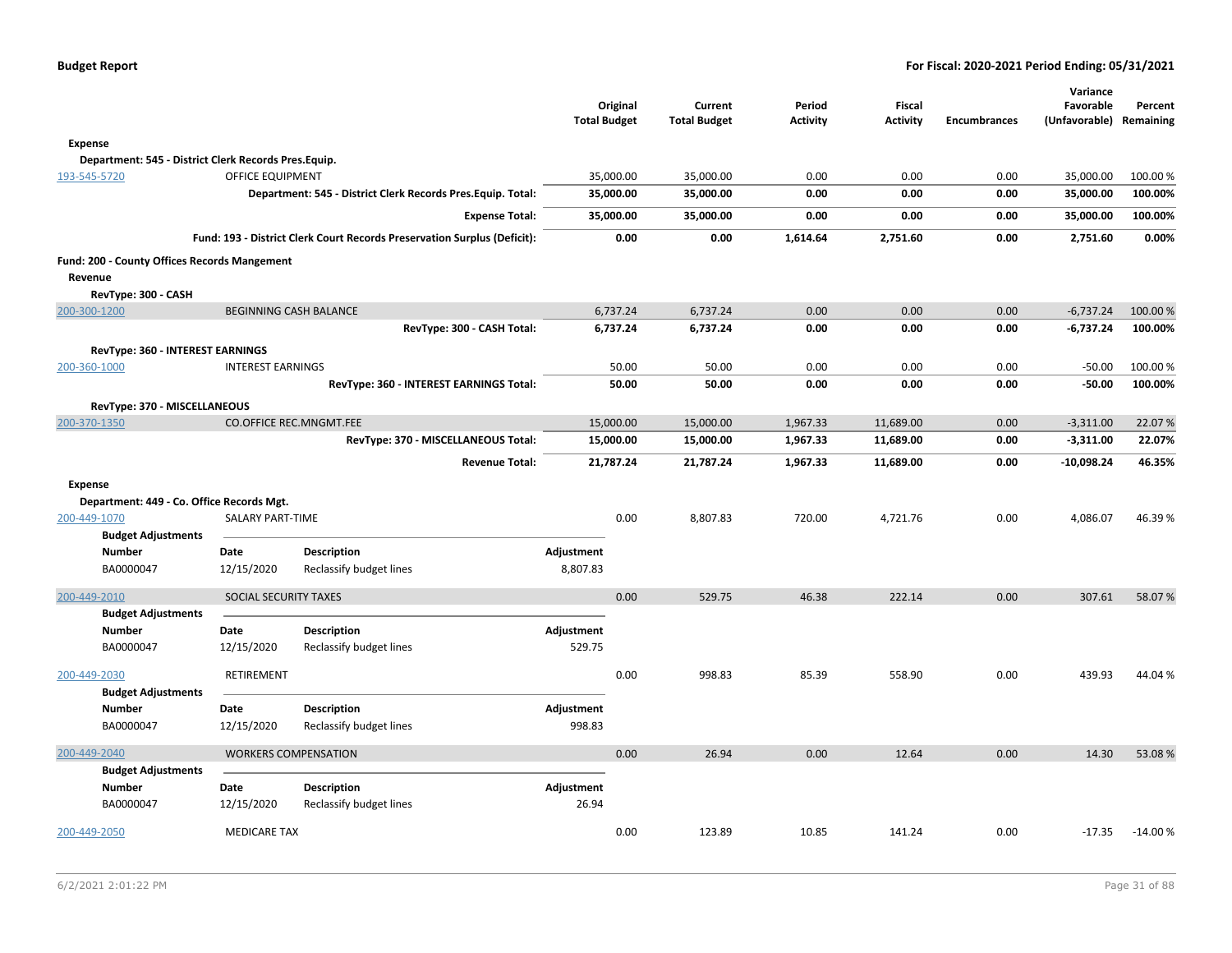**Budget Report** — **For Fiscal: 2020-2021 Period Ending: 05/31/2021**

| | | Original Total Budget | Current Total Budget | Period Activity | Fiscal Activity | Encumbrances | Variance Favorable (Unfavorable) | Percent Remaining |
|---|---|---|---|---|---|---|---|---|
| **Expense** | | | | | | | | |
| **Department: 545 - District Clerk Records Pres.Equip.** | | | | | | | | |
| 193-545-5720 | OFFICE EQUIPMENT | 35,000.00 | 35,000.00 | 0.00 | 0.00 | 0.00 | 35,000.00 | 100.00 % |
| | **Department: 545 - District Clerk Records Pres.Equip. Total:** | **35,000.00** | **35,000.00** | **0.00** | **0.00** | **0.00** | **35,000.00** | **100.00%** |
| | **Expense Total:** | **35,000.00** | **35,000.00** | **0.00** | **0.00** | **0.00** | **35,000.00** | **100.00%** |
| | **Fund: 193 - District Clerk Court Records Preservation Surplus (Deficit):** | **0.00** | **0.00** | **1,614.64** | **2,751.60** | **0.00** | **2,751.60** | **0.00%** |
| **Fund: 200 - County Offices Records Mangement** | | | | | | | | |
| **Revenue** | | | | | | | | |
| **RevType: 300 - CASH** | | | | | | | | |
| 200-300-1200 | BEGINNING CASH BALANCE | 6,737.24 | 6,737.24 | 0.00 | 0.00 | 0.00 | -6,737.24 | 100.00 % |
| | **RevType: 300 - CASH Total:** | **6,737.24** | **6,737.24** | **0.00** | **0.00** | **0.00** | **-6,737.24** | **100.00%** |
| **RevType: 360 - INTEREST EARNINGS** | | | | | | | | |
| 200-360-1000 | INTEREST EARNINGS | 50.00 | 50.00 | 0.00 | 0.00 | 0.00 | -50.00 | 100.00 % |
| | **RevType: 360 - INTEREST EARNINGS Total:** | **50.00** | **50.00** | **0.00** | **0.00** | **0.00** | **-50.00** | **100.00%** |
| **RevType: 370 - MISCELLANEOUS** | | | | | | | | |
| 200-370-1350 | CO.OFFICE REC.MNGMT.FEE | 15,000.00 | 15,000.00 | 1,967.33 | 11,689.00 | 0.00 | -3,311.00 | 22.07 % |
| | **RevType: 370 - MISCELLANEOUS Total:** | **15,000.00** | **15,000.00** | **1,967.33** | **11,689.00** | **0.00** | **-3,311.00** | **22.07%** |
| | **Revenue Total:** | **21,787.24** | **21,787.24** | **1,967.33** | **11,689.00** | **0.00** | **-10,098.24** | **46.35%** |
| **Expense** | | | | | | | | |
| **Department: 449 - Co. Office Records Mgt.** | | | | | | | | |
| 200-449-1070 | SALARY PART-TIME | 0.00 | 8,807.83 | 720.00 | 4,721.76 | 0.00 | 4,086.07 | 46.39 % |

**Budget Adjustments**

| Number | Date | Description | Adjustment |
|---|---|---|---|
| BA0000047 | 12/15/2020 | Reclassify budget lines | 8,807.83 |

| | | Original Total Budget | Current Total Budget | Period Activity | Fiscal Activity | Encumbrances | Variance Favorable (Unfavorable) | Percent Remaining |
|---|---|---|---|---|---|---|---|---|
| 200-449-2010 | SOCIAL SECURITY TAXES | 0.00 | 529.75 | 46.38 | 222.14 | 0.00 | 307.61 | 58.07 % |

**Budget Adjustments**

| Number | Date | Description | Adjustment |
|---|---|---|---|
| BA0000047 | 12/15/2020 | Reclassify budget lines | 529.75 |

| | | Original Total Budget | Current Total Budget | Period Activity | Fiscal Activity | Encumbrances | Variance Favorable (Unfavorable) | Percent Remaining |
|---|---|---|---|---|---|---|---|---|
| 200-449-2030 | RETIREMENT | 0.00 | 998.83 | 85.39 | 558.90 | 0.00 | 439.93 | 44.04 % |

**Budget Adjustments**

| Number | Date | Description | Adjustment |
|---|---|---|---|
| BA0000047 | 12/15/2020 | Reclassify budget lines | 998.83 |

| | | Original Total Budget | Current Total Budget | Period Activity | Fiscal Activity | Encumbrances | Variance Favorable (Unfavorable) | Percent Remaining |
|---|---|---|---|---|---|---|---|---|
| 200-449-2040 | WORKERS COMPENSATION | 0.00 | 26.94 | 0.00 | 12.64 | 0.00 | 14.30 | 53.08 % |

**Budget Adjustments**

| Number | Date | Description | Adjustment |
|---|---|---|---|
| BA0000047 | 12/15/2020 | Reclassify budget lines | 26.94 |

| | | Original Total Budget | Current Total Budget | Period Activity | Fiscal Activity | Encumbrances | Variance Favorable (Unfavorable) | Percent Remaining |
|---|---|---|---|---|---|---|---|---|
| 200-449-2050 | MEDICARE TAX | 0.00 | 123.89 | 10.85 | 141.24 | 0.00 | -17.35 | -14.00 % |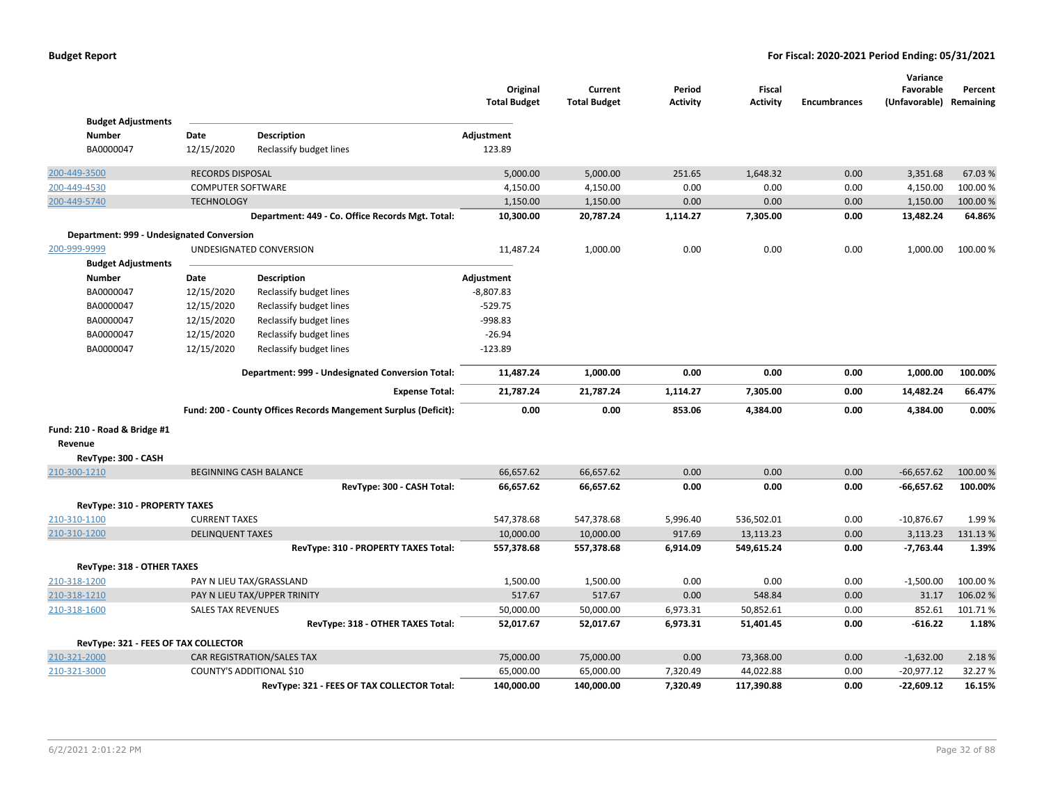| | | Original Total Budget | Current Total Budget | Period Activity | Fiscal Activity | Encumbrances | Variance Favorable (Unfavorable) | Percent Remaining |
|---|---|---|---|---|---|---|---|---|

**Budget Adjustments**

| Number | Date | Description | Adjustment |
|---|---|---|---|
| BA0000047 | 12/15/2020 | Reclassify budget lines | 123.89 |

| | | Original Total Budget | Current Total Budget | Period Activity | Fiscal Activity | Encumbrances | Variance Favorable (Unfavorable) | Percent Remaining |
|---|---|---|---|---|---|---|---|---|
| 200-449-3500 | RECORDS DISPOSAL | 5,000.00 | 5,000.00 | 251.65 | 1,648.32 | 0.00 | 3,351.68 | 67.03 % |
| 200-449-4530 | COMPUTER SOFTWARE | 4,150.00 | 4,150.00 | 0.00 | 0.00 | 0.00 | 4,150.00 | 100.00 % |
| 200-449-5740 | TECHNOLOGY | 1,150.00 | 1,150.00 | 0.00 | 0.00 | 0.00 | 1,150.00 | 100.00 % |
| | **Department: 449 - Co. Office Records Mgt. Total:** | **10,300.00** | **20,787.24** | **1,114.27** | **7,305.00** | **0.00** | **13,482.24** | **64.86%** |

**Department: 999 - Undesignated Conversion**

| | | Original Total Budget | Current Total Budget | Period Activity | Fiscal Activity | Encumbrances | Variance Favorable (Unfavorable) | Percent Remaining |
|---|---|---|---|---|---|---|---|---|
| 200-999-9999 | UNDESIGNATED CONVERSION | 11,487.24 | 1,000.00 | 0.00 | 0.00 | 0.00 | 1,000.00 | 100.00 % |

**Budget Adjustments**

| Number | Date | Description | Adjustment |
|---|---|---|---|
| BA0000047 | 12/15/2020 | Reclassify budget lines | -8,807.83 |
| BA0000047 | 12/15/2020 | Reclassify budget lines | -529.75 |
| BA0000047 | 12/15/2020 | Reclassify budget lines | -998.83 |
| BA0000047 | 12/15/2020 | Reclassify budget lines | -26.94 |
| BA0000047 | 12/15/2020 | Reclassify budget lines | -123.89 |

| | | Original Total Budget | Current Total Budget | Period Activity | Fiscal Activity | Encumbrances | Variance Favorable (Unfavorable) | Percent Remaining |
|---|---|---|---|---|---|---|---|---|
| | **Department: 999 - Undesignated Conversion Total:** | **11,487.24** | **1,000.00** | **0.00** | **0.00** | **0.00** | **1,000.00** | **100.00%** |
| | **Expense Total:** | **21,787.24** | **21,787.24** | **1,114.27** | **7,305.00** | **0.00** | **14,482.24** | **66.47%** |
| | **Fund: 200 - County Offices Records Mangement Surplus (Deficit):** | **0.00** | **0.00** | **853.06** | **4,384.00** | **0.00** | **4,384.00** | **0.00%** |

**Fund: 210 - Road & Bridge #1**

**Revenue**

**RevType: 300 - CASH**

| | | Original Total Budget | Current Total Budget | Period Activity | Fiscal Activity | Encumbrances | Variance Favorable (Unfavorable) | Percent Remaining |
|---|---|---|---|---|---|---|---|---|
| 210-300-1210 | BEGINNING CASH BALANCE | 66,657.62 | 66,657.62 | 0.00 | 0.00 | 0.00 | -66,657.62 | 100.00 % |
| | **RevType: 300 - CASH Total:** | **66,657.62** | **66,657.62** | **0.00** | **0.00** | **0.00** | **-66,657.62** | **100.00%** |
| **RevType: 310 - PROPERTY TAXES** | | | | | | | | |
| 210-310-1100 | CURRENT TAXES | 547,378.68 | 547,378.68 | 5,996.40 | 536,502.01 | 0.00 | -10,876.67 | 1.99 % |
| 210-310-1200 | DELINQUENT TAXES | 10,000.00 | 10,000.00 | 917.69 | 13,113.23 | 0.00 | 3,113.23 | 131.13 % |
| | **RevType: 310 - PROPERTY TAXES Total:** | **557,378.68** | **557,378.68** | **6,914.09** | **549,615.24** | **0.00** | **-7,763.44** | **1.39%** |
| **RevType: 318 - OTHER TAXES** | | | | | | | | |
| 210-318-1200 | PAY N LIEU TAX/GRASSLAND | 1,500.00 | 1,500.00 | 0.00 | 0.00 | 0.00 | -1,500.00 | 100.00 % |
| 210-318-1210 | PAY N LIEU TAX/UPPER TRINITY | 517.67 | 517.67 | 0.00 | 548.84 | 0.00 | 31.17 | 106.02 % |
| 210-318-1600 | SALES TAX REVENUES | 50,000.00 | 50,000.00 | 6,973.31 | 50,852.61 | 0.00 | 852.61 | 101.71 % |
| | **RevType: 318 - OTHER TAXES Total:** | **52,017.67** | **52,017.67** | **6,973.31** | **51,401.45** | **0.00** | **-616.22** | **1.18%** |
| **RevType: 321 - FEES OF TAX COLLECTOR** | | | | | | | | |
| 210-321-2000 | CAR REGISTRATION/SALES TAX | 75,000.00 | 75,000.00 | 0.00 | 73,368.00 | 0.00 | -1,632.00 | 2.18 % |
| 210-321-3000 | COUNTY'S ADDITIONAL $10 | 65,000.00 | 65,000.00 | 7,320.49 | 44,022.88 | 0.00 | -20,977.12 | 32.27 % |
| | **RevType: 321 - FEES OF TAX COLLECTOR Total:** | **140,000.00** | **140,000.00** | **7,320.49** | **117,390.88** | **0.00** | **-22,609.12** | **16.15%** |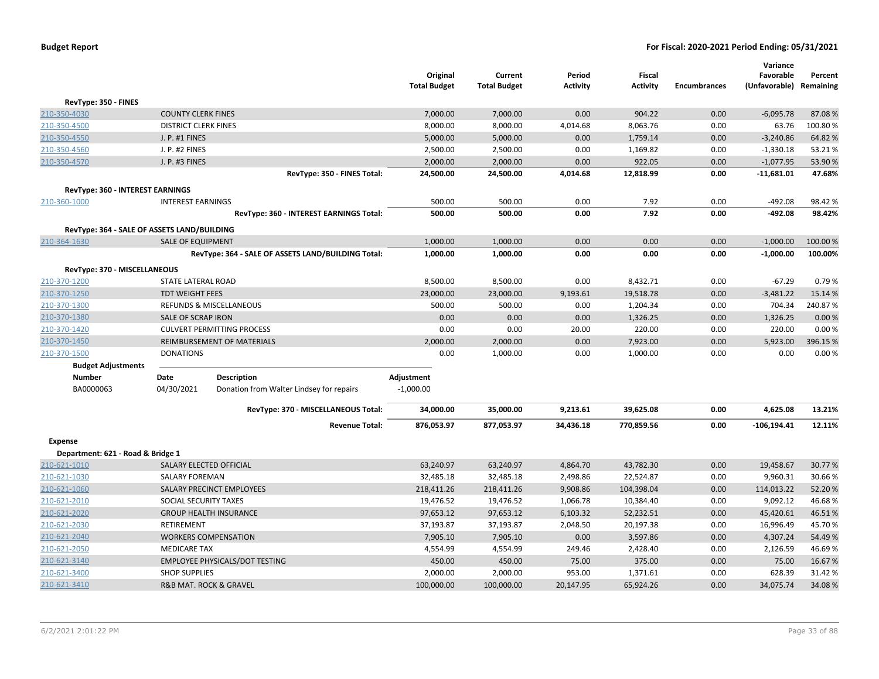**Budget Report** — **For Fiscal: 2020-2021 Period Ending: 05/31/2021**

| | | Original Total Budget | Current Total Budget | Period Activity | Fiscal Activity | Encumbrances | Variance Favorable (Unfavorable) | Percent Remaining |
|---|---|---|---|---|---|---|---|---|
| **RevType: 350 - FINES** | | | | | | | | |
| 210-350-4030 | COUNTY CLERK FINES | 7,000.00 | 7,000.00 | 0.00 | 904.22 | 0.00 | -6,095.78 | 87.08 % |
| 210-350-4500 | DISTRICT CLERK FINES | 8,000.00 | 8,000.00 | 4,014.68 | 8,063.76 | 0.00 | 63.76 | 100.80 % |
| 210-350-4550 | J. P. #1 FINES | 5,000.00 | 5,000.00 | 0.00 | 1,759.14 | 0.00 | -3,240.86 | 64.82 % |
| 210-350-4560 | J. P. #2 FINES | 2,500.00 | 2,500.00 | 0.00 | 1,169.82 | 0.00 | -1,330.18 | 53.21 % |
| 210-350-4570 | J. P. #3 FINES | 2,000.00 | 2,000.00 | 0.00 | 922.05 | 0.00 | -1,077.95 | 53.90 % |
| | **RevType: 350 - FINES Total:** | **24,500.00** | **24,500.00** | **4,014.68** | **12,818.99** | **0.00** | **-11,681.01** | **47.68%** |
| **RevType: 360 - INTEREST EARNINGS** | | | | | | | | |
| 210-360-1000 | INTEREST EARNINGS | 500.00 | 500.00 | 0.00 | 7.92 | 0.00 | -492.08 | 98.42 % |
| | **RevType: 360 - INTEREST EARNINGS Total:** | **500.00** | **500.00** | **0.00** | **7.92** | **0.00** | **-492.08** | **98.42%** |
| **RevType: 364 - SALE OF ASSETS LAND/BUILDING** | | | | | | | | |
| 210-364-1630 | SALE OF EQUIPMENT | 1,000.00 | 1,000.00 | 0.00 | 0.00 | 0.00 | -1,000.00 | 100.00 % |
| | **RevType: 364 - SALE OF ASSETS LAND/BUILDING Total:** | **1,000.00** | **1,000.00** | **0.00** | **0.00** | **0.00** | **-1,000.00** | **100.00%** |
| **RevType: 370 - MISCELLANEOUS** | | | | | | | | |
| 210-370-1200 | STATE LATERAL ROAD | 8,500.00 | 8,500.00 | 0.00 | 8,432.71 | 0.00 | -67.29 | 0.79 % |
| 210-370-1250 | TDT WEIGHT FEES | 23,000.00 | 23,000.00 | 9,193.61 | 19,518.78 | 0.00 | -3,481.22 | 15.14 % |
| 210-370-1300 | REFUNDS & MISCELLANEOUS | 500.00 | 500.00 | 0.00 | 1,204.34 | 0.00 | 704.34 | 240.87 % |
| 210-370-1380 | SALE OF SCRAP IRON | 0.00 | 0.00 | 0.00 | 1,326.25 | 0.00 | 1,326.25 | 0.00 % |
| 210-370-1420 | CULVERT PERMITTING PROCESS | 0.00 | 0.00 | 20.00 | 220.00 | 0.00 | 220.00 | 0.00 % |
| 210-370-1450 | REIMBURSEMENT OF MATERIALS | 2,000.00 | 2,000.00 | 0.00 | 7,923.00 | 0.00 | 5,923.00 | 396.15 % |
| 210-370-1500 | DONATIONS | 0.00 | 1,000.00 | 0.00 | 1,000.00 | 0.00 | 0.00 | 0.00 % |

**Budget Adjustments**

| Number | Date | Description | Adjustment |
|---|---|---|---|
| BA0000063 | 04/30/2021 | Donation from Walter Lindsey for repairs | -1,000.00 |

| | | Original Total Budget | Current Total Budget | Period Activity | Fiscal Activity | Encumbrances | Variance Favorable (Unfavorable) | Percent Remaining |
|---|---|---|---|---|---|---|---|---|
| | **RevType: 370 - MISCELLANEOUS Total:** | **34,000.00** | **35,000.00** | **9,213.61** | **39,625.08** | **0.00** | **4,625.08** | **13.21%** |
| | **Revenue Total:** | **876,053.97** | **877,053.97** | **34,436.18** | **770,859.56** | **0.00** | **-106,194.41** | **12.11%** |
| **Expense** | | | | | | | | |
| **Department: 621 - Road & Bridge 1** | | | | | | | | |
| 210-621-1010 | SALARY ELECTED OFFICIAL | 63,240.97 | 63,240.97 | 4,864.70 | 43,782.30 | 0.00 | 19,458.67 | 30.77 % |
| 210-621-1030 | SALARY FOREMAN | 32,485.18 | 32,485.18 | 2,498.86 | 22,524.87 | 0.00 | 9,960.31 | 30.66 % |
| 210-621-1060 | SALARY PRECINCT EMPLOYEES | 218,411.26 | 218,411.26 | 9,908.86 | 104,398.04 | 0.00 | 114,013.22 | 52.20 % |
| 210-621-2010 | SOCIAL SECURITY TAXES | 19,476.52 | 19,476.52 | 1,066.78 | 10,384.40 | 0.00 | 9,092.12 | 46.68 % |
| 210-621-2020 | GROUP HEALTH INSURANCE | 97,653.12 | 97,653.12 | 6,103.32 | 52,232.51 | 0.00 | 45,420.61 | 46.51 % |
| 210-621-2030 | RETIREMENT | 37,193.87 | 37,193.87 | 2,048.50 | 20,197.38 | 0.00 | 16,996.49 | 45.70 % |
| 210-621-2040 | WORKERS COMPENSATION | 7,905.10 | 7,905.10 | 0.00 | 3,597.86 | 0.00 | 4,307.24 | 54.49 % |
| 210-621-2050 | MEDICARE TAX | 4,554.99 | 4,554.99 | 249.46 | 2,428.40 | 0.00 | 2,126.59 | 46.69 % |
| 210-621-3140 | EMPLOYEE PHYSICALS/DOT TESTING | 450.00 | 450.00 | 75.00 | 375.00 | 0.00 | 75.00 | 16.67 % |
| 210-621-3400 | SHOP SUPPLIES | 2,000.00 | 2,000.00 | 953.00 | 1,371.61 | 0.00 | 628.39 | 31.42 % |
| 210-621-3410 | R&B MAT. ROCK & GRAVEL | 100,000.00 | 100,000.00 | 20,147.95 | 65,924.26 | 0.00 | 34,075.74 | 34.08 % |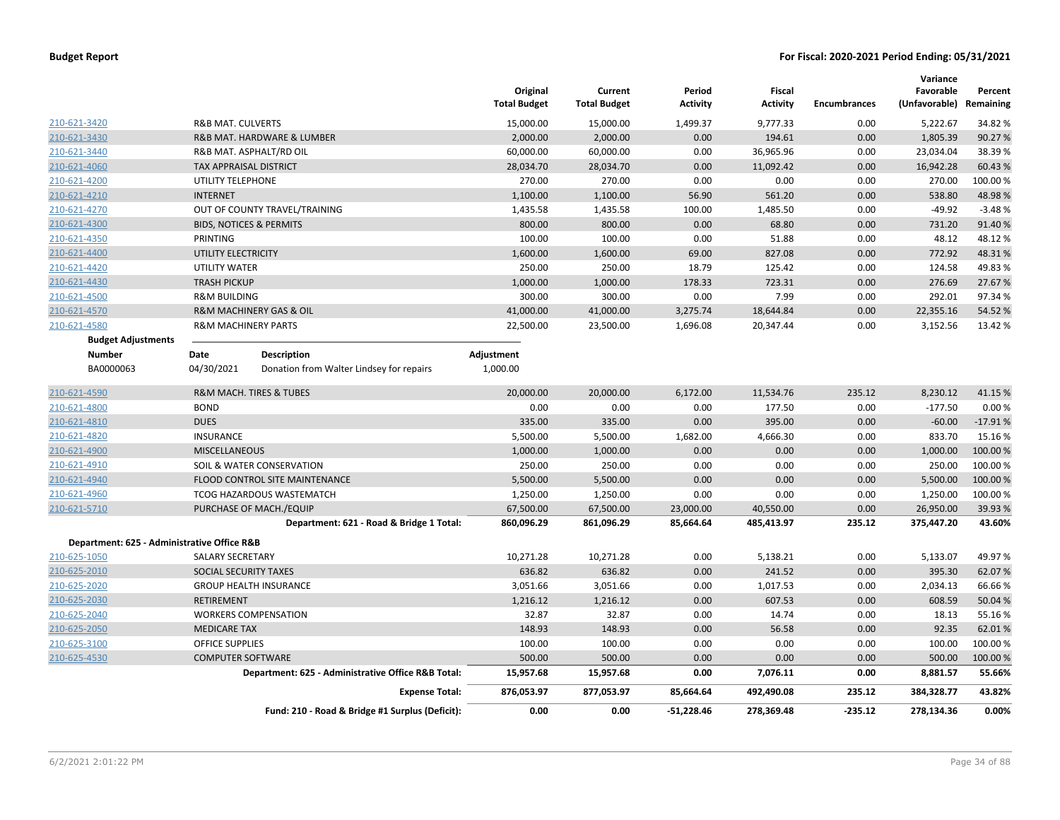**Budget Report** — For Fiscal: 2020-2021 Period Ending: 05/31/2021

| | | Original Total Budget | Current Total Budget | Period Activity | Fiscal Activity | Encumbrances | Variance Favorable (Unfavorable) | Percent Remaining |
|---|---|---|---|---|---|---|---|---|
| 210-621-3420 | R&B MAT. CULVERTS | 15,000.00 | 15,000.00 | 1,499.37 | 9,777.33 | 0.00 | 5,222.67 | 34.82 % |
| 210-621-3430 | R&B MAT. HARDWARE & LUMBER | 2,000.00 | 2,000.00 | 0.00 | 194.61 | 0.00 | 1,805.39 | 90.27 % |
| 210-621-3440 | R&B MAT. ASPHALT/RD OIL | 60,000.00 | 60,000.00 | 0.00 | 36,965.96 | 0.00 | 23,034.04 | 38.39 % |
| 210-621-4060 | TAX APPRAISAL DISTRICT | 28,034.70 | 28,034.70 | 0.00 | 11,092.42 | 0.00 | 16,942.28 | 60.43 % |
| 210-621-4200 | UTILITY TELEPHONE | 270.00 | 270.00 | 0.00 | 0.00 | 0.00 | 270.00 | 100.00 % |
| 210-621-4210 | INTERNET | 1,100.00 | 1,100.00 | 56.90 | 561.20 | 0.00 | 538.80 | 48.98 % |
| 210-621-4270 | OUT OF COUNTY TRAVEL/TRAINING | 1,435.58 | 1,435.58 | 100.00 | 1,485.50 | 0.00 | -49.92 | -3.48 % |
| 210-621-4300 | BIDS, NOTICES & PERMITS | 800.00 | 800.00 | 0.00 | 68.80 | 0.00 | 731.20 | 91.40 % |
| 210-621-4350 | PRINTING | 100.00 | 100.00 | 0.00 | 51.88 | 0.00 | 48.12 | 48.12 % |
| 210-621-4400 | UTILITY ELECTRICITY | 1,600.00 | 1,600.00 | 69.00 | 827.08 | 0.00 | 772.92 | 48.31 % |
| 210-621-4420 | UTILITY WATER | 250.00 | 250.00 | 18.79 | 125.42 | 0.00 | 124.58 | 49.83 % |
| 210-621-4430 | TRASH PICKUP | 1,000.00 | 1,000.00 | 178.33 | 723.31 | 0.00 | 276.69 | 27.67 % |
| 210-621-4500 | R&M BUILDING | 300.00 | 300.00 | 0.00 | 7.99 | 0.00 | 292.01 | 97.34 % |
| 210-621-4570 | R&M MACHINERY GAS & OIL | 41,000.00 | 41,000.00 | 3,275.74 | 18,644.84 | 0.00 | 22,355.16 | 54.52 % |
| 210-621-4580 | R&M MACHINERY PARTS | 22,500.00 | 23,500.00 | 1,696.08 | 20,347.44 | 0.00 | 3,152.56 | 13.42 % |

**Budget Adjustments**

| Number | Date | Description | Adjustment |
|---|---|---|---|
| BA0000063 | 04/30/2021 | Donation from Walter Lindsey for repairs | 1,000.00 |

| | | Original Total Budget | Current Total Budget | Period Activity | Fiscal Activity | Encumbrances | Variance Favorable (Unfavorable) | Percent Remaining |
|---|---|---|---|---|---|---|---|---|
| 210-621-4590 | R&M MACH. TIRES & TUBES | 20,000.00 | 20,000.00 | 6,172.00 | 11,534.76 | 235.12 | 8,230.12 | 41.15 % |
| 210-621-4800 | BOND | 0.00 | 0.00 | 0.00 | 177.50 | 0.00 | -177.50 | 0.00 % |
| 210-621-4810 | DUES | 335.00 | 335.00 | 0.00 | 395.00 | 0.00 | -60.00 | -17.91 % |
| 210-621-4820 | INSURANCE | 5,500.00 | 5,500.00 | 1,682.00 | 4,666.30 | 0.00 | 833.70 | 15.16 % |
| 210-621-4900 | MISCELLANEOUS | 1,000.00 | 1,000.00 | 0.00 | 0.00 | 0.00 | 1,000.00 | 100.00 % |
| 210-621-4910 | SOIL & WATER CONSERVATION | 250.00 | 250.00 | 0.00 | 0.00 | 0.00 | 250.00 | 100.00 % |
| 210-621-4940 | FLOOD CONTROL SITE MAINTENANCE | 5,500.00 | 5,500.00 | 0.00 | 0.00 | 0.00 | 5,500.00 | 100.00 % |
| 210-621-4960 | TCOG HAZARDOUS WASTEMATCH | 1,250.00 | 1,250.00 | 0.00 | 0.00 | 0.00 | 1,250.00 | 100.00 % |
| 210-621-5710 | PURCHASE OF MACH./EQUIP | 67,500.00 | 67,500.00 | 23,000.00 | 40,550.00 | 0.00 | 26,950.00 | 39.93 % |
| | **Department: 621 - Road & Bridge 1 Total:** | **860,096.29** | **861,096.29** | **85,664.64** | **485,413.97** | **235.12** | **375,447.20** | **43.60%** |
| **Department: 625 - Administrative Office R&B** | | | | | | | | |
| 210-625-1050 | SALARY SECRETARY | 10,271.28 | 10,271.28 | 0.00 | 5,138.21 | 0.00 | 5,133.07 | 49.97 % |
| 210-625-2010 | SOCIAL SECURITY TAXES | 636.82 | 636.82 | 0.00 | 241.52 | 0.00 | 395.30 | 62.07 % |
| 210-625-2020 | GROUP HEALTH INSURANCE | 3,051.66 | 3,051.66 | 0.00 | 1,017.53 | 0.00 | 2,034.13 | 66.66 % |
| 210-625-2030 | RETIREMENT | 1,216.12 | 1,216.12 | 0.00 | 607.53 | 0.00 | 608.59 | 50.04 % |
| 210-625-2040 | WORKERS COMPENSATION | 32.87 | 32.87 | 0.00 | 14.74 | 0.00 | 18.13 | 55.16 % |
| 210-625-2050 | MEDICARE TAX | 148.93 | 148.93 | 0.00 | 56.58 | 0.00 | 92.35 | 62.01 % |
| 210-625-3100 | OFFICE SUPPLIES | 100.00 | 100.00 | 0.00 | 0.00 | 0.00 | 100.00 | 100.00 % |
| 210-625-4530 | COMPUTER SOFTWARE | 500.00 | 500.00 | 0.00 | 0.00 | 0.00 | 500.00 | 100.00 % |
| | **Department: 625 - Administrative Office R&B Total:** | **15,957.68** | **15,957.68** | **0.00** | **7,076.11** | **0.00** | **8,881.57** | **55.66%** |
| | **Expense Total:** | **876,053.97** | **877,053.97** | **85,664.64** | **492,490.08** | **235.12** | **384,328.77** | **43.82%** |
| | **Fund: 210 - Road & Bridge #1 Surplus (Deficit):** | **0.00** | **0.00** | **-51,228.46** | **278,369.48** | **-235.12** | **278,134.36** | **0.00%** |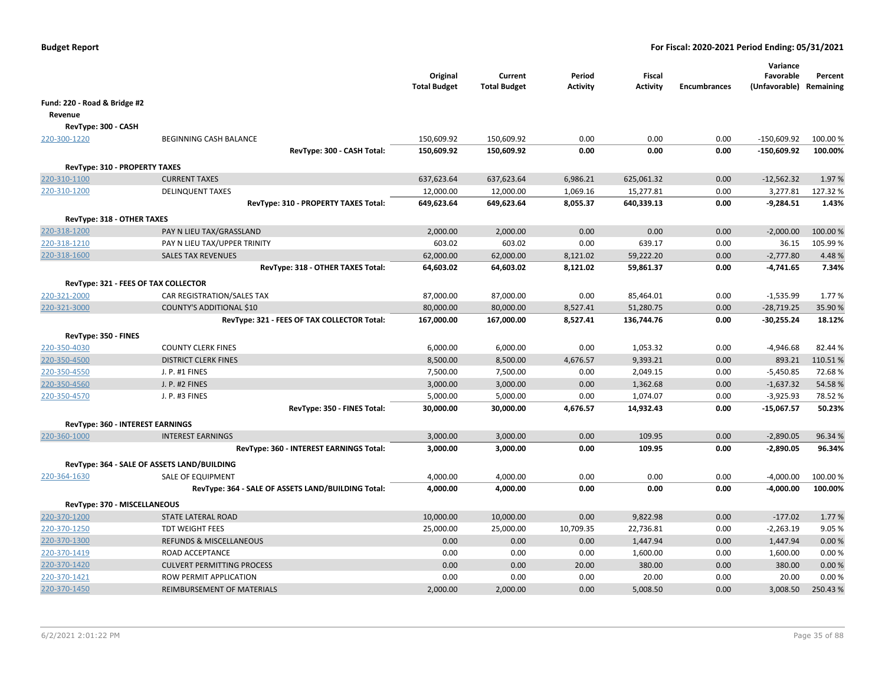**Budget Report** **For Fiscal: 2020-2021 Period Ending: 05/31/2021**

| | | Original Total Budget | Current Total Budget | Period Activity | Fiscal Activity | Encumbrances | Variance Favorable (Unfavorable) | Percent Remaining |
|---|---|---|---|---|---|---|---|---|
| **Fund: 220 - Road & Bridge #2** | | | | | | | | |
| **Revenue** | | | | | | | | |
| **RevType: 300 - CASH** | | | | | | | | |
| 220-300-1220 | BEGINNING CASH BALANCE | 150,609.92 | 150,609.92 | 0.00 | 0.00 | 0.00 | -150,609.92 | 100.00 % |
| | **RevType: 300 - CASH Total:** | **150,609.92** | **150,609.92** | **0.00** | **0.00** | **0.00** | **-150,609.92** | **100.00%** |
| **RevType: 310 - PROPERTY TAXES** | | | | | | | | |
| 220-310-1100 | CURRENT TAXES | 637,623.64 | 637,623.64 | 6,986.21 | 625,061.32 | 0.00 | -12,562.32 | 1.97 % |
| 220-310-1200 | DELINQUENT TAXES | 12,000.00 | 12,000.00 | 1,069.16 | 15,277.81 | 0.00 | 3,277.81 | 127.32 % |
| | **RevType: 310 - PROPERTY TAXES Total:** | **649,623.64** | **649,623.64** | **8,055.37** | **640,339.13** | **0.00** | **-9,284.51** | **1.43%** |
| **RevType: 318 - OTHER TAXES** | | | | | | | | |
| 220-318-1200 | PAY N LIEU TAX/GRASSLAND | 2,000.00 | 2,000.00 | 0.00 | 0.00 | 0.00 | -2,000.00 | 100.00 % |
| 220-318-1210 | PAY N LIEU TAX/UPPER TRINITY | 603.02 | 603.02 | 0.00 | 639.17 | 0.00 | 36.15 | 105.99 % |
| 220-318-1600 | SALES TAX REVENUES | 62,000.00 | 62,000.00 | 8,121.02 | 59,222.20 | 0.00 | -2,777.80 | 4.48 % |
| | **RevType: 318 - OTHER TAXES Total:** | **64,603.02** | **64,603.02** | **8,121.02** | **59,861.37** | **0.00** | **-4,741.65** | **7.34%** |
| **RevType: 321 - FEES OF TAX COLLECTOR** | | | | | | | | |
| 220-321-2000 | CAR REGISTRATION/SALES TAX | 87,000.00 | 87,000.00 | 0.00 | 85,464.01 | 0.00 | -1,535.99 | 1.77 % |
| 220-321-3000 | COUNTY'S ADDITIONAL $10 | 80,000.00 | 80,000.00 | 8,527.41 | 51,280.75 | 0.00 | -28,719.25 | 35.90 % |
| | **RevType: 321 - FEES OF TAX COLLECTOR Total:** | **167,000.00** | **167,000.00** | **8,527.41** | **136,744.76** | **0.00** | **-30,255.24** | **18.12%** |
| **RevType: 350 - FINES** | | | | | | | | |
| 220-350-4030 | COUNTY CLERK FINES | 6,000.00 | 6,000.00 | 0.00 | 1,053.32 | 0.00 | -4,946.68 | 82.44 % |
| 220-350-4500 | DISTRICT CLERK FINES | 8,500.00 | 8,500.00 | 4,676.57 | 9,393.21 | 0.00 | 893.21 | 110.51 % |
| 220-350-4550 | J. P. #1 FINES | 7,500.00 | 7,500.00 | 0.00 | 2,049.15 | 0.00 | -5,450.85 | 72.68 % |
| 220-350-4560 | J. P. #2 FINES | 3,000.00 | 3,000.00 | 0.00 | 1,362.68 | 0.00 | -1,637.32 | 54.58 % |
| 220-350-4570 | J. P. #3 FINES | 5,000.00 | 5,000.00 | 0.00 | 1,074.07 | 0.00 | -3,925.93 | 78.52 % |
| | **RevType: 350 - FINES Total:** | **30,000.00** | **30,000.00** | **4,676.57** | **14,932.43** | **0.00** | **-15,067.57** | **50.23%** |
| **RevType: 360 - INTEREST EARNINGS** | | | | | | | | |
| 220-360-1000 | INTEREST EARNINGS | 3,000.00 | 3,000.00 | 0.00 | 109.95 | 0.00 | -2,890.05 | 96.34 % |
| | **RevType: 360 - INTEREST EARNINGS Total:** | **3,000.00** | **3,000.00** | **0.00** | **109.95** | **0.00** | **-2,890.05** | **96.34%** |
| **RevType: 364 - SALE OF ASSETS LAND/BUILDING** | | | | | | | | |
| 220-364-1630 | SALE OF EQUIPMENT | 4,000.00 | 4,000.00 | 0.00 | 0.00 | 0.00 | -4,000.00 | 100.00 % |
| | **RevType: 364 - SALE OF ASSETS LAND/BUILDING Total:** | **4,000.00** | **4,000.00** | **0.00** | **0.00** | **0.00** | **-4,000.00** | **100.00%** |
| **RevType: 370 - MISCELLANEOUS** | | | | | | | | |
| 220-370-1200 | STATE LATERAL ROAD | 10,000.00 | 10,000.00 | 0.00 | 9,822.98 | 0.00 | -177.02 | 1.77 % |
| 220-370-1250 | TDT WEIGHT FEES | 25,000.00 | 25,000.00 | 10,709.35 | 22,736.81 | 0.00 | -2,263.19 | 9.05 % |
| 220-370-1300 | REFUNDS & MISCELLANEOUS | 0.00 | 0.00 | 0.00 | 1,447.94 | 0.00 | 1,447.94 | 0.00 % |
| 220-370-1419 | ROAD ACCEPTANCE | 0.00 | 0.00 | 0.00 | 1,600.00 | 0.00 | 1,600.00 | 0.00 % |
| 220-370-1420 | CULVERT PERMITTING PROCESS | 0.00 | 0.00 | 20.00 | 380.00 | 0.00 | 380.00 | 0.00 % |
| 220-370-1421 | ROW PERMIT APPLICATION | 0.00 | 0.00 | 0.00 | 20.00 | 0.00 | 20.00 | 0.00 % |
| 220-370-1450 | REIMBURSEMENT OF MATERIALS | 2,000.00 | 2,000.00 | 0.00 | 5,008.50 | 0.00 | 3,008.50 | 250.43 % |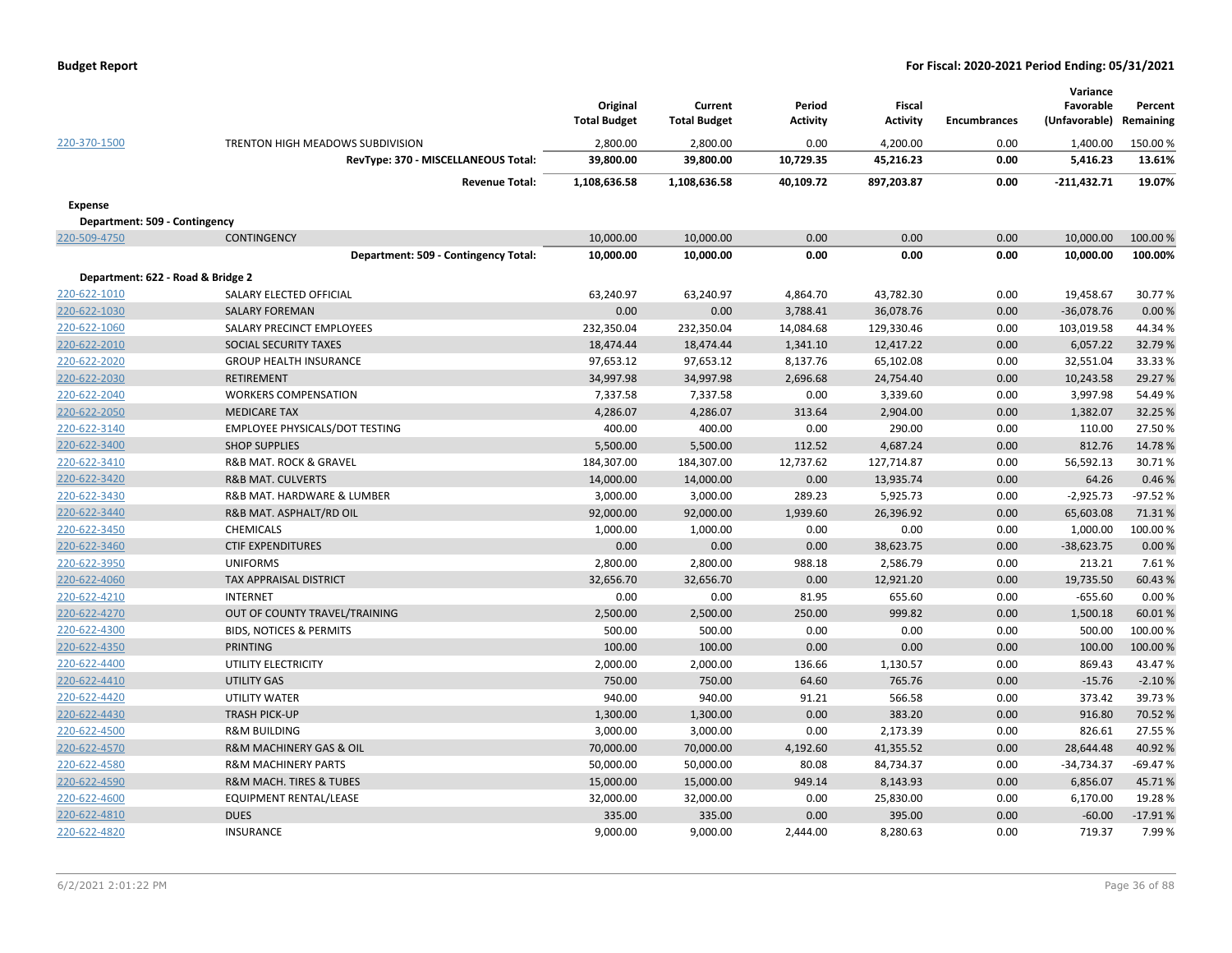**Budget Report** | **For Fiscal: 2020-2021 Period Ending: 05/31/2021**

| | | Original Total Budget | Current Total Budget | Period Activity | Fiscal Activity | Encumbrances | Variance Favorable (Unfavorable) | Percent Remaining |
|---|---|---|---|---|---|---|---|---|
| 220-370-1500 | TRENTON HIGH MEADOWS SUBDIVISION | 2,800.00 | 2,800.00 | 0.00 | 4,200.00 | 0.00 | 1,400.00 | 150.00 % |
| | **RevType: 370 - MISCELLANEOUS Total:** | **39,800.00** | **39,800.00** | **10,729.35** | **45,216.23** | **0.00** | **5,416.23** | **13.61%** |
| | **Revenue Total:** | **1,108,636.58** | **1,108,636.58** | **40,109.72** | **897,203.87** | **0.00** | **-211,432.71** | **19.07%** |
| **Expense** | | | | | | | | |
| **Department: 509 - Contingency** | | | | | | | | |
| 220-509-4750 | CONTINGENCY | 10,000.00 | 10,000.00 | 0.00 | 0.00 | 0.00 | 10,000.00 | 100.00 % |
| | **Department: 509 - Contingency Total:** | **10,000.00** | **10,000.00** | **0.00** | **0.00** | **0.00** | **10,000.00** | **100.00%** |
| **Department: 622 - Road & Bridge 2** | | | | | | | | |
| 220-622-1010 | SALARY ELECTED OFFICIAL | 63,240.97 | 63,240.97 | 4,864.70 | 43,782.30 | 0.00 | 19,458.67 | 30.77 % |
| 220-622-1030 | SALARY FOREMAN | 0.00 | 0.00 | 3,788.41 | 36,078.76 | 0.00 | -36,078.76 | 0.00 % |
| 220-622-1060 | SALARY PRECINCT EMPLOYEES | 232,350.04 | 232,350.04 | 14,084.68 | 129,330.46 | 0.00 | 103,019.58 | 44.34 % |
| 220-622-2010 | SOCIAL SECURITY TAXES | 18,474.44 | 18,474.44 | 1,341.10 | 12,417.22 | 0.00 | 6,057.22 | 32.79 % |
| 220-622-2020 | GROUP HEALTH INSURANCE | 97,653.12 | 97,653.12 | 8,137.76 | 65,102.08 | 0.00 | 32,551.04 | 33.33 % |
| 220-622-2030 | RETIREMENT | 34,997.98 | 34,997.98 | 2,696.68 | 24,754.40 | 0.00 | 10,243.58 | 29.27 % |
| 220-622-2040 | WORKERS COMPENSATION | 7,337.58 | 7,337.58 | 0.00 | 3,339.60 | 0.00 | 3,997.98 | 54.49 % |
| 220-622-2050 | MEDICARE TAX | 4,286.07 | 4,286.07 | 313.64 | 2,904.00 | 0.00 | 1,382.07 | 32.25 % |
| 220-622-3140 | EMPLOYEE PHYSICALS/DOT TESTING | 400.00 | 400.00 | 0.00 | 290.00 | 0.00 | 110.00 | 27.50 % |
| 220-622-3400 | SHOP SUPPLIES | 5,500.00 | 5,500.00 | 112.52 | 4,687.24 | 0.00 | 812.76 | 14.78 % |
| 220-622-3410 | R&B MAT. ROCK & GRAVEL | 184,307.00 | 184,307.00 | 12,737.62 | 127,714.87 | 0.00 | 56,592.13 | 30.71 % |
| 220-622-3420 | R&B MAT. CULVERTS | 14,000.00 | 14,000.00 | 0.00 | 13,935.74 | 0.00 | 64.26 | 0.46 % |
| 220-622-3430 | R&B MAT. HARDWARE & LUMBER | 3,000.00 | 3,000.00 | 289.23 | 5,925.73 | 0.00 | -2,925.73 | -97.52 % |
| 220-622-3440 | R&B MAT. ASPHALT/RD OIL | 92,000.00 | 92,000.00 | 1,939.60 | 26,396.92 | 0.00 | 65,603.08 | 71.31 % |
| 220-622-3450 | CHEMICALS | 1,000.00 | 1,000.00 | 0.00 | 0.00 | 0.00 | 1,000.00 | 100.00 % |
| 220-622-3460 | CTIF EXPENDITURES | 0.00 | 0.00 | 0.00 | 38,623.75 | 0.00 | -38,623.75 | 0.00 % |
| 220-622-3950 | UNIFORMS | 2,800.00 | 2,800.00 | 988.18 | 2,586.79 | 0.00 | 213.21 | 7.61 % |
| 220-622-4060 | TAX APPRAISAL DISTRICT | 32,656.70 | 32,656.70 | 0.00 | 12,921.20 | 0.00 | 19,735.50 | 60.43 % |
| 220-622-4210 | INTERNET | 0.00 | 0.00 | 81.95 | 655.60 | 0.00 | -655.60 | 0.00 % |
| 220-622-4270 | OUT OF COUNTY TRAVEL/TRAINING | 2,500.00 | 2,500.00 | 250.00 | 999.82 | 0.00 | 1,500.18 | 60.01 % |
| 220-622-4300 | BIDS, NOTICES & PERMITS | 500.00 | 500.00 | 0.00 | 0.00 | 0.00 | 500.00 | 100.00 % |
| 220-622-4350 | PRINTING | 100.00 | 100.00 | 0.00 | 0.00 | 0.00 | 100.00 | 100.00 % |
| 220-622-4400 | UTILITY ELECTRICITY | 2,000.00 | 2,000.00 | 136.66 | 1,130.57 | 0.00 | 869.43 | 43.47 % |
| 220-622-4410 | UTILITY GAS | 750.00 | 750.00 | 64.60 | 765.76 | 0.00 | -15.76 | -2.10 % |
| 220-622-4420 | UTILITY WATER | 940.00 | 940.00 | 91.21 | 566.58 | 0.00 | 373.42 | 39.73 % |
| 220-622-4430 | TRASH PICK-UP | 1,300.00 | 1,300.00 | 0.00 | 383.20 | 0.00 | 916.80 | 70.52 % |
| 220-622-4500 | R&M BUILDING | 3,000.00 | 3,000.00 | 0.00 | 2,173.39 | 0.00 | 826.61 | 27.55 % |
| 220-622-4570 | R&M MACHINERY GAS & OIL | 70,000.00 | 70,000.00 | 4,192.60 | 41,355.52 | 0.00 | 28,644.48 | 40.92 % |
| 220-622-4580 | R&M MACHINERY PARTS | 50,000.00 | 50,000.00 | 80.08 | 84,734.37 | 0.00 | -34,734.37 | -69.47 % |
| 220-622-4590 | R&M MACH. TIRES & TUBES | 15,000.00 | 15,000.00 | 949.14 | 8,143.93 | 0.00 | 6,856.07 | 45.71 % |
| 220-622-4600 | EQUIPMENT RENTAL/LEASE | 32,000.00 | 32,000.00 | 0.00 | 25,830.00 | 0.00 | 6,170.00 | 19.28 % |
| 220-622-4810 | DUES | 335.00 | 335.00 | 0.00 | 395.00 | 0.00 | -60.00 | -17.91 % |
| 220-622-4820 | INSURANCE | 9,000.00 | 9,000.00 | 2,444.00 | 8,280.63 | 0.00 | 719.37 | 7.99 % |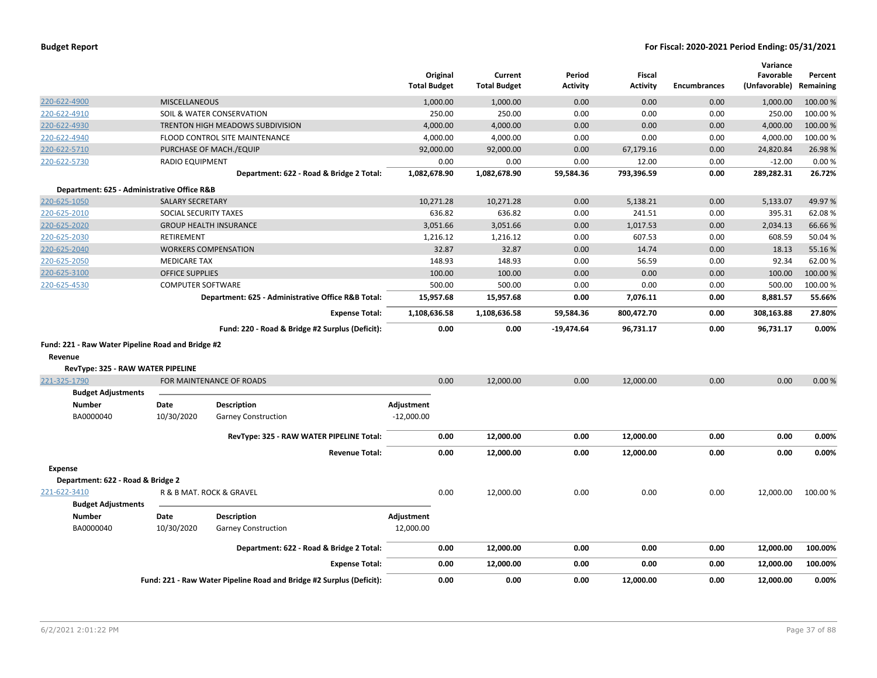| | | Original Total Budget | Current Total Budget | Period Activity | Fiscal Activity | Encumbrances | Variance Favorable (Unfavorable) | Percent Remaining |
|---|---|---|---|---|---|---|---|---|
| 220-622-4900 | MISCELLANEOUS | 1,000.00 | 1,000.00 | 0.00 | 0.00 | 0.00 | 1,000.00 | 100.00 % |
| 220-622-4910 | SOIL & WATER CONSERVATION | 250.00 | 250.00 | 0.00 | 0.00 | 0.00 | 250.00 | 100.00 % |
| 220-622-4930 | TRENTON HIGH MEADOWS SUBDIVISION | 4,000.00 | 4,000.00 | 0.00 | 0.00 | 0.00 | 4,000.00 | 100.00 % |
| 220-622-4940 | FLOOD CONTROL SITE MAINTENANCE | 4,000.00 | 4,000.00 | 0.00 | 0.00 | 0.00 | 4,000.00 | 100.00 % |
| 220-622-5710 | PURCHASE OF MACH./EQUIP | 92,000.00 | 92,000.00 | 0.00 | 67,179.16 | 0.00 | 24,820.84 | 26.98 % |
| 220-622-5730 | RADIO EQUIPMENT | 0.00 | 0.00 | 0.00 | 12.00 | 0.00 | -12.00 | 0.00 % |
| | **Department: 622 - Road & Bridge 2 Total:** | **1,082,678.90** | **1,082,678.90** | **59,584.36** | **793,396.59** | **0.00** | **289,282.31** | **26.72%** |

**Department: 625 - Administrative Office R&B**

| | | Original Total Budget | Current Total Budget | Period Activity | Fiscal Activity | Encumbrances | Variance Favorable (Unfavorable) | Percent Remaining |
|---|---|---|---|---|---|---|---|---|
| 220-625-1050 | SALARY SECRETARY | 10,271.28 | 10,271.28 | 0.00 | 5,138.21 | 0.00 | 5,133.07 | 49.97 % |
| 220-625-2010 | SOCIAL SECURITY TAXES | 636.82 | 636.82 | 0.00 | 241.51 | 0.00 | 395.31 | 62.08 % |
| 220-625-2020 | GROUP HEALTH INSURANCE | 3,051.66 | 3,051.66 | 0.00 | 1,017.53 | 0.00 | 2,034.13 | 66.66 % |
| 220-625-2030 | RETIREMENT | 1,216.12 | 1,216.12 | 0.00 | 607.53 | 0.00 | 608.59 | 50.04 % |
| 220-625-2040 | WORKERS COMPENSATION | 32.87 | 32.87 | 0.00 | 14.74 | 0.00 | 18.13 | 55.16 % |
| 220-625-2050 | MEDICARE TAX | 148.93 | 148.93 | 0.00 | 56.59 | 0.00 | 92.34 | 62.00 % |
| 220-625-3100 | OFFICE SUPPLIES | 100.00 | 100.00 | 0.00 | 0.00 | 0.00 | 100.00 | 100.00 % |
| 220-625-4530 | COMPUTER SOFTWARE | 500.00 | 500.00 | 0.00 | 0.00 | 0.00 | 500.00 | 100.00 % |
| | **Department: 625 - Administrative Office R&B Total:** | **15,957.68** | **15,957.68** | **0.00** | **7,076.11** | **0.00** | **8,881.57** | **55.66%** |
| | **Expense Total:** | **1,108,636.58** | **1,108,636.58** | **59,584.36** | **800,472.70** | **0.00** | **308,163.88** | **27.80%** |
| | **Fund: 220 - Road & Bridge #2 Surplus (Deficit):** | **0.00** | **0.00** | **-19,474.64** | **96,731.17** | **0.00** | **96,731.17** | **0.00%** |

**Fund: 221 - Raw Water Pipeline Road and Bridge #2**

**Revenue**

**RevType: 325 - RAW WATER PIPELINE**

| | | Original Total Budget | Current Total Budget | Period Activity | Fiscal Activity | Encumbrances | Variance Favorable (Unfavorable) | Percent Remaining |
|---|---|---|---|---|---|---|---|---|
| 221-325-1790 | FOR MAINTENANCE OF ROADS | 0.00 | 12,000.00 | 0.00 | 12,000.00 | 0.00 | 0.00 | 0.00 % |

**Budget Adjustments**

| Number | Date | Description | Adjustment |
|---|---|---|---|
| BA0000040 | 10/30/2020 | Garney Construction | -12,000.00 |

| | Original Total Budget | Current Total Budget | Period Activity | Fiscal Activity | Encumbrances | Variance Favorable (Unfavorable) | Percent Remaining |
|---|---|---|---|---|---|---|---|
| **RevType: 325 - RAW WATER PIPELINE Total:** | **0.00** | **12,000.00** | **0.00** | **12,000.00** | **0.00** | **0.00** | **0.00%** |
| **Revenue Total:** | **0.00** | **12,000.00** | **0.00** | **12,000.00** | **0.00** | **0.00** | **0.00%** |

**Expense**

**Department: 622 - Road & Bridge 2**

| | | Original Total Budget | Current Total Budget | Period Activity | Fiscal Activity | Encumbrances | Variance Favorable (Unfavorable) | Percent Remaining |
|---|---|---|---|---|---|---|---|---|
| 221-622-3410 | R & B MAT. ROCK & GRAVEL | 0.00 | 12,000.00 | 0.00 | 0.00 | 0.00 | 12,000.00 | 100.00 % |

**Budget Adjustments**

| Number | Date | Description | Adjustment |
|---|---|---|---|
| BA0000040 | 10/30/2020 | Garney Construction | 12,000.00 |

| | Original Total Budget | Current Total Budget | Period Activity | Fiscal Activity | Encumbrances | Variance Favorable (Unfavorable) | Percent Remaining |
|---|---|---|---|---|---|---|---|
| **Department: 622 - Road & Bridge 2 Total:** | **0.00** | **12,000.00** | **0.00** | **0.00** | **0.00** | **12,000.00** | **100.00%** |
| **Expense Total:** | **0.00** | **12,000.00** | **0.00** | **0.00** | **0.00** | **12,000.00** | **100.00%** |
| **Fund: 221 - Raw Water Pipeline Road and Bridge #2 Surplus (Deficit):** | **0.00** | **0.00** | **0.00** | **12,000.00** | **0.00** | **12,000.00** | **0.00%** |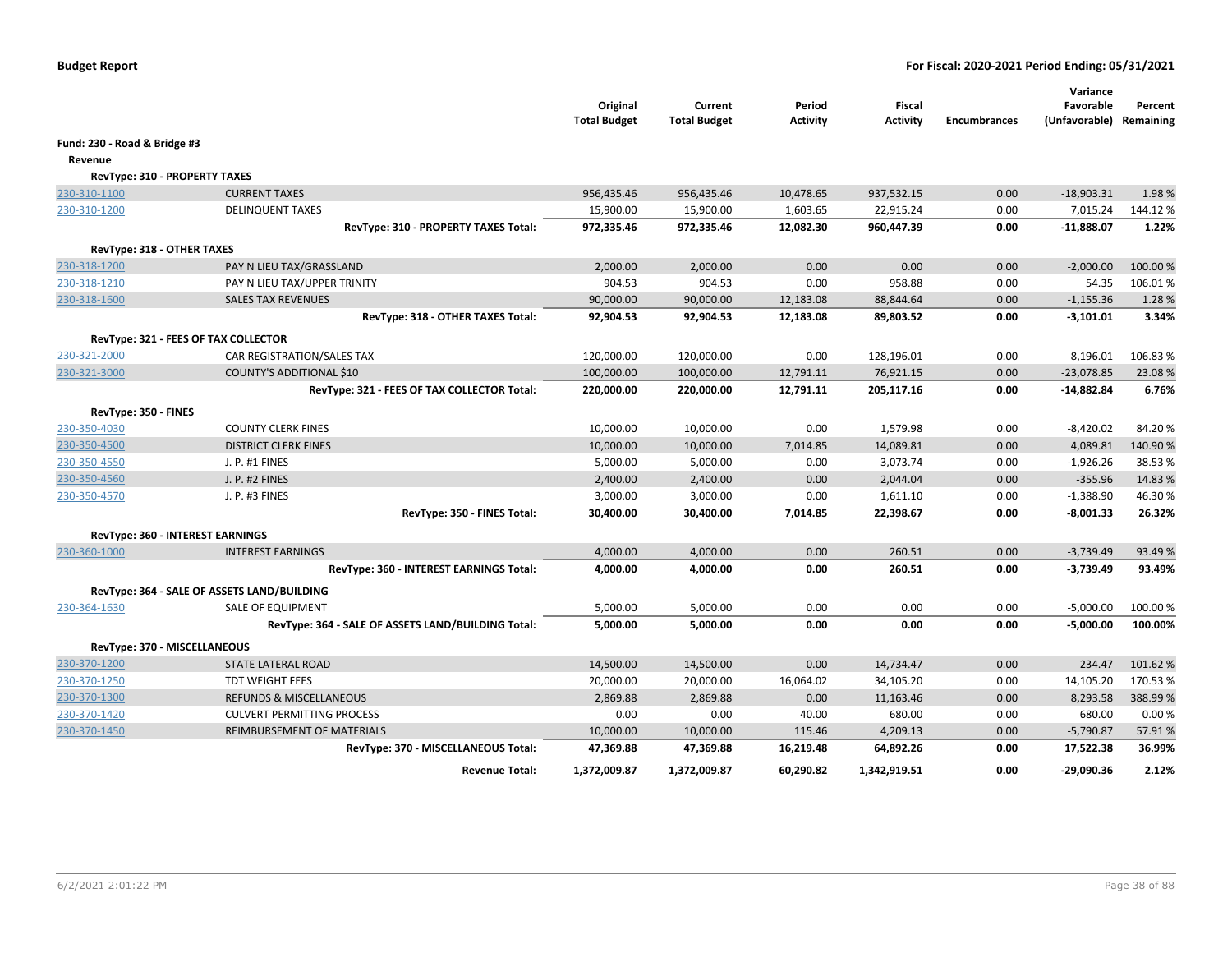**Budget Report**

**For Fiscal: 2020-2021 Period Ending: 05/31/2021**

| | | Original Total Budget | Current Total Budget | Period Activity | Fiscal Activity | Encumbrances | Variance Favorable (Unfavorable) | Percent Remaining |
|---|---|---|---|---|---|---|---|---|
| **Fund: 230 - Road & Bridge #3** | | | | | | | | |
| **Revenue** | | | | | | | | |
| **RevType: 310 - PROPERTY TAXES** | | | | | | | | |
| 230-310-1100 | CURRENT TAXES | 956,435.46 | 956,435.46 | 10,478.65 | 937,532.15 | 0.00 | -18,903.31 | 1.98 % |
| 230-310-1200 | DELINQUENT TAXES | 15,900.00 | 15,900.00 | 1,603.65 | 22,915.24 | 0.00 | 7,015.24 | 144.12 % |
| | **RevType: 310 - PROPERTY TAXES Total:** | **972,335.46** | **972,335.46** | **12,082.30** | **960,447.39** | **0.00** | **-11,888.07** | **1.22%** |
| **RevType: 318 - OTHER TAXES** | | | | | | | | |
| 230-318-1200 | PAY N LIEU TAX/GRASSLAND | 2,000.00 | 2,000.00 | 0.00 | 0.00 | 0.00 | -2,000.00 | 100.00 % |
| 230-318-1210 | PAY N LIEU TAX/UPPER TRINITY | 904.53 | 904.53 | 0.00 | 958.88 | 0.00 | 54.35 | 106.01 % |
| 230-318-1600 | SALES TAX REVENUES | 90,000.00 | 90,000.00 | 12,183.08 | 88,844.64 | 0.00 | -1,155.36 | 1.28 % |
| | **RevType: 318 - OTHER TAXES Total:** | **92,904.53** | **92,904.53** | **12,183.08** | **89,803.52** | **0.00** | **-3,101.01** | **3.34%** |
| **RevType: 321 - FEES OF TAX COLLECTOR** | | | | | | | | |
| 230-321-2000 | CAR REGISTRATION/SALES TAX | 120,000.00 | 120,000.00 | 0.00 | 128,196.01 | 0.00 | 8,196.01 | 106.83 % |
| 230-321-3000 | COUNTY'S ADDITIONAL $10 | 100,000.00 | 100,000.00 | 12,791.11 | 76,921.15 | 0.00 | -23,078.85 | 23.08 % |
| | **RevType: 321 - FEES OF TAX COLLECTOR Total:** | **220,000.00** | **220,000.00** | **12,791.11** | **205,117.16** | **0.00** | **-14,882.84** | **6.76%** |
| **RevType: 350 - FINES** | | | | | | | | |
| 230-350-4030 | COUNTY CLERK FINES | 10,000.00 | 10,000.00 | 0.00 | 1,579.98 | 0.00 | -8,420.02 | 84.20 % |
| 230-350-4500 | DISTRICT CLERK FINES | 10,000.00 | 10,000.00 | 7,014.85 | 14,089.81 | 0.00 | 4,089.81 | 140.90 % |
| 230-350-4550 | J. P. #1 FINES | 5,000.00 | 5,000.00 | 0.00 | 3,073.74 | 0.00 | -1,926.26 | 38.53 % |
| 230-350-4560 | J. P. #2 FINES | 2,400.00 | 2,400.00 | 0.00 | 2,044.04 | 0.00 | -355.96 | 14.83 % |
| 230-350-4570 | J. P. #3 FINES | 3,000.00 | 3,000.00 | 0.00 | 1,611.10 | 0.00 | -1,388.90 | 46.30 % |
| | **RevType: 350 - FINES Total:** | **30,400.00** | **30,400.00** | **7,014.85** | **22,398.67** | **0.00** | **-8,001.33** | **26.32%** |
| **RevType: 360 - INTEREST EARNINGS** | | | | | | | | |
| 230-360-1000 | INTEREST EARNINGS | 4,000.00 | 4,000.00 | 0.00 | 260.51 | 0.00 | -3,739.49 | 93.49 % |
| | **RevType: 360 - INTEREST EARNINGS Total:** | **4,000.00** | **4,000.00** | **0.00** | **260.51** | **0.00** | **-3,739.49** | **93.49%** |
| **RevType: 364 - SALE OF ASSETS LAND/BUILDING** | | | | | | | | |
| 230-364-1630 | SALE OF EQUIPMENT | 5,000.00 | 5,000.00 | 0.00 | 0.00 | 0.00 | -5,000.00 | 100.00 % |
| | **RevType: 364 - SALE OF ASSETS LAND/BUILDING Total:** | **5,000.00** | **5,000.00** | **0.00** | **0.00** | **0.00** | **-5,000.00** | **100.00%** |
| **RevType: 370 - MISCELLANEOUS** | | | | | | | | |
| 230-370-1200 | STATE LATERAL ROAD | 14,500.00 | 14,500.00 | 0.00 | 14,734.47 | 0.00 | 234.47 | 101.62 % |
| 230-370-1250 | TDT WEIGHT FEES | 20,000.00 | 20,000.00 | 16,064.02 | 34,105.20 | 0.00 | 14,105.20 | 170.53 % |
| 230-370-1300 | REFUNDS & MISCELLANEOUS | 2,869.88 | 2,869.88 | 0.00 | 11,163.46 | 0.00 | 8,293.58 | 388.99 % |
| 230-370-1420 | CULVERT PERMITTING PROCESS | 0.00 | 0.00 | 40.00 | 680.00 | 0.00 | 680.00 | 0.00 % |
| 230-370-1450 | REIMBURSEMENT OF MATERIALS | 10,000.00 | 10,000.00 | 115.46 | 4,209.13 | 0.00 | -5,790.87 | 57.91 % |
| | **RevType: 370 - MISCELLANEOUS Total:** | **47,369.88** | **47,369.88** | **16,219.48** | **64,892.26** | **0.00** | **17,522.38** | **36.99%** |
| | **Revenue Total:** | **1,372,009.87** | **1,372,009.87** | **60,290.82** | **1,342,919.51** | **0.00** | **-29,090.36** | **2.12%** |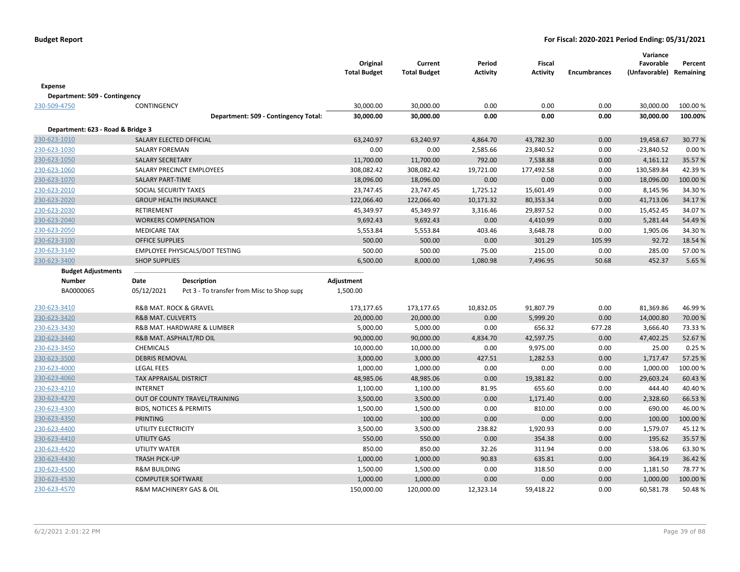**Budget Report** — **For Fiscal: 2020-2021 Period Ending: 05/31/2021**

| | | Original Total Budget | Current Total Budget | Period Activity | Fiscal Activity | Encumbrances | Variance Favorable (Unfavorable) | Percent Remaining |
|---|---|---|---|---|---|---|---|---|
| **Expense** | | | | | | | | |
| **Department: 509 - Contingency** | | | | | | | | |
| 230-509-4750 | CONTINGENCY | 30,000.00 | 30,000.00 | 0.00 | 0.00 | 0.00 | 30,000.00 | 100.00 % |
| | **Department: 509 - Contingency Total:** | **30,000.00** | **30,000.00** | **0.00** | **0.00** | **0.00** | **30,000.00** | **100.00%** |
| **Department: 623 - Road & Bridge 3** | | | | | | | | |
| 230-623-1010 | SALARY ELECTED OFFICIAL | 63,240.97 | 63,240.97 | 4,864.70 | 43,782.30 | 0.00 | 19,458.67 | 30.77 % |
| 230-623-1030 | SALARY FOREMAN | 0.00 | 0.00 | 2,585.66 | 23,840.52 | 0.00 | -23,840.52 | 0.00 % |
| 230-623-1050 | SALARY SECRETARY | 11,700.00 | 11,700.00 | 792.00 | 7,538.88 | 0.00 | 4,161.12 | 35.57 % |
| 230-623-1060 | SALARY PRECINCT EMPLOYEES | 308,082.42 | 308,082.42 | 19,721.00 | 177,492.58 | 0.00 | 130,589.84 | 42.39 % |
| 230-623-1070 | SALARY PART-TIME | 18,096.00 | 18,096.00 | 0.00 | 0.00 | 0.00 | 18,096.00 | 100.00 % |
| 230-623-2010 | SOCIAL SECURITY TAXES | 23,747.45 | 23,747.45 | 1,725.12 | 15,601.49 | 0.00 | 8,145.96 | 34.30 % |
| 230-623-2020 | GROUP HEALTH INSURANCE | 122,066.40 | 122,066.40 | 10,171.32 | 80,353.34 | 0.00 | 41,713.06 | 34.17 % |
| 230-623-2030 | RETIREMENT | 45,349.97 | 45,349.97 | 3,316.46 | 29,897.52 | 0.00 | 15,452.45 | 34.07 % |
| 230-623-2040 | WORKERS COMPENSATION | 9,692.43 | 9,692.43 | 0.00 | 4,410.99 | 0.00 | 5,281.44 | 54.49 % |
| 230-623-2050 | MEDICARE TAX | 5,553.84 | 5,553.84 | 403.46 | 3,648.78 | 0.00 | 1,905.06 | 34.30 % |
| 230-623-3100 | OFFICE SUPPLIES | 500.00 | 500.00 | 0.00 | 301.29 | 105.99 | 92.72 | 18.54 % |
| 230-623-3140 | EMPLOYEE PHYSICALS/DOT TESTING | 500.00 | 500.00 | 75.00 | 215.00 | 0.00 | 285.00 | 57.00 % |
| 230-623-3400 | SHOP SUPPLIES | 6,500.00 | 8,000.00 | 1,080.98 | 7,496.95 | 50.68 | 452.37 | 5.65 % |

**Budget Adjustments**

| Number | Date | Description | Adjustment |
|---|---|---|---|
| BA0000065 | 05/12/2021 | Pct 3 - To transfer from Misc to Shop supp | 1,500.00 |

| | | Original Total Budget | Current Total Budget | Period Activity | Fiscal Activity | Encumbrances | Variance Favorable (Unfavorable) | Percent Remaining |
|---|---|---|---|---|---|---|---|---|
| 230-623-3410 | R&B MAT. ROCK & GRAVEL | 173,177.65 | 173,177.65 | 10,832.05 | 91,807.79 | 0.00 | 81,369.86 | 46.99 % |
| 230-623-3420 | R&B MAT. CULVERTS | 20,000.00 | 20,000.00 | 0.00 | 5,999.20 | 0.00 | 14,000.80 | 70.00 % |
| 230-623-3430 | R&B MAT. HARDWARE & LUMBER | 5,000.00 | 5,000.00 | 0.00 | 656.32 | 677.28 | 3,666.40 | 73.33 % |
| 230-623-3440 | R&B MAT. ASPHALT/RD OIL | 90,000.00 | 90,000.00 | 4,834.70 | 42,597.75 | 0.00 | 47,402.25 | 52.67 % |
| 230-623-3450 | CHEMICALS | 10,000.00 | 10,000.00 | 0.00 | 9,975.00 | 0.00 | 25.00 | 0.25 % |
| 230-623-3500 | DEBRIS REMOVAL | 3,000.00 | 3,000.00 | 427.51 | 1,282.53 | 0.00 | 1,717.47 | 57.25 % |
| 230-623-4000 | LEGAL FEES | 1,000.00 | 1,000.00 | 0.00 | 0.00 | 0.00 | 1,000.00 | 100.00 % |
| 230-623-4060 | TAX APPRAISAL DISTRICT | 48,985.06 | 48,985.06 | 0.00 | 19,381.82 | 0.00 | 29,603.24 | 60.43 % |
| 230-623-4210 | INTERNET | 1,100.00 | 1,100.00 | 81.95 | 655.60 | 0.00 | 444.40 | 40.40 % |
| 230-623-4270 | OUT OF COUNTY TRAVEL/TRAINING | 3,500.00 | 3,500.00 | 0.00 | 1,171.40 | 0.00 | 2,328.60 | 66.53 % |
| 230-623-4300 | BIDS, NOTICES & PERMITS | 1,500.00 | 1,500.00 | 0.00 | 810.00 | 0.00 | 690.00 | 46.00 % |
| 230-623-4350 | PRINTING | 100.00 | 100.00 | 0.00 | 0.00 | 0.00 | 100.00 | 100.00 % |
| 230-623-4400 | UTILITY ELECTRICITY | 3,500.00 | 3,500.00 | 238.82 | 1,920.93 | 0.00 | 1,579.07 | 45.12 % |
| 230-623-4410 | UTILITY GAS | 550.00 | 550.00 | 0.00 | 354.38 | 0.00 | 195.62 | 35.57 % |
| 230-623-4420 | UTILITY WATER | 850.00 | 850.00 | 32.26 | 311.94 | 0.00 | 538.06 | 63.30 % |
| 230-623-4430 | TRASH PICK-UP | 1,000.00 | 1,000.00 | 90.83 | 635.81 | 0.00 | 364.19 | 36.42 % |
| 230-623-4500 | R&M BUILDING | 1,500.00 | 1,500.00 | 0.00 | 318.50 | 0.00 | 1,181.50 | 78.77 % |
| 230-623-4530 | COMPUTER SOFTWARE | 1,000.00 | 1,000.00 | 0.00 | 0.00 | 0.00 | 1,000.00 | 100.00 % |
| 230-623-4570 | R&M MACHINERY GAS & OIL | 150,000.00 | 120,000.00 | 12,323.14 | 59,418.22 | 0.00 | 60,581.78 | 50.48 % |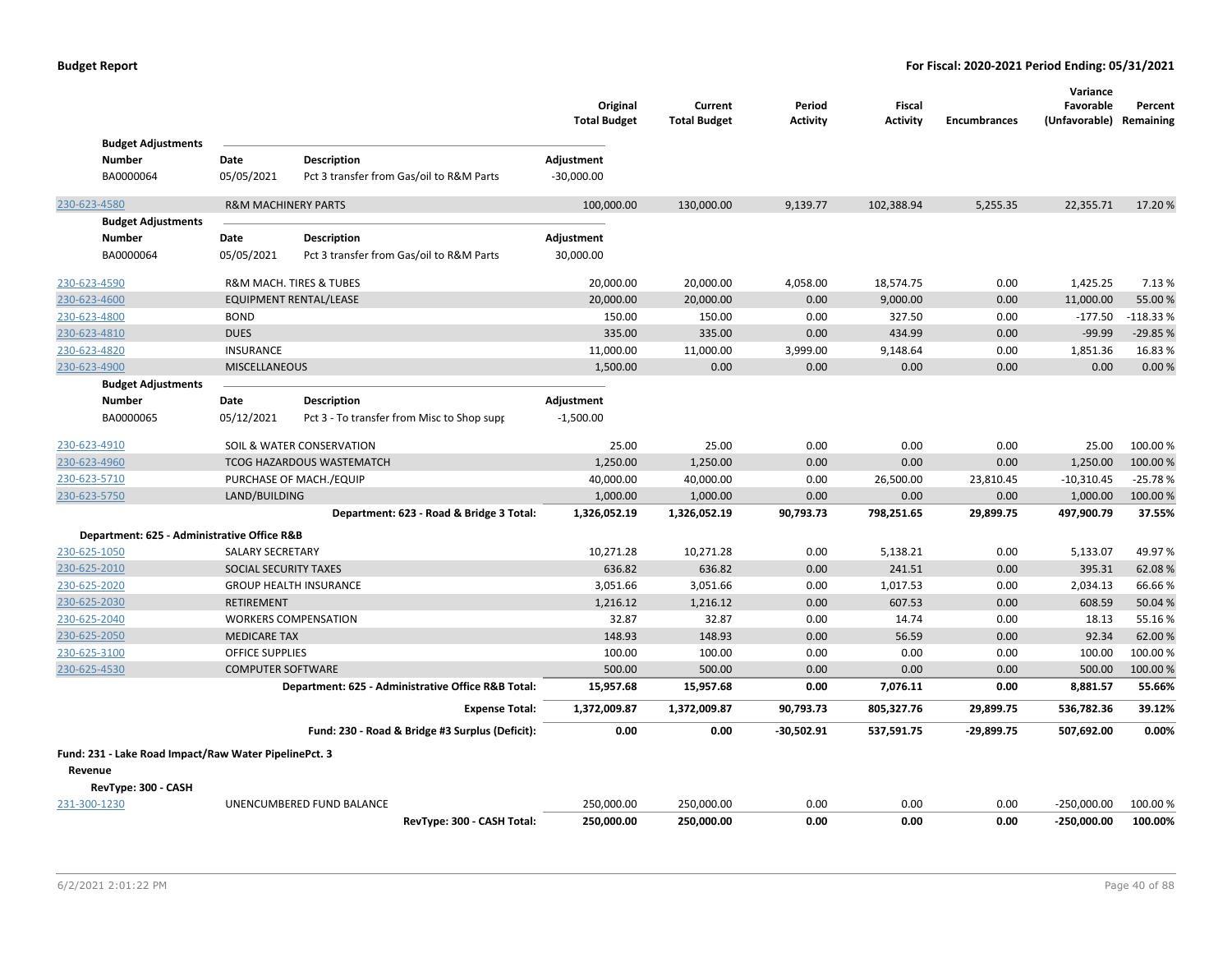| | | | Original Total Budget | Current Total Budget | Period Activity | Fiscal Activity | Encumbrances | Variance Favorable (Unfavorable) | Percent Remaining |
|---|---|---|---|---|---|---|---|---|---|
| **Budget Adjustments** | | | | | | | | | |
| **Number** | **Date** | **Description** | **Adjustment** | | | | | | |
| BA0000064 | 05/05/2021 | Pct 3 transfer from Gas/oil to R&M Parts | -30,000.00 | | | | | | |
| 230-623-4580 | R&M MACHINERY PARTS | | 100,000.00 | 130,000.00 | 9,139.77 | 102,388.94 | 5,255.35 | 22,355.71 | 17.20 % |
| **Budget Adjustments** | | | | | | | | | |
| **Number** | **Date** | **Description** | **Adjustment** | | | | | | |
| BA0000064 | 05/05/2021 | Pct 3 transfer from Gas/oil to R&M Parts | 30,000.00 | | | | | | |
| 230-623-4590 | R&M MACH. TIRES & TUBES | | 20,000.00 | 20,000.00 | 4,058.00 | 18,574.75 | 0.00 | 1,425.25 | 7.13 % |
| 230-623-4600 | EQUIPMENT RENTAL/LEASE | | 20,000.00 | 20,000.00 | 0.00 | 9,000.00 | 0.00 | 11,000.00 | 55.00 % |
| 230-623-4800 | BOND | | 150.00 | 150.00 | 0.00 | 327.50 | 0.00 | -177.50 | -118.33 % |
| 230-623-4810 | DUES | | 335.00 | 335.00 | 0.00 | 434.99 | 0.00 | -99.99 | -29.85 % |
| 230-623-4820 | INSURANCE | | 11,000.00 | 11,000.00 | 3,999.00 | 9,148.64 | 0.00 | 1,851.36 | 16.83 % |
| 230-623-4900 | MISCELLANEOUS | | 1,500.00 | 0.00 | 0.00 | 0.00 | 0.00 | 0.00 | 0.00 % |
| **Budget Adjustments** | | | | | | | | | |
| **Number** | **Date** | **Description** | **Adjustment** | | | | | | |
| BA0000065 | 05/12/2021 | Pct 3 - To transfer from Misc to Shop supp | -1,500.00 | | | | | | |
| 230-623-4910 | SOIL & WATER CONSERVATION | | 25.00 | 25.00 | 0.00 | 0.00 | 0.00 | 25.00 | 100.00 % |
| 230-623-4960 | TCOG HAZARDOUS WASTEMATCH | | 1,250.00 | 1,250.00 | 0.00 | 0.00 | 0.00 | 1,250.00 | 100.00 % |
| 230-623-5710 | PURCHASE OF MACH./EQUIP | | 40,000.00 | 40,000.00 | 0.00 | 26,500.00 | 23,810.45 | -10,310.45 | -25.78 % |
| 230-623-5750 | LAND/BUILDING | | 1,000.00 | 1,000.00 | 0.00 | 0.00 | 0.00 | 1,000.00 | 100.00 % |
| | | **Department: 623 - Road & Bridge 3 Total:** | **1,326,052.19** | **1,326,052.19** | **90,793.73** | **798,251.65** | **29,899.75** | **497,900.79** | **37.55%** |
| **Department: 625 - Administrative Office R&B** | | | | | | | | | |
| 230-625-1050 | SALARY SECRETARY | | 10,271.28 | 10,271.28 | 0.00 | 5,138.21 | 0.00 | 5,133.07 | 49.97 % |
| 230-625-2010 | SOCIAL SECURITY TAXES | | 636.82 | 636.82 | 0.00 | 241.51 | 0.00 | 395.31 | 62.08 % |
| 230-625-2020 | GROUP HEALTH INSURANCE | | 3,051.66 | 3,051.66 | 0.00 | 1,017.53 | 0.00 | 2,034.13 | 66.66 % |
| 230-625-2030 | RETIREMENT | | 1,216.12 | 1,216.12 | 0.00 | 607.53 | 0.00 | 608.59 | 50.04 % |
| 230-625-2040 | WORKERS COMPENSATION | | 32.87 | 32.87 | 0.00 | 14.74 | 0.00 | 18.13 | 55.16 % |
| 230-625-2050 | MEDICARE TAX | | 148.93 | 148.93 | 0.00 | 56.59 | 0.00 | 92.34 | 62.00 % |
| 230-625-3100 | OFFICE SUPPLIES | | 100.00 | 100.00 | 0.00 | 0.00 | 0.00 | 100.00 | 100.00 % |
| 230-625-4530 | COMPUTER SOFTWARE | | 500.00 | 500.00 | 0.00 | 0.00 | 0.00 | 500.00 | 100.00 % |
| | | **Department: 625 - Administrative Office R&B Total:** | **15,957.68** | **15,957.68** | **0.00** | **7,076.11** | **0.00** | **8,881.57** | **55.66%** |
| | | **Expense Total:** | **1,372,009.87** | **1,372,009.87** | **90,793.73** | **805,327.76** | **29,899.75** | **536,782.36** | **39.12%** |
| | | **Fund: 230 - Road & Bridge #3 Surplus (Deficit):** | **0.00** | **0.00** | **-30,502.91** | **537,591.75** | **-29,899.75** | **507,692.00** | **0.00%** |
| **Fund: 231 - Lake Road Impact/Raw Water PipelinePct. 3** | | | | | | | | | |
| **Revenue** | | | | | | | | | |
| **RevType: 300 - CASH** | | | | | | | | | |
| 231-300-1230 | UNENCUMBERED FUND BALANCE | | 250,000.00 | 250,000.00 | 0.00 | 0.00 | 0.00 | -250,000.00 | 100.00 % |
| | | **RevType: 300 - CASH Total:** | **250,000.00** | **250,000.00** | **0.00** | **0.00** | **0.00** | **-250,000.00** | **100.00%** |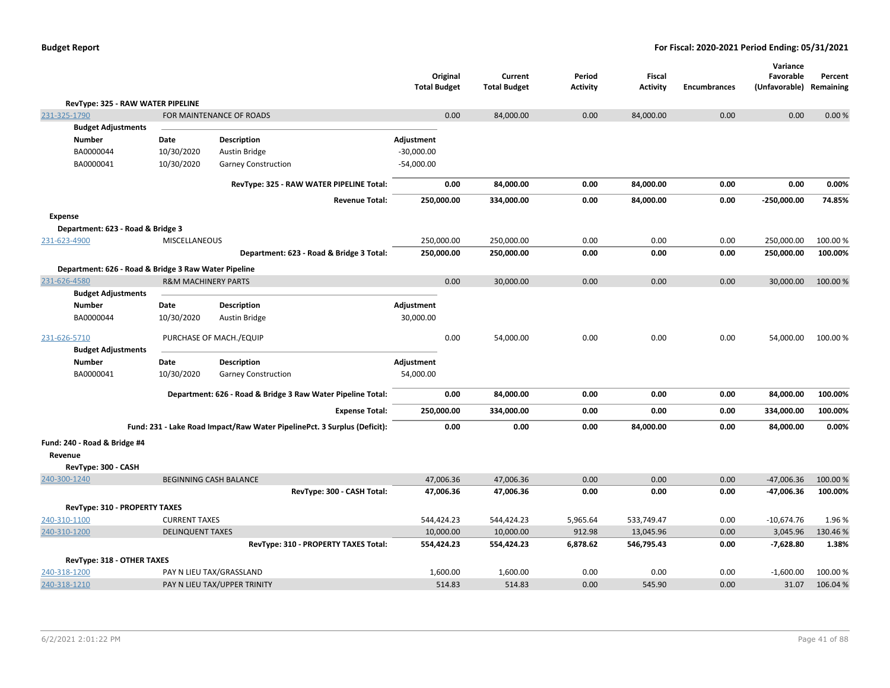| | | Original Total Budget | Current Total Budget | Period Activity | Fiscal Activity | Encumbrances | Variance Favorable (Unfavorable) | Percent Remaining |
|---|---|---|---|---|---|---|---|---|
| **RevType: 325 - RAW WATER PIPELINE** | | | | | | | | |
| 231-325-1790 | FOR MAINTENANCE OF ROADS | 0.00 | 84,000.00 | 0.00 | 84,000.00 | 0.00 | 0.00 | 0.00 % |
| | **RevType: 325 - RAW WATER PIPELINE Total:** | **0.00** | **84,000.00** | **0.00** | **84,000.00** | **0.00** | **0.00** | **0.00%** |
| | **Revenue Total:** | **250,000.00** | **334,000.00** | **0.00** | **84,000.00** | **0.00** | **-250,000.00** | **74.85%** |
| **Expense** | | | | | | | | |
| **Department: 623 - Road & Bridge 3** | | | | | | | | |
| 231-623-4900 | MISCELLANEOUS | 250,000.00 | 250,000.00 | 0.00 | 0.00 | 0.00 | 250,000.00 | 100.00 % |
| | **Department: 623 - Road & Bridge 3 Total:** | **250,000.00** | **250,000.00** | **0.00** | **0.00** | **0.00** | **250,000.00** | **100.00%** |
| **Department: 626 - Road & Bridge 3 Raw Water Pipeline** | | | | | | | | |
| 231-626-4580 | R&M MACHINERY PARTS | 0.00 | 30,000.00 | 0.00 | 0.00 | 0.00 | 30,000.00 | 100.00 % |
| 231-626-5710 | PURCHASE OF MACH./EQUIP | 0.00 | 54,000.00 | 0.00 | 0.00 | 0.00 | 54,000.00 | 100.00 % |
| | **Department: 626 - Road & Bridge 3 Raw Water Pipeline Total:** | **0.00** | **84,000.00** | **0.00** | **0.00** | **0.00** | **84,000.00** | **100.00%** |
| | **Expense Total:** | **250,000.00** | **334,000.00** | **0.00** | **0.00** | **0.00** | **334,000.00** | **100.00%** |
| | **Fund: 231 - Lake Road Impact/Raw Water PipelinePct. 3 Surplus (Deficit):** | **0.00** | **0.00** | **0.00** | **84,000.00** | **0.00** | **84,000.00** | **0.00%** |

Budget Adjustments for 231-325-1790:

| Number | Date | Description | Adjustment |
|---|---|---|---|
| BA0000044 | 10/30/2020 | Austin Bridge | -30,000.00 |
| BA0000041 | 10/30/2020 | Garney Construction | -54,000.00 |

Budget Adjustments for 231-626-4580:

| Number | Date | Description | Adjustment |
|---|---|---|---|
| BA0000044 | 10/30/2020 | Austin Bridge | 30,000.00 |

Budget Adjustments for 231-626-5710:

| Number | Date | Description | Adjustment |
|---|---|---|---|
| BA0000041 | 10/30/2020 | Garney Construction | 54,000.00 |

**Fund: 240 - Road & Bridge #4**

**Revenue**

| | | Original Total Budget | Current Total Budget | Period Activity | Fiscal Activity | Encumbrances | Variance Favorable (Unfavorable) | Percent Remaining |
|---|---|---|---|---|---|---|---|---|
| **RevType: 300 - CASH** | | | | | | | | |
| 240-300-1240 | BEGINNING CASH BALANCE | 47,006.36 | 47,006.36 | 0.00 | 0.00 | 0.00 | -47,006.36 | 100.00 % |
| | **RevType: 300 - CASH Total:** | **47,006.36** | **47,006.36** | **0.00** | **0.00** | **0.00** | **-47,006.36** | **100.00%** |
| **RevType: 310 - PROPERTY TAXES** | | | | | | | | |
| 240-310-1100 | CURRENT TAXES | 544,424.23 | 544,424.23 | 5,965.64 | 533,749.47 | 0.00 | -10,674.76 | 1.96 % |
| 240-310-1200 | DELINQUENT TAXES | 10,000.00 | 10,000.00 | 912.98 | 13,045.96 | 0.00 | 3,045.96 | 130.46 % |
| | **RevType: 310 - PROPERTY TAXES Total:** | **554,424.23** | **554,424.23** | **6,878.62** | **546,795.43** | **0.00** | **-7,628.80** | **1.38%** |
| **RevType: 318 - OTHER TAXES** | | | | | | | | |
| 240-318-1200 | PAY N LIEU TAX/GRASSLAND | 1,600.00 | 1,600.00 | 0.00 | 0.00 | 0.00 | -1,600.00 | 100.00 % |
| 240-318-1210 | PAY N LIEU TAX/UPPER TRINITY | 514.83 | 514.83 | 0.00 | 545.90 | 0.00 | 31.07 | 106.04 % |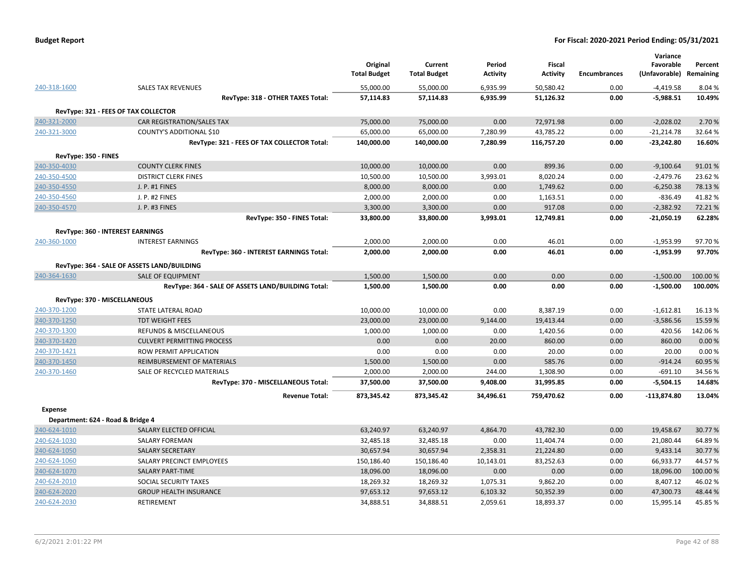| | | Original Total Budget | Current Total Budget | Period Activity | Fiscal Activity | Encumbrances | Variance Favorable (Unfavorable) | Percent Remaining |
|---|---|---|---|---|---|---|---|---|
| 240-318-1600 | SALES TAX REVENUES | 55,000.00 | 55,000.00 | 6,935.99 | 50,580.42 | 0.00 | -4,419.58 | 8.04 % |
| | **RevType: 318 - OTHER TAXES Total:** | **57,114.83** | **57,114.83** | **6,935.99** | **51,126.32** | **0.00** | **-5,988.51** | **10.49%** |
| **RevType: 321 - FEES OF TAX COLLECTOR** | | | | | | | | |
| 240-321-2000 | CAR REGISTRATION/SALES TAX | 75,000.00 | 75,000.00 | 0.00 | 72,971.98 | 0.00 | -2,028.02 | 2.70 % |
| 240-321-3000 | COUNTY'S ADDITIONAL $10 | 65,000.00 | 65,000.00 | 7,280.99 | 43,785.22 | 0.00 | -21,214.78 | 32.64 % |
| | **RevType: 321 - FEES OF TAX COLLECTOR Total:** | **140,000.00** | **140,000.00** | **7,280.99** | **116,757.20** | **0.00** | **-23,242.80** | **16.60%** |
| **RevType: 350 - FINES** | | | | | | | | |
| 240-350-4030 | COUNTY CLERK FINES | 10,000.00 | 10,000.00 | 0.00 | 899.36 | 0.00 | -9,100.64 | 91.01 % |
| 240-350-4500 | DISTRICT CLERK FINES | 10,500.00 | 10,500.00 | 3,993.01 | 8,020.24 | 0.00 | -2,479.76 | 23.62 % |
| 240-350-4550 | J. P. #1 FINES | 8,000.00 | 8,000.00 | 0.00 | 1,749.62 | 0.00 | -6,250.38 | 78.13 % |
| 240-350-4560 | J. P. #2 FINES | 2,000.00 | 2,000.00 | 0.00 | 1,163.51 | 0.00 | -836.49 | 41.82 % |
| 240-350-4570 | J. P. #3 FINES | 3,300.00 | 3,300.00 | 0.00 | 917.08 | 0.00 | -2,382.92 | 72.21 % |
| | **RevType: 350 - FINES Total:** | **33,800.00** | **33,800.00** | **3,993.01** | **12,749.81** | **0.00** | **-21,050.19** | **62.28%** |
| **RevType: 360 - INTEREST EARNINGS** | | | | | | | | |
| 240-360-1000 | INTEREST EARNINGS | 2,000.00 | 2,000.00 | 0.00 | 46.01 | 0.00 | -1,953.99 | 97.70 % |
| | **RevType: 360 - INTEREST EARNINGS Total:** | **2,000.00** | **2,000.00** | **0.00** | **46.01** | **0.00** | **-1,953.99** | **97.70%** |
| **RevType: 364 - SALE OF ASSETS LAND/BUILDING** | | | | | | | | |
| 240-364-1630 | SALE OF EQUIPMENT | 1,500.00 | 1,500.00 | 0.00 | 0.00 | 0.00 | -1,500.00 | 100.00 % |
| | **RevType: 364 - SALE OF ASSETS LAND/BUILDING Total:** | **1,500.00** | **1,500.00** | **0.00** | **0.00** | **0.00** | **-1,500.00** | **100.00%** |
| **RevType: 370 - MISCELLANEOUS** | | | | | | | | |
| 240-370-1200 | STATE LATERAL ROAD | 10,000.00 | 10,000.00 | 0.00 | 8,387.19 | 0.00 | -1,612.81 | 16.13 % |
| 240-370-1250 | TDT WEIGHT FEES | 23,000.00 | 23,000.00 | 9,144.00 | 19,413.44 | 0.00 | -3,586.56 | 15.59 % |
| 240-370-1300 | REFUNDS & MISCELLANEOUS | 1,000.00 | 1,000.00 | 0.00 | 1,420.56 | 0.00 | 420.56 | 142.06 % |
| 240-370-1420 | CULVERT PERMITTING PROCESS | 0.00 | 0.00 | 20.00 | 860.00 | 0.00 | 860.00 | 0.00 % |
| 240-370-1421 | ROW PERMIT APPLICATION | 0.00 | 0.00 | 0.00 | 20.00 | 0.00 | 20.00 | 0.00 % |
| 240-370-1450 | REIMBURSEMENT OF MATERIALS | 1,500.00 | 1,500.00 | 0.00 | 585.76 | 0.00 | -914.24 | 60.95 % |
| 240-370-1460 | SALE OF RECYCLED MATERIALS | 2,000.00 | 2,000.00 | 244.00 | 1,308.90 | 0.00 | -691.10 | 34.56 % |
| | **RevType: 370 - MISCELLANEOUS Total:** | **37,500.00** | **37,500.00** | **9,408.00** | **31,995.85** | **0.00** | **-5,504.15** | **14.68%** |
| | **Revenue Total:** | **873,345.42** | **873,345.42** | **34,496.61** | **759,470.62** | **0.00** | **-113,874.80** | **13.04%** |
| **Expense** | | | | | | | | |
| **Department: 624 - Road & Bridge 4** | | | | | | | | |
| 240-624-1010 | SALARY ELECTED OFFICIAL | 63,240.97 | 63,240.97 | 4,864.70 | 43,782.30 | 0.00 | 19,458.67 | 30.77 % |
| 240-624-1030 | SALARY FOREMAN | 32,485.18 | 32,485.18 | 0.00 | 11,404.74 | 0.00 | 21,080.44 | 64.89 % |
| 240-624-1050 | SALARY SECRETARY | 30,657.94 | 30,657.94 | 2,358.31 | 21,224.80 | 0.00 | 9,433.14 | 30.77 % |
| 240-624-1060 | SALARY PRECINCT EMPLOYEES | 150,186.40 | 150,186.40 | 10,143.01 | 83,252.63 | 0.00 | 66,933.77 | 44.57 % |
| 240-624-1070 | SALARY PART-TIME | 18,096.00 | 18,096.00 | 0.00 | 0.00 | 0.00 | 18,096.00 | 100.00 % |
| 240-624-2010 | SOCIAL SECURITY TAXES | 18,269.32 | 18,269.32 | 1,075.31 | 9,862.20 | 0.00 | 8,407.12 | 46.02 % |
| 240-624-2020 | GROUP HEALTH INSURANCE | 97,653.12 | 97,653.12 | 6,103.32 | 50,352.39 | 0.00 | 47,300.73 | 48.44 % |
| 240-624-2030 | RETIREMENT | 34,888.51 | 34,888.51 | 2,059.61 | 18,893.37 | 0.00 | 15,995.14 | 45.85 % |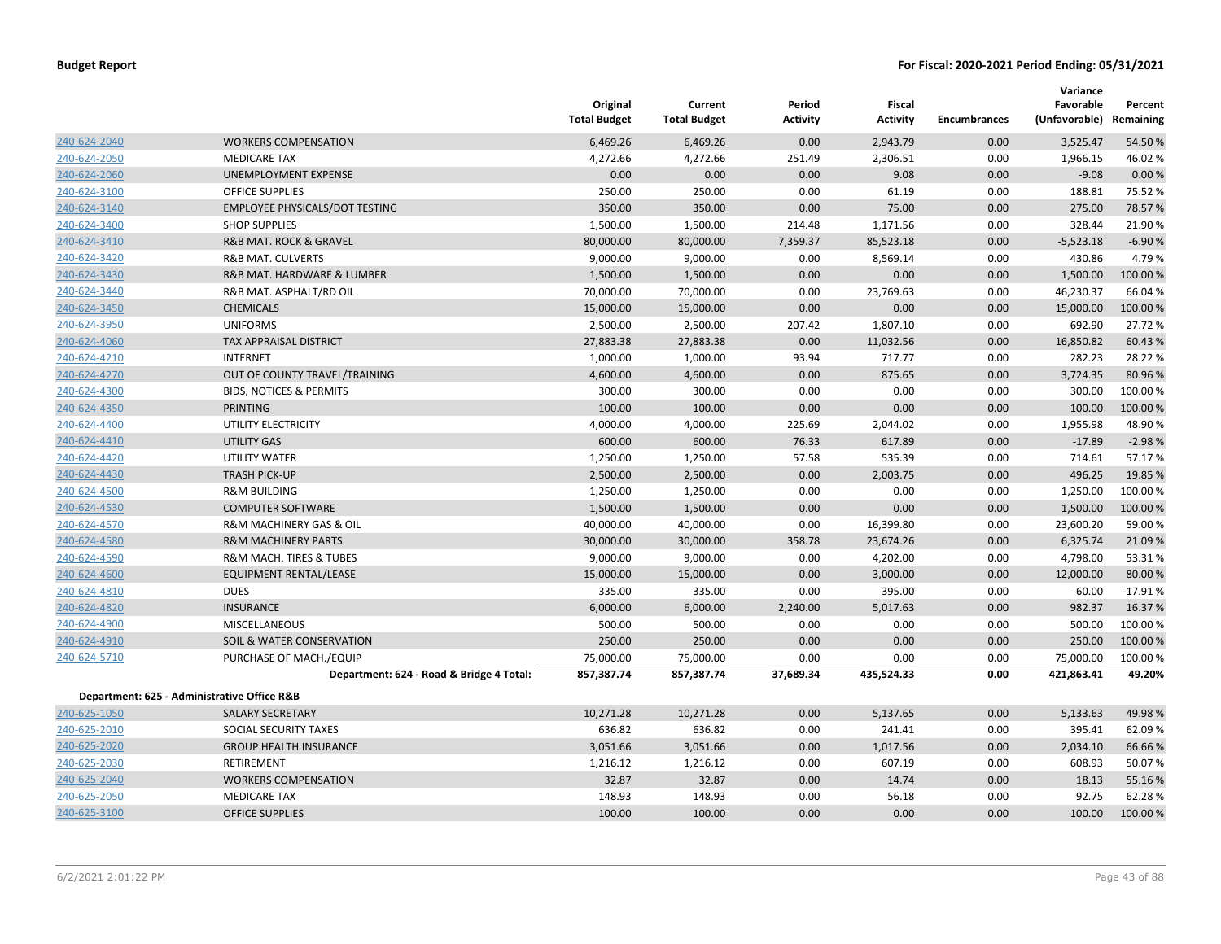| | | Original Total Budget | Current Total Budget | Period Activity | Fiscal Activity | Encumbrances | Variance Favorable (Unfavorable) | Percent Remaining |
|---|---|---|---|---|---|---|---|---|
| 240-624-2040 | WORKERS COMPENSATION | 6,469.26 | 6,469.26 | 0.00 | 2,943.79 | 0.00 | 3,525.47 | 54.50 % |
| 240-624-2050 | MEDICARE TAX | 4,272.66 | 4,272.66 | 251.49 | 2,306.51 | 0.00 | 1,966.15 | 46.02 % |
| 240-624-2060 | UNEMPLOYMENT EXPENSE | 0.00 | 0.00 | 0.00 | 9.08 | 0.00 | -9.08 | 0.00 % |
| 240-624-3100 | OFFICE SUPPLIES | 250.00 | 250.00 | 0.00 | 61.19 | 0.00 | 188.81 | 75.52 % |
| 240-624-3140 | EMPLOYEE PHYSICALS/DOT TESTING | 350.00 | 350.00 | 0.00 | 75.00 | 0.00 | 275.00 | 78.57 % |
| 240-624-3400 | SHOP SUPPLIES | 1,500.00 | 1,500.00 | 214.48 | 1,171.56 | 0.00 | 328.44 | 21.90 % |
| 240-624-3410 | R&B MAT. ROCK & GRAVEL | 80,000.00 | 80,000.00 | 7,359.37 | 85,523.18 | 0.00 | -5,523.18 | -6.90 % |
| 240-624-3420 | R&B MAT. CULVERTS | 9,000.00 | 9,000.00 | 0.00 | 8,569.14 | 0.00 | 430.86 | 4.79 % |
| 240-624-3430 | R&B MAT. HARDWARE & LUMBER | 1,500.00 | 1,500.00 | 0.00 | 0.00 | 0.00 | 1,500.00 | 100.00 % |
| 240-624-3440 | R&B MAT. ASPHALT/RD OIL | 70,000.00 | 70,000.00 | 0.00 | 23,769.63 | 0.00 | 46,230.37 | 66.04 % |
| 240-624-3450 | CHEMICALS | 15,000.00 | 15,000.00 | 0.00 | 0.00 | 0.00 | 15,000.00 | 100.00 % |
| 240-624-3950 | UNIFORMS | 2,500.00 | 2,500.00 | 207.42 | 1,807.10 | 0.00 | 692.90 | 27.72 % |
| 240-624-4060 | TAX APPRAISAL DISTRICT | 27,883.38 | 27,883.38 | 0.00 | 11,032.56 | 0.00 | 16,850.82 | 60.43 % |
| 240-624-4210 | INTERNET | 1,000.00 | 1,000.00 | 93.94 | 717.77 | 0.00 | 282.23 | 28.22 % |
| 240-624-4270 | OUT OF COUNTY TRAVEL/TRAINING | 4,600.00 | 4,600.00 | 0.00 | 875.65 | 0.00 | 3,724.35 | 80.96 % |
| 240-624-4300 | BIDS, NOTICES & PERMITS | 300.00 | 300.00 | 0.00 | 0.00 | 0.00 | 300.00 | 100.00 % |
| 240-624-4350 | PRINTING | 100.00 | 100.00 | 0.00 | 0.00 | 0.00 | 100.00 | 100.00 % |
| 240-624-4400 | UTILITY ELECTRICITY | 4,000.00 | 4,000.00 | 225.69 | 2,044.02 | 0.00 | 1,955.98 | 48.90 % |
| 240-624-4410 | UTILITY GAS | 600.00 | 600.00 | 76.33 | 617.89 | 0.00 | -17.89 | -2.98 % |
| 240-624-4420 | UTILITY WATER | 1,250.00 | 1,250.00 | 57.58 | 535.39 | 0.00 | 714.61 | 57.17 % |
| 240-624-4430 | TRASH PICK-UP | 2,500.00 | 2,500.00 | 0.00 | 2,003.75 | 0.00 | 496.25 | 19.85 % |
| 240-624-4500 | R&M BUILDING | 1,250.00 | 1,250.00 | 0.00 | 0.00 | 0.00 | 1,250.00 | 100.00 % |
| 240-624-4530 | COMPUTER SOFTWARE | 1,500.00 | 1,500.00 | 0.00 | 0.00 | 0.00 | 1,500.00 | 100.00 % |
| 240-624-4570 | R&M MACHINERY GAS & OIL | 40,000.00 | 40,000.00 | 0.00 | 16,399.80 | 0.00 | 23,600.20 | 59.00 % |
| 240-624-4580 | R&M MACHINERY PARTS | 30,000.00 | 30,000.00 | 358.78 | 23,674.26 | 0.00 | 6,325.74 | 21.09 % |
| 240-624-4590 | R&M MACH. TIRES & TUBES | 9,000.00 | 9,000.00 | 0.00 | 4,202.00 | 0.00 | 4,798.00 | 53.31 % |
| 240-624-4600 | EQUIPMENT RENTAL/LEASE | 15,000.00 | 15,000.00 | 0.00 | 3,000.00 | 0.00 | 12,000.00 | 80.00 % |
| 240-624-4810 | DUES | 335.00 | 335.00 | 0.00 | 395.00 | 0.00 | -60.00 | -17.91 % |
| 240-624-4820 | INSURANCE | 6,000.00 | 6,000.00 | 2,240.00 | 5,017.63 | 0.00 | 982.37 | 16.37 % |
| 240-624-4900 | MISCELLANEOUS | 500.00 | 500.00 | 0.00 | 0.00 | 0.00 | 500.00 | 100.00 % |
| 240-624-4910 | SOIL & WATER CONSERVATION | 250.00 | 250.00 | 0.00 | 0.00 | 0.00 | 250.00 | 100.00 % |
| 240-624-5710 | PURCHASE OF MACH./EQUIP | 75,000.00 | 75,000.00 | 0.00 | 0.00 | 0.00 | 75,000.00 | 100.00 % |
| | **Department: 624 - Road & Bridge 4 Total:** | **857,387.74** | **857,387.74** | **37,689.34** | **435,524.33** | **0.00** | **421,863.41** | **49.20%** |
| **Department: 625 - Administrative Office R&B** | | | | | | | | |
| 240-625-1050 | SALARY SECRETARY | 10,271.28 | 10,271.28 | 0.00 | 5,137.65 | 0.00 | 5,133.63 | 49.98 % |
| 240-625-2010 | SOCIAL SECURITY TAXES | 636.82 | 636.82 | 0.00 | 241.41 | 0.00 | 395.41 | 62.09 % |
| 240-625-2020 | GROUP HEALTH INSURANCE | 3,051.66 | 3,051.66 | 0.00 | 1,017.56 | 0.00 | 2,034.10 | 66.66 % |
| 240-625-2030 | RETIREMENT | 1,216.12 | 1,216.12 | 0.00 | 607.19 | 0.00 | 608.93 | 50.07 % |
| 240-625-2040 | WORKERS COMPENSATION | 32.87 | 32.87 | 0.00 | 14.74 | 0.00 | 18.13 | 55.16 % |
| 240-625-2050 | MEDICARE TAX | 148.93 | 148.93 | 0.00 | 56.18 | 0.00 | 92.75 | 62.28 % |
| 240-625-3100 | OFFICE SUPPLIES | 100.00 | 100.00 | 0.00 | 0.00 | 0.00 | 100.00 | 100.00 % |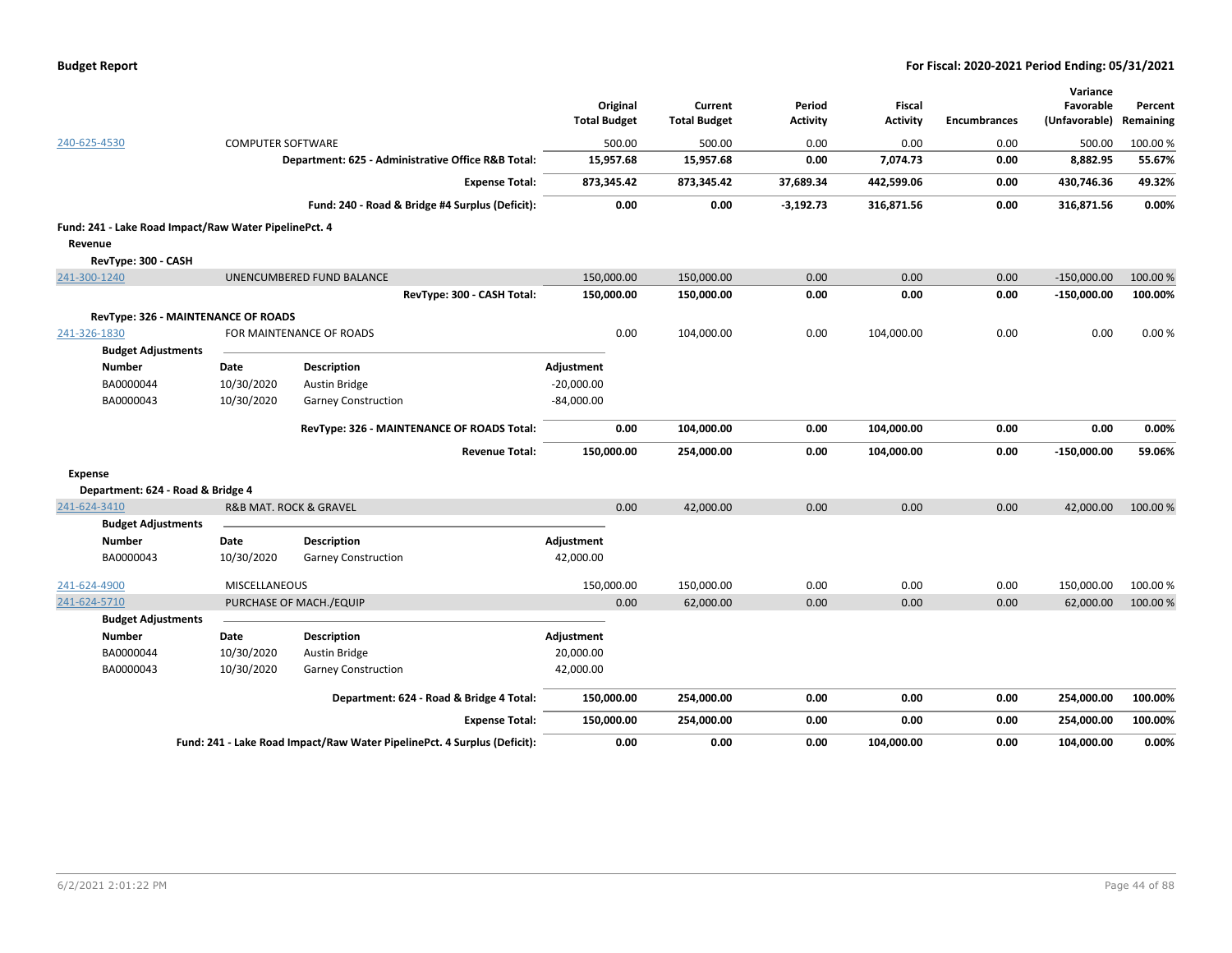| | | Original Total Budget | Current Total Budget | Period Activity | Fiscal Activity | Encumbrances | Variance Favorable (Unfavorable) | Percent Remaining |
|---|---|---|---|---|---|---|---|---|
| 240-625-4530 | COMPUTER SOFTWARE | 500.00 | 500.00 | 0.00 | 0.00 | 0.00 | 500.00 | 100.00 % |
| | **Department: 625 - Administrative Office R&B Total:** | **15,957.68** | **15,957.68** | **0.00** | **7,074.73** | **0.00** | **8,882.95** | **55.67%** |
| | **Expense Total:** | **873,345.42** | **873,345.42** | **37,689.34** | **442,599.06** | **0.00** | **430,746.36** | **49.32%** |
| | **Fund: 240 - Road & Bridge #4 Surplus (Deficit):** | **0.00** | **0.00** | **-3,192.73** | **316,871.56** | **0.00** | **316,871.56** | **0.00%** |

**Fund: 241 - Lake Road Impact/Raw Water PipelinePct. 4**

**Revenue**

**RevType: 300 - CASH**

| | | Original Total Budget | Current Total Budget | Period Activity | Fiscal Activity | Encumbrances | Variance Favorable (Unfavorable) | Percent Remaining |
|---|---|---|---|---|---|---|---|---|
| 241-300-1240 | UNENCUMBERED FUND BALANCE | 150,000.00 | 150,000.00 | 0.00 | 0.00 | 0.00 | -150,000.00 | 100.00 % |
| | **RevType: 300 - CASH Total:** | **150,000.00** | **150,000.00** | **0.00** | **0.00** | **0.00** | **-150,000.00** | **100.00%** |

**RevType: 326 - MAINTENANCE OF ROADS**

| | | Original Total Budget | Current Total Budget | Period Activity | Fiscal Activity | Encumbrances | Variance Favorable (Unfavorable) | Percent Remaining |
|---|---|---|---|---|---|---|---|---|
| 241-326-1830 | FOR MAINTENANCE OF ROADS | 0.00 | 104,000.00 | 0.00 | 104,000.00 | 0.00 | 0.00 | 0.00 % |

**Budget Adjustments**

| Number | Date | Description | Adjustment |
|---|---|---|---|
| BA0000044 | 10/30/2020 | Austin Bridge | -20,000.00 |
| BA0000043 | 10/30/2020 | Garney Construction | -84,000.00 |

| | | Original Total Budget | Current Total Budget | Period Activity | Fiscal Activity | Encumbrances | Variance Favorable (Unfavorable) | Percent Remaining |
|---|---|---|---|---|---|---|---|---|
| | **RevType: 326 - MAINTENANCE OF ROADS Total:** | **0.00** | **104,000.00** | **0.00** | **104,000.00** | **0.00** | **0.00** | **0.00%** |
| | **Revenue Total:** | **150,000.00** | **254,000.00** | **0.00** | **104,000.00** | **0.00** | **-150,000.00** | **59.06%** |

**Expense**

**Department: 624 - Road & Bridge 4**

| | | Original Total Budget | Current Total Budget | Period Activity | Fiscal Activity | Encumbrances | Variance Favorable (Unfavorable) | Percent Remaining |
|---|---|---|---|---|---|---|---|---|
| 241-624-3410 | R&B MAT. ROCK & GRAVEL | 0.00 | 42,000.00 | 0.00 | 0.00 | 0.00 | 42,000.00 | 100.00 % |

**Budget Adjustments**

| Number | Date | Description | Adjustment |
|---|---|---|---|
| BA0000043 | 10/30/2020 | Garney Construction | 42,000.00 |

| | | Original Total Budget | Current Total Budget | Period Activity | Fiscal Activity | Encumbrances | Variance Favorable (Unfavorable) | Percent Remaining |
|---|---|---|---|---|---|---|---|---|
| 241-624-4900 | MISCELLANEOUS | 150,000.00 | 150,000.00 | 0.00 | 0.00 | 0.00 | 150,000.00 | 100.00 % |
| 241-624-5710 | PURCHASE OF MACH./EQUIP | 0.00 | 62,000.00 | 0.00 | 0.00 | 0.00 | 62,000.00 | 100.00 % |

**Budget Adjustments**

| Number | Date | Description | Adjustment |
|---|---|---|---|
| BA0000044 | 10/30/2020 | Austin Bridge | 20,000.00 |
| BA0000043 | 10/30/2020 | Garney Construction | 42,000.00 |

| | | Original Total Budget | Current Total Budget | Period Activity | Fiscal Activity | Encumbrances | Variance Favorable (Unfavorable) | Percent Remaining |
|---|---|---|---|---|---|---|---|---|
| | **Department: 624 - Road & Bridge 4 Total:** | **150,000.00** | **254,000.00** | **0.00** | **0.00** | **0.00** | **254,000.00** | **100.00%** |
| | **Expense Total:** | **150,000.00** | **254,000.00** | **0.00** | **0.00** | **0.00** | **254,000.00** | **100.00%** |
| | **Fund: 241 - Lake Road Impact/Raw Water PipelinePct. 4 Surplus (Deficit):** | **0.00** | **0.00** | **0.00** | **104,000.00** | **0.00** | **104,000.00** | **0.00%** |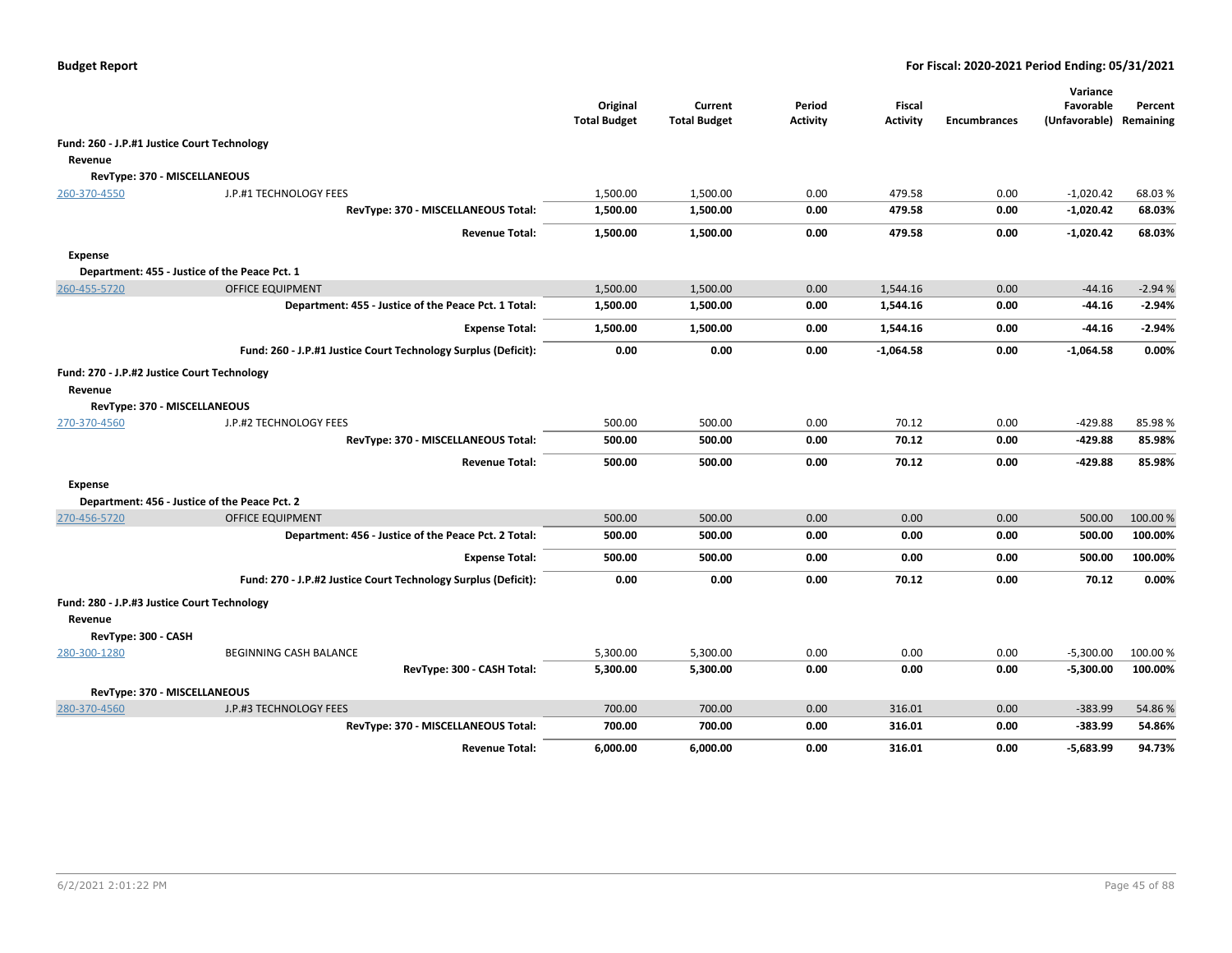| | | Original Total Budget | Current Total Budget | Period Activity | Fiscal Activity | Encumbrances | Variance Favorable (Unfavorable) | Percent Remaining |
|---|---|---|---|---|---|---|---|---|
| **Fund: 260 - J.P.#1 Justice Court Technology** | | | | | | | | |
| **Revenue** | | | | | | | | |
| **RevType: 370 - MISCELLANEOUS** | | | | | | | | |
| 260-370-4550 | J.P.#1 TECHNOLOGY FEES | 1,500.00 | 1,500.00 | 0.00 | 479.58 | 0.00 | -1,020.42 | 68.03 % |
| | **RevType: 370 - MISCELLANEOUS Total:** | **1,500.00** | **1,500.00** | **0.00** | **479.58** | **0.00** | **-1,020.42** | **68.03%** |
| | **Revenue Total:** | **1,500.00** | **1,500.00** | **0.00** | **479.58** | **0.00** | **-1,020.42** | **68.03%** |
| **Expense** | | | | | | | | |
| **Department: 455 - Justice of the Peace Pct. 1** | | | | | | | | |
| 260-455-5720 | OFFICE EQUIPMENT | 1,500.00 | 1,500.00 | 0.00 | 1,544.16 | 0.00 | -44.16 | -2.94 % |
| | **Department: 455 - Justice of the Peace Pct. 1 Total:** | **1,500.00** | **1,500.00** | **0.00** | **1,544.16** | **0.00** | **-44.16** | **-2.94%** |
| | **Expense Total:** | **1,500.00** | **1,500.00** | **0.00** | **1,544.16** | **0.00** | **-44.16** | **-2.94%** |
| | **Fund: 260 - J.P.#1 Justice Court Technology Surplus (Deficit):** | **0.00** | **0.00** | **0.00** | **-1,064.58** | **0.00** | **-1,064.58** | **0.00%** |
| **Fund: 270 - J.P.#2 Justice Court Technology** | | | | | | | | |
| **Revenue** | | | | | | | | |
| **RevType: 370 - MISCELLANEOUS** | | | | | | | | |
| 270-370-4560 | J.P.#2 TECHNOLOGY FEES | 500.00 | 500.00 | 0.00 | 70.12 | 0.00 | -429.88 | 85.98 % |
| | **RevType: 370 - MISCELLANEOUS Total:** | **500.00** | **500.00** | **0.00** | **70.12** | **0.00** | **-429.88** | **85.98%** |
| | **Revenue Total:** | **500.00** | **500.00** | **0.00** | **70.12** | **0.00** | **-429.88** | **85.98%** |
| **Expense** | | | | | | | | |
| **Department: 456 - Justice of the Peace Pct. 2** | | | | | | | | |
| 270-456-5720 | OFFICE EQUIPMENT | 500.00 | 500.00 | 0.00 | 0.00 | 0.00 | 500.00 | 100.00 % |
| | **Department: 456 - Justice of the Peace Pct. 2 Total:** | **500.00** | **500.00** | **0.00** | **0.00** | **0.00** | **500.00** | **100.00%** |
| | **Expense Total:** | **500.00** | **500.00** | **0.00** | **0.00** | **0.00** | **500.00** | **100.00%** |
| | **Fund: 270 - J.P.#2 Justice Court Technology Surplus (Deficit):** | **0.00** | **0.00** | **0.00** | **70.12** | **0.00** | **70.12** | **0.00%** |
| **Fund: 280 - J.P.#3 Justice Court Technology** | | | | | | | | |
| **Revenue** | | | | | | | | |
| **RevType: 300 - CASH** | | | | | | | | |
| 280-300-1280 | BEGINNING CASH BALANCE | 5,300.00 | 5,300.00 | 0.00 | 0.00 | 0.00 | -5,300.00 | 100.00 % |
| | **RevType: 300 - CASH Total:** | **5,300.00** | **5,300.00** | **0.00** | **0.00** | **0.00** | **-5,300.00** | **100.00%** |
| **RevType: 370 - MISCELLANEOUS** | | | | | | | | |
| 280-370-4560 | J.P.#3 TECHNOLOGY FEES | 700.00 | 700.00 | 0.00 | 316.01 | 0.00 | -383.99 | 54.86 % |
| | **RevType: 370 - MISCELLANEOUS Total:** | **700.00** | **700.00** | **0.00** | **316.01** | **0.00** | **-383.99** | **54.86%** |
| | **Revenue Total:** | **6,000.00** | **6,000.00** | **0.00** | **316.01** | **0.00** | **-5,683.99** | **94.73%** |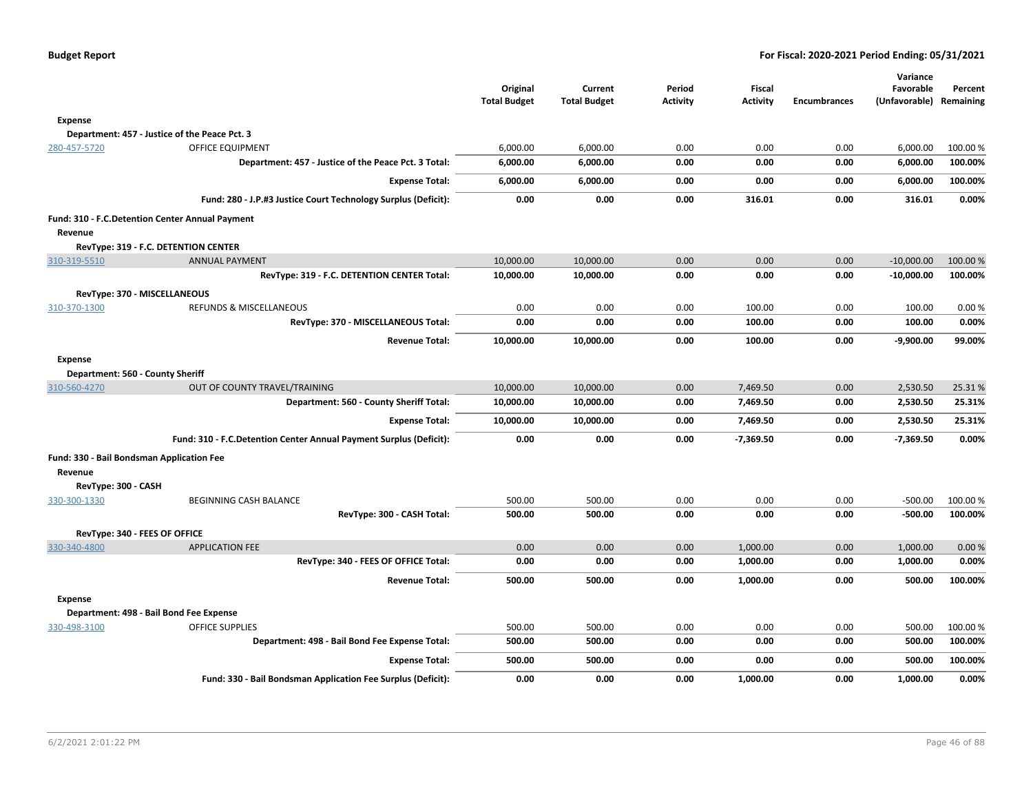| | | Original Total Budget | Current Total Budget | Period Activity | Fiscal Activity | Encumbrances | Variance Favorable (Unfavorable) | Percent Remaining |
|---|---|---|---|---|---|---|---|---|
| **Expense** | | | | | | | | |
| **Department: 457 - Justice of the Peace Pct. 3** | | | | | | | | |
| 280-457-5720 | OFFICE EQUIPMENT | 6,000.00 | 6,000.00 | 0.00 | 0.00 | 0.00 | 6,000.00 | 100.00 % |
| | **Department: 457 - Justice of the Peace Pct. 3 Total:** | **6,000.00** | **6,000.00** | **0.00** | **0.00** | **0.00** | **6,000.00** | **100.00%** |
| | **Expense Total:** | **6,000.00** | **6,000.00** | **0.00** | **0.00** | **0.00** | **6,000.00** | **100.00%** |
| | **Fund: 280 - J.P.#3 Justice Court Technology Surplus (Deficit):** | **0.00** | **0.00** | **0.00** | **316.01** | **0.00** | **316.01** | **0.00%** |
| **Fund: 310 - F.C.Detention Center Annual Payment** | | | | | | | | |
| **Revenue** | | | | | | | | |
| **RevType: 319 - F.C. DETENTION CENTER** | | | | | | | | |
| 310-319-5510 | ANNUAL PAYMENT | 10,000.00 | 10,000.00 | 0.00 | 0.00 | 0.00 | -10,000.00 | 100.00 % |
| | **RevType: 319 - F.C. DETENTION CENTER Total:** | **10,000.00** | **10,000.00** | **0.00** | **0.00** | **0.00** | **-10,000.00** | **100.00%** |
| **RevType: 370 - MISCELLANEOUS** | | | | | | | | |
| 310-370-1300 | REFUNDS & MISCELLANEOUS | 0.00 | 0.00 | 0.00 | 100.00 | 0.00 | 100.00 | 0.00 % |
| | **RevType: 370 - MISCELLANEOUS Total:** | **0.00** | **0.00** | **0.00** | **100.00** | **0.00** | **100.00** | **0.00%** |
| | **Revenue Total:** | **10,000.00** | **10,000.00** | **0.00** | **100.00** | **0.00** | **-9,900.00** | **99.00%** |
| **Expense** | | | | | | | | |
| **Department: 560 - County Sheriff** | | | | | | | | |
| 310-560-4270 | OUT OF COUNTY TRAVEL/TRAINING | 10,000.00 | 10,000.00 | 0.00 | 7,469.50 | 0.00 | 2,530.50 | 25.31 % |
| | **Department: 560 - County Sheriff Total:** | **10,000.00** | **10,000.00** | **0.00** | **7,469.50** | **0.00** | **2,530.50** | **25.31%** |
| | **Expense Total:** | **10,000.00** | **10,000.00** | **0.00** | **7,469.50** | **0.00** | **2,530.50** | **25.31%** |
| | **Fund: 310 - F.C.Detention Center Annual Payment Surplus (Deficit):** | **0.00** | **0.00** | **0.00** | **-7,369.50** | **0.00** | **-7,369.50** | **0.00%** |
| **Fund: 330 - Bail Bondsman Application Fee** | | | | | | | | |
| **Revenue** | | | | | | | | |
| **RevType: 300 - CASH** | | | | | | | | |
| 330-300-1330 | BEGINNING CASH BALANCE | 500.00 | 500.00 | 0.00 | 0.00 | 0.00 | -500.00 | 100.00 % |
| | **RevType: 300 - CASH Total:** | **500.00** | **500.00** | **0.00** | **0.00** | **0.00** | **-500.00** | **100.00%** |
| **RevType: 340 - FEES OF OFFICE** | | | | | | | | |
| 330-340-4800 | APPLICATION FEE | 0.00 | 0.00 | 0.00 | 1,000.00 | 0.00 | 1,000.00 | 0.00 % |
| | **RevType: 340 - FEES OF OFFICE Total:** | **0.00** | **0.00** | **0.00** | **1,000.00** | **0.00** | **1,000.00** | **0.00%** |
| | **Revenue Total:** | **500.00** | **500.00** | **0.00** | **1,000.00** | **0.00** | **500.00** | **100.00%** |
| **Expense** | | | | | | | | |
| **Department: 498 - Bail Bond Fee Expense** | | | | | | | | |
| 330-498-3100 | OFFICE SUPPLIES | 500.00 | 500.00 | 0.00 | 0.00 | 0.00 | 500.00 | 100.00 % |
| | **Department: 498 - Bail Bond Fee Expense Total:** | **500.00** | **500.00** | **0.00** | **0.00** | **0.00** | **500.00** | **100.00%** |
| | **Expense Total:** | **500.00** | **500.00** | **0.00** | **0.00** | **0.00** | **500.00** | **100.00%** |
| | **Fund: 330 - Bail Bondsman Application Fee Surplus (Deficit):** | **0.00** | **0.00** | **0.00** | **1,000.00** | **0.00** | **1,000.00** | **0.00%** |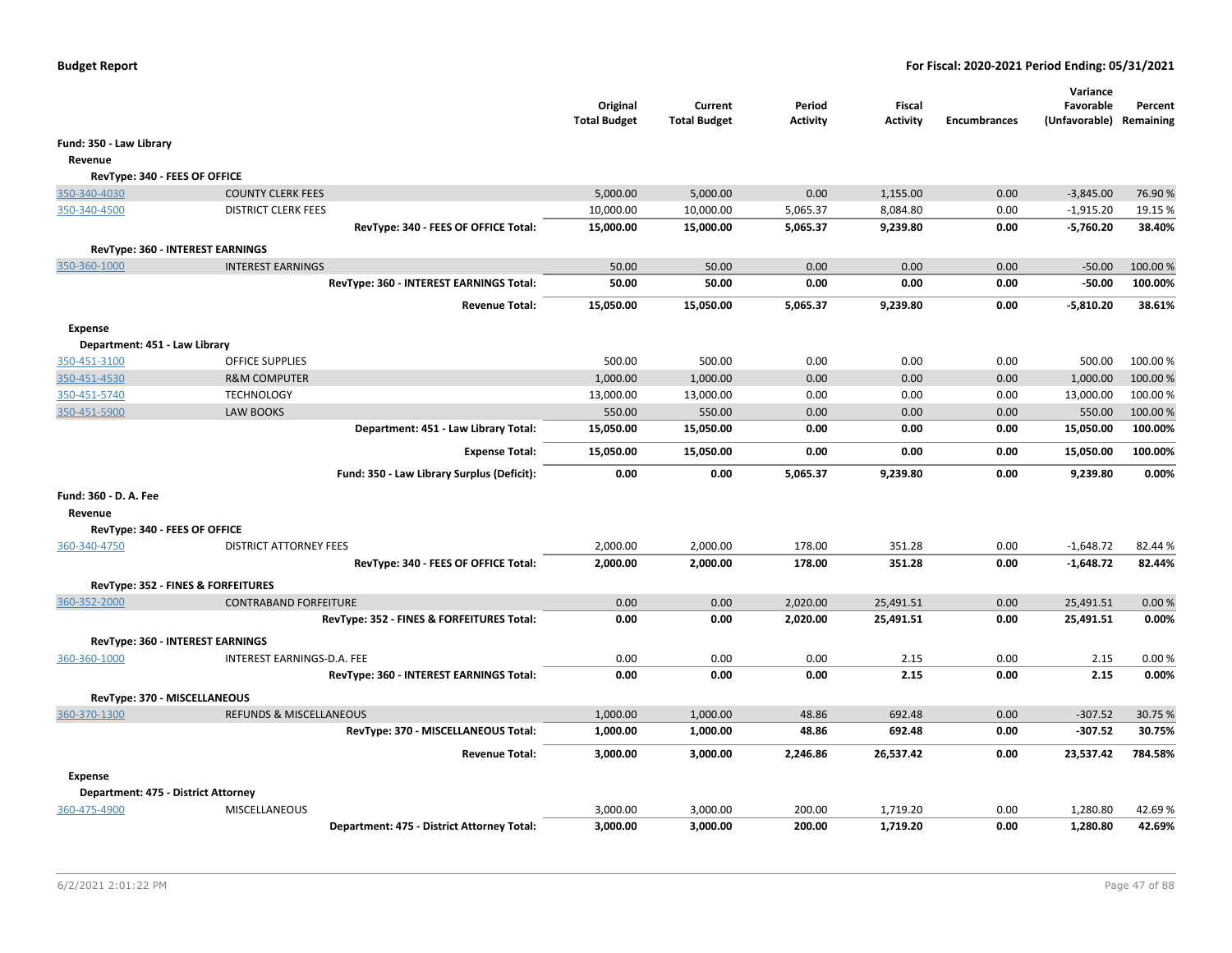**Budget Report** — **For Fiscal: 2020-2021 Period Ending: 05/31/2021**

| | | Original Total Budget | Current Total Budget | Period Activity | Fiscal Activity | Encumbrances | Variance Favorable (Unfavorable) | Percent Remaining |
|---|---|---|---|---|---|---|---|---|
| **Fund: 350 - Law Library** | | | | | | | | |
| **Revenue** | | | | | | | | |
| **RevType: 340 - FEES OF OFFICE** | | | | | | | | |
| 350-340-4030 | COUNTY CLERK FEES | 5,000.00 | 5,000.00 | 0.00 | 1,155.00 | 0.00 | -3,845.00 | 76.90 % |
| 350-340-4500 | DISTRICT CLERK FEES | 10,000.00 | 10,000.00 | 5,065.37 | 8,084.80 | 0.00 | -1,915.20 | 19.15 % |
| | **RevType: 340 - FEES OF OFFICE Total:** | **15,000.00** | **15,000.00** | **5,065.37** | **9,239.80** | **0.00** | **-5,760.20** | **38.40%** |
| **RevType: 360 - INTEREST EARNINGS** | | | | | | | | |
| 350-360-1000 | INTEREST EARNINGS | 50.00 | 50.00 | 0.00 | 0.00 | 0.00 | -50.00 | 100.00 % |
| | **RevType: 360 - INTEREST EARNINGS Total:** | **50.00** | **50.00** | **0.00** | **0.00** | **0.00** | **-50.00** | **100.00%** |
| | **Revenue Total:** | **15,050.00** | **15,050.00** | **5,065.37** | **9,239.80** | **0.00** | **-5,810.20** | **38.61%** |
| **Expense** | | | | | | | | |
| **Department: 451 - Law Library** | | | | | | | | |
| 350-451-3100 | OFFICE SUPPLIES | 500.00 | 500.00 | 0.00 | 0.00 | 0.00 | 500.00 | 100.00 % |
| 350-451-4530 | R&M COMPUTER | 1,000.00 | 1,000.00 | 0.00 | 0.00 | 0.00 | 1,000.00 | 100.00 % |
| 350-451-5740 | TECHNOLOGY | 13,000.00 | 13,000.00 | 0.00 | 0.00 | 0.00 | 13,000.00 | 100.00 % |
| 350-451-5900 | LAW BOOKS | 550.00 | 550.00 | 0.00 | 0.00 | 0.00 | 550.00 | 100.00 % |
| | **Department: 451 - Law Library Total:** | **15,050.00** | **15,050.00** | **0.00** | **0.00** | **0.00** | **15,050.00** | **100.00%** |
| | **Expense Total:** | **15,050.00** | **15,050.00** | **0.00** | **0.00** | **0.00** | **15,050.00** | **100.00%** |
| | **Fund: 350 - Law Library Surplus (Deficit):** | **0.00** | **0.00** | **5,065.37** | **9,239.80** | **0.00** | **9,239.80** | **0.00%** |
| **Fund: 360 - D. A. Fee** | | | | | | | | |
| **Revenue** | | | | | | | | |
| **RevType: 340 - FEES OF OFFICE** | | | | | | | | |
| 360-340-4750 | DISTRICT ATTORNEY FEES | 2,000.00 | 2,000.00 | 178.00 | 351.28 | 0.00 | -1,648.72 | 82.44 % |
| | **RevType: 340 - FEES OF OFFICE Total:** | **2,000.00** | **2,000.00** | **178.00** | **351.28** | **0.00** | **-1,648.72** | **82.44%** |
| **RevType: 352 - FINES & FORFEITURES** | | | | | | | | |
| 360-352-2000 | CONTRABAND FORFEITURE | 0.00 | 0.00 | 2,020.00 | 25,491.51 | 0.00 | 25,491.51 | 0.00 % |
| | **RevType: 352 - FINES & FORFEITURES Total:** | **0.00** | **0.00** | **2,020.00** | **25,491.51** | **0.00** | **25,491.51** | **0.00%** |
| **RevType: 360 - INTEREST EARNINGS** | | | | | | | | |
| 360-360-1000 | INTEREST EARNINGS-D.A. FEE | 0.00 | 0.00 | 0.00 | 2.15 | 0.00 | 2.15 | 0.00 % |
| | **RevType: 360 - INTEREST EARNINGS Total:** | **0.00** | **0.00** | **0.00** | **2.15** | **0.00** | **2.15** | **0.00%** |
| **RevType: 370 - MISCELLANEOUS** | | | | | | | | |
| 360-370-1300 | REFUNDS & MISCELLANEOUS | 1,000.00 | 1,000.00 | 48.86 | 692.48 | 0.00 | -307.52 | 30.75 % |
| | **RevType: 370 - MISCELLANEOUS Total:** | **1,000.00** | **1,000.00** | **48.86** | **692.48** | **0.00** | **-307.52** | **30.75%** |
| | **Revenue Total:** | **3,000.00** | **3,000.00** | **2,246.86** | **26,537.42** | **0.00** | **23,537.42** | **784.58%** |
| **Expense** | | | | | | | | |
| **Department: 475 - District Attorney** | | | | | | | | |
| 360-475-4900 | MISCELLANEOUS | 3,000.00 | 3,000.00 | 200.00 | 1,719.20 | 0.00 | 1,280.80 | 42.69 % |
| | **Department: 475 - District Attorney Total:** | **3,000.00** | **3,000.00** | **200.00** | **1,719.20** | **0.00** | **1,280.80** | **42.69%** |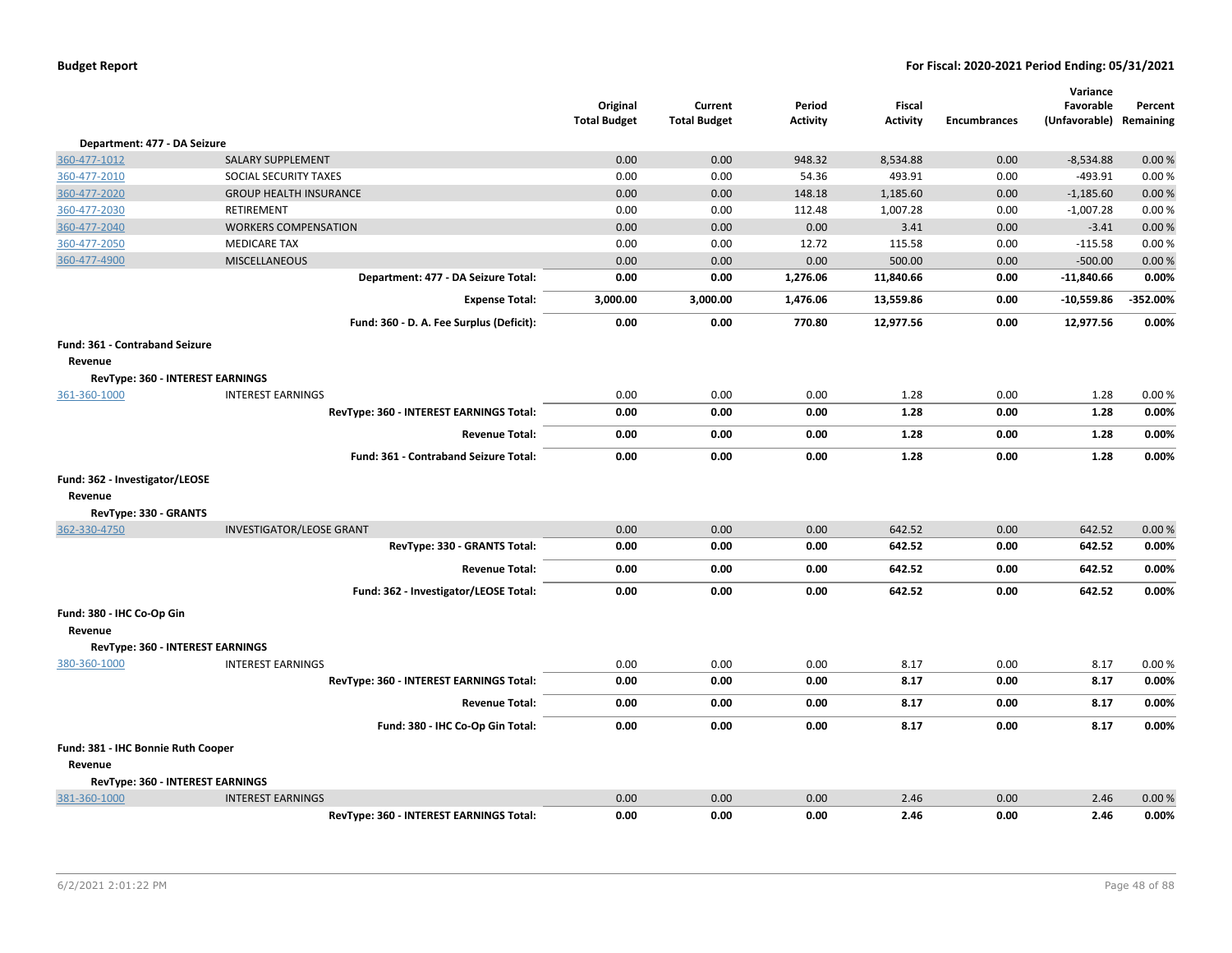| | | Original Total Budget | Current Total Budget | Period Activity | Fiscal Activity | Encumbrances | Variance Favorable (Unfavorable) | Percent Remaining |
|---|---|---|---|---|---|---|---|---|
| **Department: 477 - DA Seizure** | | | | | | | | |
| 360-477-1012 | SALARY SUPPLEMENT | 0.00 | 0.00 | 948.32 | 8,534.88 | 0.00 | -8,534.88 | 0.00 % |
| 360-477-2010 | SOCIAL SECURITY TAXES | 0.00 | 0.00 | 54.36 | 493.91 | 0.00 | -493.91 | 0.00 % |
| 360-477-2020 | GROUP HEALTH INSURANCE | 0.00 | 0.00 | 148.18 | 1,185.60 | 0.00 | -1,185.60 | 0.00 % |
| 360-477-2030 | RETIREMENT | 0.00 | 0.00 | 112.48 | 1,007.28 | 0.00 | -1,007.28 | 0.00 % |
| 360-477-2040 | WORKERS COMPENSATION | 0.00 | 0.00 | 0.00 | 3.41 | 0.00 | -3.41 | 0.00 % |
| 360-477-2050 | MEDICARE TAX | 0.00 | 0.00 | 12.72 | 115.58 | 0.00 | -115.58 | 0.00 % |
| 360-477-4900 | MISCELLANEOUS | 0.00 | 0.00 | 0.00 | 500.00 | 0.00 | -500.00 | 0.00 % |
| | **Department: 477 - DA Seizure Total:** | **0.00** | **0.00** | **1,276.06** | **11,840.66** | **0.00** | **-11,840.66** | **0.00%** |
| | **Expense Total:** | **3,000.00** | **3,000.00** | **1,476.06** | **13,559.86** | **0.00** | **-10,559.86** | **-352.00%** |
| | **Fund: 360 - D. A. Fee Surplus (Deficit):** | **0.00** | **0.00** | **770.80** | **12,977.56** | **0.00** | **12,977.56** | **0.00%** |
| **Fund: 361 - Contraband Seizure** | | | | | | | | |
| **Revenue** | | | | | | | | |
| **RevType: 360 - INTEREST EARNINGS** | | | | | | | | |
| 361-360-1000 | INTEREST EARNINGS | 0.00 | 0.00 | 0.00 | 1.28 | 0.00 | 1.28 | 0.00 % |
| | **RevType: 360 - INTEREST EARNINGS Total:** | **0.00** | **0.00** | **0.00** | **1.28** | **0.00** | **1.28** | **0.00%** |
| | **Revenue Total:** | **0.00** | **0.00** | **0.00** | **1.28** | **0.00** | **1.28** | **0.00%** |
| | **Fund: 361 - Contraband Seizure Total:** | **0.00** | **0.00** | **0.00** | **1.28** | **0.00** | **1.28** | **0.00%** |
| **Fund: 362 - Investigator/LEOSE** | | | | | | | | |
| **Revenue** | | | | | | | | |
| **RevType: 330 - GRANTS** | | | | | | | | |
| 362-330-4750 | INVESTIGATOR/LEOSE GRANT | 0.00 | 0.00 | 0.00 | 642.52 | 0.00 | 642.52 | 0.00 % |
| | **RevType: 330 - GRANTS Total:** | **0.00** | **0.00** | **0.00** | **642.52** | **0.00** | **642.52** | **0.00%** |
| | **Revenue Total:** | **0.00** | **0.00** | **0.00** | **642.52** | **0.00** | **642.52** | **0.00%** |
| | **Fund: 362 - Investigator/LEOSE Total:** | **0.00** | **0.00** | **0.00** | **642.52** | **0.00** | **642.52** | **0.00%** |
| **Fund: 380 - IHC Co-Op Gin** | | | | | | | | |
| **Revenue** | | | | | | | | |
| **RevType: 360 - INTEREST EARNINGS** | | | | | | | | |
| 380-360-1000 | INTEREST EARNINGS | 0.00 | 0.00 | 0.00 | 8.17 | 0.00 | 8.17 | 0.00 % |
| | **RevType: 360 - INTEREST EARNINGS Total:** | **0.00** | **0.00** | **0.00** | **8.17** | **0.00** | **8.17** | **0.00%** |
| | **Revenue Total:** | **0.00** | **0.00** | **0.00** | **8.17** | **0.00** | **8.17** | **0.00%** |
| | **Fund: 380 - IHC Co-Op Gin Total:** | **0.00** | **0.00** | **0.00** | **8.17** | **0.00** | **8.17** | **0.00%** |
| **Fund: 381 - IHC Bonnie Ruth Cooper** | | | | | | | | |
| **Revenue** | | | | | | | | |
| **RevType: 360 - INTEREST EARNINGS** | | | | | | | | |
| 381-360-1000 | INTEREST EARNINGS | 0.00 | 0.00 | 0.00 | 2.46 | 0.00 | 2.46 | 0.00 % |
| | **RevType: 360 - INTEREST EARNINGS Total:** | **0.00** | **0.00** | **0.00** | **2.46** | **0.00** | **2.46** | **0.00%** |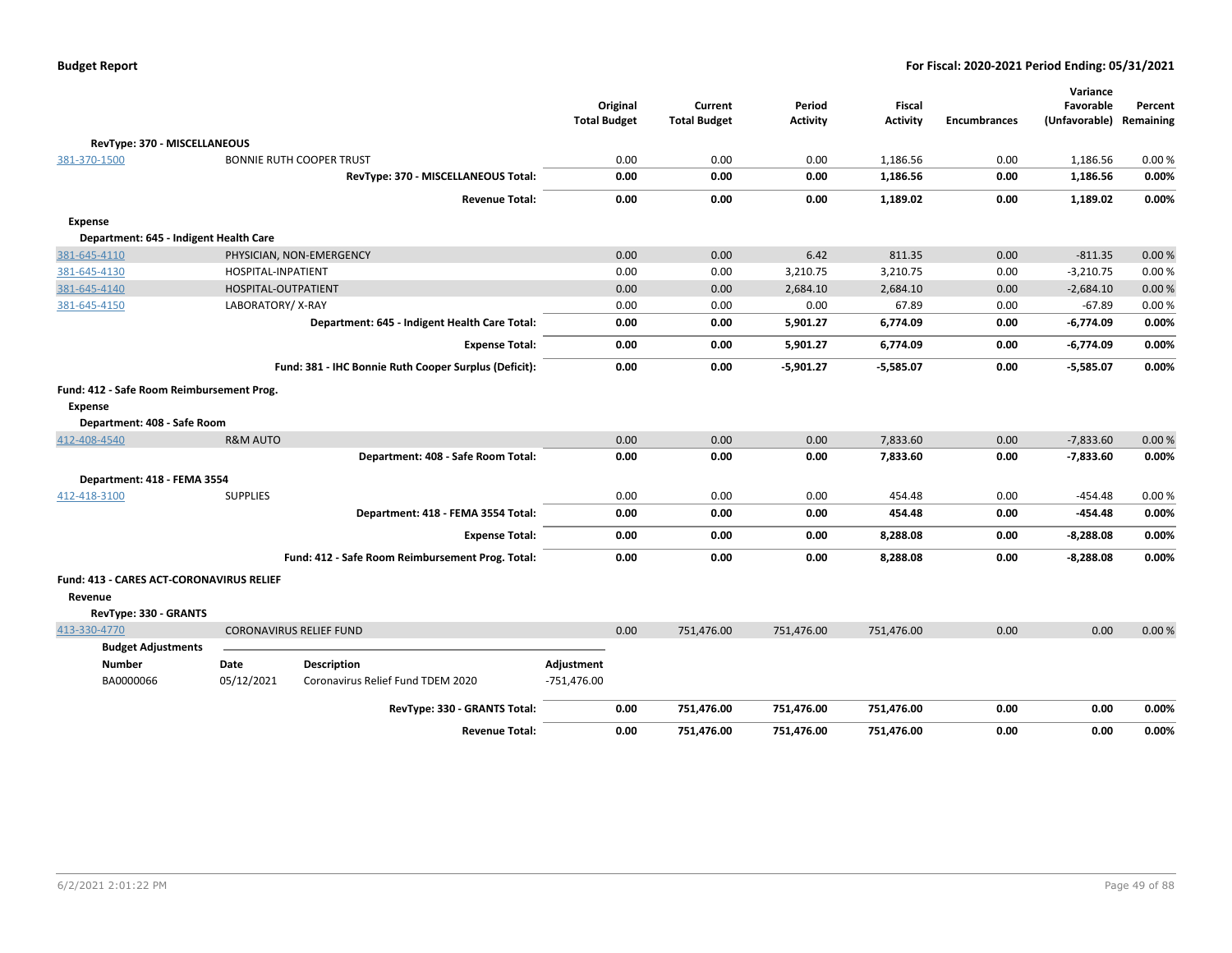| | | Original Total Budget | Current Total Budget | Period Activity | Fiscal Activity | Encumbrances | Variance Favorable (Unfavorable) | Percent Remaining |
|---|---|---|---|---|---|---|---|---|
| **RevType: 370 - MISCELLANEOUS** | | | | | | | | |
| 381-370-1500 | BONNIE RUTH COOPER TRUST | 0.00 | 0.00 | 0.00 | 1,186.56 | 0.00 | 1,186.56 | 0.00 % |
| | **RevType: 370 - MISCELLANEOUS Total:** | **0.00** | **0.00** | **0.00** | **1,186.56** | **0.00** | **1,186.56** | **0.00%** |
| | **Revenue Total:** | **0.00** | **0.00** | **0.00** | **1,189.02** | **0.00** | **1,189.02** | **0.00%** |
| **Expense** | | | | | | | | |
| **Department: 645 - Indigent Health Care** | | | | | | | | |
| 381-645-4110 | PHYSICIAN, NON-EMERGENCY | 0.00 | 0.00 | 6.42 | 811.35 | 0.00 | -811.35 | 0.00 % |
| 381-645-4130 | HOSPITAL-INPATIENT | 0.00 | 0.00 | 3,210.75 | 3,210.75 | 0.00 | -3,210.75 | 0.00 % |
| 381-645-4140 | HOSPITAL-OUTPATIENT | 0.00 | 0.00 | 2,684.10 | 2,684.10 | 0.00 | -2,684.10 | 0.00 % |
| 381-645-4150 | LABORATORY/ X-RAY | 0.00 | 0.00 | 0.00 | 67.89 | 0.00 | -67.89 | 0.00 % |
| | **Department: 645 - Indigent Health Care Total:** | **0.00** | **0.00** | **5,901.27** | **6,774.09** | **0.00** | **-6,774.09** | **0.00%** |
| | **Expense Total:** | **0.00** | **0.00** | **5,901.27** | **6,774.09** | **0.00** | **-6,774.09** | **0.00%** |
| | **Fund: 381 - IHC Bonnie Ruth Cooper Surplus (Deficit):** | **0.00** | **0.00** | **-5,901.27** | **-5,585.07** | **0.00** | **-5,585.07** | **0.00%** |
| **Fund: 412 - Safe Room Reimbursement Prog.** | | | | | | | | |
| **Expense** | | | | | | | | |
| **Department: 408 - Safe Room** | | | | | | | | |
| 412-408-4540 | R&M AUTO | 0.00 | 0.00 | 0.00 | 7,833.60 | 0.00 | -7,833.60 | 0.00 % |
| | **Department: 408 - Safe Room Total:** | **0.00** | **0.00** | **0.00** | **7,833.60** | **0.00** | **-7,833.60** | **0.00%** |
| **Department: 418 - FEMA 3554** | | | | | | | | |
| 412-418-3100 | SUPPLIES | 0.00 | 0.00 | 0.00 | 454.48 | 0.00 | -454.48 | 0.00 % |
| | **Department: 418 - FEMA 3554 Total:** | **0.00** | **0.00** | **0.00** | **454.48** | **0.00** | **-454.48** | **0.00%** |
| | **Expense Total:** | **0.00** | **0.00** | **0.00** | **8,288.08** | **0.00** | **-8,288.08** | **0.00%** |
| | **Fund: 412 - Safe Room Reimbursement Prog. Total:** | **0.00** | **0.00** | **0.00** | **8,288.08** | **0.00** | **-8,288.08** | **0.00%** |
| **Fund: 413 - CARES ACT-CORONAVIRUS RELIEF** | | | | | | | | |
| **Revenue** | | | | | | | | |
| **RevType: 330 - GRANTS** | | | | | | | | |
| 413-330-4770 | CORONAVIRUS RELIEF FUND | 0.00 | 751,476.00 | 751,476.00 | 751,476.00 | 0.00 | 0.00 | 0.00 % |

**Budget Adjustments**

| Number | Date | Description | Adjustment |
|---|---|---|---|
| BA0000066 | 05/12/2021 | Coronavirus Relief Fund TDEM 2020 | -751,476.00 |

| | Original Total Budget | Current Total Budget | Period Activity | Fiscal Activity | Encumbrances | Variance Favorable (Unfavorable) | Percent Remaining |
|---|---|---|---|---|---|---|---|
| **RevType: 330 - GRANTS Total:** | **0.00** | **751,476.00** | **751,476.00** | **751,476.00** | **0.00** | **0.00** | **0.00%** |
| **Revenue Total:** | **0.00** | **751,476.00** | **751,476.00** | **751,476.00** | **0.00** | **0.00** | **0.00%** |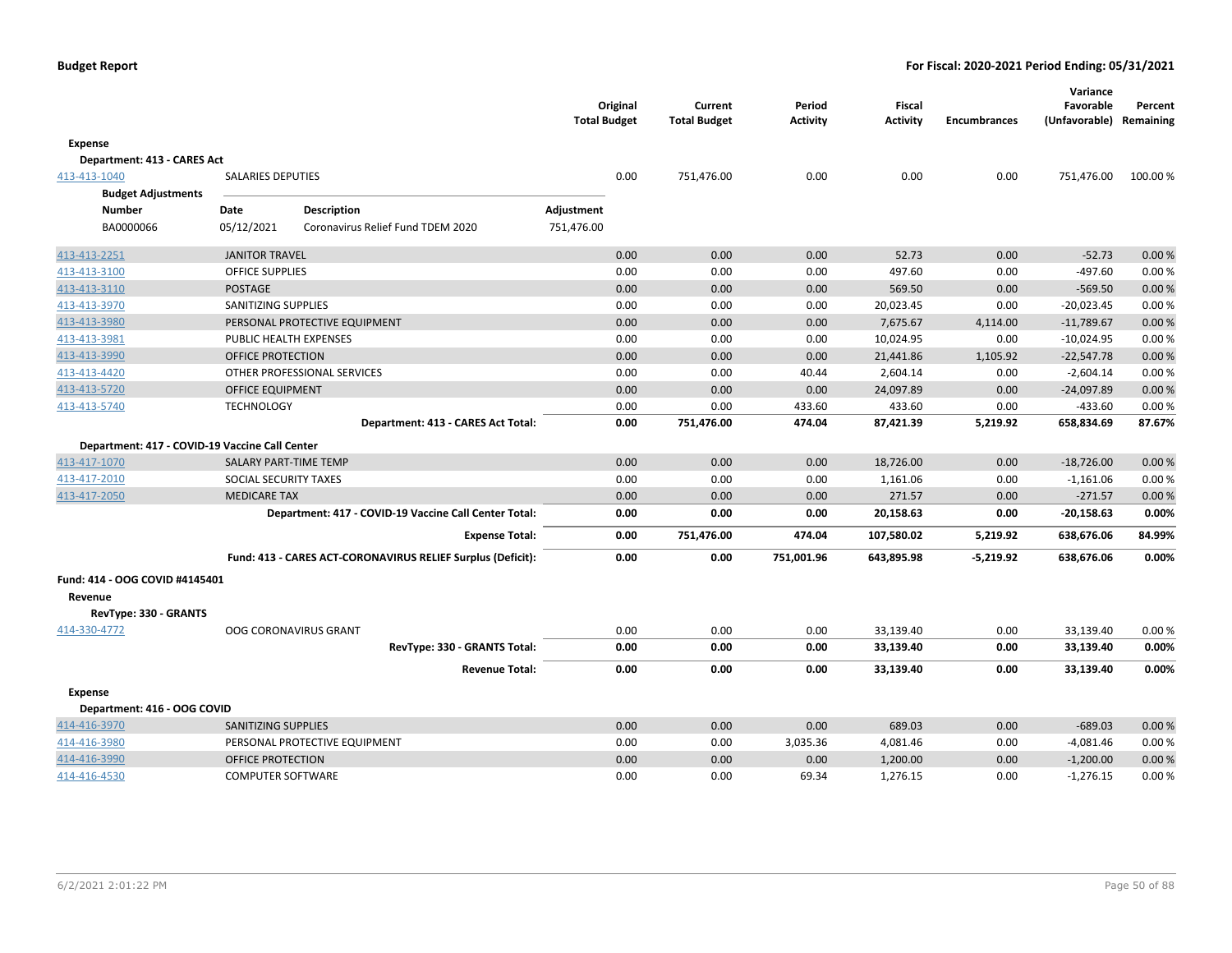| | | Original Total Budget | Current Total Budget | Period Activity | Fiscal Activity | Encumbrances | Variance Favorable (Unfavorable) | Percent Remaining |
|---|---|---|---|---|---|---|---|---|
| **Expense** | | | | | | | | |
| **Department: 413 - CARES Act** | | | | | | | | |
| 413-413-1040 | SALARIES DEPUTIES | 0.00 | 751,476.00 | 0.00 | 0.00 | 0.00 | 751,476.00 | 100.00 % |

**Budget Adjustments**

| Number | Date | Description | Adjustment |
|---|---|---|---|
| BA0000066 | 05/12/2021 | Coronavirus Relief Fund TDEM 2020 | 751,476.00 |

| | | Original Total Budget | Current Total Budget | Period Activity | Fiscal Activity | Encumbrances | Variance Favorable (Unfavorable) | Percent Remaining |
|---|---|---|---|---|---|---|---|---|
| 413-413-2251 | JANITOR TRAVEL | 0.00 | 0.00 | 0.00 | 52.73 | 0.00 | -52.73 | 0.00 % |
| 413-413-3100 | OFFICE SUPPLIES | 0.00 | 0.00 | 0.00 | 497.60 | 0.00 | -497.60 | 0.00 % |
| 413-413-3110 | POSTAGE | 0.00 | 0.00 | 0.00 | 569.50 | 0.00 | -569.50 | 0.00 % |
| 413-413-3970 | SANITIZING SUPPLIES | 0.00 | 0.00 | 0.00 | 20,023.45 | 0.00 | -20,023.45 | 0.00 % |
| 413-413-3980 | PERSONAL PROTECTIVE EQUIPMENT | 0.00 | 0.00 | 0.00 | 7,675.67 | 4,114.00 | -11,789.67 | 0.00 % |
| 413-413-3981 | PUBLIC HEALTH EXPENSES | 0.00 | 0.00 | 0.00 | 10,024.95 | 0.00 | -10,024.95 | 0.00 % |
| 413-413-3990 | OFFICE PROTECTION | 0.00 | 0.00 | 0.00 | 21,441.86 | 1,105.92 | -22,547.78 | 0.00 % |
| 413-413-4420 | OTHER PROFESSIONAL SERVICES | 0.00 | 0.00 | 40.44 | 2,604.14 | 0.00 | -2,604.14 | 0.00 % |
| 413-413-5720 | OFFICE EQUIPMENT | 0.00 | 0.00 | 0.00 | 24,097.89 | 0.00 | -24,097.89 | 0.00 % |
| 413-413-5740 | TECHNOLOGY | 0.00 | 0.00 | 433.60 | 433.60 | 0.00 | -433.60 | 0.00 % |
| | **Department: 413 - CARES Act Total:** | **0.00** | **751,476.00** | **474.04** | **87,421.39** | **5,219.92** | **658,834.69** | **87.67%** |
| **Department: 417 - COVID-19 Vaccine Call Center** | | | | | | | | |
| 413-417-1070 | SALARY PART-TIME TEMP | 0.00 | 0.00 | 0.00 | 18,726.00 | 0.00 | -18,726.00 | 0.00 % |
| 413-417-2010 | SOCIAL SECURITY TAXES | 0.00 | 0.00 | 0.00 | 1,161.06 | 0.00 | -1,161.06 | 0.00 % |
| 413-417-2050 | MEDICARE TAX | 0.00 | 0.00 | 0.00 | 271.57 | 0.00 | -271.57 | 0.00 % |
| | **Department: 417 - COVID-19 Vaccine Call Center Total:** | **0.00** | **0.00** | **0.00** | **20,158.63** | **0.00** | **-20,158.63** | **0.00%** |
| | **Expense Total:** | **0.00** | **751,476.00** | **474.04** | **107,580.02** | **5,219.92** | **638,676.06** | **84.99%** |
| | **Fund: 413 - CARES ACT-CORONAVIRUS RELIEF Surplus (Deficit):** | **0.00** | **0.00** | **751,001.96** | **643,895.98** | **-5,219.92** | **638,676.06** | **0.00%** |
| **Fund: 414 - OOG COVID #4145401** | | | | | | | | |
| **Revenue** | | | | | | | | |
| **RevType: 330 - GRANTS** | | | | | | | | |
| 414-330-4772 | OOG CORONAVIRUS GRANT | 0.00 | 0.00 | 0.00 | 33,139.40 | 0.00 | 33,139.40 | 0.00 % |
| | **RevType: 330 - GRANTS Total:** | **0.00** | **0.00** | **0.00** | **33,139.40** | **0.00** | **33,139.40** | **0.00%** |
| | **Revenue Total:** | **0.00** | **0.00** | **0.00** | **33,139.40** | **0.00** | **33,139.40** | **0.00%** |
| **Expense** | | | | | | | | |
| **Department: 416 - OOG COVID** | | | | | | | | |
| 414-416-3970 | SANITIZING SUPPLIES | 0.00 | 0.00 | 0.00 | 689.03 | 0.00 | -689.03 | 0.00 % |
| 414-416-3980 | PERSONAL PROTECTIVE EQUIPMENT | 0.00 | 0.00 | 3,035.36 | 4,081.46 | 0.00 | -4,081.46 | 0.00 % |
| 414-416-3990 | OFFICE PROTECTION | 0.00 | 0.00 | 0.00 | 1,200.00 | 0.00 | -1,200.00 | 0.00 % |
| 414-416-4530 | COMPUTER SOFTWARE | 0.00 | 0.00 | 69.34 | 1,276.15 | 0.00 | -1,276.15 | 0.00 % |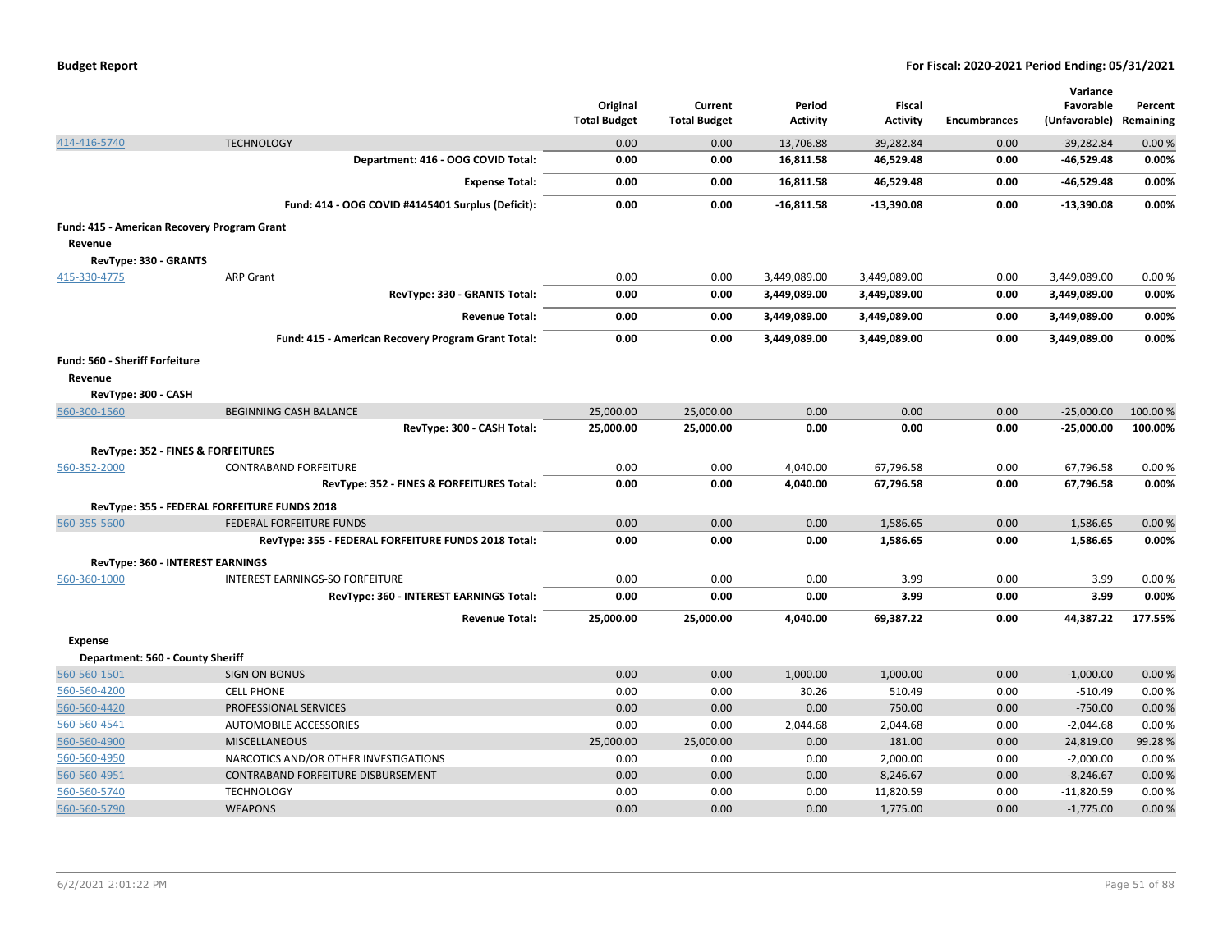| | | Original Total Budget | Current Total Budget | Period Activity | Fiscal Activity | Encumbrances | Variance Favorable (Unfavorable) | Percent Remaining |
|---|---|---|---|---|---|---|---|---|
| 414-416-5740 | TECHNOLOGY | 0.00 | 0.00 | 13,706.88 | 39,282.84 | 0.00 | -39,282.84 | 0.00 % |
| | **Department: 416 - OOG COVID Total:** | **0.00** | **0.00** | **16,811.58** | **46,529.48** | **0.00** | **-46,529.48** | **0.00%** |
| | **Expense Total:** | **0.00** | **0.00** | **16,811.58** | **46,529.48** | **0.00** | **-46,529.48** | **0.00%** |
| | **Fund: 414 - OOG COVID #4145401 Surplus (Deficit):** | **0.00** | **0.00** | **-16,811.58** | **-13,390.08** | **0.00** | **-13,390.08** | **0.00%** |
| **Fund: 415 - American Recovery Program Grant** | | | | | | | | |
| **Revenue** | | | | | | | | |
| **RevType: 330 - GRANTS** | | | | | | | | |
| 415-330-4775 | ARP Grant | 0.00 | 0.00 | 3,449,089.00 | 3,449,089.00 | 0.00 | 3,449,089.00 | 0.00 % |
| | **RevType: 330 - GRANTS Total:** | **0.00** | **0.00** | **3,449,089.00** | **3,449,089.00** | **0.00** | **3,449,089.00** | **0.00%** |
| | **Revenue Total:** | **0.00** | **0.00** | **3,449,089.00** | **3,449,089.00** | **0.00** | **3,449,089.00** | **0.00%** |
| | **Fund: 415 - American Recovery Program Grant Total:** | **0.00** | **0.00** | **3,449,089.00** | **3,449,089.00** | **0.00** | **3,449,089.00** | **0.00%** |
| **Fund: 560 - Sheriff Forfeiture** | | | | | | | | |
| **Revenue** | | | | | | | | |
| **RevType: 300 - CASH** | | | | | | | | |
| 560-300-1560 | BEGINNING CASH BALANCE | 25,000.00 | 25,000.00 | 0.00 | 0.00 | 0.00 | -25,000.00 | 100.00 % |
| | **RevType: 300 - CASH Total:** | **25,000.00** | **25,000.00** | **0.00** | **0.00** | **0.00** | **-25,000.00** | **100.00%** |
| **RevType: 352 - FINES & FORFEITURES** | | | | | | | | |
| 560-352-2000 | CONTRABAND FORFEITURE | 0.00 | 0.00 | 4,040.00 | 67,796.58 | 0.00 | 67,796.58 | 0.00 % |
| | **RevType: 352 - FINES & FORFEITURES Total:** | **0.00** | **0.00** | **4,040.00** | **67,796.58** | **0.00** | **67,796.58** | **0.00%** |
| **RevType: 355 - FEDERAL FORFEITURE FUNDS 2018** | | | | | | | | |
| 560-355-5600 | FEDERAL FORFEITURE FUNDS | 0.00 | 0.00 | 0.00 | 1,586.65 | 0.00 | 1,586.65 | 0.00 % |
| | **RevType: 355 - FEDERAL FORFEITURE FUNDS 2018 Total:** | **0.00** | **0.00** | **0.00** | **1,586.65** | **0.00** | **1,586.65** | **0.00%** |
| **RevType: 360 - INTEREST EARNINGS** | | | | | | | | |
| 560-360-1000 | INTEREST EARNINGS-SO FORFEITURE | 0.00 | 0.00 | 0.00 | 3.99 | 0.00 | 3.99 | 0.00 % |
| | **RevType: 360 - INTEREST EARNINGS Total:** | **0.00** | **0.00** | **0.00** | **3.99** | **0.00** | **3.99** | **0.00%** |
| | **Revenue Total:** | **25,000.00** | **25,000.00** | **4,040.00** | **69,387.22** | **0.00** | **44,387.22** | **177.55%** |
| **Expense** | | | | | | | | |
| **Department: 560 - County Sheriff** | | | | | | | | |
| 560-560-1501 | SIGN ON BONUS | 0.00 | 0.00 | 1,000.00 | 1,000.00 | 0.00 | -1,000.00 | 0.00 % |
| 560-560-4200 | CELL PHONE | 0.00 | 0.00 | 30.26 | 510.49 | 0.00 | -510.49 | 0.00 % |
| 560-560-4420 | PROFESSIONAL SERVICES | 0.00 | 0.00 | 0.00 | 750.00 | 0.00 | -750.00 | 0.00 % |
| 560-560-4541 | AUTOMOBILE ACCESSORIES | 0.00 | 0.00 | 2,044.68 | 2,044.68 | 0.00 | -2,044.68 | 0.00 % |
| 560-560-4900 | MISCELLANEOUS | 25,000.00 | 25,000.00 | 0.00 | 181.00 | 0.00 | 24,819.00 | 99.28 % |
| 560-560-4950 | NARCOTICS AND/OR OTHER INVESTIGATIONS | 0.00 | 0.00 | 0.00 | 2,000.00 | 0.00 | -2,000.00 | 0.00 % |
| 560-560-4951 | CONTRABAND FORFEITURE DISBURSEMENT | 0.00 | 0.00 | 0.00 | 8,246.67 | 0.00 | -8,246.67 | 0.00 % |
| 560-560-5740 | TECHNOLOGY | 0.00 | 0.00 | 0.00 | 11,820.59 | 0.00 | -11,820.59 | 0.00 % |
| 560-560-5790 | WEAPONS | 0.00 | 0.00 | 0.00 | 1,775.00 | 0.00 | -1,775.00 | 0.00 % |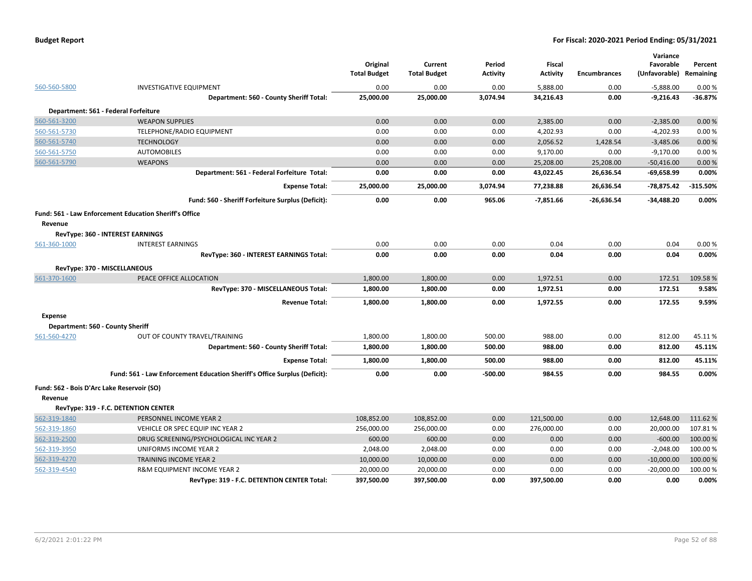**Budget Report** — **For Fiscal: 2020-2021 Period Ending: 05/31/2021**

| | | Original Total Budget | Current Total Budget | Period Activity | Fiscal Activity | Encumbrances | Variance Favorable (Unfavorable) | Percent Remaining |
|---|---|---|---|---|---|---|---|---|
| 560-560-5800 | INVESTIGATIVE EQUIPMENT | 0.00 | 0.00 | 0.00 | 5,888.00 | 0.00 | -5,888.00 | 0.00 % |
| | **Department: 560 - County Sheriff Total:** | **25,000.00** | **25,000.00** | **3,074.94** | **34,216.43** | **0.00** | **-9,216.43** | **-36.87%** |
| **Department: 561 - Federal Forfeiture** | | | | | | | | |
| 560-561-3200 | WEAPON SUPPLIES | 0.00 | 0.00 | 0.00 | 2,385.00 | 0.00 | -2,385.00 | 0.00 % |
| 560-561-5730 | TELEPHONE/RADIO EQUIPMENT | 0.00 | 0.00 | 0.00 | 4,202.93 | 0.00 | -4,202.93 | 0.00 % |
| 560-561-5740 | TECHNOLOGY | 0.00 | 0.00 | 0.00 | 2,056.52 | 1,428.54 | -3,485.06 | 0.00 % |
| 560-561-5750 | AUTOMOBILES | 0.00 | 0.00 | 0.00 | 9,170.00 | 0.00 | -9,170.00 | 0.00 % |
| 560-561-5790 | WEAPONS | 0.00 | 0.00 | 0.00 | 25,208.00 | 25,208.00 | -50,416.00 | 0.00 % |
| | **Department: 561 - Federal Forfeiture Total:** | **0.00** | **0.00** | **0.00** | **43,022.45** | **26,636.54** | **-69,658.99** | **0.00%** |
| | **Expense Total:** | **25,000.00** | **25,000.00** | **3,074.94** | **77,238.88** | **26,636.54** | **-78,875.42** | **-315.50%** |
| | **Fund: 560 - Sheriff Forfeiture Surplus (Deficit):** | **0.00** | **0.00** | **965.06** | **-7,851.66** | **-26,636.54** | **-34,488.20** | **0.00%** |
| **Fund: 561 - Law Enforcement Education Sheriff's Office** | | | | | | | | |
| **Revenue** | | | | | | | | |
| **RevType: 360 - INTEREST EARNINGS** | | | | | | | | |
| 561-360-1000 | INTEREST EARNINGS | 0.00 | 0.00 | 0.00 | 0.04 | 0.00 | 0.04 | 0.00 % |
| | **RevType: 360 - INTEREST EARNINGS Total:** | **0.00** | **0.00** | **0.00** | **0.04** | **0.00** | **0.04** | **0.00%** |
| **RevType: 370 - MISCELLANEOUS** | | | | | | | | |
| 561-370-1600 | PEACE OFFICE ALLOCATION | 1,800.00 | 1,800.00 | 0.00 | 1,972.51 | 0.00 | 172.51 | 109.58 % |
| | **RevType: 370 - MISCELLANEOUS Total:** | **1,800.00** | **1,800.00** | **0.00** | **1,972.51** | **0.00** | **172.51** | **9.58%** |
| | **Revenue Total:** | **1,800.00** | **1,800.00** | **0.00** | **1,972.55** | **0.00** | **172.55** | **9.59%** |
| **Expense** | | | | | | | | |
| **Department: 560 - County Sheriff** | | | | | | | | |
| 561-560-4270 | OUT OF COUNTY TRAVEL/TRAINING | 1,800.00 | 1,800.00 | 500.00 | 988.00 | 0.00 | 812.00 | 45.11 % |
| | **Department: 560 - County Sheriff Total:** | **1,800.00** | **1,800.00** | **500.00** | **988.00** | **0.00** | **812.00** | **45.11%** |
| | **Expense Total:** | **1,800.00** | **1,800.00** | **500.00** | **988.00** | **0.00** | **812.00** | **45.11%** |
| | **Fund: 561 - Law Enforcement Education Sheriff's Office Surplus (Deficit):** | **0.00** | **0.00** | **-500.00** | **984.55** | **0.00** | **984.55** | **0.00%** |
| **Fund: 562 - Bois D'Arc Lake Reservoir (SO)** | | | | | | | | |
| **Revenue** | | | | | | | | |
| **RevType: 319 - F.C. DETENTION CENTER** | | | | | | | | |
| 562-319-1840 | PERSONNEL INCOME YEAR 2 | 108,852.00 | 108,852.00 | 0.00 | 121,500.00 | 0.00 | 12,648.00 | 111.62 % |
| 562-319-1860 | VEHICLE OR SPEC EQUIP INC YEAR 2 | 256,000.00 | 256,000.00 | 0.00 | 276,000.00 | 0.00 | 20,000.00 | 107.81 % |
| 562-319-2500 | DRUG SCREENING/PSYCHOLOGICAL INC YEAR 2 | 600.00 | 600.00 | 0.00 | 0.00 | 0.00 | -600.00 | 100.00 % |
| 562-319-3950 | UNIFORMS INCOME YEAR 2 | 2,048.00 | 2,048.00 | 0.00 | 0.00 | 0.00 | -2,048.00 | 100.00 % |
| 562-319-4270 | TRAINING INCOME YEAR 2 | 10,000.00 | 10,000.00 | 0.00 | 0.00 | 0.00 | -10,000.00 | 100.00 % |
| 562-319-4540 | R&M EQUIPMENT INCOME YEAR 2 | 20,000.00 | 20,000.00 | 0.00 | 0.00 | 0.00 | -20,000.00 | 100.00 % |
| | **RevType: 319 - F.C. DETENTION CENTER Total:** | **397,500.00** | **397,500.00** | **0.00** | **397,500.00** | **0.00** | **0.00** | **0.00%** |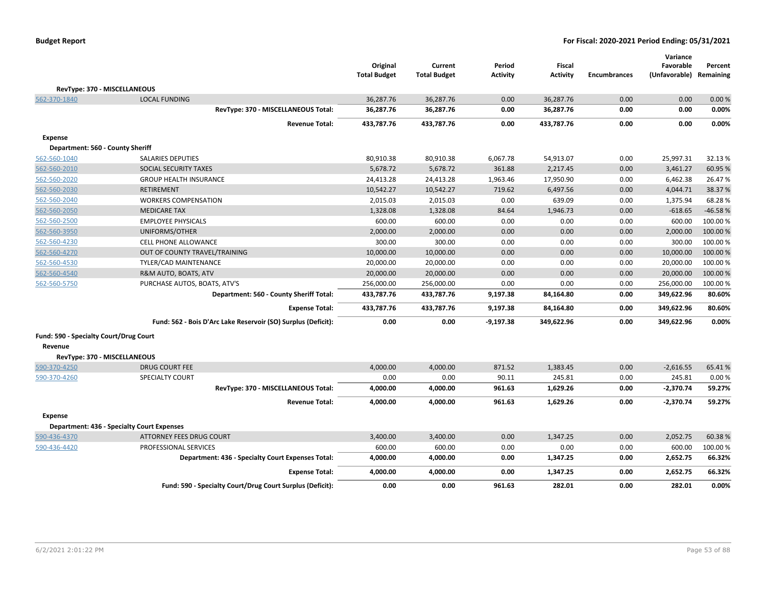| | | Original Total Budget | Current Total Budget | Period Activity | Fiscal Activity | Encumbrances | Variance Favorable (Unfavorable) | Percent Remaining |
|---|---|---|---|---|---|---|---|---|
| **RevType: 370 - MISCELLANEOUS** | | | | | | | | |
| 562-370-1840 | LOCAL FUNDING | 36,287.76 | 36,287.76 | 0.00 | 36,287.76 | 0.00 | 0.00 | 0.00 % |
| | **RevType: 370 - MISCELLANEOUS Total:** | **36,287.76** | **36,287.76** | **0.00** | **36,287.76** | **0.00** | **0.00** | **0.00%** |
| | **Revenue Total:** | **433,787.76** | **433,787.76** | **0.00** | **433,787.76** | **0.00** | **0.00** | **0.00%** |
| **Expense** | | | | | | | | |
| **Department: 560 - County Sheriff** | | | | | | | | |
| 562-560-1040 | SALARIES DEPUTIES | 80,910.38 | 80,910.38 | 6,067.78 | 54,913.07 | 0.00 | 25,997.31 | 32.13 % |
| 562-560-2010 | SOCIAL SECURITY TAXES | 5,678.72 | 5,678.72 | 361.88 | 2,217.45 | 0.00 | 3,461.27 | 60.95 % |
| 562-560-2020 | GROUP HEALTH INSURANCE | 24,413.28 | 24,413.28 | 1,963.46 | 17,950.90 | 0.00 | 6,462.38 | 26.47 % |
| 562-560-2030 | RETIREMENT | 10,542.27 | 10,542.27 | 719.62 | 6,497.56 | 0.00 | 4,044.71 | 38.37 % |
| 562-560-2040 | WORKERS COMPENSATION | 2,015.03 | 2,015.03 | 0.00 | 639.09 | 0.00 | 1,375.94 | 68.28 % |
| 562-560-2050 | MEDICARE TAX | 1,328.08 | 1,328.08 | 84.64 | 1,946.73 | 0.00 | -618.65 | -46.58 % |
| 562-560-2500 | EMPLOYEE PHYSICALS | 600.00 | 600.00 | 0.00 | 0.00 | 0.00 | 600.00 | 100.00 % |
| 562-560-3950 | UNIFORMS/OTHER | 2,000.00 | 2,000.00 | 0.00 | 0.00 | 0.00 | 2,000.00 | 100.00 % |
| 562-560-4230 | CELL PHONE ALLOWANCE | 300.00 | 300.00 | 0.00 | 0.00 | 0.00 | 300.00 | 100.00 % |
| 562-560-4270 | OUT OF COUNTY TRAVEL/TRAINING | 10,000.00 | 10,000.00 | 0.00 | 0.00 | 0.00 | 10,000.00 | 100.00 % |
| 562-560-4530 | TYLER/CAD MAINTENANCE | 20,000.00 | 20,000.00 | 0.00 | 0.00 | 0.00 | 20,000.00 | 100.00 % |
| 562-560-4540 | R&M AUTO, BOATS, ATV | 20,000.00 | 20,000.00 | 0.00 | 0.00 | 0.00 | 20,000.00 | 100.00 % |
| 562-560-5750 | PURCHASE AUTOS, BOATS, ATV'S | 256,000.00 | 256,000.00 | 0.00 | 0.00 | 0.00 | 256,000.00 | 100.00 % |
| | **Department: 560 - County Sheriff Total:** | **433,787.76** | **433,787.76** | **9,197.38** | **84,164.80** | **0.00** | **349,622.96** | **80.60%** |
| | **Expense Total:** | **433,787.76** | **433,787.76** | **9,197.38** | **84,164.80** | **0.00** | **349,622.96** | **80.60%** |
| | **Fund: 562 - Bois D'Arc Lake Reservoir (SO) Surplus (Deficit):** | **0.00** | **0.00** | **-9,197.38** | **349,622.96** | **0.00** | **349,622.96** | **0.00%** |
| **Fund: 590 - Specialty Court/Drug Court** | | | | | | | | |
| **Revenue** | | | | | | | | |
| **RevType: 370 - MISCELLANEOUS** | | | | | | | | |
| 590-370-4250 | DRUG COURT FEE | 4,000.00 | 4,000.00 | 871.52 | 1,383.45 | 0.00 | -2,616.55 | 65.41 % |
| 590-370-4260 | SPECIALTY COURT | 0.00 | 0.00 | 90.11 | 245.81 | 0.00 | 245.81 | 0.00 % |
| | **RevType: 370 - MISCELLANEOUS Total:** | **4,000.00** | **4,000.00** | **961.63** | **1,629.26** | **0.00** | **-2,370.74** | **59.27%** |
| | **Revenue Total:** | **4,000.00** | **4,000.00** | **961.63** | **1,629.26** | **0.00** | **-2,370.74** | **59.27%** |
| **Expense** | | | | | | | | |
| **Department: 436 - Specialty Court Expenses** | | | | | | | | |
| 590-436-4370 | ATTORNEY FEES DRUG COURT | 3,400.00 | 3,400.00 | 0.00 | 1,347.25 | 0.00 | 2,052.75 | 60.38 % |
| 590-436-4420 | PROFESSIONAL SERVICES | 600.00 | 600.00 | 0.00 | 0.00 | 0.00 | 600.00 | 100.00 % |
| | **Department: 436 - Specialty Court Expenses Total:** | **4,000.00** | **4,000.00** | **0.00** | **1,347.25** | **0.00** | **2,652.75** | **66.32%** |
| | **Expense Total:** | **4,000.00** | **4,000.00** | **0.00** | **1,347.25** | **0.00** | **2,652.75** | **66.32%** |
| | **Fund: 590 - Specialty Court/Drug Court Surplus (Deficit):** | **0.00** | **0.00** | **961.63** | **282.01** | **0.00** | **282.01** | **0.00%** |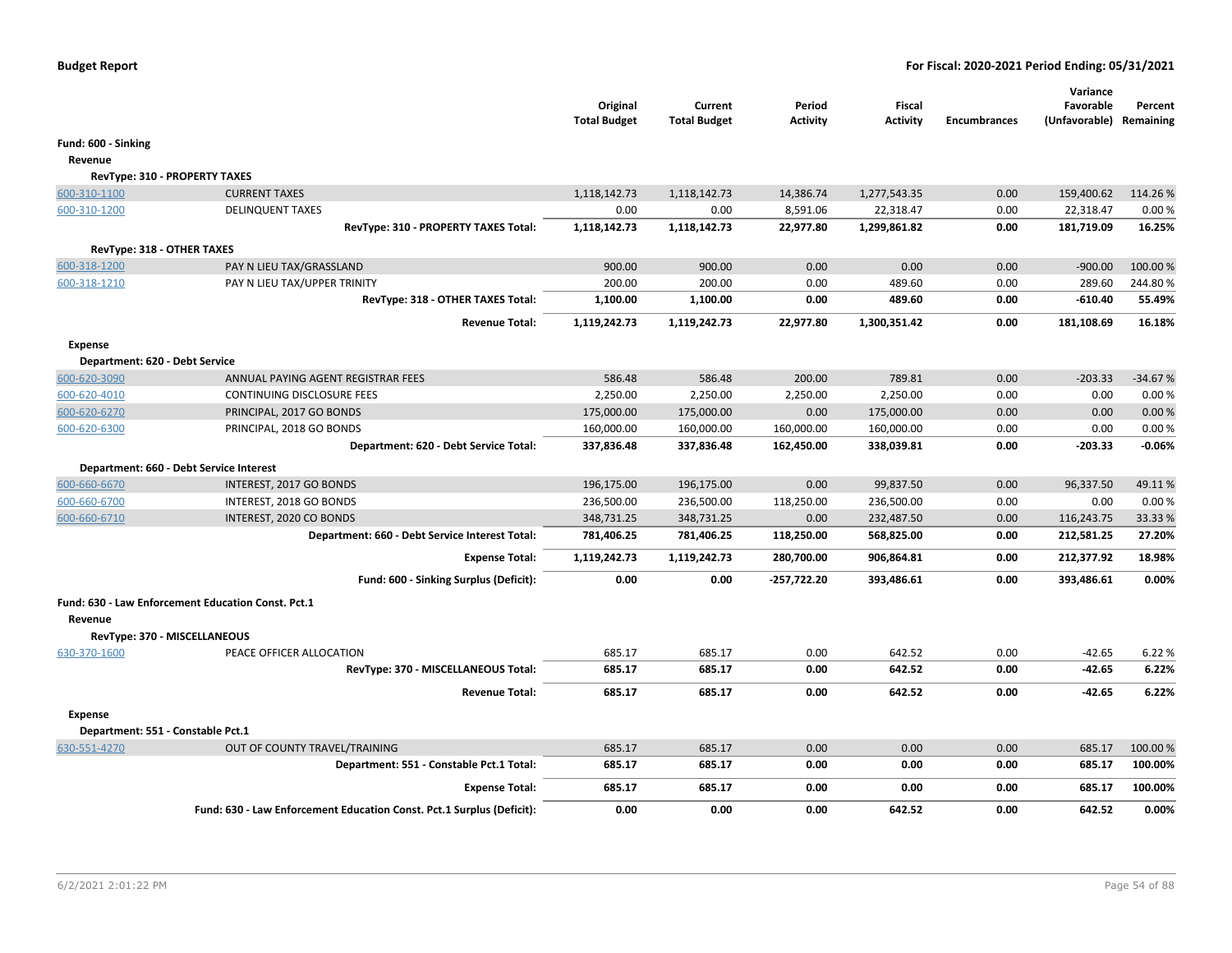**Budget Report** | **For Fiscal: 2020-2021 Period Ending: 05/31/2021**

| | | Original Total Budget | Current Total Budget | Period Activity | Fiscal Activity | Encumbrances | Variance Favorable (Unfavorable) | Percent Remaining |
|---|---|---|---|---|---|---|---|---|
| **Fund: 600 - Sinking** | | | | | | | | |
| **Revenue** | | | | | | | | |
| **RevType: 310 - PROPERTY TAXES** | | | | | | | | |
| 600-310-1100 | CURRENT TAXES | 1,118,142.73 | 1,118,142.73 | 14,386.74 | 1,277,543.35 | 0.00 | 159,400.62 | 114.26 % |
| 600-310-1200 | DELINQUENT TAXES | 0.00 | 0.00 | 8,591.06 | 22,318.47 | 0.00 | 22,318.47 | 0.00 % |
| | **RevType: 310 - PROPERTY TAXES Total:** | **1,118,142.73** | **1,118,142.73** | **22,977.80** | **1,299,861.82** | **0.00** | **181,719.09** | **16.25%** |
| **RevType: 318 - OTHER TAXES** | | | | | | | | |
| 600-318-1200 | PAY N LIEU TAX/GRASSLAND | 900.00 | 900.00 | 0.00 | 0.00 | 0.00 | -900.00 | 100.00 % |
| 600-318-1210 | PAY N LIEU TAX/UPPER TRINITY | 200.00 | 200.00 | 0.00 | 489.60 | 0.00 | 289.60 | 244.80 % |
| | **RevType: 318 - OTHER TAXES Total:** | **1,100.00** | **1,100.00** | **0.00** | **489.60** | **0.00** | **-610.40** | **55.49%** |
| | **Revenue Total:** | **1,119,242.73** | **1,119,242.73** | **22,977.80** | **1,300,351.42** | **0.00** | **181,108.69** | **16.18%** |
| **Expense** | | | | | | | | |
| **Department: 620 - Debt Service** | | | | | | | | |
| 600-620-3090 | ANNUAL PAYING AGENT REGISTRAR FEES | 586.48 | 586.48 | 200.00 | 789.81 | 0.00 | -203.33 | -34.67 % |
| 600-620-4010 | CONTINUING DISCLOSURE FEES | 2,250.00 | 2,250.00 | 2,250.00 | 2,250.00 | 0.00 | 0.00 | 0.00 % |
| 600-620-6270 | PRINCIPAL, 2017 GO BONDS | 175,000.00 | 175,000.00 | 0.00 | 175,000.00 | 0.00 | 0.00 | 0.00 % |
| 600-620-6300 | PRINCIPAL, 2018 GO BONDS | 160,000.00 | 160,000.00 | 160,000.00 | 160,000.00 | 0.00 | 0.00 | 0.00 % |
| | **Department: 620 - Debt Service Total:** | **337,836.48** | **337,836.48** | **162,450.00** | **338,039.81** | **0.00** | **-203.33** | **-0.06%** |
| **Department: 660 - Debt Service Interest** | | | | | | | | |
| 600-660-6670 | INTEREST, 2017 GO BONDS | 196,175.00 | 196,175.00 | 0.00 | 99,837.50 | 0.00 | 96,337.50 | 49.11 % |
| 600-660-6700 | INTEREST, 2018 GO BONDS | 236,500.00 | 236,500.00 | 118,250.00 | 236,500.00 | 0.00 | 0.00 | 0.00 % |
| 600-660-6710 | INTEREST, 2020 CO BONDS | 348,731.25 | 348,731.25 | 0.00 | 232,487.50 | 0.00 | 116,243.75 | 33.33 % |
| | **Department: 660 - Debt Service Interest Total:** | **781,406.25** | **781,406.25** | **118,250.00** | **568,825.00** | **0.00** | **212,581.25** | **27.20%** |
| | **Expense Total:** | **1,119,242.73** | **1,119,242.73** | **280,700.00** | **906,864.81** | **0.00** | **212,377.92** | **18.98%** |
| | **Fund: 600 - Sinking Surplus (Deficit):** | **0.00** | **0.00** | **-257,722.20** | **393,486.61** | **0.00** | **393,486.61** | **0.00%** |
| **Fund: 630 - Law Enforcement Education Const. Pct.1** | | | | | | | | |
| **Revenue** | | | | | | | | |
| **RevType: 370 - MISCELLANEOUS** | | | | | | | | |
| 630-370-1600 | PEACE OFFICER ALLOCATION | 685.17 | 685.17 | 0.00 | 642.52 | 0.00 | -42.65 | 6.22 % |
| | **RevType: 370 - MISCELLANEOUS Total:** | **685.17** | **685.17** | **0.00** | **642.52** | **0.00** | **-42.65** | **6.22%** |
| | **Revenue Total:** | **685.17** | **685.17** | **0.00** | **642.52** | **0.00** | **-42.65** | **6.22%** |
| **Expense** | | | | | | | | |
| **Department: 551 - Constable Pct.1** | | | | | | | | |
| 630-551-4270 | OUT OF COUNTY TRAVEL/TRAINING | 685.17 | 685.17 | 0.00 | 0.00 | 0.00 | 685.17 | 100.00 % |
| | **Department: 551 - Constable Pct.1 Total:** | **685.17** | **685.17** | **0.00** | **0.00** | **0.00** | **685.17** | **100.00%** |
| | **Expense Total:** | **685.17** | **685.17** | **0.00** | **0.00** | **0.00** | **685.17** | **100.00%** |
| | **Fund: 630 - Law Enforcement Education Const. Pct.1 Surplus (Deficit):** | **0.00** | **0.00** | **0.00** | **642.52** | **0.00** | **642.52** | **0.00%** |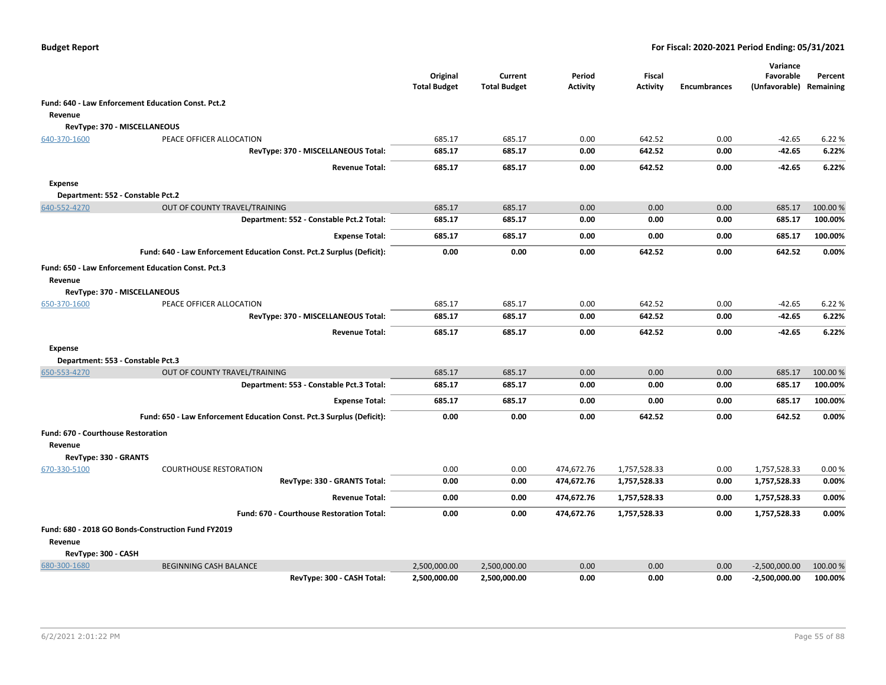| | | Original Total Budget | Current Total Budget | Period Activity | Fiscal Activity | Encumbrances | Variance Favorable (Unfavorable) | Percent Remaining |
|---|---|---|---|---|---|---|---|---|
| **Fund: 640 - Law Enforcement Education Const. Pct.2** | | | | | | | | |
| **Revenue** | | | | | | | | |
| **RevType: 370 - MISCELLANEOUS** | | | | | | | | |
| 640-370-1600 | PEACE OFFICER ALLOCATION | 685.17 | 685.17 | 0.00 | 642.52 | 0.00 | -42.65 | 6.22 % |
| | **RevType: 370 - MISCELLANEOUS Total:** | **685.17** | **685.17** | **0.00** | **642.52** | **0.00** | **-42.65** | **6.22%** |
| | **Revenue Total:** | **685.17** | **685.17** | **0.00** | **642.52** | **0.00** | **-42.65** | **6.22%** |
| **Expense** | | | | | | | | |
| **Department: 552 - Constable Pct.2** | | | | | | | | |
| 640-552-4270 | OUT OF COUNTY TRAVEL/TRAINING | 685.17 | 685.17 | 0.00 | 0.00 | 0.00 | 685.17 | 100.00 % |
| | **Department: 552 - Constable Pct.2 Total:** | **685.17** | **685.17** | **0.00** | **0.00** | **0.00** | **685.17** | **100.00%** |
| | **Expense Total:** | **685.17** | **685.17** | **0.00** | **0.00** | **0.00** | **685.17** | **100.00%** |
| | **Fund: 640 - Law Enforcement Education Const. Pct.2 Surplus (Deficit):** | **0.00** | **0.00** | **0.00** | **642.52** | **0.00** | **642.52** | **0.00%** |
| **Fund: 650 - Law Enforcement Education Const. Pct.3** | | | | | | | | |
| **Revenue** | | | | | | | | |
| **RevType: 370 - MISCELLANEOUS** | | | | | | | | |
| 650-370-1600 | PEACE OFFICER ALLOCATION | 685.17 | 685.17 | 0.00 | 642.52 | 0.00 | -42.65 | 6.22 % |
| | **RevType: 370 - MISCELLANEOUS Total:** | **685.17** | **685.17** | **0.00** | **642.52** | **0.00** | **-42.65** | **6.22%** |
| | **Revenue Total:** | **685.17** | **685.17** | **0.00** | **642.52** | **0.00** | **-42.65** | **6.22%** |
| **Expense** | | | | | | | | |
| **Department: 553 - Constable Pct.3** | | | | | | | | |
| 650-553-4270 | OUT OF COUNTY TRAVEL/TRAINING | 685.17 | 685.17 | 0.00 | 0.00 | 0.00 | 685.17 | 100.00 % |
| | **Department: 553 - Constable Pct.3 Total:** | **685.17** | **685.17** | **0.00** | **0.00** | **0.00** | **685.17** | **100.00%** |
| | **Expense Total:** | **685.17** | **685.17** | **0.00** | **0.00** | **0.00** | **685.17** | **100.00%** |
| | **Fund: 650 - Law Enforcement Education Const. Pct.3 Surplus (Deficit):** | **0.00** | **0.00** | **0.00** | **642.52** | **0.00** | **642.52** | **0.00%** |
| **Fund: 670 - Courthouse Restoration** | | | | | | | | |
| **Revenue** | | | | | | | | |
| **RevType: 330 - GRANTS** | | | | | | | | |
| 670-330-5100 | COURTHOUSE RESTORATION | 0.00 | 0.00 | 474,672.76 | 1,757,528.33 | 0.00 | 1,757,528.33 | 0.00 % |
| | **RevType: 330 - GRANTS Total:** | **0.00** | **0.00** | **474,672.76** | **1,757,528.33** | **0.00** | **1,757,528.33** | **0.00%** |
| | **Revenue Total:** | **0.00** | **0.00** | **474,672.76** | **1,757,528.33** | **0.00** | **1,757,528.33** | **0.00%** |
| | **Fund: 670 - Courthouse Restoration Total:** | **0.00** | **0.00** | **474,672.76** | **1,757,528.33** | **0.00** | **1,757,528.33** | **0.00%** |
| **Fund: 680 - 2018 GO Bonds-Construction Fund FY2019** | | | | | | | | |
| **Revenue** | | | | | | | | |
| **RevType: 300 - CASH** | | | | | | | | |
| 680-300-1680 | BEGINNING CASH BALANCE | 2,500,000.00 | 2,500,000.00 | 0.00 | 0.00 | 0.00 | -2,500,000.00 | 100.00 % |
| | **RevType: 300 - CASH Total:** | **2,500,000.00** | **2,500,000.00** | **0.00** | **0.00** | **0.00** | **-2,500,000.00** | **100.00%** |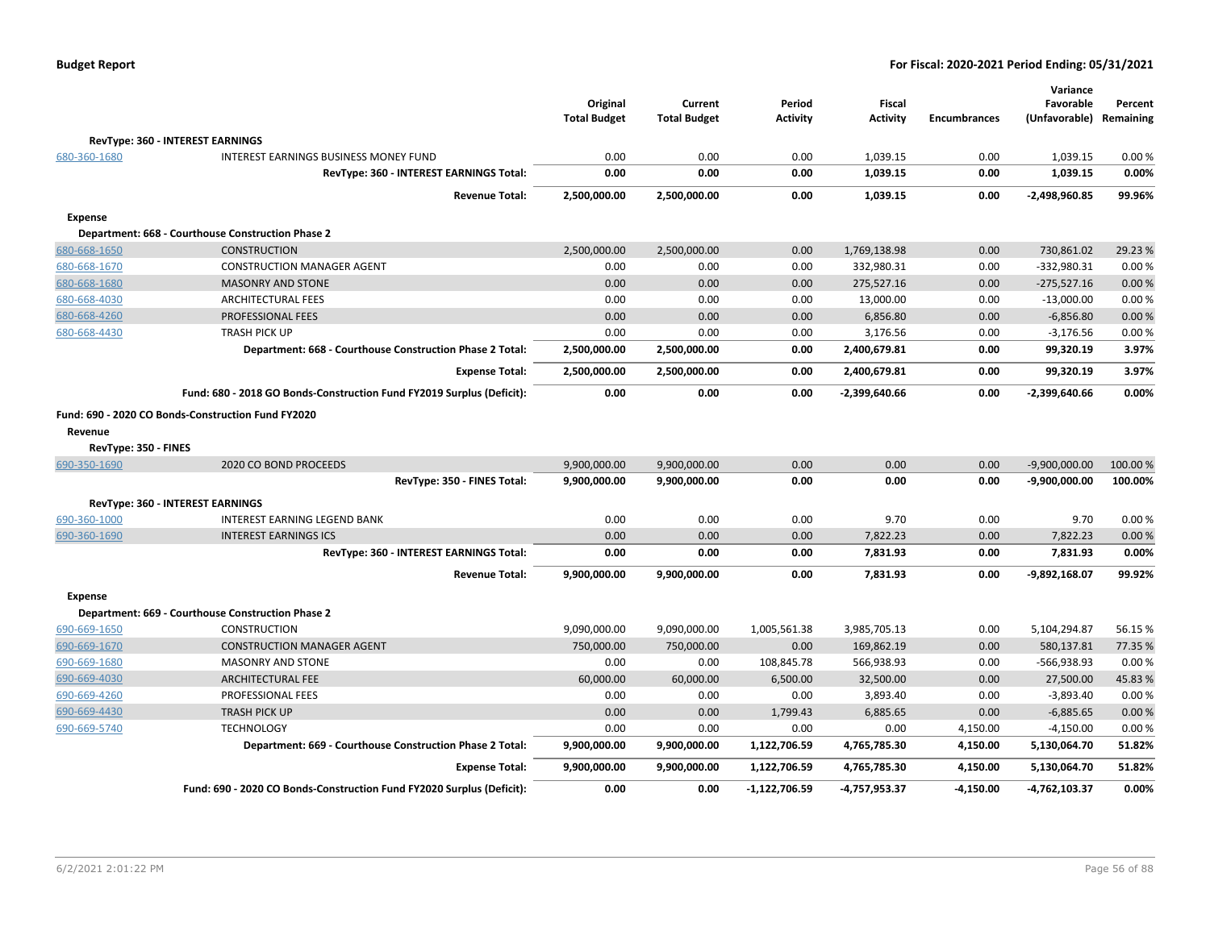| | | Original Total Budget | Current Total Budget | Period Activity | Fiscal Activity | Encumbrances | Variance Favorable (Unfavorable) | Percent Remaining |
|---|---|---|---|---|---|---|---|---|
| **RevType: 360 - INTEREST EARNINGS** | | | | | | | | |
| 680-360-1680 | INTEREST EARNINGS BUSINESS MONEY FUND | 0.00 | 0.00 | 0.00 | 1,039.15 | 0.00 | 1,039.15 | 0.00 % |
| | **RevType: 360 - INTEREST EARNINGS Total:** | **0.00** | **0.00** | **0.00** | **1,039.15** | **0.00** | **1,039.15** | **0.00%** |
| | **Revenue Total:** | **2,500,000.00** | **2,500,000.00** | **0.00** | **1,039.15** | **0.00** | **-2,498,960.85** | **99.96%** |
| **Expense** | | | | | | | | |
| **Department: 668 - Courthouse Construction Phase 2** | | | | | | | | |
| 680-668-1650 | CONSTRUCTION | 2,500,000.00 | 2,500,000.00 | 0.00 | 1,769,138.98 | 0.00 | 730,861.02 | 29.23 % |
| 680-668-1670 | CONSTRUCTION MANAGER AGENT | 0.00 | 0.00 | 0.00 | 332,980.31 | 0.00 | -332,980.31 | 0.00 % |
| 680-668-1680 | MASONRY AND STONE | 0.00 | 0.00 | 0.00 | 275,527.16 | 0.00 | -275,527.16 | 0.00 % |
| 680-668-4030 | ARCHITECTURAL FEES | 0.00 | 0.00 | 0.00 | 13,000.00 | 0.00 | -13,000.00 | 0.00 % |
| 680-668-4260 | PROFESSIONAL FEES | 0.00 | 0.00 | 0.00 | 6,856.80 | 0.00 | -6,856.80 | 0.00 % |
| 680-668-4430 | TRASH PICK UP | 0.00 | 0.00 | 0.00 | 3,176.56 | 0.00 | -3,176.56 | 0.00 % |
| | **Department: 668 - Courthouse Construction Phase 2 Total:** | **2,500,000.00** | **2,500,000.00** | **0.00** | **2,400,679.81** | **0.00** | **99,320.19** | **3.97%** |
| | **Expense Total:** | **2,500,000.00** | **2,500,000.00** | **0.00** | **2,400,679.81** | **0.00** | **99,320.19** | **3.97%** |
| | **Fund: 680 - 2018 GO Bonds-Construction Fund FY2019 Surplus (Deficit):** | **0.00** | **0.00** | **0.00** | **-2,399,640.66** | **0.00** | **-2,399,640.66** | **0.00%** |
| **Fund: 690 - 2020 CO Bonds-Construction Fund FY2020** | | | | | | | | |
| **Revenue** | | | | | | | | |
| **RevType: 350 - FINES** | | | | | | | | |
| 690-350-1690 | 2020 CO BOND PROCEEDS | 9,900,000.00 | 9,900,000.00 | 0.00 | 0.00 | 0.00 | -9,900,000.00 | 100.00 % |
| | **RevType: 350 - FINES Total:** | **9,900,000.00** | **9,900,000.00** | **0.00** | **0.00** | **0.00** | **-9,900,000.00** | **100.00%** |
| **RevType: 360 - INTEREST EARNINGS** | | | | | | | | |
| 690-360-1000 | INTEREST EARNING LEGEND BANK | 0.00 | 0.00 | 0.00 | 9.70 | 0.00 | 9.70 | 0.00 % |
| 690-360-1690 | INTEREST EARNINGS ICS | 0.00 | 0.00 | 0.00 | 7,822.23 | 0.00 | 7,822.23 | 0.00 % |
| | **RevType: 360 - INTEREST EARNINGS Total:** | **0.00** | **0.00** | **0.00** | **7,831.93** | **0.00** | **7,831.93** | **0.00%** |
| | **Revenue Total:** | **9,900,000.00** | **9,900,000.00** | **0.00** | **7,831.93** | **0.00** | **-9,892,168.07** | **99.92%** |
| **Expense** | | | | | | | | |
| **Department: 669 - Courthouse Construction Phase 2** | | | | | | | | |
| 690-669-1650 | CONSTRUCTION | 9,090,000.00 | 9,090,000.00 | 1,005,561.38 | 3,985,705.13 | 0.00 | 5,104,294.87 | 56.15 % |
| 690-669-1670 | CONSTRUCTION MANAGER AGENT | 750,000.00 | 750,000.00 | 0.00 | 169,862.19 | 0.00 | 580,137.81 | 77.35 % |
| 690-669-1680 | MASONRY AND STONE | 0.00 | 0.00 | 108,845.78 | 566,938.93 | 0.00 | -566,938.93 | 0.00 % |
| 690-669-4030 | ARCHITECTURAL FEE | 60,000.00 | 60,000.00 | 6,500.00 | 32,500.00 | 0.00 | 27,500.00 | 45.83 % |
| 690-669-4260 | PROFESSIONAL FEES | 0.00 | 0.00 | 0.00 | 3,893.40 | 0.00 | -3,893.40 | 0.00 % |
| 690-669-4430 | TRASH PICK UP | 0.00 | 0.00 | 1,799.43 | 6,885.65 | 0.00 | -6,885.65 | 0.00 % |
| 690-669-5740 | TECHNOLOGY | 0.00 | 0.00 | 0.00 | 0.00 | 4,150.00 | -4,150.00 | 0.00 % |
| | **Department: 669 - Courthouse Construction Phase 2 Total:** | **9,900,000.00** | **9,900,000.00** | **1,122,706.59** | **4,765,785.30** | **4,150.00** | **5,130,064.70** | **51.82%** |
| | **Expense Total:** | **9,900,000.00** | **9,900,000.00** | **1,122,706.59** | **4,765,785.30** | **4,150.00** | **5,130,064.70** | **51.82%** |
| | **Fund: 690 - 2020 CO Bonds-Construction Fund FY2020 Surplus (Deficit):** | **0.00** | **0.00** | **-1,122,706.59** | **-4,757,953.37** | **-4,150.00** | **-4,762,103.37** | **0.00%** |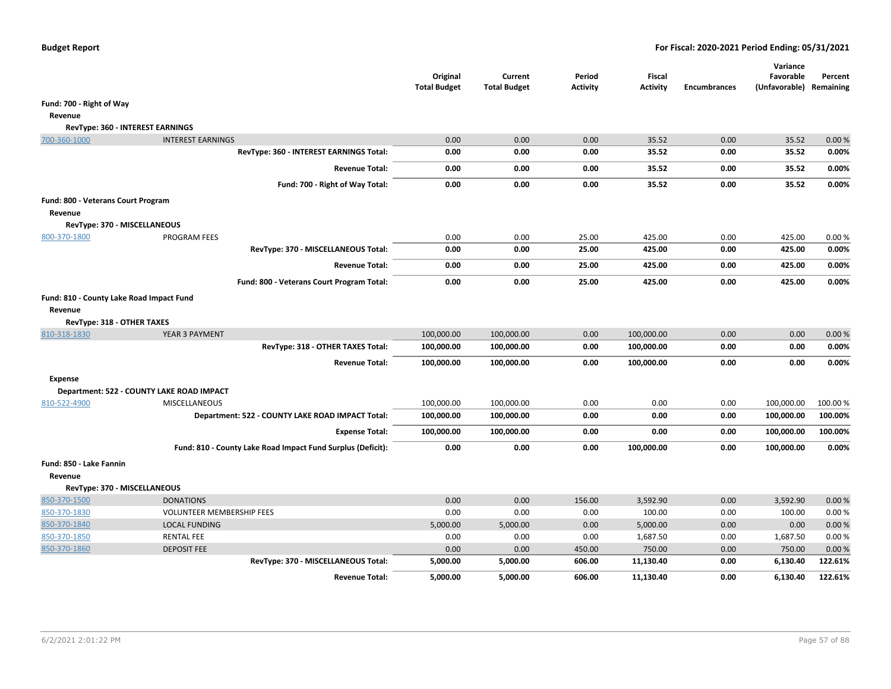**Budget Report** | **For Fiscal: 2020-2021 Period Ending: 05/31/2021**

| | | Original Total Budget | Current Total Budget | Period Activity | Fiscal Activity | Encumbrances | Variance Favorable (Unfavorable) | Percent Remaining |
|---|---|---|---|---|---|---|---|---|
| **Fund: 700 - Right of Way** | | | | | | | | |
| **Revenue** | | | | | | | | |
| **RevType: 360 - INTEREST EARNINGS** | | | | | | | | |
| 700-360-1000 | INTEREST EARNINGS | 0.00 | 0.00 | 0.00 | 35.52 | 0.00 | 35.52 | 0.00 % |
| | **RevType: 360 - INTEREST EARNINGS Total:** | **0.00** | **0.00** | **0.00** | **35.52** | **0.00** | **35.52** | **0.00%** |
| | **Revenue Total:** | **0.00** | **0.00** | **0.00** | **35.52** | **0.00** | **35.52** | **0.00%** |
| | **Fund: 700 - Right of Way Total:** | **0.00** | **0.00** | **0.00** | **35.52** | **0.00** | **35.52** | **0.00%** |
| **Fund: 800 - Veterans Court Program** | | | | | | | | |
| **Revenue** | | | | | | | | |
| **RevType: 370 - MISCELLANEOUS** | | | | | | | | |
| 800-370-1800 | PROGRAM FEES | 0.00 | 0.00 | 25.00 | 425.00 | 0.00 | 425.00 | 0.00 % |
| | **RevType: 370 - MISCELLANEOUS Total:** | **0.00** | **0.00** | **25.00** | **425.00** | **0.00** | **425.00** | **0.00%** |
| | **Revenue Total:** | **0.00** | **0.00** | **25.00** | **425.00** | **0.00** | **425.00** | **0.00%** |
| | **Fund: 800 - Veterans Court Program Total:** | **0.00** | **0.00** | **25.00** | **425.00** | **0.00** | **425.00** | **0.00%** |
| **Fund: 810 - County Lake Road Impact Fund** | | | | | | | | |
| **Revenue** | | | | | | | | |
| **RevType: 318 - OTHER TAXES** | | | | | | | | |
| 810-318-1830 | YEAR 3 PAYMENT | 100,000.00 | 100,000.00 | 0.00 | 100,000.00 | 0.00 | 0.00 | 0.00 % |
| | **RevType: 318 - OTHER TAXES Total:** | **100,000.00** | **100,000.00** | **0.00** | **100,000.00** | **0.00** | **0.00** | **0.00%** |
| | **Revenue Total:** | **100,000.00** | **100,000.00** | **0.00** | **100,000.00** | **0.00** | **0.00** | **0.00%** |
| **Expense** | | | | | | | | |
| **Department: 522 - COUNTY LAKE ROAD IMPACT** | | | | | | | | |
| 810-522-4900 | MISCELLANEOUS | 100,000.00 | 100,000.00 | 0.00 | 0.00 | 0.00 | 100,000.00 | 100.00 % |
| | **Department: 522 - COUNTY LAKE ROAD IMPACT Total:** | **100,000.00** | **100,000.00** | **0.00** | **0.00** | **0.00** | **100,000.00** | **100.00%** |
| | **Expense Total:** | **100,000.00** | **100,000.00** | **0.00** | **0.00** | **0.00** | **100,000.00** | **100.00%** |
| | **Fund: 810 - County Lake Road Impact Fund Surplus (Deficit):** | **0.00** | **0.00** | **0.00** | **100,000.00** | **0.00** | **100,000.00** | **0.00%** |
| **Fund: 850 - Lake Fannin** | | | | | | | | |
| **Revenue** | | | | | | | | |
| **RevType: 370 - MISCELLANEOUS** | | | | | | | | |
| 850-370-1500 | DONATIONS | 0.00 | 0.00 | 156.00 | 3,592.90 | 0.00 | 3,592.90 | 0.00 % |
| 850-370-1830 | VOLUNTEER MEMBERSHIP FEES | 0.00 | 0.00 | 0.00 | 100.00 | 0.00 | 100.00 | 0.00 % |
| 850-370-1840 | LOCAL FUNDING | 5,000.00 | 5,000.00 | 0.00 | 5,000.00 | 0.00 | 0.00 | 0.00 % |
| 850-370-1850 | RENTAL FEE | 0.00 | 0.00 | 0.00 | 1,687.50 | 0.00 | 1,687.50 | 0.00 % |
| 850-370-1860 | DEPOSIT FEE | 0.00 | 0.00 | 450.00 | 750.00 | 0.00 | 750.00 | 0.00 % |
| | **RevType: 370 - MISCELLANEOUS Total:** | **5,000.00** | **5,000.00** | **606.00** | **11,130.40** | **0.00** | **6,130.40** | **122.61%** |
| | **Revenue Total:** | **5,000.00** | **5,000.00** | **606.00** | **11,130.40** | **0.00** | **6,130.40** | **122.61%** |

6/2/2021 2:01:22 PM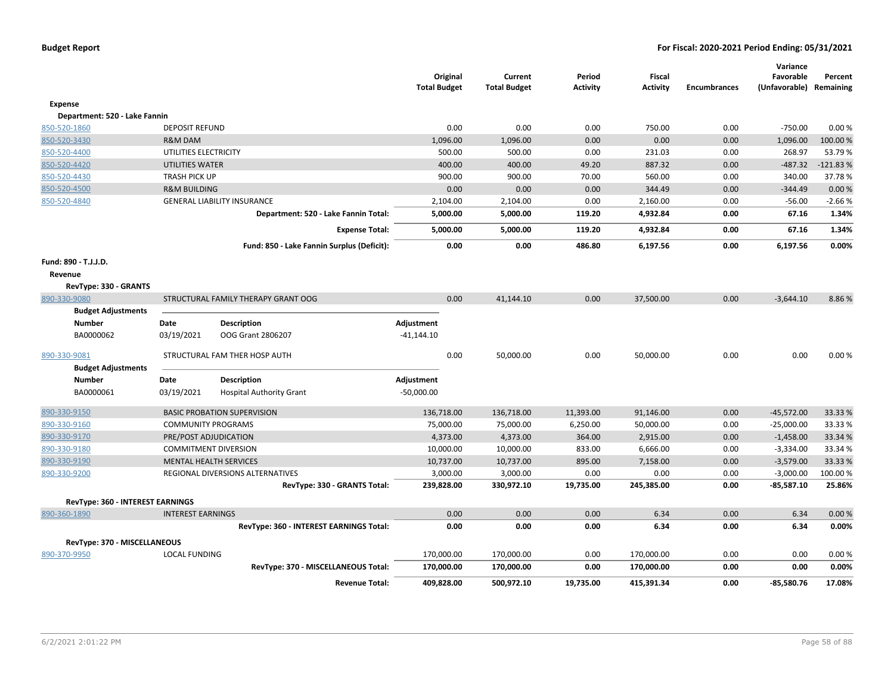**Budget Report** **For Fiscal: 2020-2021 Period Ending: 05/31/2021**

| | | Original Total Budget | Current Total Budget | Period Activity | Fiscal Activity | Encumbrances | Variance Favorable (Unfavorable) | Percent Remaining |
|---|---|---|---|---|---|---|---|---|
| **Expense** | | | | | | | | |
| **Department: 520 - Lake Fannin** | | | | | | | | |
| 850-520-1860 | DEPOSIT REFUND | 0.00 | 0.00 | 0.00 | 750.00 | 0.00 | -750.00 | 0.00 % |
| 850-520-3430 | R&M DAM | 1,096.00 | 1,096.00 | 0.00 | 0.00 | 0.00 | 1,096.00 | 100.00 % |
| 850-520-4400 | UTILITIES ELECTRICITY | 500.00 | 500.00 | 0.00 | 231.03 | 0.00 | 268.97 | 53.79 % |
| 850-520-4420 | UTILITIES WATER | 400.00 | 400.00 | 49.20 | 887.32 | 0.00 | -487.32 | -121.83 % |
| 850-520-4430 | TRASH PICK UP | 900.00 | 900.00 | 70.00 | 560.00 | 0.00 | 340.00 | 37.78 % |
| 850-520-4500 | R&M BUILDING | 0.00 | 0.00 | 0.00 | 344.49 | 0.00 | -344.49 | 0.00 % |
| 850-520-4840 | GENERAL LIABILITY INSURANCE | 2,104.00 | 2,104.00 | 0.00 | 2,160.00 | 0.00 | -56.00 | -2.66 % |
| | **Department: 520 - Lake Fannin Total:** | **5,000.00** | **5,000.00** | **119.20** | **4,932.84** | **0.00** | **67.16** | **1.34%** |
| | **Expense Total:** | **5,000.00** | **5,000.00** | **119.20** | **4,932.84** | **0.00** | **67.16** | **1.34%** |
| | **Fund: 850 - Lake Fannin Surplus (Deficit):** | **0.00** | **0.00** | **486.80** | **6,197.56** | **0.00** | **6,197.56** | **0.00%** |

**Fund: 890 - T.J.J.D.**

**Revenue**

**RevType: 330 - GRANTS**

| | | Original Total Budget | Current Total Budget | Period Activity | Fiscal Activity | Encumbrances | Variance Favorable (Unfavorable) | Percent Remaining |
|---|---|---|---|---|---|---|---|---|
| 890-330-9080 | STRUCTURAL FAMILY THERAPY GRANT OOG | 0.00 | 41,144.10 | 0.00 | 37,500.00 | 0.00 | -3,644.10 | 8.86 % |

**Budget Adjustments**

| Number | Date | Description | Adjustment |
|---|---|---|---|
| BA0000062 | 03/19/2021 | OOG Grant 2806207 | -41,144.10 |

| | | Original Total Budget | Current Total Budget | Period Activity | Fiscal Activity | Encumbrances | Variance Favorable (Unfavorable) | Percent Remaining |
|---|---|---|---|---|---|---|---|---|
| 890-330-9081 | STRUCTURAL FAM THER HOSP AUTH | 0.00 | 50,000.00 | 0.00 | 50,000.00 | 0.00 | 0.00 | 0.00 % |

**Budget Adjustments**

| Number | Date | Description | Adjustment |
|---|---|---|---|
| BA0000061 | 03/19/2021 | Hospital Authority Grant | -50,000.00 |

| | | Original Total Budget | Current Total Budget | Period Activity | Fiscal Activity | Encumbrances | Variance Favorable (Unfavorable) | Percent Remaining |
|---|---|---|---|---|---|---|---|---|
| 890-330-9150 | BASIC PROBATION SUPERVISION | 136,718.00 | 136,718.00 | 11,393.00 | 91,146.00 | 0.00 | -45,572.00 | 33.33 % |
| 890-330-9160 | COMMUNITY PROGRAMS | 75,000.00 | 75,000.00 | 6,250.00 | 50,000.00 | 0.00 | -25,000.00 | 33.33 % |
| 890-330-9170 | PRE/POST ADJUDICATION | 4,373.00 | 4,373.00 | 364.00 | 2,915.00 | 0.00 | -1,458.00 | 33.34 % |
| 890-330-9180 | COMMITMENT DIVERSION | 10,000.00 | 10,000.00 | 833.00 | 6,666.00 | 0.00 | -3,334.00 | 33.34 % |
| 890-330-9190 | MENTAL HEALTH SERVICES | 10,737.00 | 10,737.00 | 895.00 | 7,158.00 | 0.00 | -3,579.00 | 33.33 % |
| 890-330-9200 | REGIONAL DIVERSIONS ALTERNATIVES | 3,000.00 | 3,000.00 | 0.00 | 0.00 | 0.00 | -3,000.00 | 100.00 % |
| | **RevType: 330 - GRANTS Total:** | **239,828.00** | **330,972.10** | **19,735.00** | **245,385.00** | **0.00** | **-85,587.10** | **25.86%** |
| **RevType: 360 - INTEREST EARNINGS** | | | | | | | | |
| 890-360-1890 | INTEREST EARNINGS | 0.00 | 0.00 | 0.00 | 6.34 | 0.00 | 6.34 | 0.00 % |
| | **RevType: 360 - INTEREST EARNINGS Total:** | **0.00** | **0.00** | **0.00** | **6.34** | **0.00** | **6.34** | **0.00%** |
| **RevType: 370 - MISCELLANEOUS** | | | | | | | | |
| 890-370-9950 | LOCAL FUNDING | 170,000.00 | 170,000.00 | 0.00 | 170,000.00 | 0.00 | 0.00 | 0.00 % |
| | **RevType: 370 - MISCELLANEOUS Total:** | **170,000.00** | **170,000.00** | **0.00** | **170,000.00** | **0.00** | **0.00** | **0.00%** |
| | **Revenue Total:** | **409,828.00** | **500,972.10** | **19,735.00** | **415,391.34** | **0.00** | **-85,580.76** | **17.08%** |

6/2/2021 2:01:22 PM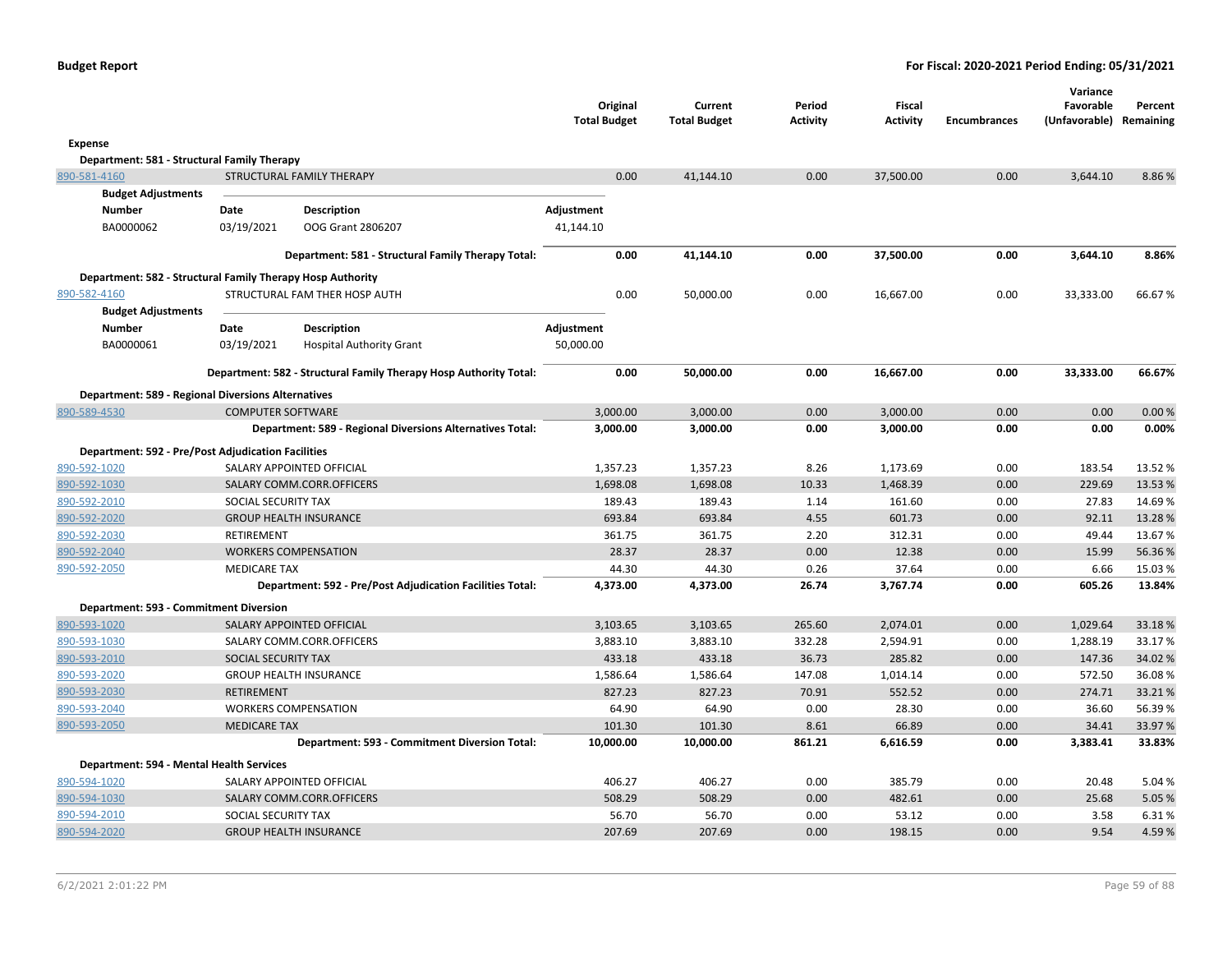**Budget Report** — For Fiscal: 2020-2021 Period Ending: 05/31/2021

| | | Original Total Budget | Current Total Budget | Period Activity | Fiscal Activity | Encumbrances | Variance Favorable (Unfavorable) | Percent Remaining |
|---|---|---|---|---|---|---|---|---|
| **Expense** | | | | | | | | |
| **Department: 581 - Structural Family Therapy** | | | | | | | | |
| 890-581-4160 | STRUCTURAL FAMILY THERAPY | 0.00 | 41,144.10 | 0.00 | 37,500.00 | 0.00 | 3,644.10 | 8.86 % |

**Budget Adjustments**

| Number | Date | Description | Adjustment |
|---|---|---|---|
| BA0000062 | 03/19/2021 | OOG Grant 2806207 | 41,144.10 |

| | Original Total Budget | Current Total Budget | Period Activity | Fiscal Activity | Encumbrances | Variance Favorable (Unfavorable) | Percent Remaining |
|---|---|---|---|---|---|---|---|
| **Department: 581 - Structural Family Therapy Total:** | **0.00** | **41,144.10** | **0.00** | **37,500.00** | **0.00** | **3,644.10** | **8.86%** |

| | | Original Total Budget | Current Total Budget | Period Activity | Fiscal Activity | Encumbrances | Variance Favorable (Unfavorable) | Percent Remaining |
|---|---|---|---|---|---|---|---|---|
| **Department: 582 - Structural Family Therapy Hosp Authority** | | | | | | | | |
| 890-582-4160 | STRUCTURAL FAM THER HOSP AUTH | 0.00 | 50,000.00 | 0.00 | 16,667.00 | 0.00 | 33,333.00 | 66.67 % |

**Budget Adjustments**

| Number | Date | Description | Adjustment |
|---|---|---|---|
| BA0000061 | 03/19/2021 | Hospital Authority Grant | 50,000.00 |

| | Original Total Budget | Current Total Budget | Period Activity | Fiscal Activity | Encumbrances | Variance Favorable (Unfavorable) | Percent Remaining |
|---|---|---|---|---|---|---|---|
| **Department: 582 - Structural Family Therapy Hosp Authority Total:** | **0.00** | **50,000.00** | **0.00** | **16,667.00** | **0.00** | **33,333.00** | **66.67%** |

| | | Original Total Budget | Current Total Budget | Period Activity | Fiscal Activity | Encumbrances | Variance Favorable (Unfavorable) | Percent Remaining |
|---|---|---|---|---|---|---|---|---|
| **Department: 589 - Regional Diversions Alternatives** | | | | | | | | |
| 890-589-4530 | COMPUTER SOFTWARE | 3,000.00 | 3,000.00 | 0.00 | 3,000.00 | 0.00 | 0.00 | 0.00 % |
| | **Department: 589 - Regional Diversions Alternatives Total:** | **3,000.00** | **3,000.00** | **0.00** | **3,000.00** | **0.00** | **0.00** | **0.00%** |
| **Department: 592 - Pre/Post Adjudication Facilities** | | | | | | | | |
| 890-592-1020 | SALARY APPOINTED OFFICIAL | 1,357.23 | 1,357.23 | 8.26 | 1,173.69 | 0.00 | 183.54 | 13.52 % |
| 890-592-1030 | SALARY COMM.CORR.OFFICERS | 1,698.08 | 1,698.08 | 10.33 | 1,468.39 | 0.00 | 229.69 | 13.53 % |
| 890-592-2010 | SOCIAL SECURITY TAX | 189.43 | 189.43 | 1.14 | 161.60 | 0.00 | 27.83 | 14.69 % |
| 890-592-2020 | GROUP HEALTH INSURANCE | 693.84 | 693.84 | 4.55 | 601.73 | 0.00 | 92.11 | 13.28 % |
| 890-592-2030 | RETIREMENT | 361.75 | 361.75 | 2.20 | 312.31 | 0.00 | 49.44 | 13.67 % |
| 890-592-2040 | WORKERS COMPENSATION | 28.37 | 28.37 | 0.00 | 12.38 | 0.00 | 15.99 | 56.36 % |
| 890-592-2050 | MEDICARE TAX | 44.30 | 44.30 | 0.26 | 37.64 | 0.00 | 6.66 | 15.03 % |
| | **Department: 592 - Pre/Post Adjudication Facilities Total:** | **4,373.00** | **4,373.00** | **26.74** | **3,767.74** | **0.00** | **605.26** | **13.84%** |
| **Department: 593 - Commitment Diversion** | | | | | | | | |
| 890-593-1020 | SALARY APPOINTED OFFICIAL | 3,103.65 | 3,103.65 | 265.60 | 2,074.01 | 0.00 | 1,029.64 | 33.18 % |
| 890-593-1030 | SALARY COMM.CORR.OFFICERS | 3,883.10 | 3,883.10 | 332.28 | 2,594.91 | 0.00 | 1,288.19 | 33.17 % |
| 890-593-2010 | SOCIAL SECURITY TAX | 433.18 | 433.18 | 36.73 | 285.82 | 0.00 | 147.36 | 34.02 % |
| 890-593-2020 | GROUP HEALTH INSURANCE | 1,586.64 | 1,586.64 | 147.08 | 1,014.14 | 0.00 | 572.50 | 36.08 % |
| 890-593-2030 | RETIREMENT | 827.23 | 827.23 | 70.91 | 552.52 | 0.00 | 274.71 | 33.21 % |
| 890-593-2040 | WORKERS COMPENSATION | 64.90 | 64.90 | 0.00 | 28.30 | 0.00 | 36.60 | 56.39 % |
| 890-593-2050 | MEDICARE TAX | 101.30 | 101.30 | 8.61 | 66.89 | 0.00 | 34.41 | 33.97 % |
| | **Department: 593 - Commitment Diversion Total:** | **10,000.00** | **10,000.00** | **861.21** | **6,616.59** | **0.00** | **3,383.41** | **33.83%** |
| **Department: 594 - Mental Health Services** | | | | | | | | |
| 890-594-1020 | SALARY APPOINTED OFFICIAL | 406.27 | 406.27 | 0.00 | 385.79 | 0.00 | 20.48 | 5.04 % |
| 890-594-1030 | SALARY COMM.CORR.OFFICERS | 508.29 | 508.29 | 0.00 | 482.61 | 0.00 | 25.68 | 5.05 % |
| 890-594-2010 | SOCIAL SECURITY TAX | 56.70 | 56.70 | 0.00 | 53.12 | 0.00 | 3.58 | 6.31 % |
| 890-594-2020 | GROUP HEALTH INSURANCE | 207.69 | 207.69 | 0.00 | 198.15 | 0.00 | 9.54 | 4.59 % |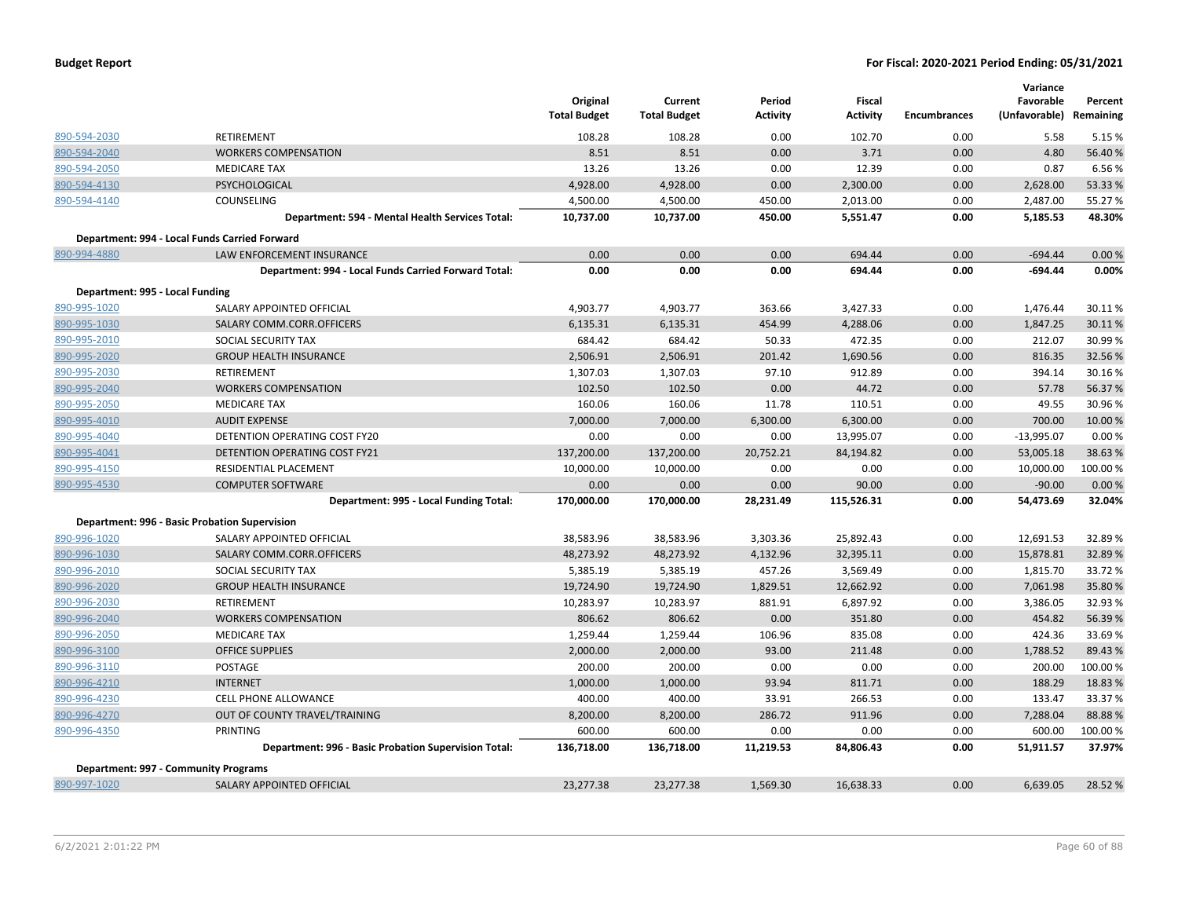| | | Original Total Budget | Current Total Budget | Period Activity | Fiscal Activity | Encumbrances | Variance Favorable (Unfavorable) | Percent Remaining |
|---|---|---|---|---|---|---|---|---|
| 890-594-2030 | RETIREMENT | 108.28 | 108.28 | 0.00 | 102.70 | 0.00 | 5.58 | 5.15 % |
| 890-594-2040 | WORKERS COMPENSATION | 8.51 | 8.51 | 0.00 | 3.71 | 0.00 | 4.80 | 56.40 % |
| 890-594-2050 | MEDICARE TAX | 13.26 | 13.26 | 0.00 | 12.39 | 0.00 | 0.87 | 6.56 % |
| 890-594-4130 | PSYCHOLOGICAL | 4,928.00 | 4,928.00 | 0.00 | 2,300.00 | 0.00 | 2,628.00 | 53.33 % |
| 890-594-4140 | COUNSELING | 4,500.00 | 4,500.00 | 450.00 | 2,013.00 | 0.00 | 2,487.00 | 55.27 % |
| | **Department: 594 - Mental Health Services Total:** | **10,737.00** | **10,737.00** | **450.00** | **5,551.47** | **0.00** | **5,185.53** | **48.30%** |
| **Department: 994 - Local Funds Carried Forward** | | | | | | | | |
| 890-994-4880 | LAW ENFORCEMENT INSURANCE | 0.00 | 0.00 | 0.00 | 694.44 | 0.00 | -694.44 | 0.00 % |
| | **Department: 994 - Local Funds Carried Forward Total:** | **0.00** | **0.00** | **0.00** | **694.44** | **0.00** | **-694.44** | **0.00%** |
| **Department: 995 - Local Funding** | | | | | | | | |
| 890-995-1020 | SALARY APPOINTED OFFICIAL | 4,903.77 | 4,903.77 | 363.66 | 3,427.33 | 0.00 | 1,476.44 | 30.11 % |
| 890-995-1030 | SALARY COMM.CORR.OFFICERS | 6,135.31 | 6,135.31 | 454.99 | 4,288.06 | 0.00 | 1,847.25 | 30.11 % |
| 890-995-2010 | SOCIAL SECURITY TAX | 684.42 | 684.42 | 50.33 | 472.35 | 0.00 | 212.07 | 30.99 % |
| 890-995-2020 | GROUP HEALTH INSURANCE | 2,506.91 | 2,506.91 | 201.42 | 1,690.56 | 0.00 | 816.35 | 32.56 % |
| 890-995-2030 | RETIREMENT | 1,307.03 | 1,307.03 | 97.10 | 912.89 | 0.00 | 394.14 | 30.16 % |
| 890-995-2040 | WORKERS COMPENSATION | 102.50 | 102.50 | 0.00 | 44.72 | 0.00 | 57.78 | 56.37 % |
| 890-995-2050 | MEDICARE TAX | 160.06 | 160.06 | 11.78 | 110.51 | 0.00 | 49.55 | 30.96 % |
| 890-995-4010 | AUDIT EXPENSE | 7,000.00 | 7,000.00 | 6,300.00 | 6,300.00 | 0.00 | 700.00 | 10.00 % |
| 890-995-4040 | DETENTION OPERATING COST FY20 | 0.00 | 0.00 | 0.00 | 13,995.07 | 0.00 | -13,995.07 | 0.00 % |
| 890-995-4041 | DETENTION OPERATING COST FY21 | 137,200.00 | 137,200.00 | 20,752.21 | 84,194.82 | 0.00 | 53,005.18 | 38.63 % |
| 890-995-4150 | RESIDENTIAL PLACEMENT | 10,000.00 | 10,000.00 | 0.00 | 0.00 | 0.00 | 10,000.00 | 100.00 % |
| 890-995-4530 | COMPUTER SOFTWARE | 0.00 | 0.00 | 0.00 | 90.00 | 0.00 | -90.00 | 0.00 % |
| | **Department: 995 - Local Funding Total:** | **170,000.00** | **170,000.00** | **28,231.49** | **115,526.31** | **0.00** | **54,473.69** | **32.04%** |
| **Department: 996 - Basic Probation Supervision** | | | | | | | | |
| 890-996-1020 | SALARY APPOINTED OFFICIAL | 38,583.96 | 38,583.96 | 3,303.36 | 25,892.43 | 0.00 | 12,691.53 | 32.89 % |
| 890-996-1030 | SALARY COMM.CORR.OFFICERS | 48,273.92 | 48,273.92 | 4,132.96 | 32,395.11 | 0.00 | 15,878.81 | 32.89 % |
| 890-996-2010 | SOCIAL SECURITY TAX | 5,385.19 | 5,385.19 | 457.26 | 3,569.49 | 0.00 | 1,815.70 | 33.72 % |
| 890-996-2020 | GROUP HEALTH INSURANCE | 19,724.90 | 19,724.90 | 1,829.51 | 12,662.92 | 0.00 | 7,061.98 | 35.80 % |
| 890-996-2030 | RETIREMENT | 10,283.97 | 10,283.97 | 881.91 | 6,897.92 | 0.00 | 3,386.05 | 32.93 % |
| 890-996-2040 | WORKERS COMPENSATION | 806.62 | 806.62 | 0.00 | 351.80 | 0.00 | 454.82 | 56.39 % |
| 890-996-2050 | MEDICARE TAX | 1,259.44 | 1,259.44 | 106.96 | 835.08 | 0.00 | 424.36 | 33.69 % |
| 890-996-3100 | OFFICE SUPPLIES | 2,000.00 | 2,000.00 | 93.00 | 211.48 | 0.00 | 1,788.52 | 89.43 % |
| 890-996-3110 | POSTAGE | 200.00 | 200.00 | 0.00 | 0.00 | 0.00 | 200.00 | 100.00 % |
| 890-996-4210 | INTERNET | 1,000.00 | 1,000.00 | 93.94 | 811.71 | 0.00 | 188.29 | 18.83 % |
| 890-996-4230 | CELL PHONE ALLOWANCE | 400.00 | 400.00 | 33.91 | 266.53 | 0.00 | 133.47 | 33.37 % |
| 890-996-4270 | OUT OF COUNTY TRAVEL/TRAINING | 8,200.00 | 8,200.00 | 286.72 | 911.96 | 0.00 | 7,288.04 | 88.88 % |
| 890-996-4350 | PRINTING | 600.00 | 600.00 | 0.00 | 0.00 | 0.00 | 600.00 | 100.00 % |
| | **Department: 996 - Basic Probation Supervision Total:** | **136,718.00** | **136,718.00** | **11,219.53** | **84,806.43** | **0.00** | **51,911.57** | **37.97%** |
| **Department: 997 - Community Programs** | | | | | | | | |
| 890-997-1020 | SALARY APPOINTED OFFICIAL | 23,277.38 | 23,277.38 | 1,569.30 | 16,638.33 | 0.00 | 6,639.05 | 28.52 % |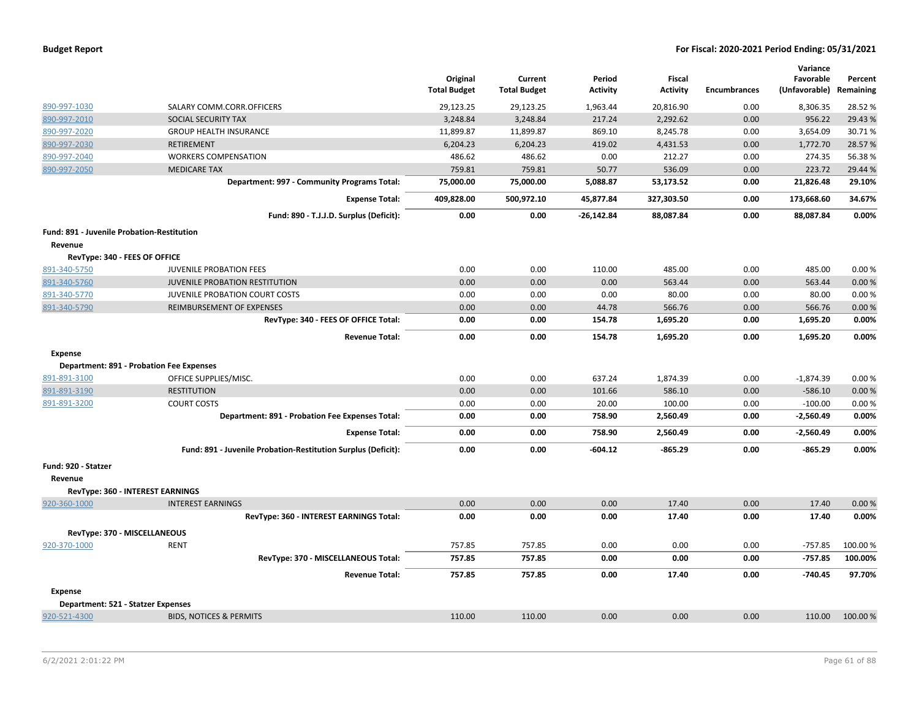| | | Original Total Budget | Current Total Budget | Period Activity | Fiscal Activity | Encumbrances | Variance Favorable (Unfavorable) | Percent Remaining |
|---|---|---|---|---|---|---|---|---|
| 890-997-1030 | SALARY COMM.CORR.OFFICERS | 29,123.25 | 29,123.25 | 1,963.44 | 20,816.90 | 0.00 | 8,306.35 | 28.52 % |
| 890-997-2010 | SOCIAL SECURITY TAX | 3,248.84 | 3,248.84 | 217.24 | 2,292.62 | 0.00 | 956.22 | 29.43 % |
| 890-997-2020 | GROUP HEALTH INSURANCE | 11,899.87 | 11,899.87 | 869.10 | 8,245.78 | 0.00 | 3,654.09 | 30.71 % |
| 890-997-2030 | RETIREMENT | 6,204.23 | 6,204.23 | 419.02 | 4,431.53 | 0.00 | 1,772.70 | 28.57 % |
| 890-997-2040 | WORKERS COMPENSATION | 486.62 | 486.62 | 0.00 | 212.27 | 0.00 | 274.35 | 56.38 % |
| 890-997-2050 | MEDICARE TAX | 759.81 | 759.81 | 50.77 | 536.09 | 0.00 | 223.72 | 29.44 % |
| | **Department: 997 - Community Programs Total:** | **75,000.00** | **75,000.00** | **5,088.87** | **53,173.52** | **0.00** | **21,826.48** | **29.10%** |
| | **Expense Total:** | **409,828.00** | **500,972.10** | **45,877.84** | **327,303.50** | **0.00** | **173,668.60** | **34.67%** |
| | **Fund: 890 - T.J.J.D. Surplus (Deficit):** | **0.00** | **0.00** | **-26,142.84** | **88,087.84** | **0.00** | **88,087.84** | **0.00%** |
| **Fund: 891 - Juvenile Probation-Restitution** | | | | | | | | |
| **Revenue** | | | | | | | | |
| **RevType: 340 - FEES OF OFFICE** | | | | | | | | |
| 891-340-5750 | JUVENILE PROBATION FEES | 0.00 | 0.00 | 110.00 | 485.00 | 0.00 | 485.00 | 0.00 % |
| 891-340-5760 | JUVENILE PROBATION RESTITUTION | 0.00 | 0.00 | 0.00 | 563.44 | 0.00 | 563.44 | 0.00 % |
| 891-340-5770 | JUVENILE PROBATION COURT COSTS | 0.00 | 0.00 | 0.00 | 80.00 | 0.00 | 80.00 | 0.00 % |
| 891-340-5790 | REIMBURSEMENT OF EXPENSES | 0.00 | 0.00 | 44.78 | 566.76 | 0.00 | 566.76 | 0.00 % |
| | **RevType: 340 - FEES OF OFFICE Total:** | **0.00** | **0.00** | **154.78** | **1,695.20** | **0.00** | **1,695.20** | **0.00%** |
| | **Revenue Total:** | **0.00** | **0.00** | **154.78** | **1,695.20** | **0.00** | **1,695.20** | **0.00%** |
| **Expense** | | | | | | | | |
| **Department: 891 - Probation Fee Expenses** | | | | | | | | |
| 891-891-3100 | OFFICE SUPPLIES/MISC. | 0.00 | 0.00 | 637.24 | 1,874.39 | 0.00 | -1,874.39 | 0.00 % |
| 891-891-3190 | RESTITUTION | 0.00 | 0.00 | 101.66 | 586.10 | 0.00 | -586.10 | 0.00 % |
| 891-891-3200 | COURT COSTS | 0.00 | 0.00 | 20.00 | 100.00 | 0.00 | -100.00 | 0.00 % |
| | **Department: 891 - Probation Fee Expenses Total:** | **0.00** | **0.00** | **758.90** | **2,560.49** | **0.00** | **-2,560.49** | **0.00%** |
| | **Expense Total:** | **0.00** | **0.00** | **758.90** | **2,560.49** | **0.00** | **-2,560.49** | **0.00%** |
| | **Fund: 891 - Juvenile Probation-Restitution Surplus (Deficit):** | **0.00** | **0.00** | **-604.12** | **-865.29** | **0.00** | **-865.29** | **0.00%** |
| **Fund: 920 - Statzer** | | | | | | | | |
| **Revenue** | | | | | | | | |
| **RevType: 360 - INTEREST EARNINGS** | | | | | | | | |
| 920-360-1000 | INTEREST EARNINGS | 0.00 | 0.00 | 0.00 | 17.40 | 0.00 | 17.40 | 0.00 % |
| | **RevType: 360 - INTEREST EARNINGS Total:** | **0.00** | **0.00** | **0.00** | **17.40** | **0.00** | **17.40** | **0.00%** |
| **RevType: 370 - MISCELLANEOUS** | | | | | | | | |
| 920-370-1000 | RENT | 757.85 | 757.85 | 0.00 | 0.00 | 0.00 | -757.85 | 100.00 % |
| | **RevType: 370 - MISCELLANEOUS Total:** | **757.85** | **757.85** | **0.00** | **0.00** | **0.00** | **-757.85** | **100.00%** |
| | **Revenue Total:** | **757.85** | **757.85** | **0.00** | **17.40** | **0.00** | **-740.45** | **97.70%** |
| **Expense** | | | | | | | | |
| **Department: 521 - Statzer Expenses** | | | | | | | | |
| 920-521-4300 | BIDS, NOTICES & PERMITS | 110.00 | 110.00 | 0.00 | 0.00 | 0.00 | 110.00 | 100.00 % |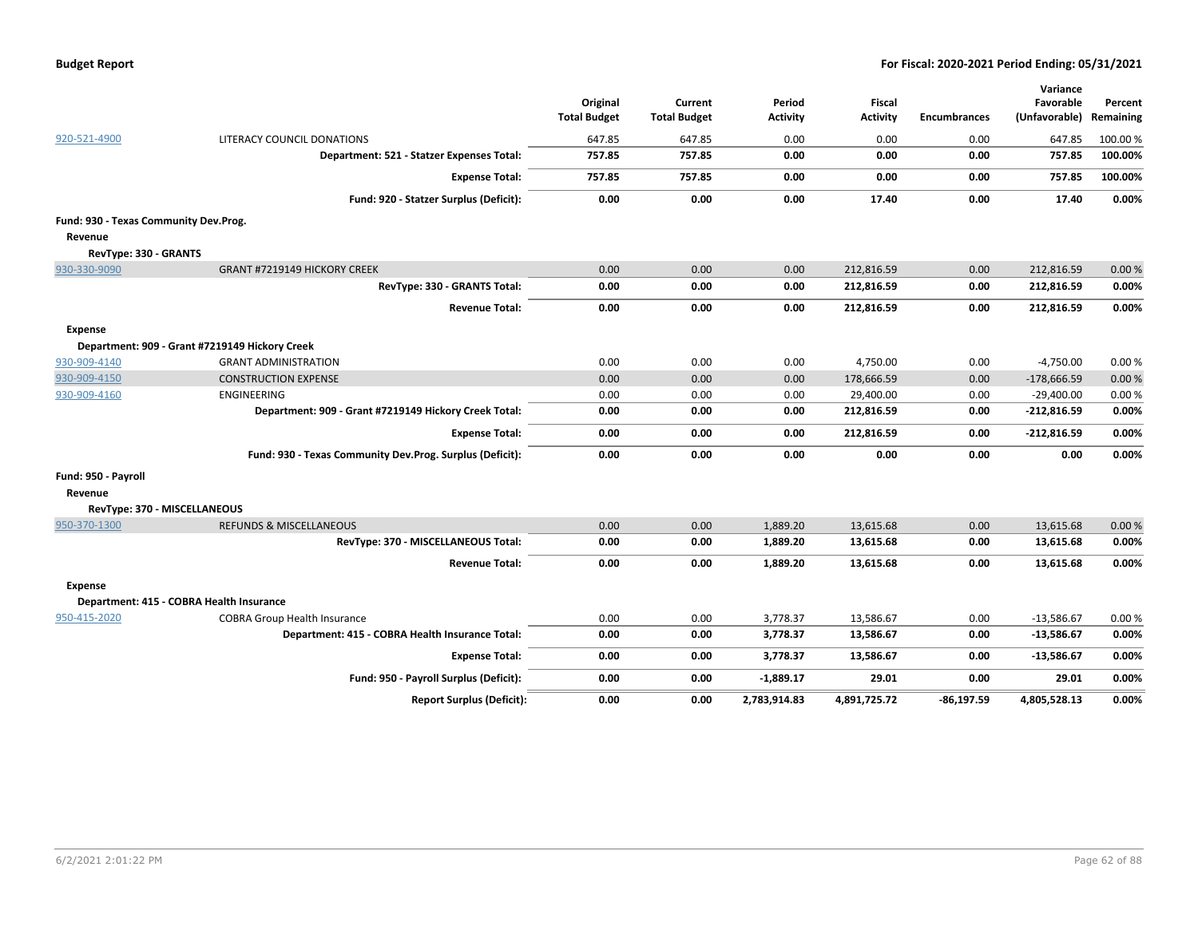| | | Original Total Budget | Current Total Budget | Period Activity | Fiscal Activity | Encumbrances | Variance Favorable (Unfavorable) | Percent Remaining |
|---|---|---|---|---|---|---|---|---|
| 920-521-4900 | LITERACY COUNCIL DONATIONS | 647.85 | 647.85 | 0.00 | 0.00 | 0.00 | 647.85 | 100.00 % |
| | **Department: 521 - Statzer Expenses Total:** | **757.85** | **757.85** | **0.00** | **0.00** | **0.00** | **757.85** | **100.00%** |
| | **Expense Total:** | **757.85** | **757.85** | **0.00** | **0.00** | **0.00** | **757.85** | **100.00%** |
| | **Fund: 920 - Statzer Surplus (Deficit):** | **0.00** | **0.00** | **0.00** | **17.40** | **0.00** | **17.40** | **0.00%** |
| **Fund: 930 - Texas Community Dev.Prog.** | | | | | | | | |
| **Revenue** | | | | | | | | |
| **RevType: 330 - GRANTS** | | | | | | | | |
| 930-330-9090 | GRANT #7219149 HICKORY CREEK | 0.00 | 0.00 | 0.00 | 212,816.59 | 0.00 | 212,816.59 | 0.00 % |
| | **RevType: 330 - GRANTS Total:** | **0.00** | **0.00** | **0.00** | **212,816.59** | **0.00** | **212,816.59** | **0.00%** |
| | **Revenue Total:** | **0.00** | **0.00** | **0.00** | **212,816.59** | **0.00** | **212,816.59** | **0.00%** |
| **Expense** | | | | | | | | |
| **Department: 909 - Grant #7219149 Hickory Creek** | | | | | | | | |
| 930-909-4140 | GRANT ADMINISTRATION | 0.00 | 0.00 | 0.00 | 4,750.00 | 0.00 | -4,750.00 | 0.00 % |
| 930-909-4150 | CONSTRUCTION EXPENSE | 0.00 | 0.00 | 0.00 | 178,666.59 | 0.00 | -178,666.59 | 0.00 % |
| 930-909-4160 | ENGINEERING | 0.00 | 0.00 | 0.00 | 29,400.00 | 0.00 | -29,400.00 | 0.00 % |
| | **Department: 909 - Grant #7219149 Hickory Creek Total:** | **0.00** | **0.00** | **0.00** | **212,816.59** | **0.00** | **-212,816.59** | **0.00%** |
| | **Expense Total:** | **0.00** | **0.00** | **0.00** | **212,816.59** | **0.00** | **-212,816.59** | **0.00%** |
| | **Fund: 930 - Texas Community Dev.Prog. Surplus (Deficit):** | **0.00** | **0.00** | **0.00** | **0.00** | **0.00** | **0.00** | **0.00%** |
| **Fund: 950 - Payroll** | | | | | | | | |
| **Revenue** | | | | | | | | |
| **RevType: 370 - MISCELLANEOUS** | | | | | | | | |
| 950-370-1300 | REFUNDS & MISCELLANEOUS | 0.00 | 0.00 | 1,889.20 | 13,615.68 | 0.00 | 13,615.68 | 0.00 % |
| | **RevType: 370 - MISCELLANEOUS Total:** | **0.00** | **0.00** | **1,889.20** | **13,615.68** | **0.00** | **13,615.68** | **0.00%** |
| | **Revenue Total:** | **0.00** | **0.00** | **1,889.20** | **13,615.68** | **0.00** | **13,615.68** | **0.00%** |
| **Expense** | | | | | | | | |
| **Department: 415 - COBRA Health Insurance** | | | | | | | | |
| 950-415-2020 | COBRA Group Health Insurance | 0.00 | 0.00 | 3,778.37 | 13,586.67 | 0.00 | -13,586.67 | 0.00 % |
| | **Department: 415 - COBRA Health Insurance Total:** | **0.00** | **0.00** | **3,778.37** | **13,586.67** | **0.00** | **-13,586.67** | **0.00%** |
| | **Expense Total:** | **0.00** | **0.00** | **3,778.37** | **13,586.67** | **0.00** | **-13,586.67** | **0.00%** |
| | **Fund: 950 - Payroll Surplus (Deficit):** | **0.00** | **0.00** | **-1,889.17** | **29.01** | **0.00** | **29.01** | **0.00%** |
| | **Report Surplus (Deficit):** | **0.00** | **0.00** | **2,783,914.83** | **4,891,725.72** | **-86,197.59** | **4,805,528.13** | **0.00%** |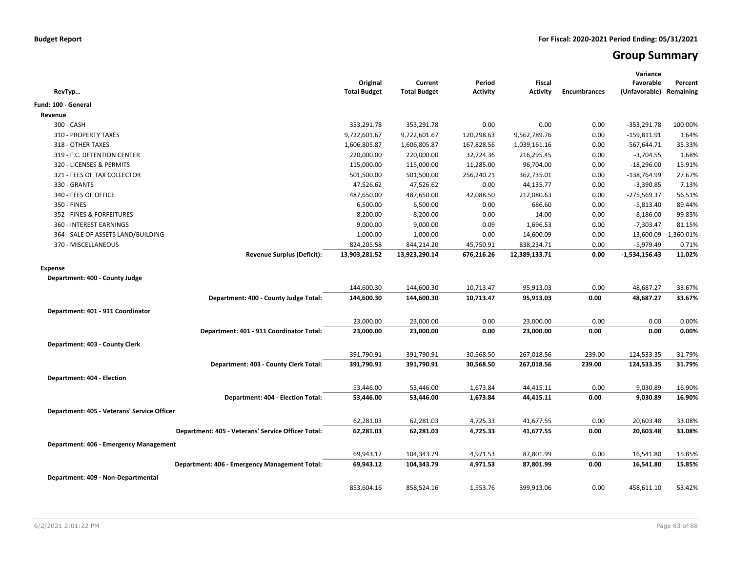**Budget Report** | **For Fiscal: 2020-2021 Period Ending: 05/31/2021**

# Group Summary

| RevTyp… | Original Total Budget | Current Total Budget | Period Activity | Fiscal Activity | Encumbrances | Variance Favorable (Unfavorable) | Percent Remaining |
|---|---|---|---|---|---|---|---|
| **Fund: 100 - General** | | | | | | | |
| **Revenue** | | | | | | | |
| 300 - CASH | 353,291.78 | 353,291.78 | 0.00 | 0.00 | 0.00 | -353,291.78 | 100.00% |
| 310 - PROPERTY TAXES | 9,722,601.67 | 9,722,601.67 | 120,298.63 | 9,562,789.76 | 0.00 | -159,811.91 | 1.64% |
| 318 - OTHER TAXES | 1,606,805.87 | 1,606,805.87 | 167,828.56 | 1,039,161.16 | 0.00 | -567,644.71 | 35.33% |
| 319 - F.C. DETENTION CENTER | 220,000.00 | 220,000.00 | 32,724.36 | 216,295.45 | 0.00 | -3,704.55 | 1.68% |
| 320 - LICENSES & PERMITS | 115,000.00 | 115,000.00 | 11,285.00 | 96,704.00 | 0.00 | -18,296.00 | 15.91% |
| 321 - FEES OF TAX COLLECTOR | 501,500.00 | 501,500.00 | 256,240.21 | 362,735.01 | 0.00 | -138,764.99 | 27.67% |
| 330 - GRANTS | 47,526.62 | 47,526.62 | 0.00 | 44,135.77 | 0.00 | -3,390.85 | 7.13% |
| 340 - FEES OF OFFICE | 487,650.00 | 487,650.00 | 42,088.50 | 212,080.63 | 0.00 | -275,569.37 | 56.51% |
| 350 - FINES | 6,500.00 | 6,500.00 | 0.00 | 686.60 | 0.00 | -5,813.40 | 89.44% |
| 352 - FINES & FORFEITURES | 8,200.00 | 8,200.00 | 0.00 | 14.00 | 0.00 | -8,186.00 | 99.83% |
| 360 - INTEREST EARNINGS | 9,000.00 | 9,000.00 | 0.09 | 1,696.53 | 0.00 | -7,303.47 | 81.15% |
| 364 - SALE OF ASSETS LAND/BUILDING | 1,000.00 | 1,000.00 | 0.00 | 14,600.09 | 0.00 | 13,600.09 | -1,360.01% |
| 370 - MISCELLANEOUS | 824,205.58 | 844,214.20 | 45,750.91 | 838,234.71 | 0.00 | -5,979.49 | 0.71% |
| **Revenue Surplus (Deficit):** | **13,903,281.52** | **13,923,290.14** | **676,216.26** | **12,389,133.71** | **0.00** | **-1,534,156.43** | **11.02%** |
| **Expense** | | | | | | | |
| **Department: 400 - County Judge** | | | | | | | |
| | 144,600.30 | 144,600.30 | 10,713.47 | 95,913.03 | 0.00 | 48,687.27 | 33.67% |
| **Department: 400 - County Judge Total:** | **144,600.30** | **144,600.30** | **10,713.47** | **95,913.03** | **0.00** | **48,687.27** | **33.67%** |
| **Department: 401 - 911 Coordinator** | | | | | | | |
| | 23,000.00 | 23,000.00 | 0.00 | 23,000.00 | 0.00 | 0.00 | 0.00% |
| **Department: 401 - 911 Coordinator Total:** | **23,000.00** | **23,000.00** | **0.00** | **23,000.00** | **0.00** | **0.00** | **0.00%** |
| **Department: 403 - County Clerk** | | | | | | | |
| | 391,790.91 | 391,790.91 | 30,568.50 | 267,018.56 | 239.00 | 124,533.35 | 31.79% |
| **Department: 403 - County Clerk Total:** | **391,790.91** | **391,790.91** | **30,568.50** | **267,018.56** | **239.00** | **124,533.35** | **31.79%** |
| **Department: 404 - Election** | | | | | | | |
| | 53,446.00 | 53,446.00 | 1,673.84 | 44,415.11 | 0.00 | 9,030.89 | 16.90% |
| **Department: 404 - Election Total:** | **53,446.00** | **53,446.00** | **1,673.84** | **44,415.11** | **0.00** | **9,030.89** | **16.90%** |
| **Department: 405 - Veterans' Service Officer** | | | | | | | |
| | 62,281.03 | 62,281.03 | 4,725.33 | 41,677.55 | 0.00 | 20,603.48 | 33.08% |
| **Department: 405 - Veterans' Service Officer Total:** | **62,281.03** | **62,281.03** | **4,725.33** | **41,677.55** | **0.00** | **20,603.48** | **33.08%** |
| **Department: 406 - Emergency Management** | | | | | | | |
| | 69,943.12 | 104,343.79 | 4,971.53 | 87,801.99 | 0.00 | 16,541.80 | 15.85% |
| **Department: 406 - Emergency Management Total:** | **69,943.12** | **104,343.79** | **4,971.53** | **87,801.99** | **0.00** | **16,541.80** | **15.85%** |
| **Department: 409 - Non-Departmental** | | | | | | | |
| | 853,604.16 | 858,524.16 | 1,553.76 | 399,913.06 | 0.00 | 458,611.10 | 53.42% |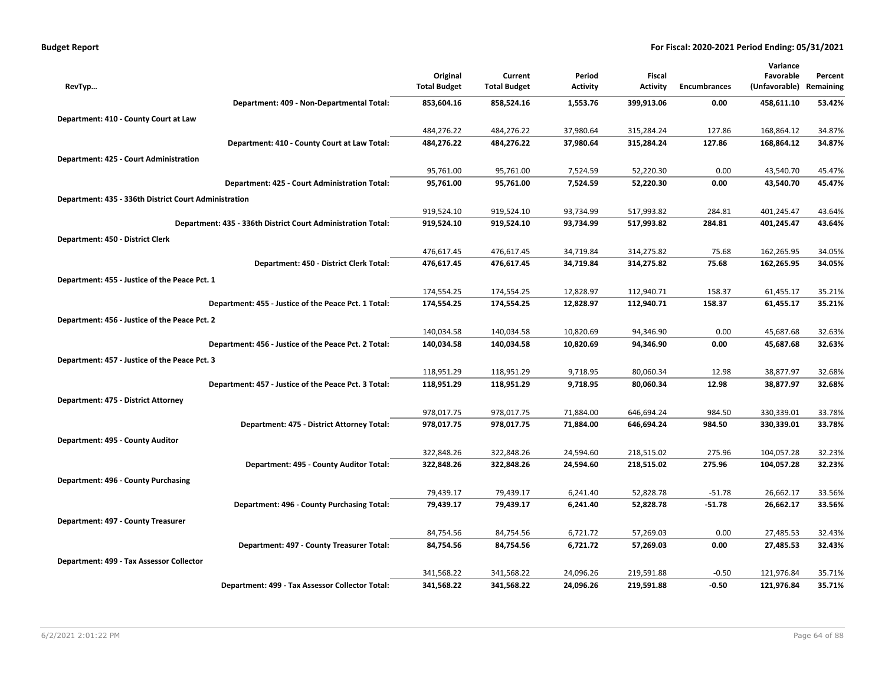**Budget Report** **For Fiscal: 2020-2021 Period Ending: 05/31/2021**

| RevTyp… | Original Total Budget | Current Total Budget | Period Activity | Fiscal Activity | Encumbrances | Variance Favorable (Unfavorable) | Percent Remaining |
|---|---|---|---|---|---|---|---|
| **Department: 409 - Non-Departmental Total:** | **853,604.16** | **858,524.16** | **1,553.76** | **399,913.06** | **0.00** | **458,611.10** | **53.42%** |
| **Department: 410 - County Court at Law** | | | | | | | |
| | 484,276.22 | 484,276.22 | 37,980.64 | 315,284.24 | 127.86 | 168,864.12 | 34.87% |
| **Department: 410 - County Court at Law Total:** | **484,276.22** | **484,276.22** | **37,980.64** | **315,284.24** | **127.86** | **168,864.12** | **34.87%** |
| **Department: 425 - Court Administration** | | | | | | | |
| | 95,761.00 | 95,761.00 | 7,524.59 | 52,220.30 | 0.00 | 43,540.70 | 45.47% |
| **Department: 425 - Court Administration Total:** | **95,761.00** | **95,761.00** | **7,524.59** | **52,220.30** | **0.00** | **43,540.70** | **45.47%** |
| **Department: 435 - 336th District Court Administration** | | | | | | | |
| | 919,524.10 | 919,524.10 | 93,734.99 | 517,993.82 | 284.81 | 401,245.47 | 43.64% |
| **Department: 435 - 336th District Court Administration Total:** | **919,524.10** | **919,524.10** | **93,734.99** | **517,993.82** | **284.81** | **401,245.47** | **43.64%** |
| **Department: 450 - District Clerk** | | | | | | | |
| | 476,617.45 | 476,617.45 | 34,719.84 | 314,275.82 | 75.68 | 162,265.95 | 34.05% |
| **Department: 450 - District Clerk Total:** | **476,617.45** | **476,617.45** | **34,719.84** | **314,275.82** | **75.68** | **162,265.95** | **34.05%** |
| **Department: 455 - Justice of the Peace Pct. 1** | | | | | | | |
| | 174,554.25 | 174,554.25 | 12,828.97 | 112,940.71 | 158.37 | 61,455.17 | 35.21% |
| **Department: 455 - Justice of the Peace Pct. 1 Total:** | **174,554.25** | **174,554.25** | **12,828.97** | **112,940.71** | **158.37** | **61,455.17** | **35.21%** |
| **Department: 456 - Justice of the Peace Pct. 2** | | | | | | | |
| | 140,034.58 | 140,034.58 | 10,820.69 | 94,346.90 | 0.00 | 45,687.68 | 32.63% |
| **Department: 456 - Justice of the Peace Pct. 2 Total:** | **140,034.58** | **140,034.58** | **10,820.69** | **94,346.90** | **0.00** | **45,687.68** | **32.63%** |
| **Department: 457 - Justice of the Peace Pct. 3** | | | | | | | |
| | 118,951.29 | 118,951.29 | 9,718.95 | 80,060.34 | 12.98 | 38,877.97 | 32.68% |
| **Department: 457 - Justice of the Peace Pct. 3 Total:** | **118,951.29** | **118,951.29** | **9,718.95** | **80,060.34** | **12.98** | **38,877.97** | **32.68%** |
| **Department: 475 - District Attorney** | | | | | | | |
| | 978,017.75 | 978,017.75 | 71,884.00 | 646,694.24 | 984.50 | 330,339.01 | 33.78% |
| **Department: 475 - District Attorney Total:** | **978,017.75** | **978,017.75** | **71,884.00** | **646,694.24** | **984.50** | **330,339.01** | **33.78%** |
| **Department: 495 - County Auditor** | | | | | | | |
| | 322,848.26 | 322,848.26 | 24,594.60 | 218,515.02 | 275.96 | 104,057.28 | 32.23% |
| **Department: 495 - County Auditor Total:** | **322,848.26** | **322,848.26** | **24,594.60** | **218,515.02** | **275.96** | **104,057.28** | **32.23%** |
| **Department: 496 - County Purchasing** | | | | | | | |
| | 79,439.17 | 79,439.17 | 6,241.40 | 52,828.78 | -51.78 | 26,662.17 | 33.56% |
| **Department: 496 - County Purchasing Total:** | **79,439.17** | **79,439.17** | **6,241.40** | **52,828.78** | **-51.78** | **26,662.17** | **33.56%** |
| **Department: 497 - County Treasurer** | | | | | | | |
| | 84,754.56 | 84,754.56 | 6,721.72 | 57,269.03 | 0.00 | 27,485.53 | 32.43% |
| **Department: 497 - County Treasurer Total:** | **84,754.56** | **84,754.56** | **6,721.72** | **57,269.03** | **0.00** | **27,485.53** | **32.43%** |
| **Department: 499 - Tax Assessor Collector** | | | | | | | |
| | 341,568.22 | 341,568.22 | 24,096.26 | 219,591.88 | -0.50 | 121,976.84 | 35.71% |
| **Department: 499 - Tax Assessor Collector Total:** | **341,568.22** | **341,568.22** | **24,096.26** | **219,591.88** | **-0.50** | **121,976.84** | **35.71%** |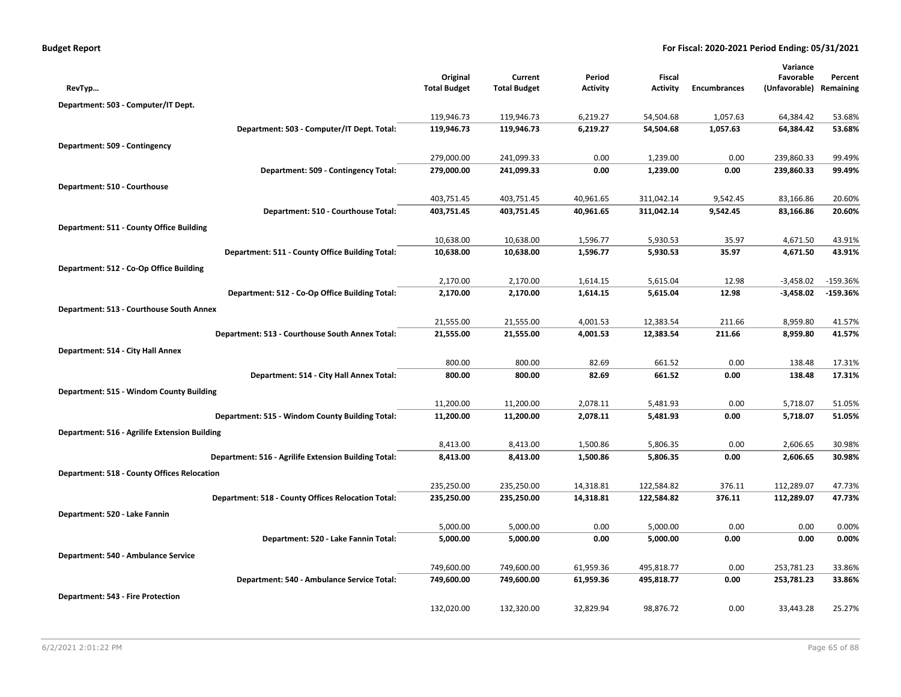**Budget Report** **For Fiscal: 2020-2021 Period Ending: 05/31/2021**

| RevTyp… | Original Total Budget | Current Total Budget | Period Activity | Fiscal Activity | Encumbrances | Variance Favorable (Unfavorable) | Percent Remaining |
|---|---|---|---|---|---|---|---|
| **Department: 503 - Computer/IT Dept.** | | | | | | | |
| | 119,946.73 | 119,946.73 | 6,219.27 | 54,504.68 | 1,057.63 | 64,384.42 | 53.68% |
| **Department: 503 - Computer/IT Dept. Total:** | **119,946.73** | **119,946.73** | **6,219.27** | **54,504.68** | **1,057.63** | **64,384.42** | **53.68%** |
| **Department: 509 - Contingency** | | | | | | | |
| | 279,000.00 | 241,099.33 | 0.00 | 1,239.00 | 0.00 | 239,860.33 | 99.49% |
| **Department: 509 - Contingency Total:** | **279,000.00** | **241,099.33** | **0.00** | **1,239.00** | **0.00** | **239,860.33** | **99.49%** |
| **Department: 510 - Courthouse** | | | | | | | |
| | 403,751.45 | 403,751.45 | 40,961.65 | 311,042.14 | 9,542.45 | 83,166.86 | 20.60% |
| **Department: 510 - Courthouse Total:** | **403,751.45** | **403,751.45** | **40,961.65** | **311,042.14** | **9,542.45** | **83,166.86** | **20.60%** |
| **Department: 511 - County Office Building** | | | | | | | |
| | 10,638.00 | 10,638.00 | 1,596.77 | 5,930.53 | 35.97 | 4,671.50 | 43.91% |
| **Department: 511 - County Office Building Total:** | **10,638.00** | **10,638.00** | **1,596.77** | **5,930.53** | **35.97** | **4,671.50** | **43.91%** |
| **Department: 512 - Co-Op Office Building** | | | | | | | |
| | 2,170.00 | 2,170.00 | 1,614.15 | 5,615.04 | 12.98 | -3,458.02 | -159.36% |
| **Department: 512 - Co-Op Office Building Total:** | **2,170.00** | **2,170.00** | **1,614.15** | **5,615.04** | **12.98** | **-3,458.02** | **-159.36%** |
| **Department: 513 - Courthouse South Annex** | | | | | | | |
| | 21,555.00 | 21,555.00 | 4,001.53 | 12,383.54 | 211.66 | 8,959.80 | 41.57% |
| **Department: 513 - Courthouse South Annex Total:** | **21,555.00** | **21,555.00** | **4,001.53** | **12,383.54** | **211.66** | **8,959.80** | **41.57%** |
| **Department: 514 - City Hall Annex** | | | | | | | |
| | 800.00 | 800.00 | 82.69 | 661.52 | 0.00 | 138.48 | 17.31% |
| **Department: 514 - City Hall Annex Total:** | **800.00** | **800.00** | **82.69** | **661.52** | **0.00** | **138.48** | **17.31%** |
| **Department: 515 - Windom County Building** | | | | | | | |
| | 11,200.00 | 11,200.00 | 2,078.11 | 5,481.93 | 0.00 | 5,718.07 | 51.05% |
| **Department: 515 - Windom County Building Total:** | **11,200.00** | **11,200.00** | **2,078.11** | **5,481.93** | **0.00** | **5,718.07** | **51.05%** |
| **Department: 516 - Agrilife Extension Building** | | | | | | | |
| | 8,413.00 | 8,413.00 | 1,500.86 | 5,806.35 | 0.00 | 2,606.65 | 30.98% |
| **Department: 516 - Agrilife Extension Building Total:** | **8,413.00** | **8,413.00** | **1,500.86** | **5,806.35** | **0.00** | **2,606.65** | **30.98%** |
| **Department: 518 - County Offices Relocation** | | | | | | | |
| | 235,250.00 | 235,250.00 | 14,318.81 | 122,584.82 | 376.11 | 112,289.07 | 47.73% |
| **Department: 518 - County Offices Relocation Total:** | **235,250.00** | **235,250.00** | **14,318.81** | **122,584.82** | **376.11** | **112,289.07** | **47.73%** |
| **Department: 520 - Lake Fannin** | | | | | | | |
| | 5,000.00 | 5,000.00 | 0.00 | 5,000.00 | 0.00 | 0.00 | 0.00% |
| **Department: 520 - Lake Fannin Total:** | **5,000.00** | **5,000.00** | **0.00** | **5,000.00** | **0.00** | **0.00** | **0.00%** |
| **Department: 540 - Ambulance Service** | | | | | | | |
| | 749,600.00 | 749,600.00 | 61,959.36 | 495,818.77 | 0.00 | 253,781.23 | 33.86% |
| **Department: 540 - Ambulance Service Total:** | **749,600.00** | **749,600.00** | **61,959.36** | **495,818.77** | **0.00** | **253,781.23** | **33.86%** |
| **Department: 543 - Fire Protection** | | | | | | | |
| | 132,020.00 | 132,320.00 | 32,829.94 | 98,876.72 | 0.00 | 33,443.28 | 25.27% |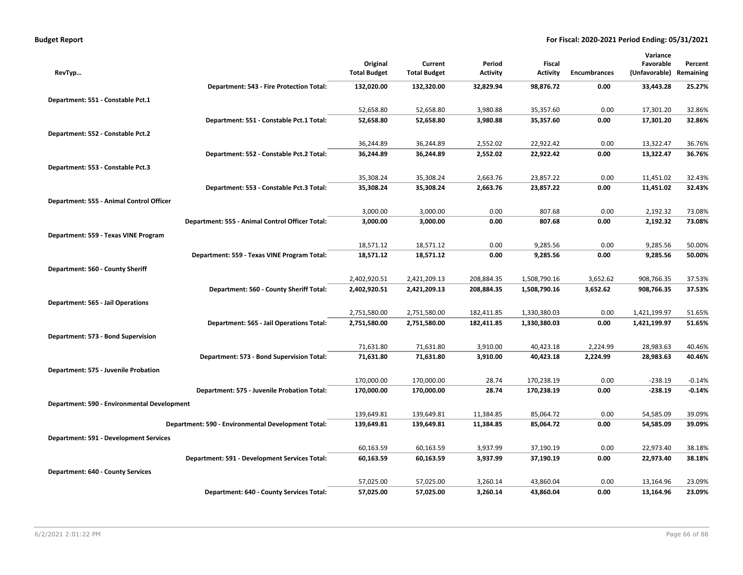**Budget Report** — **For Fiscal: 2020-2021 Period Ending: 05/31/2021**

| RevTyp… | Original Total Budget | Current Total Budget | Period Activity | Fiscal Activity | Encumbrances | Variance Favorable (Unfavorable) | Percent Remaining |
|---|---|---|---|---|---|---|---|
| **Department: 543 - Fire Protection Total:** | **132,020.00** | **132,320.00** | **32,829.94** | **98,876.72** | **0.00** | **33,443.28** | **25.27%** |
| **Department: 551 - Constable Pct.1** | | | | | | | |
| | 52,658.80 | 52,658.80 | 3,980.88 | 35,357.60 | 0.00 | 17,301.20 | 32.86% |
| **Department: 551 - Constable Pct.1 Total:** | **52,658.80** | **52,658.80** | **3,980.88** | **35,357.60** | **0.00** | **17,301.20** | **32.86%** |
| **Department: 552 - Constable Pct.2** | | | | | | | |
| | 36,244.89 | 36,244.89 | 2,552.02 | 22,922.42 | 0.00 | 13,322.47 | 36.76% |
| **Department: 552 - Constable Pct.2 Total:** | **36,244.89** | **36,244.89** | **2,552.02** | **22,922.42** | **0.00** | **13,322.47** | **36.76%** |
| **Department: 553 - Constable Pct.3** | | | | | | | |
| | 35,308.24 | 35,308.24 | 2,663.76 | 23,857.22 | 0.00 | 11,451.02 | 32.43% |
| **Department: 553 - Constable Pct.3 Total:** | **35,308.24** | **35,308.24** | **2,663.76** | **23,857.22** | **0.00** | **11,451.02** | **32.43%** |
| **Department: 555 - Animal Control Officer** | | | | | | | |
| | 3,000.00 | 3,000.00 | 0.00 | 807.68 | 0.00 | 2,192.32 | 73.08% |
| **Department: 555 - Animal Control Officer Total:** | **3,000.00** | **3,000.00** | **0.00** | **807.68** | **0.00** | **2,192.32** | **73.08%** |
| **Department: 559 - Texas VINE Program** | | | | | | | |
| | 18,571.12 | 18,571.12 | 0.00 | 9,285.56 | 0.00 | 9,285.56 | 50.00% |
| **Department: 559 - Texas VINE Program Total:** | **18,571.12** | **18,571.12** | **0.00** | **9,285.56** | **0.00** | **9,285.56** | **50.00%** |
| **Department: 560 - County Sheriff** | | | | | | | |
| | 2,402,920.51 | 2,421,209.13 | 208,884.35 | 1,508,790.16 | 3,652.62 | 908,766.35 | 37.53% |
| **Department: 560 - County Sheriff Total:** | **2,402,920.51** | **2,421,209.13** | **208,884.35** | **1,508,790.16** | **3,652.62** | **908,766.35** | **37.53%** |
| **Department: 565 - Jail Operations** | | | | | | | |
| | 2,751,580.00 | 2,751,580.00 | 182,411.85 | 1,330,380.03 | 0.00 | 1,421,199.97 | 51.65% |
| **Department: 565 - Jail Operations Total:** | **2,751,580.00** | **2,751,580.00** | **182,411.85** | **1,330,380.03** | **0.00** | **1,421,199.97** | **51.65%** |
| **Department: 573 - Bond Supervision** | | | | | | | |
| | 71,631.80 | 71,631.80 | 3,910.00 | 40,423.18 | 2,224.99 | 28,983.63 | 40.46% |
| **Department: 573 - Bond Supervision Total:** | **71,631.80** | **71,631.80** | **3,910.00** | **40,423.18** | **2,224.99** | **28,983.63** | **40.46%** |
| **Department: 575 - Juvenile Probation** | | | | | | | |
| | 170,000.00 | 170,000.00 | 28.74 | 170,238.19 | 0.00 | -238.19 | -0.14% |
| **Department: 575 - Juvenile Probation Total:** | **170,000.00** | **170,000.00** | **28.74** | **170,238.19** | **0.00** | **-238.19** | **-0.14%** |
| **Department: 590 - Environmental Development** | | | | | | | |
| | 139,649.81 | 139,649.81 | 11,384.85 | 85,064.72 | 0.00 | 54,585.09 | 39.09% |
| **Department: 590 - Environmental Development Total:** | **139,649.81** | **139,649.81** | **11,384.85** | **85,064.72** | **0.00** | **54,585.09** | **39.09%** |
| **Department: 591 - Development Services** | | | | | | | |
| | 60,163.59 | 60,163.59 | 3,937.99 | 37,190.19 | 0.00 | 22,973.40 | 38.18% |
| **Department: 591 - Development Services Total:** | **60,163.59** | **60,163.59** | **3,937.99** | **37,190.19** | **0.00** | **22,973.40** | **38.18%** |
| **Department: 640 - County Services** | | | | | | | |
| | 57,025.00 | 57,025.00 | 3,260.14 | 43,860.04 | 0.00 | 13,164.96 | 23.09% |
| **Department: 640 - County Services Total:** | **57,025.00** | **57,025.00** | **3,260.14** | **43,860.04** | **0.00** | **13,164.96** | **23.09%** |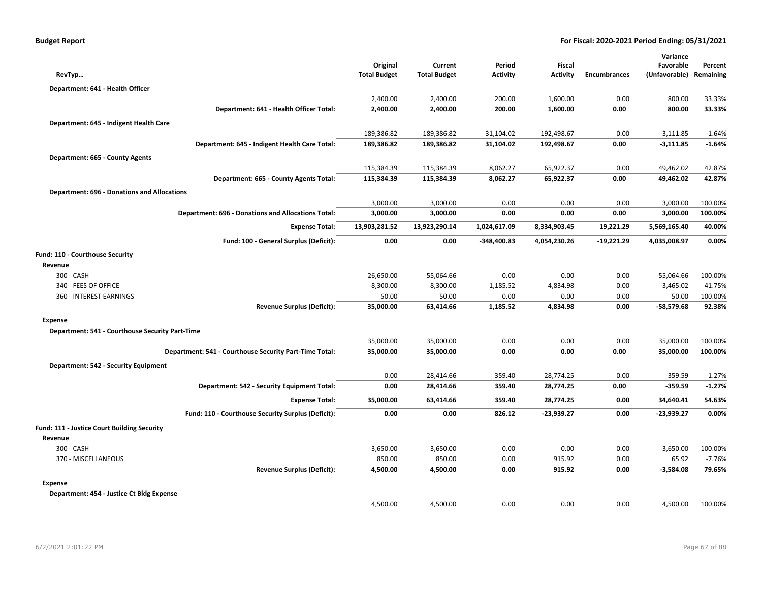**Budget Report** — For Fiscal: 2020-2021 Period Ending: 05/31/2021

| RevTyp… | Original Total Budget | Current Total Budget | Period Activity | Fiscal Activity | Encumbrances | Variance Favorable (Unfavorable) | Percent Remaining |
|---|---|---|---|---|---|---|---|
| **Department: 641 - Health Officer** | | | | | | | |
| | 2,400.00 | 2,400.00 | 200.00 | 1,600.00 | 0.00 | 800.00 | 33.33% |
| **Department: 641 - Health Officer Total:** | **2,400.00** | **2,400.00** | **200.00** | **1,600.00** | **0.00** | **800.00** | **33.33%** |
| **Department: 645 - Indigent Health Care** | | | | | | | |
| | 189,386.82 | 189,386.82 | 31,104.02 | 192,498.67 | 0.00 | -3,111.85 | -1.64% |
| **Department: 645 - Indigent Health Care Total:** | **189,386.82** | **189,386.82** | **31,104.02** | **192,498.67** | **0.00** | **-3,111.85** | **-1.64%** |
| **Department: 665 - County Agents** | | | | | | | |
| | 115,384.39 | 115,384.39 | 8,062.27 | 65,922.37 | 0.00 | 49,462.02 | 42.87% |
| **Department: 665 - County Agents Total:** | **115,384.39** | **115,384.39** | **8,062.27** | **65,922.37** | **0.00** | **49,462.02** | **42.87%** |
| **Department: 696 - Donations and Allocations** | | | | | | | |
| | 3,000.00 | 3,000.00 | 0.00 | 0.00 | 0.00 | 3,000.00 | 100.00% |
| **Department: 696 - Donations and Allocations Total:** | **3,000.00** | **3,000.00** | **0.00** | **0.00** | **0.00** | **3,000.00** | **100.00%** |
| **Expense Total:** | **13,903,281.52** | **13,923,290.14** | **1,024,617.09** | **8,334,903.45** | **19,221.29** | **5,569,165.40** | **40.00%** |
| **Fund: 100 - General Surplus (Deficit):** | **0.00** | **0.00** | **-348,400.83** | **4,054,230.26** | **-19,221.29** | **4,035,008.97** | **0.00%** |
| **Fund: 110 - Courthouse Security** | | | | | | | |
| **Revenue** | | | | | | | |
| 300 - CASH | 26,650.00 | 55,064.66 | 0.00 | 0.00 | 0.00 | -55,064.66 | 100.00% |
| 340 - FEES OF OFFICE | 8,300.00 | 8,300.00 | 1,185.52 | 4,834.98 | 0.00 | -3,465.02 | 41.75% |
| 360 - INTEREST EARNINGS | 50.00 | 50.00 | 0.00 | 0.00 | 0.00 | -50.00 | 100.00% |
| **Revenue Surplus (Deficit):** | **35,000.00** | **63,414.66** | **1,185.52** | **4,834.98** | **0.00** | **-58,579.68** | **92.38%** |
| **Expense** | | | | | | | |
| **Department: 541 - Courthouse Security Part-Time** | | | | | | | |
| | 35,000.00 | 35,000.00 | 0.00 | 0.00 | 0.00 | 35,000.00 | 100.00% |
| **Department: 541 - Courthouse Security Part-Time Total:** | **35,000.00** | **35,000.00** | **0.00** | **0.00** | **0.00** | **35,000.00** | **100.00%** |
| **Department: 542 - Security Equipment** | | | | | | | |
| | 0.00 | 28,414.66 | 359.40 | 28,774.25 | 0.00 | -359.59 | -1.27% |
| **Department: 542 - Security Equipment Total:** | **0.00** | **28,414.66** | **359.40** | **28,774.25** | **0.00** | **-359.59** | **-1.27%** |
| **Expense Total:** | **35,000.00** | **63,414.66** | **359.40** | **28,774.25** | **0.00** | **34,640.41** | **54.63%** |
| **Fund: 110 - Courthouse Security Surplus (Deficit):** | **0.00** | **0.00** | **826.12** | **-23,939.27** | **0.00** | **-23,939.27** | **0.00%** |
| **Fund: 111 - Justice Court Building Security** | | | | | | | |
| **Revenue** | | | | | | | |
| 300 - CASH | 3,650.00 | 3,650.00 | 0.00 | 0.00 | 0.00 | -3,650.00 | 100.00% |
| 370 - MISCELLANEOUS | 850.00 | 850.00 | 0.00 | 915.92 | 0.00 | 65.92 | -7.76% |
| **Revenue Surplus (Deficit):** | **4,500.00** | **4,500.00** | **0.00** | **915.92** | **0.00** | **-3,584.08** | **79.65%** |
| **Expense** | | | | | | | |
| **Department: 454 - Justice Ct Bldg Expense** | | | | | | | |
| | 4,500.00 | 4,500.00 | 0.00 | 0.00 | 0.00 | 4,500.00 | 100.00% |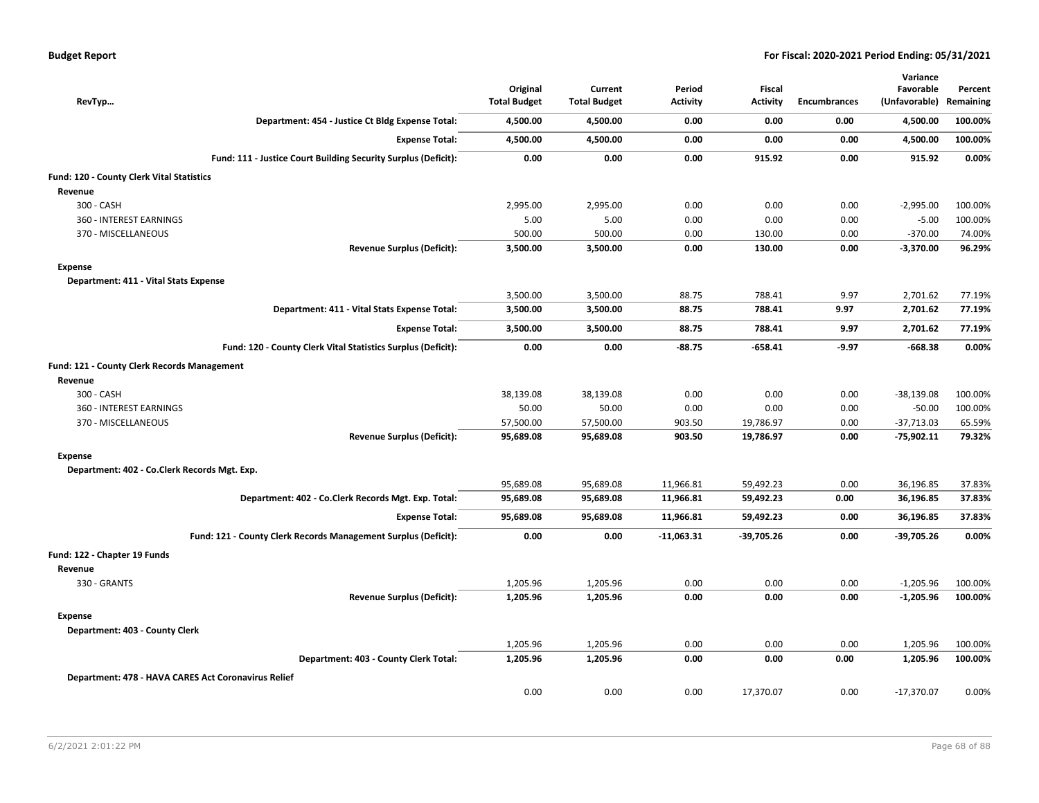| RevTyp... | Original Total Budget | Current Total Budget | Period Activity | Fiscal Activity | Encumbrances | Variance Favorable (Unfavorable) | Percent Remaining |
|---|---|---|---|---|---|---|---|
| **Department: 454 - Justice Ct Bldg Expense Total:** | **4,500.00** | **4,500.00** | **0.00** | **0.00** | **0.00** | **4,500.00** | **100.00%** |
| **Expense Total:** | **4,500.00** | **4,500.00** | **0.00** | **0.00** | **0.00** | **4,500.00** | **100.00%** |
| **Fund: 111 - Justice Court Building Security Surplus (Deficit):** | **0.00** | **0.00** | **0.00** | **915.92** | **0.00** | **915.92** | **0.00%** |
| **Fund: 120 - County Clerk Vital Statistics** | | | | | | | |
| **Revenue** | | | | | | | |
| 300 - CASH | 2,995.00 | 2,995.00 | 0.00 | 0.00 | 0.00 | -2,995.00 | 100.00% |
| 360 - INTEREST EARNINGS | 5.00 | 5.00 | 0.00 | 0.00 | 0.00 | -5.00 | 100.00% |
| 370 - MISCELLANEOUS | 500.00 | 500.00 | 0.00 | 130.00 | 0.00 | -370.00 | 74.00% |
| **Revenue Surplus (Deficit):** | **3,500.00** | **3,500.00** | **0.00** | **130.00** | **0.00** | **-3,370.00** | **96.29%** |
| **Expense** | | | | | | | |
| **Department: 411 - Vital Stats Expense** | | | | | | | |
| | 3,500.00 | 3,500.00 | 88.75 | 788.41 | 9.97 | 2,701.62 | 77.19% |
| **Department: 411 - Vital Stats Expense Total:** | **3,500.00** | **3,500.00** | **88.75** | **788.41** | **9.97** | **2,701.62** | **77.19%** |
| **Expense Total:** | **3,500.00** | **3,500.00** | **88.75** | **788.41** | **9.97** | **2,701.62** | **77.19%** |
| **Fund: 120 - County Clerk Vital Statistics Surplus (Deficit):** | **0.00** | **0.00** | **-88.75** | **-658.41** | **-9.97** | **-668.38** | **0.00%** |
| **Fund: 121 - County Clerk Records Management** | | | | | | | |
| **Revenue** | | | | | | | |
| 300 - CASH | 38,139.08 | 38,139.08 | 0.00 | 0.00 | 0.00 | -38,139.08 | 100.00% |
| 360 - INTEREST EARNINGS | 50.00 | 50.00 | 0.00 | 0.00 | 0.00 | -50.00 | 100.00% |
| 370 - MISCELLANEOUS | 57,500.00 | 57,500.00 | 903.50 | 19,786.97 | 0.00 | -37,713.03 | 65.59% |
| **Revenue Surplus (Deficit):** | **95,689.08** | **95,689.08** | **903.50** | **19,786.97** | **0.00** | **-75,902.11** | **79.32%** |
| **Expense** | | | | | | | |
| **Department: 402 - Co.Clerk Records Mgt. Exp.** | | | | | | | |
| | 95,689.08 | 95,689.08 | 11,966.81 | 59,492.23 | 0.00 | 36,196.85 | 37.83% |
| **Department: 402 - Co.Clerk Records Mgt. Exp. Total:** | **95,689.08** | **95,689.08** | **11,966.81** | **59,492.23** | **0.00** | **36,196.85** | **37.83%** |
| **Expense Total:** | **95,689.08** | **95,689.08** | **11,966.81** | **59,492.23** | **0.00** | **36,196.85** | **37.83%** |
| **Fund: 121 - County Clerk Records Management Surplus (Deficit):** | **0.00** | **0.00** | **-11,063.31** | **-39,705.26** | **0.00** | **-39,705.26** | **0.00%** |
| **Fund: 122 - Chapter 19 Funds** | | | | | | | |
| **Revenue** | | | | | | | |
| 330 - GRANTS | 1,205.96 | 1,205.96 | 0.00 | 0.00 | 0.00 | -1,205.96 | 100.00% |
| **Revenue Surplus (Deficit):** | **1,205.96** | **1,205.96** | **0.00** | **0.00** | **0.00** | **-1,205.96** | **100.00%** |
| **Expense** | | | | | | | |
| **Department: 403 - County Clerk** | | | | | | | |
| | 1,205.96 | 1,205.96 | 0.00 | 0.00 | 0.00 | 1,205.96 | 100.00% |
| **Department: 403 - County Clerk Total:** | **1,205.96** | **1,205.96** | **0.00** | **0.00** | **0.00** | **1,205.96** | **100.00%** |
| **Department: 478 - HAVA CARES Act Coronavirus Relief** | | | | | | | |
| | 0.00 | 0.00 | 0.00 | 17,370.07 | 0.00 | -17,370.07 | 0.00% |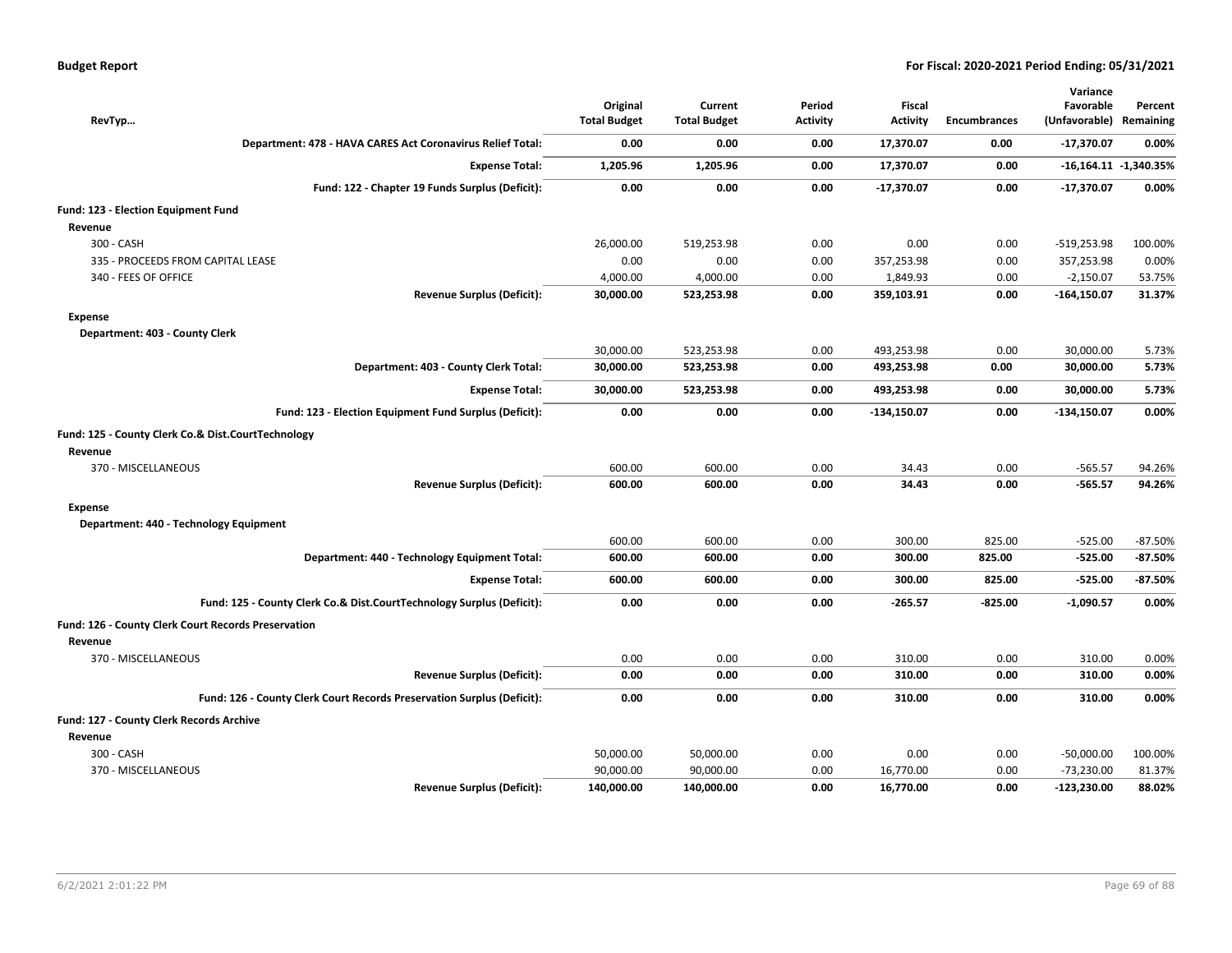| RevTyp… | Original Total Budget | Current Total Budget | Period Activity | Fiscal Activity | Encumbrances | Variance Favorable (Unfavorable) | Percent Remaining |
|---|---|---|---|---|---|---|---|
| **Department: 478 - HAVA CARES Act Coronavirus Relief Total:** | **0.00** | **0.00** | **0.00** | **17,370.07** | **0.00** | **-17,370.07** | **0.00%** |
| **Expense Total:** | **1,205.96** | **1,205.96** | **0.00** | **17,370.07** | **0.00** | **-16,164.11** | **-1,340.35%** |
| **Fund: 122 - Chapter 19 Funds Surplus (Deficit):** | **0.00** | **0.00** | **0.00** | **-17,370.07** | **0.00** | **-17,370.07** | **0.00%** |
| **Fund: 123 - Election Equipment Fund** | | | | | | | |
| **Revenue** | | | | | | | |
| 300 - CASH | 26,000.00 | 519,253.98 | 0.00 | 0.00 | 0.00 | -519,253.98 | 100.00% |
| 335 - PROCEEDS FROM CAPITAL LEASE | 0.00 | 0.00 | 0.00 | 357,253.98 | 0.00 | 357,253.98 | 0.00% |
| 340 - FEES OF OFFICE | 4,000.00 | 4,000.00 | 0.00 | 1,849.93 | 0.00 | -2,150.07 | 53.75% |
| **Revenue Surplus (Deficit):** | **30,000.00** | **523,253.98** | **0.00** | **359,103.91** | **0.00** | **-164,150.07** | **31.37%** |
| **Expense** | | | | | | | |
| **Department: 403 - County Clerk** | | | | | | | |
| | 30,000.00 | 523,253.98 | 0.00 | 493,253.98 | 0.00 | 30,000.00 | 5.73% |
| **Department: 403 - County Clerk Total:** | **30,000.00** | **523,253.98** | **0.00** | **493,253.98** | **0.00** | **30,000.00** | **5.73%** |
| **Expense Total:** | **30,000.00** | **523,253.98** | **0.00** | **493,253.98** | **0.00** | **30,000.00** | **5.73%** |
| **Fund: 123 - Election Equipment Fund Surplus (Deficit):** | **0.00** | **0.00** | **0.00** | **-134,150.07** | **0.00** | **-134,150.07** | **0.00%** |
| **Fund: 125 - County Clerk Co.& Dist.CourtTechnology** | | | | | | | |
| **Revenue** | | | | | | | |
| 370 - MISCELLANEOUS | 600.00 | 600.00 | 0.00 | 34.43 | 0.00 | -565.57 | 94.26% |
| **Revenue Surplus (Deficit):** | **600.00** | **600.00** | **0.00** | **34.43** | **0.00** | **-565.57** | **94.26%** |
| **Expense** | | | | | | | |
| **Department: 440 - Technology Equipment** | | | | | | | |
| | 600.00 | 600.00 | 0.00 | 300.00 | 825.00 | -525.00 | -87.50% |
| **Department: 440 - Technology Equipment Total:** | **600.00** | **600.00** | **0.00** | **300.00** | **825.00** | **-525.00** | **-87.50%** |
| **Expense Total:** | **600.00** | **600.00** | **0.00** | **300.00** | **825.00** | **-525.00** | **-87.50%** |
| **Fund: 125 - County Clerk Co.& Dist.CourtTechnology Surplus (Deficit):** | **0.00** | **0.00** | **0.00** | **-265.57** | **-825.00** | **-1,090.57** | **0.00%** |
| **Fund: 126 - County Clerk Court Records Preservation** | | | | | | | |
| **Revenue** | | | | | | | |
| 370 - MISCELLANEOUS | 0.00 | 0.00 | 0.00 | 310.00 | 0.00 | 310.00 | 0.00% |
| **Revenue Surplus (Deficit):** | **0.00** | **0.00** | **0.00** | **310.00** | **0.00** | **310.00** | **0.00%** |
| **Fund: 126 - County Clerk Court Records Preservation Surplus (Deficit):** | **0.00** | **0.00** | **0.00** | **310.00** | **0.00** | **310.00** | **0.00%** |
| **Fund: 127 - County Clerk Records Archive** | | | | | | | |
| **Revenue** | | | | | | | |
| 300 - CASH | 50,000.00 | 50,000.00 | 0.00 | 0.00 | 0.00 | -50,000.00 | 100.00% |
| 370 - MISCELLANEOUS | 90,000.00 | 90,000.00 | 0.00 | 16,770.00 | 0.00 | -73,230.00 | 81.37% |
| **Revenue Surplus (Deficit):** | **140,000.00** | **140,000.00** | **0.00** | **16,770.00** | **0.00** | **-123,230.00** | **88.02%** |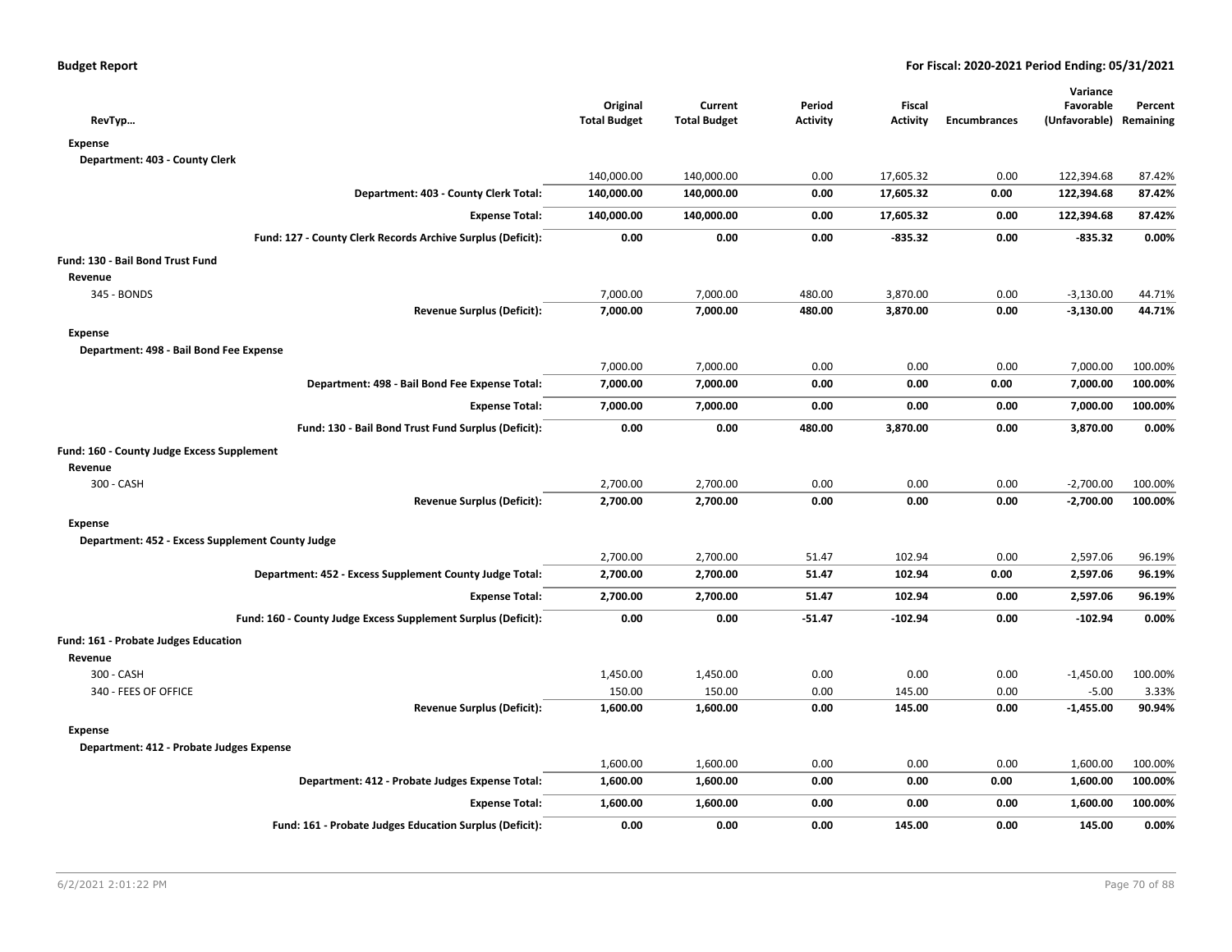**Budget Report** **For Fiscal: 2020-2021 Period Ending: 05/31/2021**

| RevTyp… | Original Total Budget | Current Total Budget | Period Activity | Fiscal Activity | Encumbrances | Variance Favorable (Unfavorable) | Percent Remaining |
|---|---|---|---|---|---|---|---|
| **Expense** | | | | | | | |
| **Department: 403 - County Clerk** | | | | | | | |
| | 140,000.00 | 140,000.00 | 0.00 | 17,605.32 | 0.00 | 122,394.68 | 87.42% |
| **Department: 403 - County Clerk Total:** | **140,000.00** | **140,000.00** | **0.00** | **17,605.32** | **0.00** | **122,394.68** | **87.42%** |
| **Expense Total:** | **140,000.00** | **140,000.00** | **0.00** | **17,605.32** | **0.00** | **122,394.68** | **87.42%** |
| **Fund: 127 - County Clerk Records Archive Surplus (Deficit):** | **0.00** | **0.00** | **0.00** | **-835.32** | **0.00** | **-835.32** | **0.00%** |
| **Fund: 130 - Bail Bond Trust Fund** | | | | | | | |
| **Revenue** | | | | | | | |
| 345 - BONDS | 7,000.00 | 7,000.00 | 480.00 | 3,870.00 | 0.00 | -3,130.00 | 44.71% |
| **Revenue Surplus (Deficit):** | **7,000.00** | **7,000.00** | **480.00** | **3,870.00** | **0.00** | **-3,130.00** | **44.71%** |
| **Expense** | | | | | | | |
| **Department: 498 - Bail Bond Fee Expense** | | | | | | | |
| | 7,000.00 | 7,000.00 | 0.00 | 0.00 | 0.00 | 7,000.00 | 100.00% |
| **Department: 498 - Bail Bond Fee Expense Total:** | **7,000.00** | **7,000.00** | **0.00** | **0.00** | **0.00** | **7,000.00** | **100.00%** |
| **Expense Total:** | **7,000.00** | **7,000.00** | **0.00** | **0.00** | **0.00** | **7,000.00** | **100.00%** |
| **Fund: 130 - Bail Bond Trust Fund Surplus (Deficit):** | **0.00** | **0.00** | **480.00** | **3,870.00** | **0.00** | **3,870.00** | **0.00%** |
| **Fund: 160 - County Judge Excess Supplement** | | | | | | | |
| **Revenue** | | | | | | | |
| 300 - CASH | 2,700.00 | 2,700.00 | 0.00 | 0.00 | 0.00 | -2,700.00 | 100.00% |
| **Revenue Surplus (Deficit):** | **2,700.00** | **2,700.00** | **0.00** | **0.00** | **0.00** | **-2,700.00** | **100.00%** |
| **Expense** | | | | | | | |
| **Department: 452 - Excess Supplement County Judge** | | | | | | | |
| | 2,700.00 | 2,700.00 | 51.47 | 102.94 | 0.00 | 2,597.06 | 96.19% |
| **Department: 452 - Excess Supplement County Judge Total:** | **2,700.00** | **2,700.00** | **51.47** | **102.94** | **0.00** | **2,597.06** | **96.19%** |
| **Expense Total:** | **2,700.00** | **2,700.00** | **51.47** | **102.94** | **0.00** | **2,597.06** | **96.19%** |
| **Fund: 160 - County Judge Excess Supplement Surplus (Deficit):** | **0.00** | **0.00** | **-51.47** | **-102.94** | **0.00** | **-102.94** | **0.00%** |
| **Fund: 161 - Probate Judges Education** | | | | | | | |
| **Revenue** | | | | | | | |
| 300 - CASH | 1,450.00 | 1,450.00 | 0.00 | 0.00 | 0.00 | -1,450.00 | 100.00% |
| 340 - FEES OF OFFICE | 150.00 | 150.00 | 0.00 | 145.00 | 0.00 | -5.00 | 3.33% |
| **Revenue Surplus (Deficit):** | **1,600.00** | **1,600.00** | **0.00** | **145.00** | **0.00** | **-1,455.00** | **90.94%** |
| **Expense** | | | | | | | |
| **Department: 412 - Probate Judges Expense** | | | | | | | |
| | 1,600.00 | 1,600.00 | 0.00 | 0.00 | 0.00 | 1,600.00 | 100.00% |
| **Department: 412 - Probate Judges Expense Total:** | **1,600.00** | **1,600.00** | **0.00** | **0.00** | **0.00** | **1,600.00** | **100.00%** |
| **Expense Total:** | **1,600.00** | **1,600.00** | **0.00** | **0.00** | **0.00** | **1,600.00** | **100.00%** |
| **Fund: 161 - Probate Judges Education Surplus (Deficit):** | **0.00** | **0.00** | **0.00** | **145.00** | **0.00** | **145.00** | **0.00%** |

6/2/2021 2:01:22 PM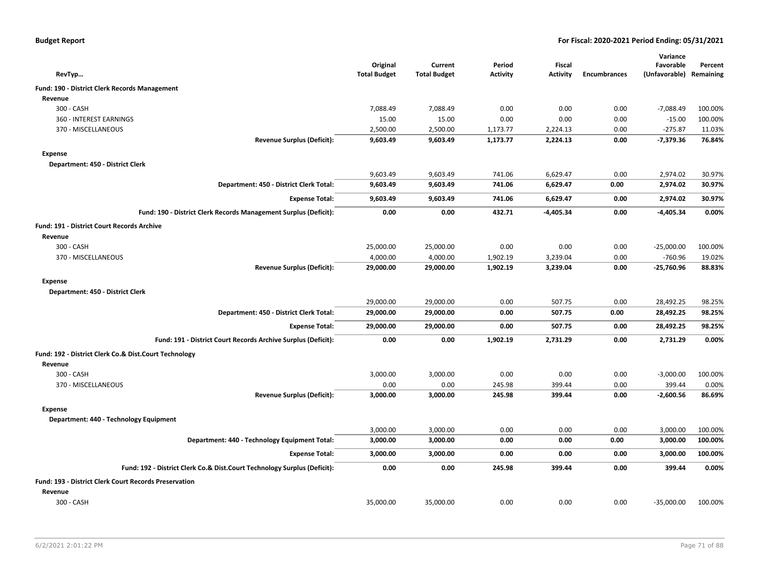**Budget Report** **For Fiscal: 2020-2021 Period Ending: 05/31/2021**

| RevTyp… | Original Total Budget | Current Total Budget | Period Activity | Fiscal Activity | Encumbrances | Variance Favorable (Unfavorable) | Percent Remaining |
|---|---|---|---|---|---|---|---|
| **Fund: 190 - District Clerk Records Management** | | | | | | | |
| **Revenue** | | | | | | | |
| 300 - CASH | 7,088.49 | 7,088.49 | 0.00 | 0.00 | 0.00 | -7,088.49 | 100.00% |
| 360 - INTEREST EARNINGS | 15.00 | 15.00 | 0.00 | 0.00 | 0.00 | -15.00 | 100.00% |
| 370 - MISCELLANEOUS | 2,500.00 | 2,500.00 | 1,173.77 | 2,224.13 | 0.00 | -275.87 | 11.03% |
| **Revenue Surplus (Deficit):** | **9,603.49** | **9,603.49** | **1,173.77** | **2,224.13** | **0.00** | **-7,379.36** | **76.84%** |
| **Expense** | | | | | | | |
| **Department: 450 - District Clerk** | | | | | | | |
| | 9,603.49 | 9,603.49 | 741.06 | 6,629.47 | 0.00 | 2,974.02 | 30.97% |
| **Department: 450 - District Clerk Total:** | **9,603.49** | **9,603.49** | **741.06** | **6,629.47** | **0.00** | **2,974.02** | **30.97%** |
| **Expense Total:** | **9,603.49** | **9,603.49** | **741.06** | **6,629.47** | **0.00** | **2,974.02** | **30.97%** |
| **Fund: 190 - District Clerk Records Management Surplus (Deficit):** | **0.00** | **0.00** | **432.71** | **-4,405.34** | **0.00** | **-4,405.34** | **0.00%** |
| **Fund: 191 - District Court Records Archive** | | | | | | | |
| **Revenue** | | | | | | | |
| 300 - CASH | 25,000.00 | 25,000.00 | 0.00 | 0.00 | 0.00 | -25,000.00 | 100.00% |
| 370 - MISCELLANEOUS | 4,000.00 | 4,000.00 | 1,902.19 | 3,239.04 | 0.00 | -760.96 | 19.02% |
| **Revenue Surplus (Deficit):** | **29,000.00** | **29,000.00** | **1,902.19** | **3,239.04** | **0.00** | **-25,760.96** | **88.83%** |
| **Expense** | | | | | | | |
| **Department: 450 - District Clerk** | | | | | | | |
| | 29,000.00 | 29,000.00 | 0.00 | 507.75 | 0.00 | 28,492.25 | 98.25% |
| **Department: 450 - District Clerk Total:** | **29,000.00** | **29,000.00** | **0.00** | **507.75** | **0.00** | **28,492.25** | **98.25%** |
| **Expense Total:** | **29,000.00** | **29,000.00** | **0.00** | **507.75** | **0.00** | **28,492.25** | **98.25%** |
| **Fund: 191 - District Court Records Archive Surplus (Deficit):** | **0.00** | **0.00** | **1,902.19** | **2,731.29** | **0.00** | **2,731.29** | **0.00%** |
| **Fund: 192 - District Clerk Co.& Dist.Court Technology** | | | | | | | |
| **Revenue** | | | | | | | |
| 300 - CASH | 3,000.00 | 3,000.00 | 0.00 | 0.00 | 0.00 | -3,000.00 | 100.00% |
| 370 - MISCELLANEOUS | 0.00 | 0.00 | 245.98 | 399.44 | 0.00 | 399.44 | 0.00% |
| **Revenue Surplus (Deficit):** | **3,000.00** | **3,000.00** | **245.98** | **399.44** | **0.00** | **-2,600.56** | **86.69%** |
| **Expense** | | | | | | | |
| **Department: 440 - Technology Equipment** | | | | | | | |
| | 3,000.00 | 3,000.00 | 0.00 | 0.00 | 0.00 | 3,000.00 | 100.00% |
| **Department: 440 - Technology Equipment Total:** | **3,000.00** | **3,000.00** | **0.00** | **0.00** | **0.00** | **3,000.00** | **100.00%** |
| **Expense Total:** | **3,000.00** | **3,000.00** | **0.00** | **0.00** | **0.00** | **3,000.00** | **100.00%** |
| **Fund: 192 - District Clerk Co.& Dist.Court Technology Surplus (Deficit):** | **0.00** | **0.00** | **245.98** | **399.44** | **0.00** | **399.44** | **0.00%** |
| **Fund: 193 - District Clerk Court Records Preservation** | | | | | | | |
| **Revenue** | | | | | | | |
| 300 - CASH | 35,000.00 | 35,000.00 | 0.00 | 0.00 | 0.00 | -35,000.00 | 100.00% |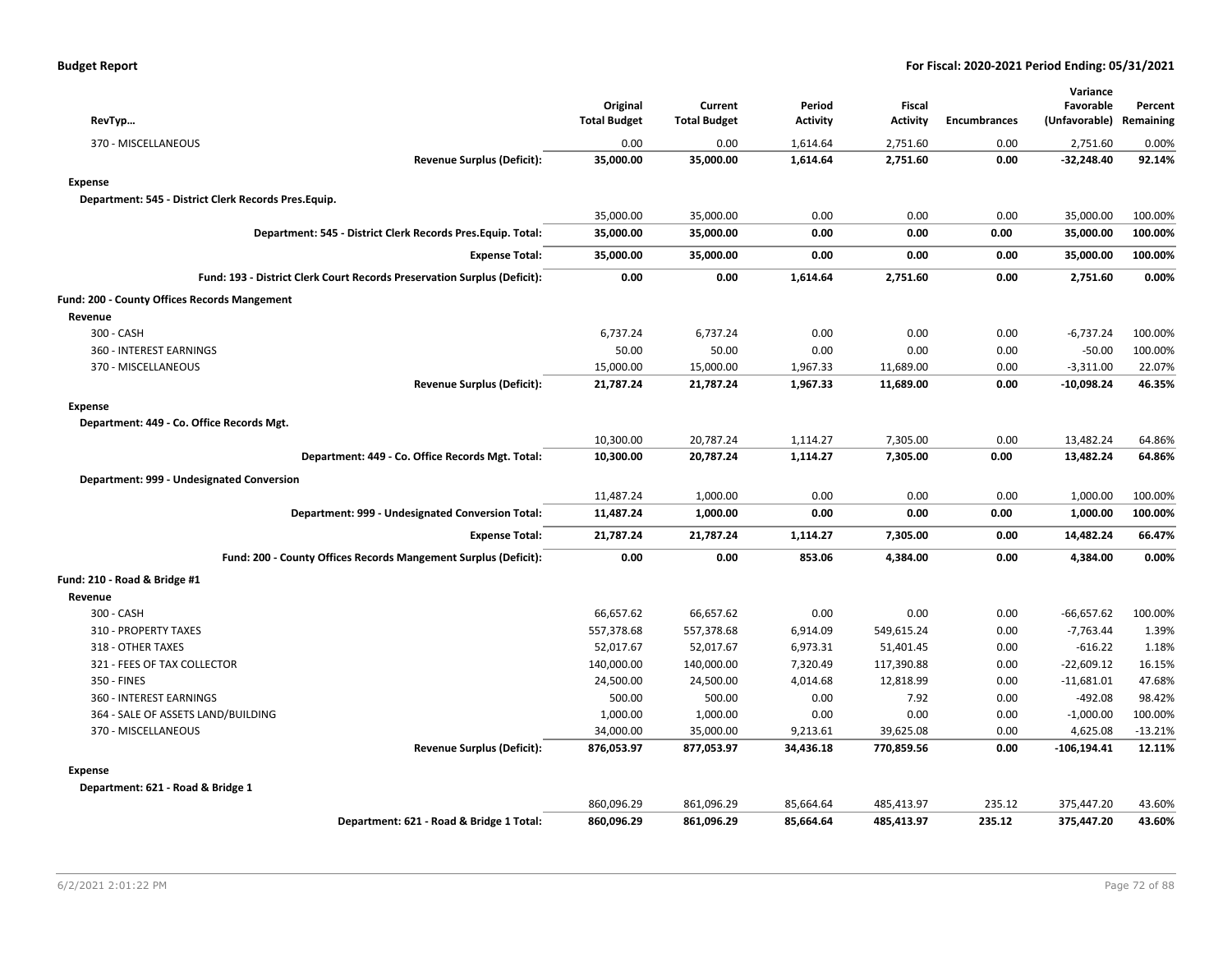| RevTyp... | Original Total Budget | Current Total Budget | Period Activity | Fiscal Activity | Encumbrances | Variance Favorable (Unfavorable) | Percent Remaining |
|---|---|---|---|---|---|---|---|
| 370 - MISCELLANEOUS | 0.00 | 0.00 | 1,614.64 | 2,751.60 | 0.00 | 2,751.60 | 0.00% |
| **Revenue Surplus (Deficit):** | **35,000.00** | **35,000.00** | **1,614.64** | **2,751.60** | **0.00** | **-32,248.40** | **92.14%** |
| **Expense** | | | | | | | |
| **Department: 545 - District Clerk Records Pres.Equip.** | | | | | | | |
| | 35,000.00 | 35,000.00 | 0.00 | 0.00 | 0.00 | 35,000.00 | 100.00% |
| **Department: 545 - District Clerk Records Pres.Equip. Total:** | **35,000.00** | **35,000.00** | **0.00** | **0.00** | **0.00** | **35,000.00** | **100.00%** |
| **Expense Total:** | **35,000.00** | **35,000.00** | **0.00** | **0.00** | **0.00** | **35,000.00** | **100.00%** |
| **Fund: 193 - District Clerk Court Records Preservation Surplus (Deficit):** | **0.00** | **0.00** | **1,614.64** | **2,751.60** | **0.00** | **2,751.60** | **0.00%** |
| **Fund: 200 - County Offices Records Mangement** | | | | | | | |
| **Revenue** | | | | | | | |
| 300 - CASH | 6,737.24 | 6,737.24 | 0.00 | 0.00 | 0.00 | -6,737.24 | 100.00% |
| 360 - INTEREST EARNINGS | 50.00 | 50.00 | 0.00 | 0.00 | 0.00 | -50.00 | 100.00% |
| 370 - MISCELLANEOUS | 15,000.00 | 15,000.00 | 1,967.33 | 11,689.00 | 0.00 | -3,311.00 | 22.07% |
| **Revenue Surplus (Deficit):** | **21,787.24** | **21,787.24** | **1,967.33** | **11,689.00** | **0.00** | **-10,098.24** | **46.35%** |
| **Expense** | | | | | | | |
| **Department: 449 - Co. Office Records Mgt.** | | | | | | | |
| | 10,300.00 | 20,787.24 | 1,114.27 | 7,305.00 | 0.00 | 13,482.24 | 64.86% |
| **Department: 449 - Co. Office Records Mgt. Total:** | **10,300.00** | **20,787.24** | **1,114.27** | **7,305.00** | **0.00** | **13,482.24** | **64.86%** |
| **Department: 999 - Undesignated Conversion** | | | | | | | |
| | 11,487.24 | 1,000.00 | 0.00 | 0.00 | 0.00 | 1,000.00 | 100.00% |
| **Department: 999 - Undesignated Conversion Total:** | **11,487.24** | **1,000.00** | **0.00** | **0.00** | **0.00** | **1,000.00** | **100.00%** |
| **Expense Total:** | **21,787.24** | **21,787.24** | **1,114.27** | **7,305.00** | **0.00** | **14,482.24** | **66.47%** |
| **Fund: 200 - County Offices Records Mangement Surplus (Deficit):** | **0.00** | **0.00** | **853.06** | **4,384.00** | **0.00** | **4,384.00** | **0.00%** |
| **Fund: 210 - Road & Bridge #1** | | | | | | | |
| **Revenue** | | | | | | | |
| 300 - CASH | 66,657.62 | 66,657.62 | 0.00 | 0.00 | 0.00 | -66,657.62 | 100.00% |
| 310 - PROPERTY TAXES | 557,378.68 | 557,378.68 | 6,914.09 | 549,615.24 | 0.00 | -7,763.44 | 1.39% |
| 318 - OTHER TAXES | 52,017.67 | 52,017.67 | 6,973.31 | 51,401.45 | 0.00 | -616.22 | 1.18% |
| 321 - FEES OF TAX COLLECTOR | 140,000.00 | 140,000.00 | 7,320.49 | 117,390.88 | 0.00 | -22,609.12 | 16.15% |
| 350 - FINES | 24,500.00 | 24,500.00 | 4,014.68 | 12,818.99 | 0.00 | -11,681.01 | 47.68% |
| 360 - INTEREST EARNINGS | 500.00 | 500.00 | 0.00 | 7.92 | 0.00 | -492.08 | 98.42% |
| 364 - SALE OF ASSETS LAND/BUILDING | 1,000.00 | 1,000.00 | 0.00 | 0.00 | 0.00 | -1,000.00 | 100.00% |
| 370 - MISCELLANEOUS | 34,000.00 | 35,000.00 | 9,213.61 | 39,625.08 | 0.00 | 4,625.08 | -13.21% |
| **Revenue Surplus (Deficit):** | **876,053.97** | **877,053.97** | **34,436.18** | **770,859.56** | **0.00** | **-106,194.41** | **12.11%** |
| **Expense** | | | | | | | |
| **Department: 621 - Road & Bridge 1** | | | | | | | |
| | 860,096.29 | 861,096.29 | 85,664.64 | 485,413.97 | 235.12 | 375,447.20 | 43.60% |
| **Department: 621 - Road & Bridge 1 Total:** | **860,096.29** | **861,096.29** | **85,664.64** | **485,413.97** | **235.12** | **375,447.20** | **43.60%** |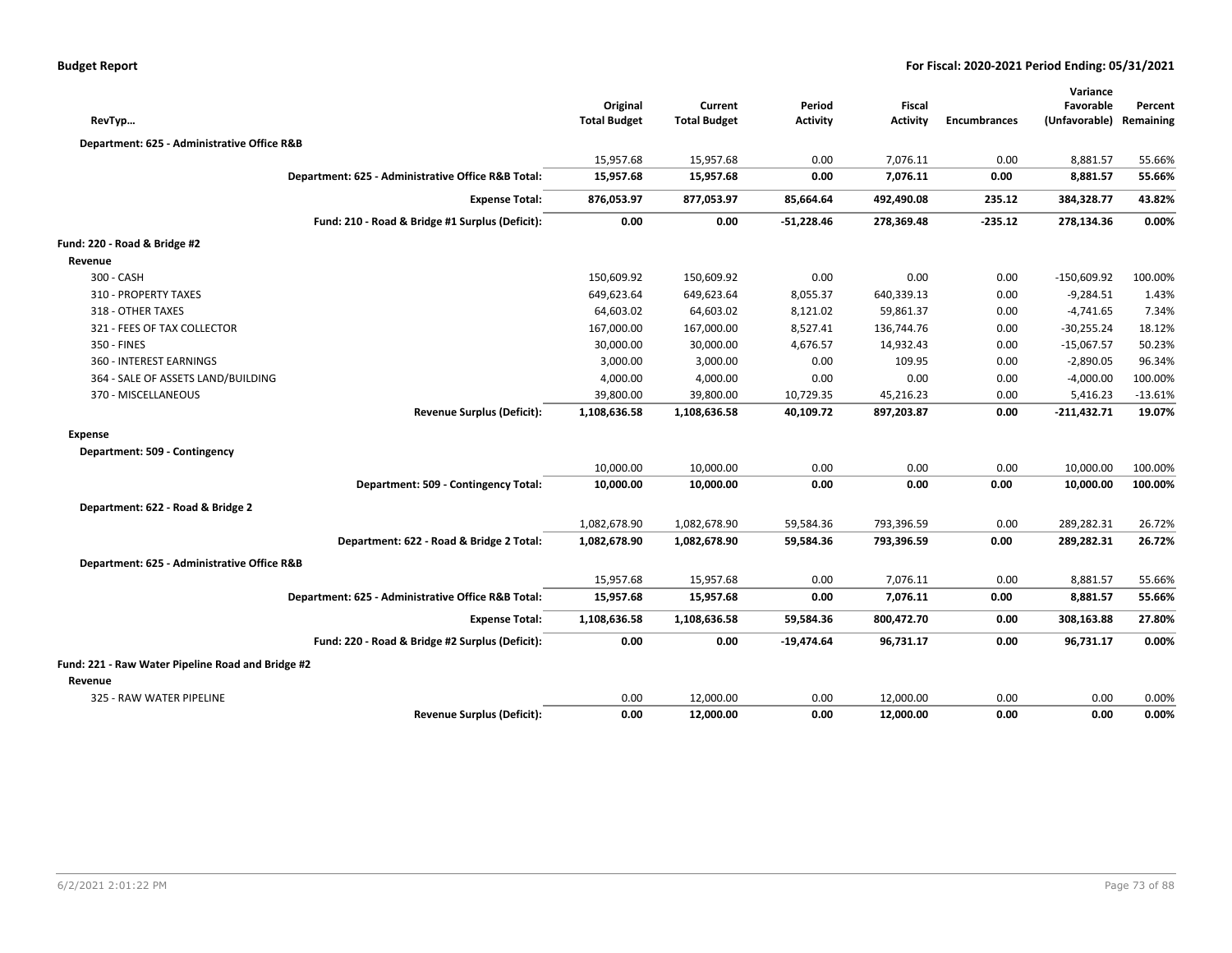**Budget Report** — For Fiscal: 2020-2021 Period Ending: 05/31/2021

| RevTyp… | Original Total Budget | Current Total Budget | Period Activity | Fiscal Activity | Encumbrances | Variance Favorable (Unfavorable) | Percent Remaining |
|---|---|---|---|---|---|---|---|
| **Department: 625 - Administrative Office R&B** | | | | | | | |
| | 15,957.68 | 15,957.68 | 0.00 | 7,076.11 | 0.00 | 8,881.57 | 55.66% |
| **Department: 625 - Administrative Office R&B Total:** | **15,957.68** | **15,957.68** | **0.00** | **7,076.11** | **0.00** | **8,881.57** | **55.66%** |
| **Expense Total:** | **876,053.97** | **877,053.97** | **85,664.64** | **492,490.08** | **235.12** | **384,328.77** | **43.82%** |
| **Fund: 210 - Road & Bridge #1 Surplus (Deficit):** | **0.00** | **0.00** | **-51,228.46** | **278,369.48** | **-235.12** | **278,134.36** | **0.00%** |
| **Fund: 220 - Road & Bridge #2** | | | | | | | |
| **Revenue** | | | | | | | |
| 300 - CASH | 150,609.92 | 150,609.92 | 0.00 | 0.00 | 0.00 | -150,609.92 | 100.00% |
| 310 - PROPERTY TAXES | 649,623.64 | 649,623.64 | 8,055.37 | 640,339.13 | 0.00 | -9,284.51 | 1.43% |
| 318 - OTHER TAXES | 64,603.02 | 64,603.02 | 8,121.02 | 59,861.37 | 0.00 | -4,741.65 | 7.34% |
| 321 - FEES OF TAX COLLECTOR | 167,000.00 | 167,000.00 | 8,527.41 | 136,744.76 | 0.00 | -30,255.24 | 18.12% |
| 350 - FINES | 30,000.00 | 30,000.00 | 4,676.57 | 14,932.43 | 0.00 | -15,067.57 | 50.23% |
| 360 - INTEREST EARNINGS | 3,000.00 | 3,000.00 | 0.00 | 109.95 | 0.00 | -2,890.05 | 96.34% |
| 364 - SALE OF ASSETS LAND/BUILDING | 4,000.00 | 4,000.00 | 0.00 | 0.00 | 0.00 | -4,000.00 | 100.00% |
| 370 - MISCELLANEOUS | 39,800.00 | 39,800.00 | 10,729.35 | 45,216.23 | 0.00 | 5,416.23 | -13.61% |
| **Revenue Surplus (Deficit):** | **1,108,636.58** | **1,108,636.58** | **40,109.72** | **897,203.87** | **0.00** | **-211,432.71** | **19.07%** |
| **Expense** | | | | | | | |
| **Department: 509 - Contingency** | | | | | | | |
| | 10,000.00 | 10,000.00 | 0.00 | 0.00 | 0.00 | 10,000.00 | 100.00% |
| **Department: 509 - Contingency Total:** | **10,000.00** | **10,000.00** | **0.00** | **0.00** | **0.00** | **10,000.00** | **100.00%** |
| **Department: 622 - Road & Bridge 2** | | | | | | | |
| | 1,082,678.90 | 1,082,678.90 | 59,584.36 | 793,396.59 | 0.00 | 289,282.31 | 26.72% |
| **Department: 622 - Road & Bridge 2 Total:** | **1,082,678.90** | **1,082,678.90** | **59,584.36** | **793,396.59** | **0.00** | **289,282.31** | **26.72%** |
| **Department: 625 - Administrative Office R&B** | | | | | | | |
| | 15,957.68 | 15,957.68 | 0.00 | 7,076.11 | 0.00 | 8,881.57 | 55.66% |
| **Department: 625 - Administrative Office R&B Total:** | **15,957.68** | **15,957.68** | **0.00** | **7,076.11** | **0.00** | **8,881.57** | **55.66%** |
| **Expense Total:** | **1,108,636.58** | **1,108,636.58** | **59,584.36** | **800,472.70** | **0.00** | **308,163.88** | **27.80%** |
| **Fund: 220 - Road & Bridge #2 Surplus (Deficit):** | **0.00** | **0.00** | **-19,474.64** | **96,731.17** | **0.00** | **96,731.17** | **0.00%** |
| **Fund: 221 - Raw Water Pipeline Road and Bridge #2** | | | | | | | |
| **Revenue** | | | | | | | |
| 325 - RAW WATER PIPELINE | 0.00 | 12,000.00 | 0.00 | 12,000.00 | 0.00 | 0.00 | 0.00% |
| **Revenue Surplus (Deficit):** | **0.00** | **12,000.00** | **0.00** | **12,000.00** | **0.00** | **0.00** | **0.00%** |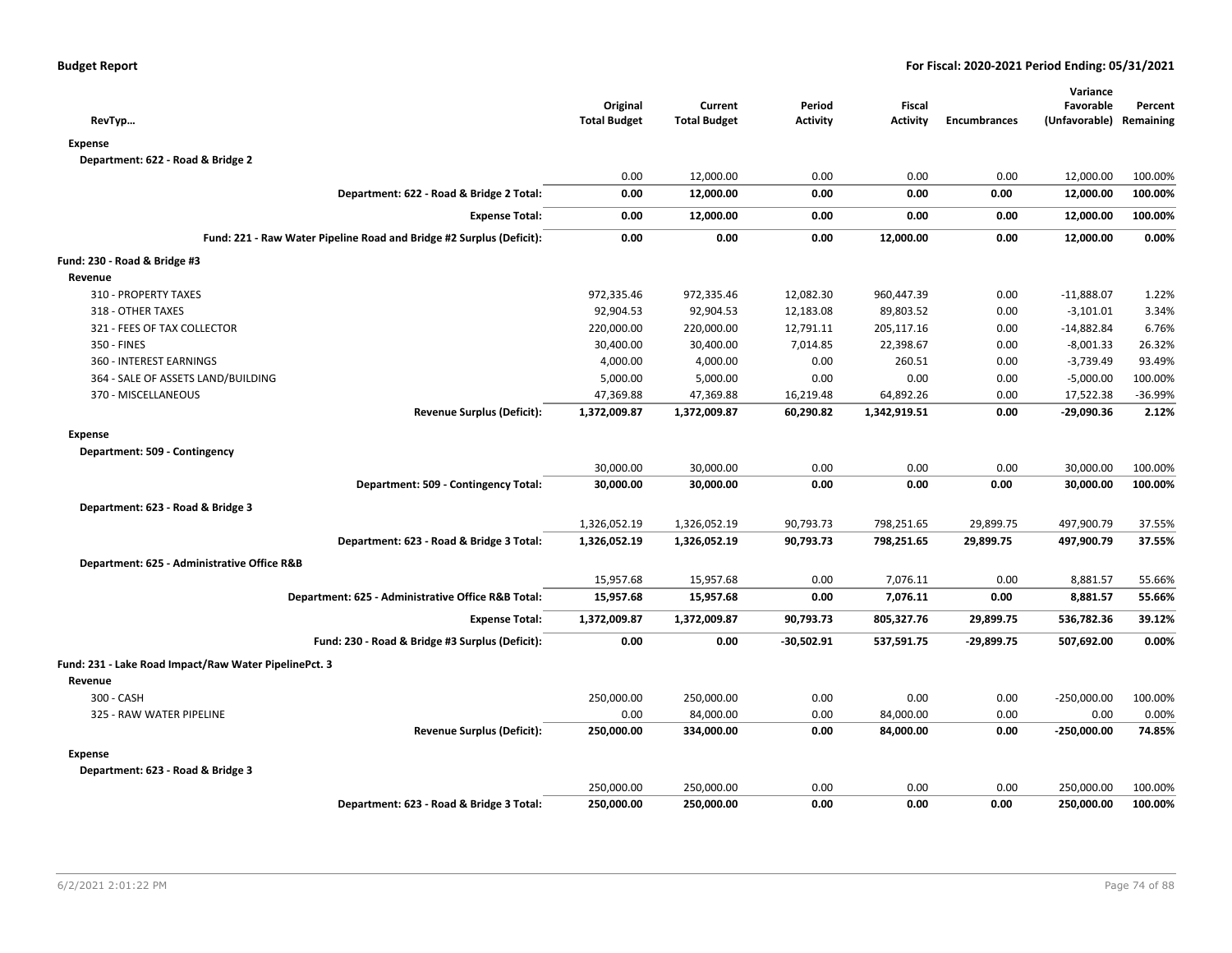**Budget Report** **For Fiscal: 2020-2021 Period Ending: 05/31/2021**

| RevTyp… | Original Total Budget | Current Total Budget | Period Activity | Fiscal Activity | Encumbrances | Variance Favorable (Unfavorable) | Percent Remaining |
|---|---|---|---|---|---|---|---|
| **Expense** | | | | | | | |
| **Department: 622 - Road & Bridge 2** | | | | | | | |
| | 0.00 | 12,000.00 | 0.00 | 0.00 | 0.00 | 12,000.00 | 100.00% |
| **Department: 622 - Road & Bridge 2 Total:** | **0.00** | **12,000.00** | **0.00** | **0.00** | **0.00** | **12,000.00** | **100.00%** |
| **Expense Total:** | **0.00** | **12,000.00** | **0.00** | **0.00** | **0.00** | **12,000.00** | **100.00%** |
| **Fund: 221 - Raw Water Pipeline Road and Bridge #2 Surplus (Deficit):** | **0.00** | **0.00** | **0.00** | **12,000.00** | **0.00** | **12,000.00** | **0.00%** |
| **Fund: 230 - Road & Bridge #3** | | | | | | | |
| **Revenue** | | | | | | | |
| 310 - PROPERTY TAXES | 972,335.46 | 972,335.46 | 12,082.30 | 960,447.39 | 0.00 | -11,888.07 | 1.22% |
| 318 - OTHER TAXES | 92,904.53 | 92,904.53 | 12,183.08 | 89,803.52 | 0.00 | -3,101.01 | 3.34% |
| 321 - FEES OF TAX COLLECTOR | 220,000.00 | 220,000.00 | 12,791.11 | 205,117.16 | 0.00 | -14,882.84 | 6.76% |
| 350 - FINES | 30,400.00 | 30,400.00 | 7,014.85 | 22,398.67 | 0.00 | -8,001.33 | 26.32% |
| 360 - INTEREST EARNINGS | 4,000.00 | 4,000.00 | 0.00 | 260.51 | 0.00 | -3,739.49 | 93.49% |
| 364 - SALE OF ASSETS LAND/BUILDING | 5,000.00 | 5,000.00 | 0.00 | 0.00 | 0.00 | -5,000.00 | 100.00% |
| 370 - MISCELLANEOUS | 47,369.88 | 47,369.88 | 16,219.48 | 64,892.26 | 0.00 | 17,522.38 | -36.99% |
| **Revenue Surplus (Deficit):** | **1,372,009.87** | **1,372,009.87** | **60,290.82** | **1,342,919.51** | **0.00** | **-29,090.36** | **2.12%** |
| **Expense** | | | | | | | |
| **Department: 509 - Contingency** | | | | | | | |
| | 30,000.00 | 30,000.00 | 0.00 | 0.00 | 0.00 | 30,000.00 | 100.00% |
| **Department: 509 - Contingency Total:** | **30,000.00** | **30,000.00** | **0.00** | **0.00** | **0.00** | **30,000.00** | **100.00%** |
| **Department: 623 - Road & Bridge 3** | | | | | | | |
| | 1,326,052.19 | 1,326,052.19 | 90,793.73 | 798,251.65 | 29,899.75 | 497,900.79 | 37.55% |
| **Department: 623 - Road & Bridge 3 Total:** | **1,326,052.19** | **1,326,052.19** | **90,793.73** | **798,251.65** | **29,899.75** | **497,900.79** | **37.55%** |
| **Department: 625 - Administrative Office R&B** | | | | | | | |
| | 15,957.68 | 15,957.68 | 0.00 | 7,076.11 | 0.00 | 8,881.57 | 55.66% |
| **Department: 625 - Administrative Office R&B Total:** | **15,957.68** | **15,957.68** | **0.00** | **7,076.11** | **0.00** | **8,881.57** | **55.66%** |
| **Expense Total:** | **1,372,009.87** | **1,372,009.87** | **90,793.73** | **805,327.76** | **29,899.75** | **536,782.36** | **39.12%** |
| **Fund: 230 - Road & Bridge #3 Surplus (Deficit):** | **0.00** | **0.00** | **-30,502.91** | **537,591.75** | **-29,899.75** | **507,692.00** | **0.00%** |
| **Fund: 231 - Lake Road Impact/Raw Water PipelinePct. 3** | | | | | | | |
| **Revenue** | | | | | | | |
| 300 - CASH | 250,000.00 | 250,000.00 | 0.00 | 0.00 | 0.00 | -250,000.00 | 100.00% |
| 325 - RAW WATER PIPELINE | 0.00 | 84,000.00 | 0.00 | 84,000.00 | 0.00 | 0.00 | 0.00% |
| **Revenue Surplus (Deficit):** | **250,000.00** | **334,000.00** | **0.00** | **84,000.00** | **0.00** | **-250,000.00** | **74.85%** |
| **Expense** | | | | | | | |
| **Department: 623 - Road & Bridge 3** | | | | | | | |
| | 250,000.00 | 250,000.00 | 0.00 | 0.00 | 0.00 | 250,000.00 | 100.00% |
| **Department: 623 - Road & Bridge 3 Total:** | **250,000.00** | **250,000.00** | **0.00** | **0.00** | **0.00** | **250,000.00** | **100.00%** |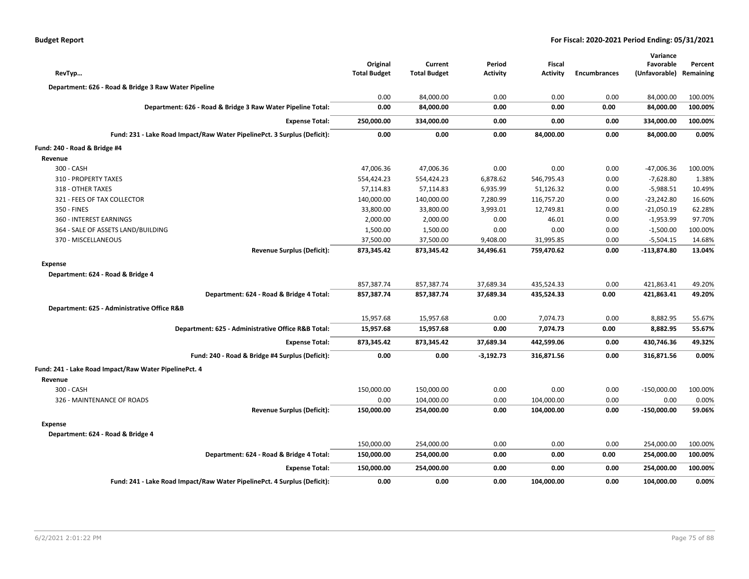**Budget Report** | **For Fiscal: 2020-2021 Period Ending: 05/31/2021**

| RevTyp… | Original Total Budget | Current Total Budget | Period Activity | Fiscal Activity | Encumbrances | Variance Favorable (Unfavorable) | Percent Remaining |
|---|---|---|---|---|---|---|---|
| **Department: 626 - Road & Bridge 3 Raw Water Pipeline** | | | | | | | |
| | 0.00 | 84,000.00 | 0.00 | 0.00 | 0.00 | 84,000.00 | 100.00% |
| **Department: 626 - Road & Bridge 3 Raw Water Pipeline Total:** | **0.00** | **84,000.00** | **0.00** | **0.00** | **0.00** | **84,000.00** | **100.00%** |
| **Expense Total:** | **250,000.00** | **334,000.00** | **0.00** | **0.00** | **0.00** | **334,000.00** | **100.00%** |
| **Fund: 231 - Lake Road Impact/Raw Water PipelinePct. 3 Surplus (Deficit):** | **0.00** | **0.00** | **0.00** | **84,000.00** | **0.00** | **84,000.00** | **0.00%** |
| **Fund: 240 - Road & Bridge #4** | | | | | | | |
| **Revenue** | | | | | | | |
| 300 - CASH | 47,006.36 | 47,006.36 | 0.00 | 0.00 | 0.00 | -47,006.36 | 100.00% |
| 310 - PROPERTY TAXES | 554,424.23 | 554,424.23 | 6,878.62 | 546,795.43 | 0.00 | -7,628.80 | 1.38% |
| 318 - OTHER TAXES | 57,114.83 | 57,114.83 | 6,935.99 | 51,126.32 | 0.00 | -5,988.51 | 10.49% |
| 321 - FEES OF TAX COLLECTOR | 140,000.00 | 140,000.00 | 7,280.99 | 116,757.20 | 0.00 | -23,242.80 | 16.60% |
| 350 - FINES | 33,800.00 | 33,800.00 | 3,993.01 | 12,749.81 | 0.00 | -21,050.19 | 62.28% |
| 360 - INTEREST EARNINGS | 2,000.00 | 2,000.00 | 0.00 | 46.01 | 0.00 | -1,953.99 | 97.70% |
| 364 - SALE OF ASSETS LAND/BUILDING | 1,500.00 | 1,500.00 | 0.00 | 0.00 | 0.00 | -1,500.00 | 100.00% |
| 370 - MISCELLANEOUS | 37,500.00 | 37,500.00 | 9,408.00 | 31,995.85 | 0.00 | -5,504.15 | 14.68% |
| **Revenue Surplus (Deficit):** | **873,345.42** | **873,345.42** | **34,496.61** | **759,470.62** | **0.00** | **-113,874.80** | **13.04%** |
| **Expense** | | | | | | | |
| **Department: 624 - Road & Bridge 4** | | | | | | | |
| | 857,387.74 | 857,387.74 | 37,689.34 | 435,524.33 | 0.00 | 421,863.41 | 49.20% |
| **Department: 624 - Road & Bridge 4 Total:** | **857,387.74** | **857,387.74** | **37,689.34** | **435,524.33** | **0.00** | **421,863.41** | **49.20%** |
| **Department: 625 - Administrative Office R&B** | | | | | | | |
| | 15,957.68 | 15,957.68 | 0.00 | 7,074.73 | 0.00 | 8,882.95 | 55.67% |
| **Department: 625 - Administrative Office R&B Total:** | **15,957.68** | **15,957.68** | **0.00** | **7,074.73** | **0.00** | **8,882.95** | **55.67%** |
| **Expense Total:** | **873,345.42** | **873,345.42** | **37,689.34** | **442,599.06** | **0.00** | **430,746.36** | **49.32%** |
| **Fund: 240 - Road & Bridge #4 Surplus (Deficit):** | **0.00** | **0.00** | **-3,192.73** | **316,871.56** | **0.00** | **316,871.56** | **0.00%** |
| **Fund: 241 - Lake Road Impact/Raw Water PipelinePct. 4** | | | | | | | |
| **Revenue** | | | | | | | |
| 300 - CASH | 150,000.00 | 150,000.00 | 0.00 | 0.00 | 0.00 | -150,000.00 | 100.00% |
| 326 - MAINTENANCE OF ROADS | 0.00 | 104,000.00 | 0.00 | 104,000.00 | 0.00 | 0.00 | 0.00% |
| **Revenue Surplus (Deficit):** | **150,000.00** | **254,000.00** | **0.00** | **104,000.00** | **0.00** | **-150,000.00** | **59.06%** |
| **Expense** | | | | | | | |
| **Department: 624 - Road & Bridge 4** | | | | | | | |
| | 150,000.00 | 254,000.00 | 0.00 | 0.00 | 0.00 | 254,000.00 | 100.00% |
| **Department: 624 - Road & Bridge 4 Total:** | **150,000.00** | **254,000.00** | **0.00** | **0.00** | **0.00** | **254,000.00** | **100.00%** |
| **Expense Total:** | **150,000.00** | **254,000.00** | **0.00** | **0.00** | **0.00** | **254,000.00** | **100.00%** |
| **Fund: 241 - Lake Road Impact/Raw Water PipelinePct. 4 Surplus (Deficit):** | **0.00** | **0.00** | **0.00** | **104,000.00** | **0.00** | **104,000.00** | **0.00%** |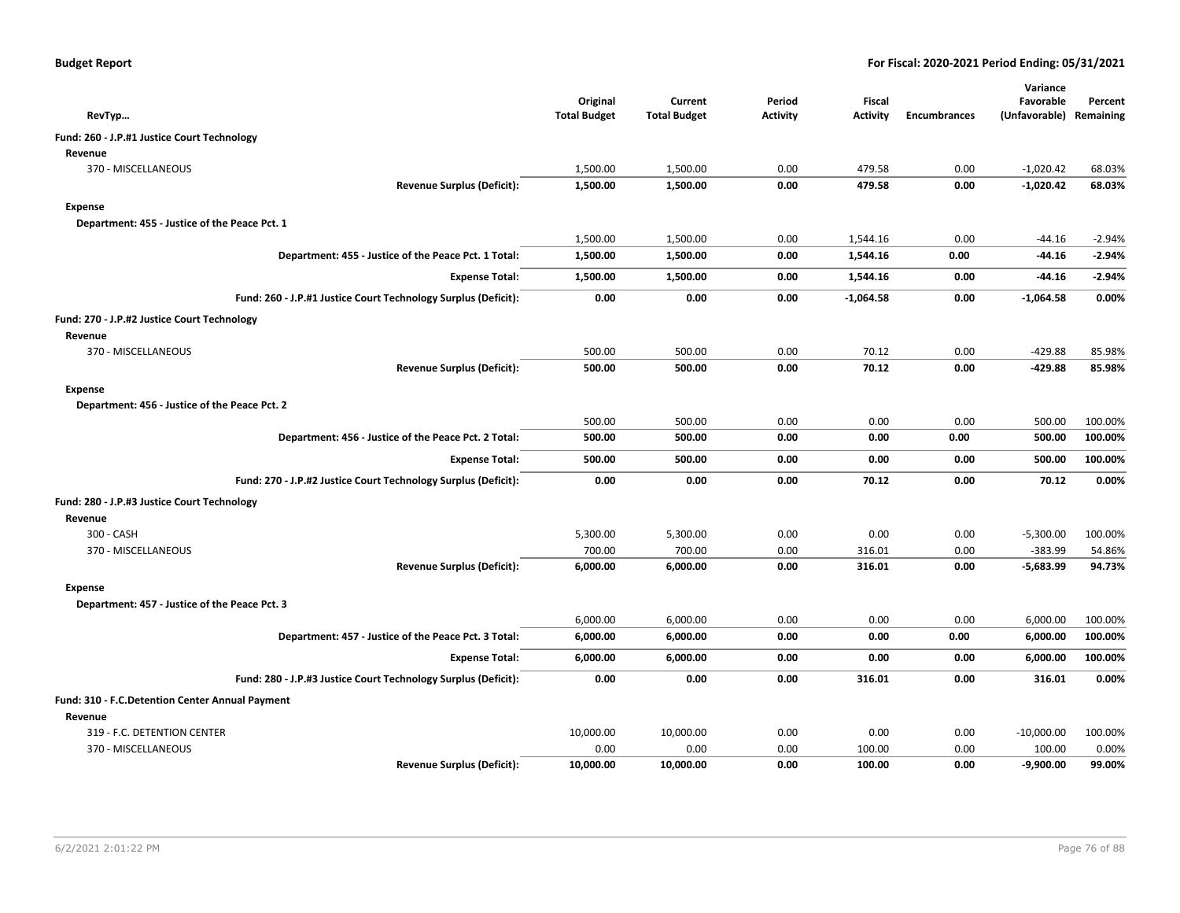**Budget Report** | **For Fiscal: 2020-2021 Period Ending: 05/31/2021**

| RevTyp… | | Original Total Budget | Current Total Budget | Period Activity | Fiscal Activity | Encumbrances | Variance Favorable (Unfavorable) | Percent Remaining |
|---|---|---|---|---|---|---|---|---|
| **Fund: 260 - J.P.#1 Justice Court Technology** | | | | | | | | |
| **Revenue** | | | | | | | | |
| 370 - MISCELLANEOUS | | 1,500.00 | 1,500.00 | 0.00 | 479.58 | 0.00 | -1,020.42 | 68.03% |
| | **Revenue Surplus (Deficit):** | **1,500.00** | **1,500.00** | **0.00** | **479.58** | **0.00** | **-1,020.42** | **68.03%** |
| **Expense** | | | | | | | | |
| **Department: 455 - Justice of the Peace Pct. 1** | | | | | | | | |
| | | 1,500.00 | 1,500.00 | 0.00 | 1,544.16 | 0.00 | -44.16 | -2.94% |
| | **Department: 455 - Justice of the Peace Pct. 1 Total:** | **1,500.00** | **1,500.00** | **0.00** | **1,544.16** | **0.00** | **-44.16** | **-2.94%** |
| | **Expense Total:** | **1,500.00** | **1,500.00** | **0.00** | **1,544.16** | **0.00** | **-44.16** | **-2.94%** |
| | **Fund: 260 - J.P.#1 Justice Court Technology Surplus (Deficit):** | **0.00** | **0.00** | **0.00** | **-1,064.58** | **0.00** | **-1,064.58** | **0.00%** |
| **Fund: 270 - J.P.#2 Justice Court Technology** | | | | | | | | |
| **Revenue** | | | | | | | | |
| 370 - MISCELLANEOUS | | 500.00 | 500.00 | 0.00 | 70.12 | 0.00 | -429.88 | 85.98% |
| | **Revenue Surplus (Deficit):** | **500.00** | **500.00** | **0.00** | **70.12** | **0.00** | **-429.88** | **85.98%** |
| **Expense** | | | | | | | | |
| **Department: 456 - Justice of the Peace Pct. 2** | | | | | | | | |
| | | 500.00 | 500.00 | 0.00 | 0.00 | 0.00 | 500.00 | 100.00% |
| | **Department: 456 - Justice of the Peace Pct. 2 Total:** | **500.00** | **500.00** | **0.00** | **0.00** | **0.00** | **500.00** | **100.00%** |
| | **Expense Total:** | **500.00** | **500.00** | **0.00** | **0.00** | **0.00** | **500.00** | **100.00%** |
| | **Fund: 270 - J.P.#2 Justice Court Technology Surplus (Deficit):** | **0.00** | **0.00** | **0.00** | **70.12** | **0.00** | **70.12** | **0.00%** |
| **Fund: 280 - J.P.#3 Justice Court Technology** | | | | | | | | |
| **Revenue** | | | | | | | | |
| 300 - CASH | | 5,300.00 | 5,300.00 | 0.00 | 0.00 | 0.00 | -5,300.00 | 100.00% |
| 370 - MISCELLANEOUS | | 700.00 | 700.00 | 0.00 | 316.01 | 0.00 | -383.99 | 54.86% |
| | **Revenue Surplus (Deficit):** | **6,000.00** | **6,000.00** | **0.00** | **316.01** | **0.00** | **-5,683.99** | **94.73%** |
| **Expense** | | | | | | | | |
| **Department: 457 - Justice of the Peace Pct. 3** | | | | | | | | |
| | | 6,000.00 | 6,000.00 | 0.00 | 0.00 | 0.00 | 6,000.00 | 100.00% |
| | **Department: 457 - Justice of the Peace Pct. 3 Total:** | **6,000.00** | **6,000.00** | **0.00** | **0.00** | **0.00** | **6,000.00** | **100.00%** |
| | **Expense Total:** | **6,000.00** | **6,000.00** | **0.00** | **0.00** | **0.00** | **6,000.00** | **100.00%** |
| | **Fund: 280 - J.P.#3 Justice Court Technology Surplus (Deficit):** | **0.00** | **0.00** | **0.00** | **316.01** | **0.00** | **316.01** | **0.00%** |
| **Fund: 310 - F.C.Detention Center Annual Payment** | | | | | | | | |
| **Revenue** | | | | | | | | |
| 319 - F.C. DETENTION CENTER | | 10,000.00 | 10,000.00 | 0.00 | 0.00 | 0.00 | -10,000.00 | 100.00% |
| 370 - MISCELLANEOUS | | 0.00 | 0.00 | 0.00 | 100.00 | 0.00 | 100.00 | 0.00% |
| | **Revenue Surplus (Deficit):** | **10,000.00** | **10,000.00** | **0.00** | **100.00** | **0.00** | **-9,900.00** | **99.00%** |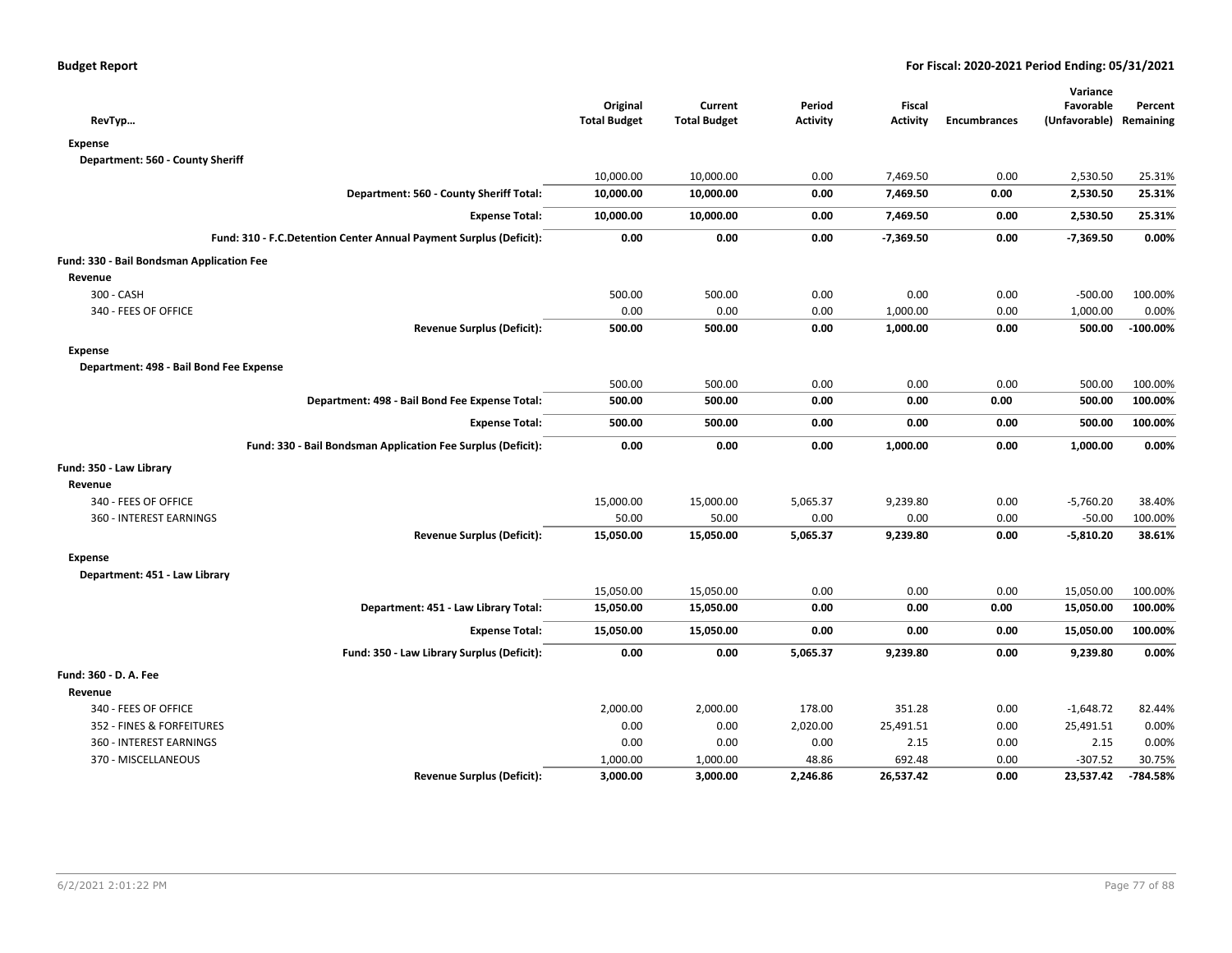**Budget Report** — **For Fiscal: 2020-2021 Period Ending: 05/31/2021**

| RevTyp… | Original Total Budget | Current Total Budget | Period Activity | Fiscal Activity | Encumbrances | Variance Favorable (Unfavorable) | Percent Remaining |
|---|---|---|---|---|---|---|---|
| **Expense** | | | | | | | |
| **Department: 560 - County Sheriff** | | | | | | | |
| | 10,000.00 | 10,000.00 | 0.00 | 7,469.50 | 0.00 | 2,530.50 | 25.31% |
| **Department: 560 - County Sheriff Total:** | **10,000.00** | **10,000.00** | **0.00** | **7,469.50** | **0.00** | **2,530.50** | **25.31%** |
| **Expense Total:** | **10,000.00** | **10,000.00** | **0.00** | **7,469.50** | **0.00** | **2,530.50** | **25.31%** |
| **Fund: 310 - F.C.Detention Center Annual Payment Surplus (Deficit):** | **0.00** | **0.00** | **0.00** | **-7,369.50** | **0.00** | **-7,369.50** | **0.00%** |
| **Fund: 330 - Bail Bondsman Application Fee** | | | | | | | |
| **Revenue** | | | | | | | |
| 300 - CASH | 500.00 | 500.00 | 0.00 | 0.00 | 0.00 | -500.00 | 100.00% |
| 340 - FEES OF OFFICE | 0.00 | 0.00 | 0.00 | 1,000.00 | 0.00 | 1,000.00 | 0.00% |
| **Revenue Surplus (Deficit):** | **500.00** | **500.00** | **0.00** | **1,000.00** | **0.00** | **500.00** | **-100.00%** |
| **Expense** | | | | | | | |
| **Department: 498 - Bail Bond Fee Expense** | | | | | | | |
| | 500.00 | 500.00 | 0.00 | 0.00 | 0.00 | 500.00 | 100.00% |
| **Department: 498 - Bail Bond Fee Expense Total:** | **500.00** | **500.00** | **0.00** | **0.00** | **0.00** | **500.00** | **100.00%** |
| **Expense Total:** | **500.00** | **500.00** | **0.00** | **0.00** | **0.00** | **500.00** | **100.00%** |
| **Fund: 330 - Bail Bondsman Application Fee Surplus (Deficit):** | **0.00** | **0.00** | **0.00** | **1,000.00** | **0.00** | **1,000.00** | **0.00%** |
| **Fund: 350 - Law Library** | | | | | | | |
| **Revenue** | | | | | | | |
| 340 - FEES OF OFFICE | 15,000.00 | 15,000.00 | 5,065.37 | 9,239.80 | 0.00 | -5,760.20 | 38.40% |
| 360 - INTEREST EARNINGS | 50.00 | 50.00 | 0.00 | 0.00 | 0.00 | -50.00 | 100.00% |
| **Revenue Surplus (Deficit):** | **15,050.00** | **15,050.00** | **5,065.37** | **9,239.80** | **0.00** | **-5,810.20** | **38.61%** |
| **Expense** | | | | | | | |
| **Department: 451 - Law Library** | | | | | | | |
| | 15,050.00 | 15,050.00 | 0.00 | 0.00 | 0.00 | 15,050.00 | 100.00% |
| **Department: 451 - Law Library Total:** | **15,050.00** | **15,050.00** | **0.00** | **0.00** | **0.00** | **15,050.00** | **100.00%** |
| **Expense Total:** | **15,050.00** | **15,050.00** | **0.00** | **0.00** | **0.00** | **15,050.00** | **100.00%** |
| **Fund: 350 - Law Library Surplus (Deficit):** | **0.00** | **0.00** | **5,065.37** | **9,239.80** | **0.00** | **9,239.80** | **0.00%** |
| **Fund: 360 - D. A. Fee** | | | | | | | |
| **Revenue** | | | | | | | |
| 340 - FEES OF OFFICE | 2,000.00 | 2,000.00 | 178.00 | 351.28 | 0.00 | -1,648.72 | 82.44% |
| 352 - FINES & FORFEITURES | 0.00 | 0.00 | 2,020.00 | 25,491.51 | 0.00 | 25,491.51 | 0.00% |
| 360 - INTEREST EARNINGS | 0.00 | 0.00 | 0.00 | 2.15 | 0.00 | 2.15 | 0.00% |
| 370 - MISCELLANEOUS | 1,000.00 | 1,000.00 | 48.86 | 692.48 | 0.00 | -307.52 | 30.75% |
| **Revenue Surplus (Deficit):** | **3,000.00** | **3,000.00** | **2,246.86** | **26,537.42** | **0.00** | **23,537.42** | **-784.58%** |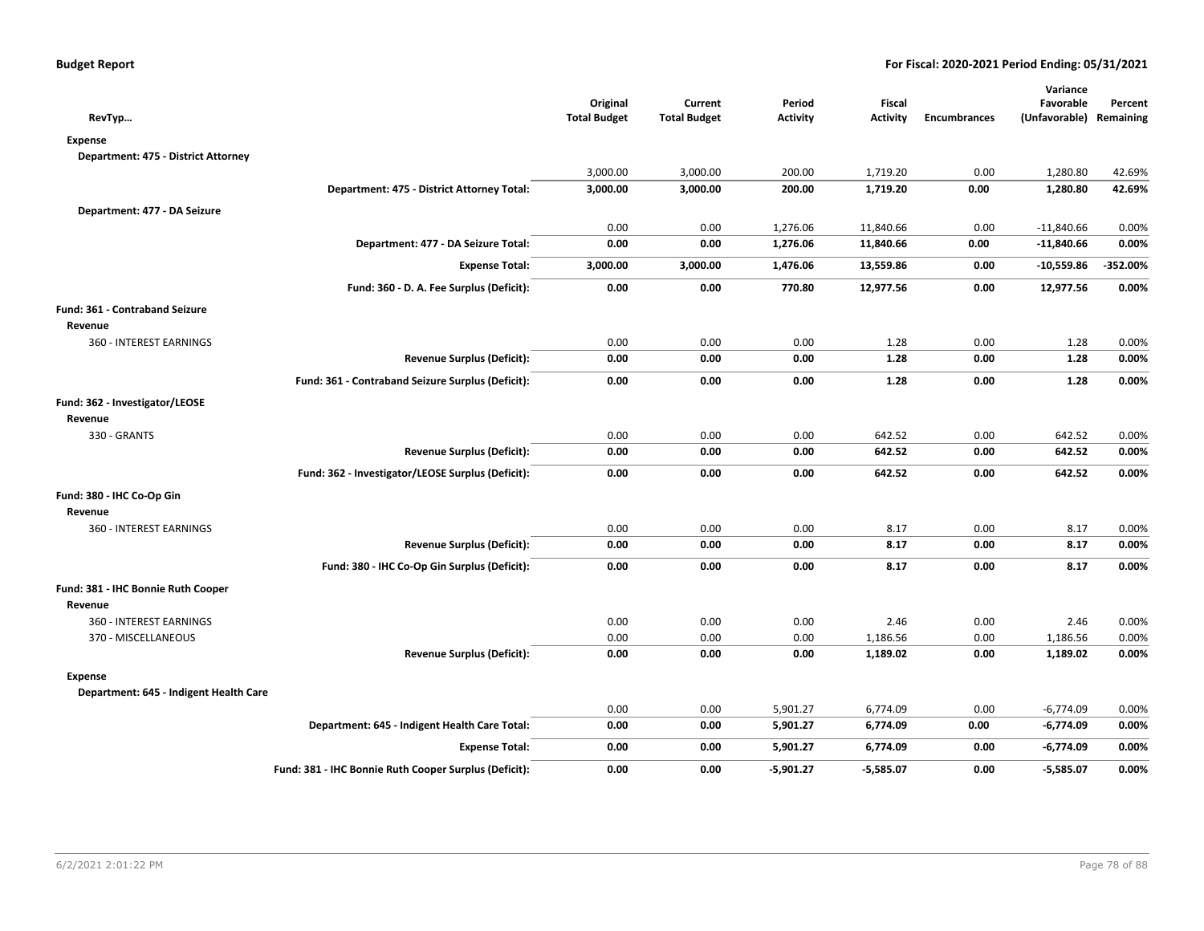| RevTyp… | | Original Total Budget | Current Total Budget | Period Activity | Fiscal Activity | Encumbrances | Variance Favorable (Unfavorable) | Percent Remaining |
|---|---|---|---|---|---|---|---|---|
| **Expense** | | | | | | | | |
| **Department: 475 - District Attorney** | | | | | | | | |
| | | 3,000.00 | 3,000.00 | 200.00 | 1,719.20 | 0.00 | 1,280.80 | 42.69% |
| | **Department: 475 - District Attorney Total:** | **3,000.00** | **3,000.00** | **200.00** | **1,719.20** | **0.00** | **1,280.80** | **42.69%** |
| **Department: 477 - DA Seizure** | | | | | | | | |
| | | 0.00 | 0.00 | 1,276.06 | 11,840.66 | 0.00 | -11,840.66 | 0.00% |
| | **Department: 477 - DA Seizure Total:** | **0.00** | **0.00** | **1,276.06** | **11,840.66** | **0.00** | **-11,840.66** | **0.00%** |
| | **Expense Total:** | **3,000.00** | **3,000.00** | **1,476.06** | **13,559.86** | **0.00** | **-10,559.86** | **-352.00%** |
| | **Fund: 360 - D. A. Fee Surplus (Deficit):** | **0.00** | **0.00** | **770.80** | **12,977.56** | **0.00** | **12,977.56** | **0.00%** |
| **Fund: 361 - Contraband Seizure** | | | | | | | | |
| **Revenue** | | | | | | | | |
| 360 - INTEREST EARNINGS | | 0.00 | 0.00 | 0.00 | 1.28 | 0.00 | 1.28 | 0.00% |
| | **Revenue Surplus (Deficit):** | **0.00** | **0.00** | **0.00** | **1.28** | **0.00** | **1.28** | **0.00%** |
| | **Fund: 361 - Contraband Seizure Surplus (Deficit):** | **0.00** | **0.00** | **0.00** | **1.28** | **0.00** | **1.28** | **0.00%** |
| **Fund: 362 - Investigator/LEOSE** | | | | | | | | |
| **Revenue** | | | | | | | | |
| 330 - GRANTS | | 0.00 | 0.00 | 0.00 | 642.52 | 0.00 | 642.52 | 0.00% |
| | **Revenue Surplus (Deficit):** | **0.00** | **0.00** | **0.00** | **642.52** | **0.00** | **642.52** | **0.00%** |
| | **Fund: 362 - Investigator/LEOSE Surplus (Deficit):** | **0.00** | **0.00** | **0.00** | **642.52** | **0.00** | **642.52** | **0.00%** |
| **Fund: 380 - IHC Co-Op Gin** | | | | | | | | |
| **Revenue** | | | | | | | | |
| 360 - INTEREST EARNINGS | | 0.00 | 0.00 | 0.00 | 8.17 | 0.00 | 8.17 | 0.00% |
| | **Revenue Surplus (Deficit):** | **0.00** | **0.00** | **0.00** | **8.17** | **0.00** | **8.17** | **0.00%** |
| | **Fund: 380 - IHC Co-Op Gin Surplus (Deficit):** | **0.00** | **0.00** | **0.00** | **8.17** | **0.00** | **8.17** | **0.00%** |
| **Fund: 381 - IHC Bonnie Ruth Cooper** | | | | | | | | |
| **Revenue** | | | | | | | | |
| 360 - INTEREST EARNINGS | | 0.00 | 0.00 | 0.00 | 2.46 | 0.00 | 2.46 | 0.00% |
| 370 - MISCELLANEOUS | | 0.00 | 0.00 | 0.00 | 1,186.56 | 0.00 | 1,186.56 | 0.00% |
| | **Revenue Surplus (Deficit):** | **0.00** | **0.00** | **0.00** | **1,189.02** | **0.00** | **1,189.02** | **0.00%** |
| **Expense** | | | | | | | | |
| **Department: 645 - Indigent Health Care** | | | | | | | | |
| | | 0.00 | 0.00 | 5,901.27 | 6,774.09 | 0.00 | -6,774.09 | 0.00% |
| | **Department: 645 - Indigent Health Care Total:** | **0.00** | **0.00** | **5,901.27** | **6,774.09** | **0.00** | **-6,774.09** | **0.00%** |
| | **Expense Total:** | **0.00** | **0.00** | **5,901.27** | **6,774.09** | **0.00** | **-6,774.09** | **0.00%** |
| | **Fund: 381 - IHC Bonnie Ruth Cooper Surplus (Deficit):** | **0.00** | **0.00** | **-5,901.27** | **-5,585.07** | **0.00** | **-5,585.07** | **0.00%** |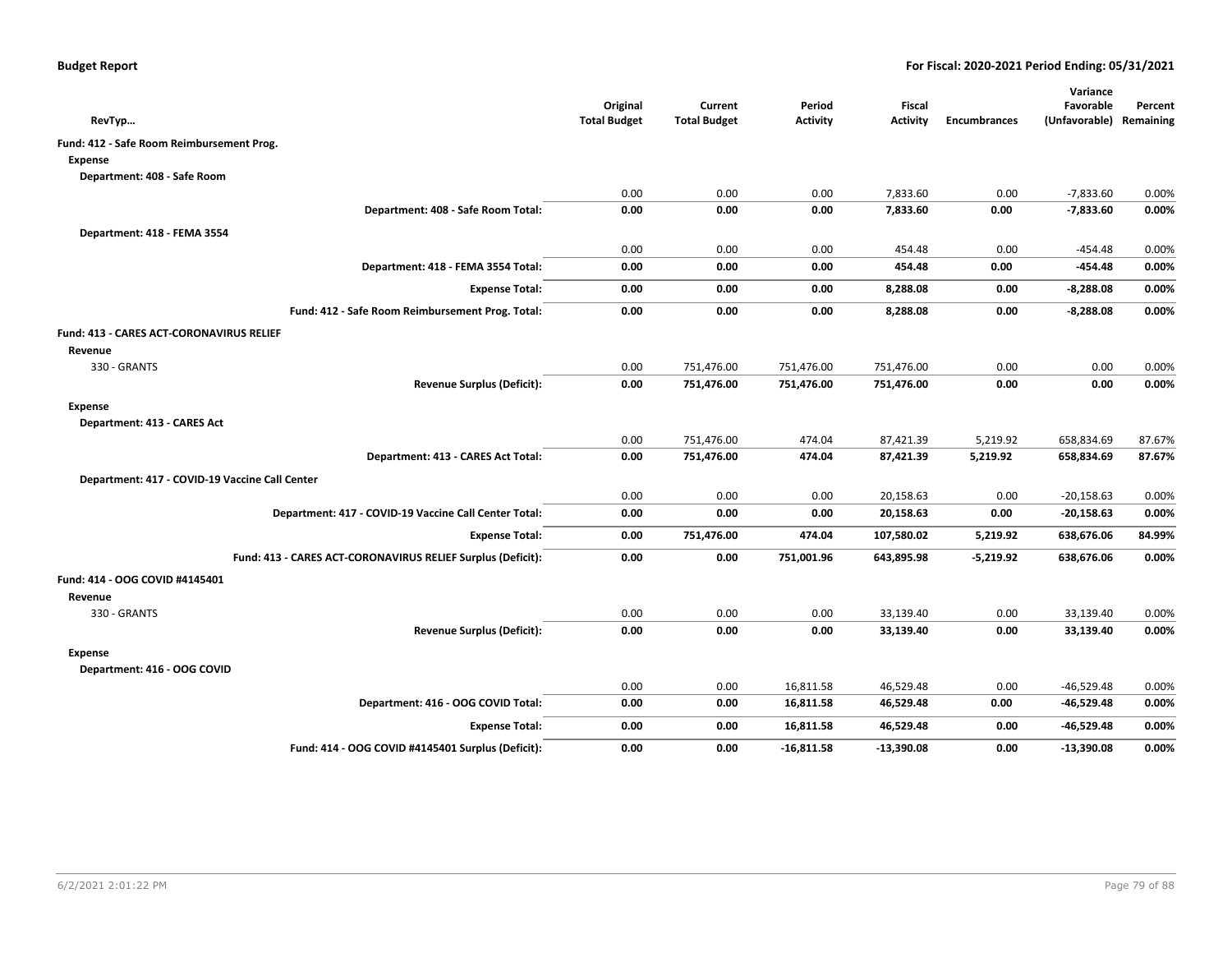**Budget Report** — **For Fiscal: 2020-2021 Period Ending: 05/31/2021**

| RevTyp… | Original Total Budget | Current Total Budget | Period Activity | Fiscal Activity | Encumbrances | Variance Favorable (Unfavorable) | Percent Remaining |
|---|---|---|---|---|---|---|---|
| **Fund: 412 - Safe Room Reimbursement Prog.** | | | | | | | |
| **Expense** | | | | | | | |
| **Department: 408 - Safe Room** | | | | | | | |
| | 0.00 | 0.00 | 0.00 | 7,833.60 | 0.00 | -7,833.60 | 0.00% |
| **Department: 408 - Safe Room Total:** | **0.00** | **0.00** | **0.00** | **7,833.60** | **0.00** | **-7,833.60** | **0.00%** |
| **Department: 418 - FEMA 3554** | | | | | | | |
| | 0.00 | 0.00 | 0.00 | 454.48 | 0.00 | -454.48 | 0.00% |
| **Department: 418 - FEMA 3554 Total:** | **0.00** | **0.00** | **0.00** | **454.48** | **0.00** | **-454.48** | **0.00%** |
| **Expense Total:** | **0.00** | **0.00** | **0.00** | **8,288.08** | **0.00** | **-8,288.08** | **0.00%** |
| **Fund: 412 - Safe Room Reimbursement Prog. Total:** | **0.00** | **0.00** | **0.00** | **8,288.08** | **0.00** | **-8,288.08** | **0.00%** |
| **Fund: 413 - CARES ACT-CORONAVIRUS RELIEF** | | | | | | | |
| **Revenue** | | | | | | | |
| 330 - GRANTS | 0.00 | 751,476.00 | 751,476.00 | 751,476.00 | 0.00 | 0.00 | 0.00% |
| **Revenue Surplus (Deficit):** | **0.00** | **751,476.00** | **751,476.00** | **751,476.00** | **0.00** | **0.00** | **0.00%** |
| **Expense** | | | | | | | |
| **Department: 413 - CARES Act** | | | | | | | |
| | 0.00 | 751,476.00 | 474.04 | 87,421.39 | 5,219.92 | 658,834.69 | 87.67% |
| **Department: 413 - CARES Act Total:** | **0.00** | **751,476.00** | **474.04** | **87,421.39** | **5,219.92** | **658,834.69** | **87.67%** |
| **Department: 417 - COVID-19 Vaccine Call Center** | | | | | | | |
| | 0.00 | 0.00 | 0.00 | 20,158.63 | 0.00 | -20,158.63 | 0.00% |
| **Department: 417 - COVID-19 Vaccine Call Center Total:** | **0.00** | **0.00** | **0.00** | **20,158.63** | **0.00** | **-20,158.63** | **0.00%** |
| **Expense Total:** | **0.00** | **751,476.00** | **474.04** | **107,580.02** | **5,219.92** | **638,676.06** | **84.99%** |
| **Fund: 413 - CARES ACT-CORONAVIRUS RELIEF Surplus (Deficit):** | **0.00** | **0.00** | **751,001.96** | **643,895.98** | **-5,219.92** | **638,676.06** | **0.00%** |
| **Fund: 414 - OOG COVID #4145401** | | | | | | | |
| **Revenue** | | | | | | | |
| 330 - GRANTS | 0.00 | 0.00 | 0.00 | 33,139.40 | 0.00 | 33,139.40 | 0.00% |
| **Revenue Surplus (Deficit):** | **0.00** | **0.00** | **0.00** | **33,139.40** | **0.00** | **33,139.40** | **0.00%** |
| **Expense** | | | | | | | |
| **Department: 416 - OOG COVID** | | | | | | | |
| | 0.00 | 0.00 | 16,811.58 | 46,529.48 | 0.00 | -46,529.48 | 0.00% |
| **Department: 416 - OOG COVID Total:** | **0.00** | **0.00** | **16,811.58** | **46,529.48** | **0.00** | **-46,529.48** | **0.00%** |
| **Expense Total:** | **0.00** | **0.00** | **16,811.58** | **46,529.48** | **0.00** | **-46,529.48** | **0.00%** |
| **Fund: 414 - OOG COVID #4145401 Surplus (Deficit):** | **0.00** | **0.00** | **-16,811.58** | **-13,390.08** | **0.00** | **-13,390.08** | **0.00%** |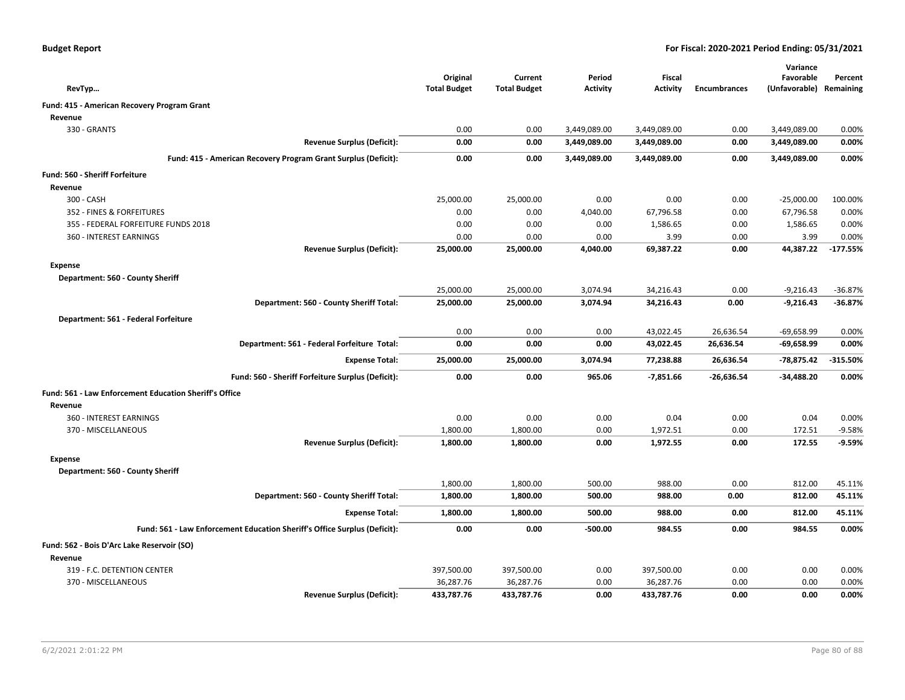**Budget Report** — For Fiscal: 2020-2021 Period Ending: 05/31/2021

| RevTyp… | Original Total Budget | Current Total Budget | Period Activity | Fiscal Activity | Encumbrances | Variance Favorable (Unfavorable) | Percent Remaining |
|---|---|---|---|---|---|---|---|
| **Fund: 415 - American Recovery Program Grant** | | | | | | | |
| **Revenue** | | | | | | | |
| 330 - GRANTS | 0.00 | 0.00 | 3,449,089.00 | 3,449,089.00 | 0.00 | 3,449,089.00 | 0.00% |
| **Revenue Surplus (Deficit):** | **0.00** | **0.00** | **3,449,089.00** | **3,449,089.00** | **0.00** | **3,449,089.00** | **0.00%** |
| **Fund: 415 - American Recovery Program Grant Surplus (Deficit):** | **0.00** | **0.00** | **3,449,089.00** | **3,449,089.00** | **0.00** | **3,449,089.00** | **0.00%** |
| **Fund: 560 - Sheriff Forfeiture** | | | | | | | |
| **Revenue** | | | | | | | |
| 300 - CASH | 25,000.00 | 25,000.00 | 0.00 | 0.00 | 0.00 | -25,000.00 | 100.00% |
| 352 - FINES & FORFEITURES | 0.00 | 0.00 | 4,040.00 | 67,796.58 | 0.00 | 67,796.58 | 0.00% |
| 355 - FEDERAL FORFEITURE FUNDS 2018 | 0.00 | 0.00 | 0.00 | 1,586.65 | 0.00 | 1,586.65 | 0.00% |
| 360 - INTEREST EARNINGS | 0.00 | 0.00 | 0.00 | 3.99 | 0.00 | 3.99 | 0.00% |
| **Revenue Surplus (Deficit):** | **25,000.00** | **25,000.00** | **4,040.00** | **69,387.22** | **0.00** | **44,387.22** | **-177.55%** |
| **Expense** | | | | | | | |
| **Department: 560 - County Sheriff** | | | | | | | |
| | 25,000.00 | 25,000.00 | 3,074.94 | 34,216.43 | 0.00 | -9,216.43 | -36.87% |
| **Department: 560 - County Sheriff Total:** | **25,000.00** | **25,000.00** | **3,074.94** | **34,216.43** | **0.00** | **-9,216.43** | **-36.87%** |
| **Department: 561 - Federal Forfeiture** | | | | | | | |
| | 0.00 | 0.00 | 0.00 | 43,022.45 | 26,636.54 | -69,658.99 | 0.00% |
| **Department: 561 - Federal Forfeiture Total:** | **0.00** | **0.00** | **0.00** | **43,022.45** | **26,636.54** | **-69,658.99** | **0.00%** |
| **Expense Total:** | **25,000.00** | **25,000.00** | **3,074.94** | **77,238.88** | **26,636.54** | **-78,875.42** | **-315.50%** |
| **Fund: 560 - Sheriff Forfeiture Surplus (Deficit):** | **0.00** | **0.00** | **965.06** | **-7,851.66** | **-26,636.54** | **-34,488.20** | **0.00%** |
| **Fund: 561 - Law Enforcement Education Sheriff's Office** | | | | | | | |
| **Revenue** | | | | | | | |
| 360 - INTEREST EARNINGS | 0.00 | 0.00 | 0.00 | 0.04 | 0.00 | 0.04 | 0.00% |
| 370 - MISCELLANEOUS | 1,800.00 | 1,800.00 | 0.00 | 1,972.51 | 0.00 | 172.51 | -9.58% |
| **Revenue Surplus (Deficit):** | **1,800.00** | **1,800.00** | **0.00** | **1,972.55** | **0.00** | **172.55** | **-9.59%** |
| **Expense** | | | | | | | |
| **Department: 560 - County Sheriff** | | | | | | | |
| | 1,800.00 | 1,800.00 | 500.00 | 988.00 | 0.00 | 812.00 | 45.11% |
| **Department: 560 - County Sheriff Total:** | **1,800.00** | **1,800.00** | **500.00** | **988.00** | **0.00** | **812.00** | **45.11%** |
| **Expense Total:** | **1,800.00** | **1,800.00** | **500.00** | **988.00** | **0.00** | **812.00** | **45.11%** |
| **Fund: 561 - Law Enforcement Education Sheriff's Office Surplus (Deficit):** | **0.00** | **0.00** | **-500.00** | **984.55** | **0.00** | **984.55** | **0.00%** |
| **Fund: 562 - Bois D'Arc Lake Reservoir (SO)** | | | | | | | |
| **Revenue** | | | | | | | |
| 319 - F.C. DETENTION CENTER | 397,500.00 | 397,500.00 | 0.00 | 397,500.00 | 0.00 | 0.00 | 0.00% |
| 370 - MISCELLANEOUS | 36,287.76 | 36,287.76 | 0.00 | 36,287.76 | 0.00 | 0.00 | 0.00% |
| **Revenue Surplus (Deficit):** | **433,787.76** | **433,787.76** | **0.00** | **433,787.76** | **0.00** | **0.00** | **0.00%** |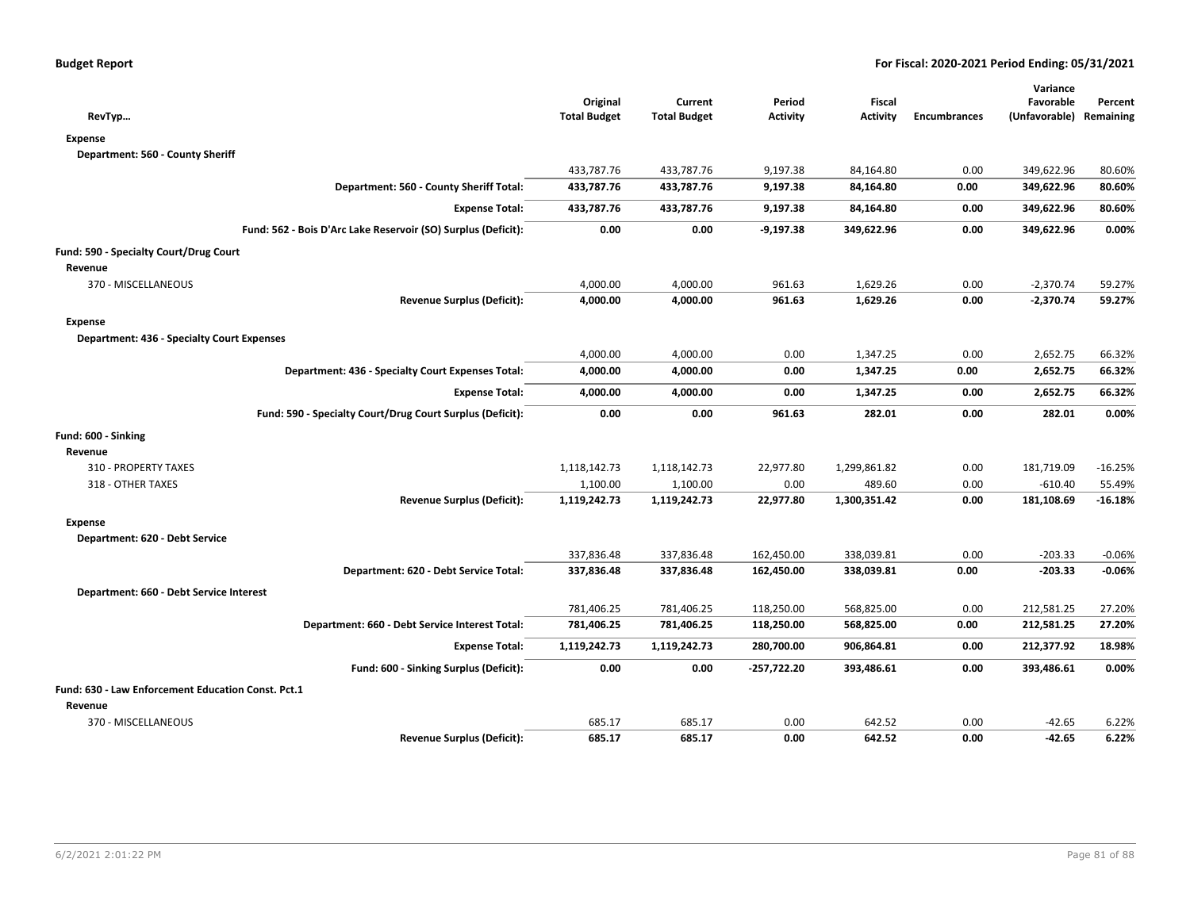**Budget Report** — For Fiscal: 2020-2021 Period Ending: 05/31/2021

| RevTyp… | Original Total Budget | Current Total Budget | Period Activity | Fiscal Activity | Encumbrances | Variance Favorable (Unfavorable) | Percent Remaining |
|---|---|---|---|---|---|---|---|
| **Expense** | | | | | | | |
| **Department: 560 - County Sheriff** | | | | | | | |
| | 433,787.76 | 433,787.76 | 9,197.38 | 84,164.80 | 0.00 | 349,622.96 | 80.60% |
| **Department: 560 - County Sheriff Total:** | **433,787.76** | **433,787.76** | **9,197.38** | **84,164.80** | **0.00** | **349,622.96** | **80.60%** |
| **Expense Total:** | **433,787.76** | **433,787.76** | **9,197.38** | **84,164.80** | **0.00** | **349,622.96** | **80.60%** |
| **Fund: 562 - Bois D'Arc Lake Reservoir (SO) Surplus (Deficit):** | **0.00** | **0.00** | **-9,197.38** | **349,622.96** | **0.00** | **349,622.96** | **0.00%** |
| **Fund: 590 - Specialty Court/Drug Court** | | | | | | | |
| **Revenue** | | | | | | | |
| 370 - MISCELLANEOUS | 4,000.00 | 4,000.00 | 961.63 | 1,629.26 | 0.00 | -2,370.74 | 59.27% |
| **Revenue Surplus (Deficit):** | **4,000.00** | **4,000.00** | **961.63** | **1,629.26** | **0.00** | **-2,370.74** | **59.27%** |
| **Expense** | | | | | | | |
| **Department: 436 - Specialty Court Expenses** | | | | | | | |
| | 4,000.00 | 4,000.00 | 0.00 | 1,347.25 | 0.00 | 2,652.75 | 66.32% |
| **Department: 436 - Specialty Court Expenses Total:** | **4,000.00** | **4,000.00** | **0.00** | **1,347.25** | **0.00** | **2,652.75** | **66.32%** |
| **Expense Total:** | **4,000.00** | **4,000.00** | **0.00** | **1,347.25** | **0.00** | **2,652.75** | **66.32%** |
| **Fund: 590 - Specialty Court/Drug Court Surplus (Deficit):** | **0.00** | **0.00** | **961.63** | **282.01** | **0.00** | **282.01** | **0.00%** |
| **Fund: 600 - Sinking** | | | | | | | |
| **Revenue** | | | | | | | |
| 310 - PROPERTY TAXES | 1,118,142.73 | 1,118,142.73 | 22,977.80 | 1,299,861.82 | 0.00 | 181,719.09 | -16.25% |
| 318 - OTHER TAXES | 1,100.00 | 1,100.00 | 0.00 | 489.60 | 0.00 | -610.40 | 55.49% |
| **Revenue Surplus (Deficit):** | **1,119,242.73** | **1,119,242.73** | **22,977.80** | **1,300,351.42** | **0.00** | **181,108.69** | **-16.18%** |
| **Expense** | | | | | | | |
| **Department: 620 - Debt Service** | | | | | | | |
| | 337,836.48 | 337,836.48 | 162,450.00 | 338,039.81 | 0.00 | -203.33 | -0.06% |
| **Department: 620 - Debt Service Total:** | **337,836.48** | **337,836.48** | **162,450.00** | **338,039.81** | **0.00** | **-203.33** | **-0.06%** |
| **Department: 660 - Debt Service Interest** | | | | | | | |
| | 781,406.25 | 781,406.25 | 118,250.00 | 568,825.00 | 0.00 | 212,581.25 | 27.20% |
| **Department: 660 - Debt Service Interest Total:** | **781,406.25** | **781,406.25** | **118,250.00** | **568,825.00** | **0.00** | **212,581.25** | **27.20%** |
| **Expense Total:** | **1,119,242.73** | **1,119,242.73** | **280,700.00** | **906,864.81** | **0.00** | **212,377.92** | **18.98%** |
| **Fund: 600 - Sinking Surplus (Deficit):** | **0.00** | **0.00** | **-257,722.20** | **393,486.61** | **0.00** | **393,486.61** | **0.00%** |
| **Fund: 630 - Law Enforcement Education Const. Pct.1** | | | | | | | |
| **Revenue** | | | | | | | |
| 370 - MISCELLANEOUS | 685.17 | 685.17 | 0.00 | 642.52 | 0.00 | -42.65 | 6.22% |
| **Revenue Surplus (Deficit):** | **685.17** | **685.17** | **0.00** | **642.52** | **0.00** | **-42.65** | **6.22%** |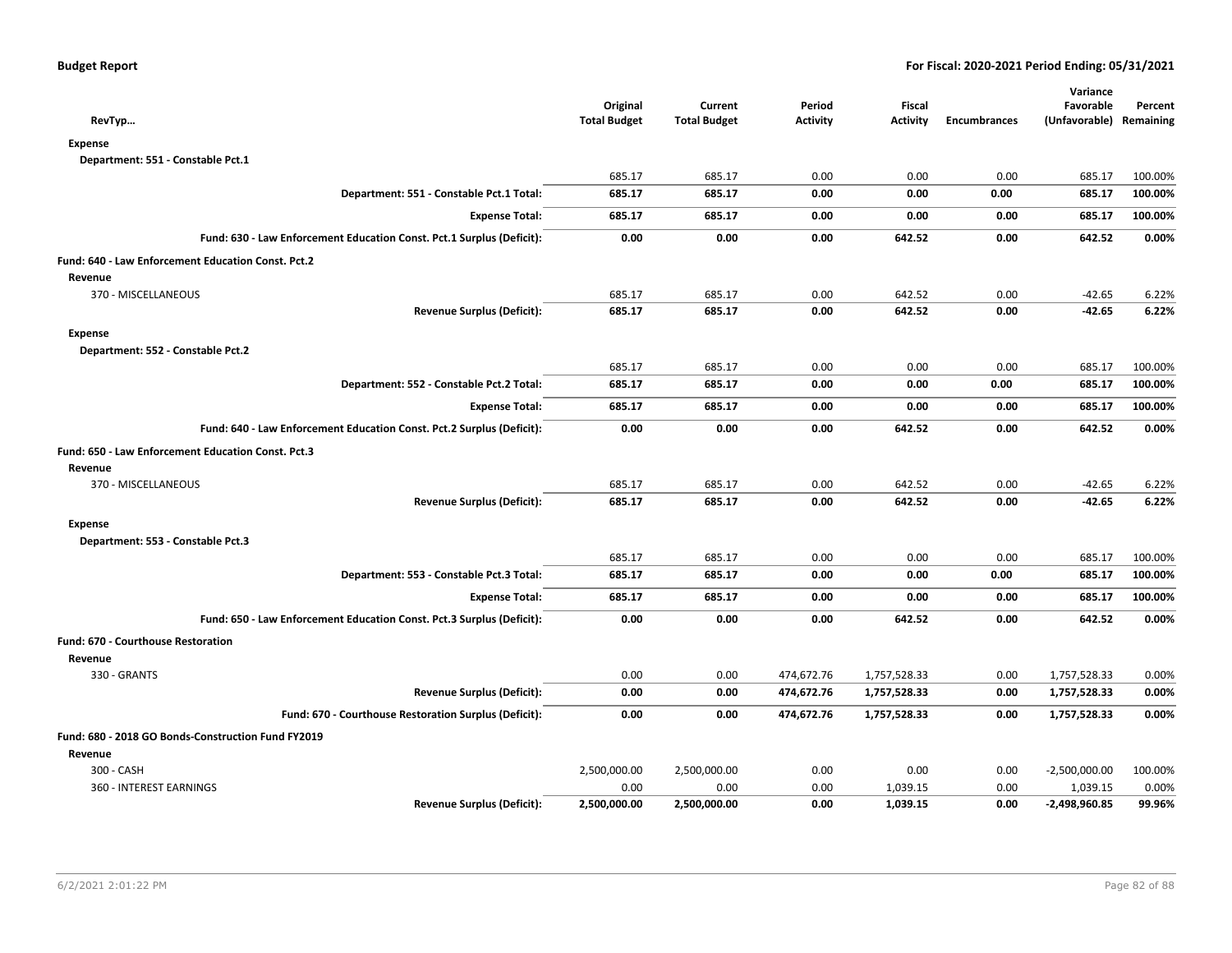**Budget Report** — For Fiscal: 2020-2021 Period Ending: 05/31/2021

| RevTyp… | Original Total Budget | Current Total Budget | Period Activity | Fiscal Activity | Encumbrances | Variance Favorable (Unfavorable) | Percent Remaining |
|---|---|---|---|---|---|---|---|
| **Expense** | | | | | | | |
| **Department: 551 - Constable Pct.1** | | | | | | | |
| | 685.17 | 685.17 | 0.00 | 0.00 | 0.00 | 685.17 | 100.00% |
| **Department: 551 - Constable Pct.1 Total:** | **685.17** | **685.17** | **0.00** | **0.00** | **0.00** | **685.17** | **100.00%** |
| **Expense Total:** | **685.17** | **685.17** | **0.00** | **0.00** | **0.00** | **685.17** | **100.00%** |
| **Fund: 630 - Law Enforcement Education Const. Pct.1 Surplus (Deficit):** | **0.00** | **0.00** | **0.00** | **642.52** | **0.00** | **642.52** | **0.00%** |
| **Fund: 640 - Law Enforcement Education Const. Pct.2** | | | | | | | |
| **Revenue** | | | | | | | |
| 370 - MISCELLANEOUS | 685.17 | 685.17 | 0.00 | 642.52 | 0.00 | -42.65 | 6.22% |
| **Revenue Surplus (Deficit):** | **685.17** | **685.17** | **0.00** | **642.52** | **0.00** | **-42.65** | **6.22%** |
| **Expense** | | | | | | | |
| **Department: 552 - Constable Pct.2** | | | | | | | |
| | 685.17 | 685.17 | 0.00 | 0.00 | 0.00 | 685.17 | 100.00% |
| **Department: 552 - Constable Pct.2 Total:** | **685.17** | **685.17** | **0.00** | **0.00** | **0.00** | **685.17** | **100.00%** |
| **Expense Total:** | **685.17** | **685.17** | **0.00** | **0.00** | **0.00** | **685.17** | **100.00%** |
| **Fund: 640 - Law Enforcement Education Const. Pct.2 Surplus (Deficit):** | **0.00** | **0.00** | **0.00** | **642.52** | **0.00** | **642.52** | **0.00%** |
| **Fund: 650 - Law Enforcement Education Const. Pct.3** | | | | | | | |
| **Revenue** | | | | | | | |
| 370 - MISCELLANEOUS | 685.17 | 685.17 | 0.00 | 642.52 | 0.00 | -42.65 | 6.22% |
| **Revenue Surplus (Deficit):** | **685.17** | **685.17** | **0.00** | **642.52** | **0.00** | **-42.65** | **6.22%** |
| **Expense** | | | | | | | |
| **Department: 553 - Constable Pct.3** | | | | | | | |
| | 685.17 | 685.17 | 0.00 | 0.00 | 0.00 | 685.17 | 100.00% |
| **Department: 553 - Constable Pct.3 Total:** | **685.17** | **685.17** | **0.00** | **0.00** | **0.00** | **685.17** | **100.00%** |
| **Expense Total:** | **685.17** | **685.17** | **0.00** | **0.00** | **0.00** | **685.17** | **100.00%** |
| **Fund: 650 - Law Enforcement Education Const. Pct.3 Surplus (Deficit):** | **0.00** | **0.00** | **0.00** | **642.52** | **0.00** | **642.52** | **0.00%** |
| **Fund: 670 - Courthouse Restoration** | | | | | | | |
| **Revenue** | | | | | | | |
| 330 - GRANTS | 0.00 | 0.00 | 474,672.76 | 1,757,528.33 | 0.00 | 1,757,528.33 | 0.00% |
| **Revenue Surplus (Deficit):** | **0.00** | **0.00** | **474,672.76** | **1,757,528.33** | **0.00** | **1,757,528.33** | **0.00%** |
| **Fund: 670 - Courthouse Restoration Surplus (Deficit):** | **0.00** | **0.00** | **474,672.76** | **1,757,528.33** | **0.00** | **1,757,528.33** | **0.00%** |
| **Fund: 680 - 2018 GO Bonds-Construction Fund FY2019** | | | | | | | |
| **Revenue** | | | | | | | |
| 300 - CASH | 2,500,000.00 | 2,500,000.00 | 0.00 | 0.00 | 0.00 | -2,500,000.00 | 100.00% |
| 360 - INTEREST EARNINGS | 0.00 | 0.00 | 0.00 | 1,039.15 | 0.00 | 1,039.15 | 0.00% |
| **Revenue Surplus (Deficit):** | **2,500,000.00** | **2,500,000.00** | **0.00** | **1,039.15** | **0.00** | **-2,498,960.85** | **99.96%** |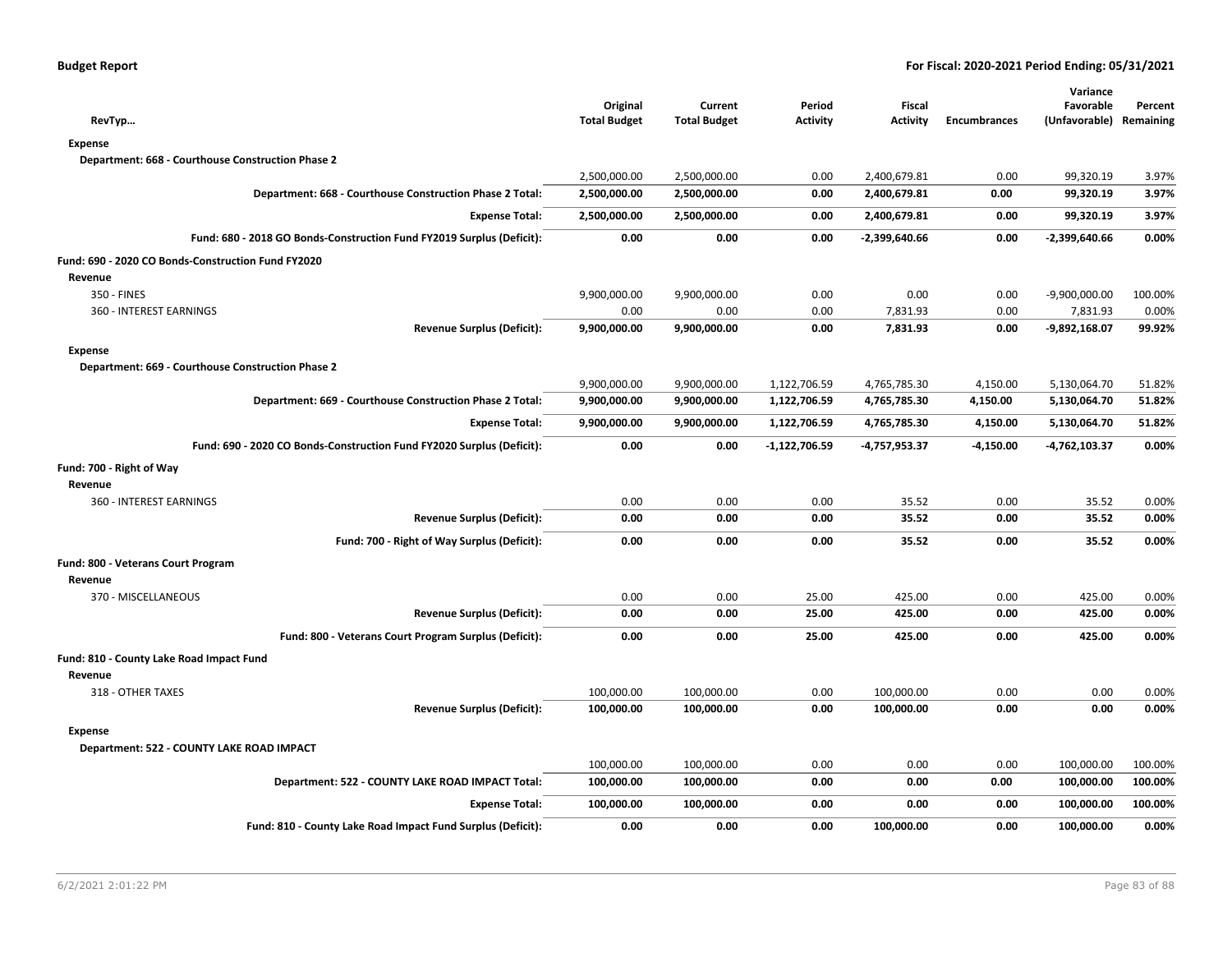| RevTyp… | Original Total Budget | Current Total Budget | Period Activity | Fiscal Activity | Encumbrances | Variance Favorable (Unfavorable) | Percent Remaining |
|---|---|---|---|---|---|---|---|
| **Expense** | | | | | | | |
| **Department: 668 - Courthouse Construction Phase 2** | | | | | | | |
| | 2,500,000.00 | 2,500,000.00 | 0.00 | 2,400,679.81 | 0.00 | 99,320.19 | 3.97% |
| **Department: 668 - Courthouse Construction Phase 2 Total:** | **2,500,000.00** | **2,500,000.00** | **0.00** | **2,400,679.81** | **0.00** | **99,320.19** | **3.97%** |
| **Expense Total:** | **2,500,000.00** | **2,500,000.00** | **0.00** | **2,400,679.81** | **0.00** | **99,320.19** | **3.97%** |
| **Fund: 680 - 2018 GO Bonds-Construction Fund FY2019 Surplus (Deficit):** | **0.00** | **0.00** | **0.00** | **-2,399,640.66** | **0.00** | **-2,399,640.66** | **0.00%** |
| **Fund: 690 - 2020 CO Bonds-Construction Fund FY2020** | | | | | | | |
| **Revenue** | | | | | | | |
| 350 - FINES | 9,900,000.00 | 9,900,000.00 | 0.00 | 0.00 | 0.00 | -9,900,000.00 | 100.00% |
| 360 - INTEREST EARNINGS | 0.00 | 0.00 | 0.00 | 7,831.93 | 0.00 | 7,831.93 | 0.00% |
| **Revenue Surplus (Deficit):** | **9,900,000.00** | **9,900,000.00** | **0.00** | **7,831.93** | **0.00** | **-9,892,168.07** | **99.92%** |
| **Expense** | | | | | | | |
| **Department: 669 - Courthouse Construction Phase 2** | | | | | | | |
| | 9,900,000.00 | 9,900,000.00 | 1,122,706.59 | 4,765,785.30 | 4,150.00 | 5,130,064.70 | 51.82% |
| **Department: 669 - Courthouse Construction Phase 2 Total:** | **9,900,000.00** | **9,900,000.00** | **1,122,706.59** | **4,765,785.30** | **4,150.00** | **5,130,064.70** | **51.82%** |
| **Expense Total:** | **9,900,000.00** | **9,900,000.00** | **1,122,706.59** | **4,765,785.30** | **4,150.00** | **5,130,064.70** | **51.82%** |
| **Fund: 690 - 2020 CO Bonds-Construction Fund FY2020 Surplus (Deficit):** | **0.00** | **0.00** | **-1,122,706.59** | **-4,757,953.37** | **-4,150.00** | **-4,762,103.37** | **0.00%** |
| **Fund: 700 - Right of Way** | | | | | | | |
| **Revenue** | | | | | | | |
| 360 - INTEREST EARNINGS | 0.00 | 0.00 | 0.00 | 35.52 | 0.00 | 35.52 | 0.00% |
| **Revenue Surplus (Deficit):** | **0.00** | **0.00** | **0.00** | **35.52** | **0.00** | **35.52** | **0.00%** |
| **Fund: 700 - Right of Way Surplus (Deficit):** | **0.00** | **0.00** | **0.00** | **35.52** | **0.00** | **35.52** | **0.00%** |
| **Fund: 800 - Veterans Court Program** | | | | | | | |
| **Revenue** | | | | | | | |
| 370 - MISCELLANEOUS | 0.00 | 0.00 | 25.00 | 425.00 | 0.00 | 425.00 | 0.00% |
| **Revenue Surplus (Deficit):** | **0.00** | **0.00** | **25.00** | **425.00** | **0.00** | **425.00** | **0.00%** |
| **Fund: 800 - Veterans Court Program Surplus (Deficit):** | **0.00** | **0.00** | **25.00** | **425.00** | **0.00** | **425.00** | **0.00%** |
| **Fund: 810 - County Lake Road Impact Fund** | | | | | | | |
| **Revenue** | | | | | | | |
| 318 - OTHER TAXES | 100,000.00 | 100,000.00 | 0.00 | 100,000.00 | 0.00 | 0.00 | 0.00% |
| **Revenue Surplus (Deficit):** | **100,000.00** | **100,000.00** | **0.00** | **100,000.00** | **0.00** | **0.00** | **0.00%** |
| **Expense** | | | | | | | |
| **Department: 522 - COUNTY LAKE ROAD IMPACT** | | | | | | | |
| | 100,000.00 | 100,000.00 | 0.00 | 0.00 | 0.00 | 100,000.00 | 100.00% |
| **Department: 522 - COUNTY LAKE ROAD IMPACT Total:** | **100,000.00** | **100,000.00** | **0.00** | **0.00** | **0.00** | **100,000.00** | **100.00%** |
| **Expense Total:** | **100,000.00** | **100,000.00** | **0.00** | **0.00** | **0.00** | **100,000.00** | **100.00%** |
| **Fund: 810 - County Lake Road Impact Fund Surplus (Deficit):** | **0.00** | **0.00** | **0.00** | **100,000.00** | **0.00** | **100,000.00** | **0.00%** |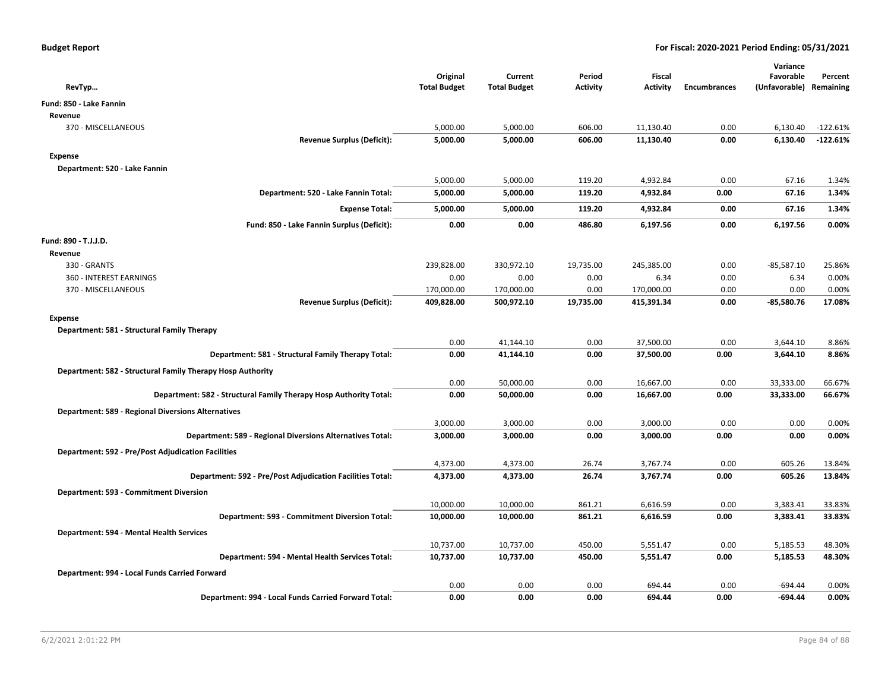| RevTyp… | Original Total Budget | Current Total Budget | Period Activity | Fiscal Activity | Encumbrances | Variance Favorable (Unfavorable) | Percent Remaining |
|---|---|---|---|---|---|---|---|
| **Fund: 850 - Lake Fannin** | | | | | | | |
| **Revenue** | | | | | | | |
| 370 - MISCELLANEOUS | 5,000.00 | 5,000.00 | 606.00 | 11,130.40 | 0.00 | 6,130.40 | -122.61% |
| **Revenue Surplus (Deficit):** | **5,000.00** | **5,000.00** | **606.00** | **11,130.40** | **0.00** | **6,130.40** | **-122.61%** |
| **Expense** | | | | | | | |
| **Department: 520 - Lake Fannin** | | | | | | | |
| | 5,000.00 | 5,000.00 | 119.20 | 4,932.84 | 0.00 | 67.16 | 1.34% |
| **Department: 520 - Lake Fannin Total:** | **5,000.00** | **5,000.00** | **119.20** | **4,932.84** | **0.00** | **67.16** | **1.34%** |
| **Expense Total:** | **5,000.00** | **5,000.00** | **119.20** | **4,932.84** | **0.00** | **67.16** | **1.34%** |
| **Fund: 850 - Lake Fannin Surplus (Deficit):** | **0.00** | **0.00** | **486.80** | **6,197.56** | **0.00** | **6,197.56** | **0.00%** |
| **Fund: 890 - T.J.J.D.** | | | | | | | |
| **Revenue** | | | | | | | |
| 330 - GRANTS | 239,828.00 | 330,972.10 | 19,735.00 | 245,385.00 | 0.00 | -85,587.10 | 25.86% |
| 360 - INTEREST EARNINGS | 0.00 | 0.00 | 0.00 | 6.34 | 0.00 | 6.34 | 0.00% |
| 370 - MISCELLANEOUS | 170,000.00 | 170,000.00 | 0.00 | 170,000.00 | 0.00 | 0.00 | 0.00% |
| **Revenue Surplus (Deficit):** | **409,828.00** | **500,972.10** | **19,735.00** | **415,391.34** | **0.00** | **-85,580.76** | **17.08%** |
| **Expense** | | | | | | | |
| **Department: 581 - Structural Family Therapy** | | | | | | | |
| | 0.00 | 41,144.10 | 0.00 | 37,500.00 | 0.00 | 3,644.10 | 8.86% |
| **Department: 581 - Structural Family Therapy Total:** | **0.00** | **41,144.10** | **0.00** | **37,500.00** | **0.00** | **3,644.10** | **8.86%** |
| **Department: 582 - Structural Family Therapy Hosp Authority** | | | | | | | |
| | 0.00 | 50,000.00 | 0.00 | 16,667.00 | 0.00 | 33,333.00 | 66.67% |
| **Department: 582 - Structural Family Therapy Hosp Authority Total:** | **0.00** | **50,000.00** | **0.00** | **16,667.00** | **0.00** | **33,333.00** | **66.67%** |
| **Department: 589 - Regional Diversions Alternatives** | | | | | | | |
| | 3,000.00 | 3,000.00 | 0.00 | 3,000.00 | 0.00 | 0.00 | 0.00% |
| **Department: 589 - Regional Diversions Alternatives Total:** | **3,000.00** | **3,000.00** | **0.00** | **3,000.00** | **0.00** | **0.00** | **0.00%** |
| **Department: 592 - Pre/Post Adjudication Facilities** | | | | | | | |
| | 4,373.00 | 4,373.00 | 26.74 | 3,767.74 | 0.00 | 605.26 | 13.84% |
| **Department: 592 - Pre/Post Adjudication Facilities Total:** | **4,373.00** | **4,373.00** | **26.74** | **3,767.74** | **0.00** | **605.26** | **13.84%** |
| **Department: 593 - Commitment Diversion** | | | | | | | |
| | 10,000.00 | 10,000.00 | 861.21 | 6,616.59 | 0.00 | 3,383.41 | 33.83% |
| **Department: 593 - Commitment Diversion Total:** | **10,000.00** | **10,000.00** | **861.21** | **6,616.59** | **0.00** | **3,383.41** | **33.83%** |
| **Department: 594 - Mental Health Services** | | | | | | | |
| | 10,737.00 | 10,737.00 | 450.00 | 5,551.47 | 0.00 | 5,185.53 | 48.30% |
| **Department: 594 - Mental Health Services Total:** | **10,737.00** | **10,737.00** | **450.00** | **5,551.47** | **0.00** | **5,185.53** | **48.30%** |
| **Department: 994 - Local Funds Carried Forward** | | | | | | | |
| | 0.00 | 0.00 | 0.00 | 694.44 | 0.00 | -694.44 | 0.00% |
| **Department: 994 - Local Funds Carried Forward Total:** | **0.00** | **0.00** | **0.00** | **694.44** | **0.00** | **-694.44** | **0.00%** |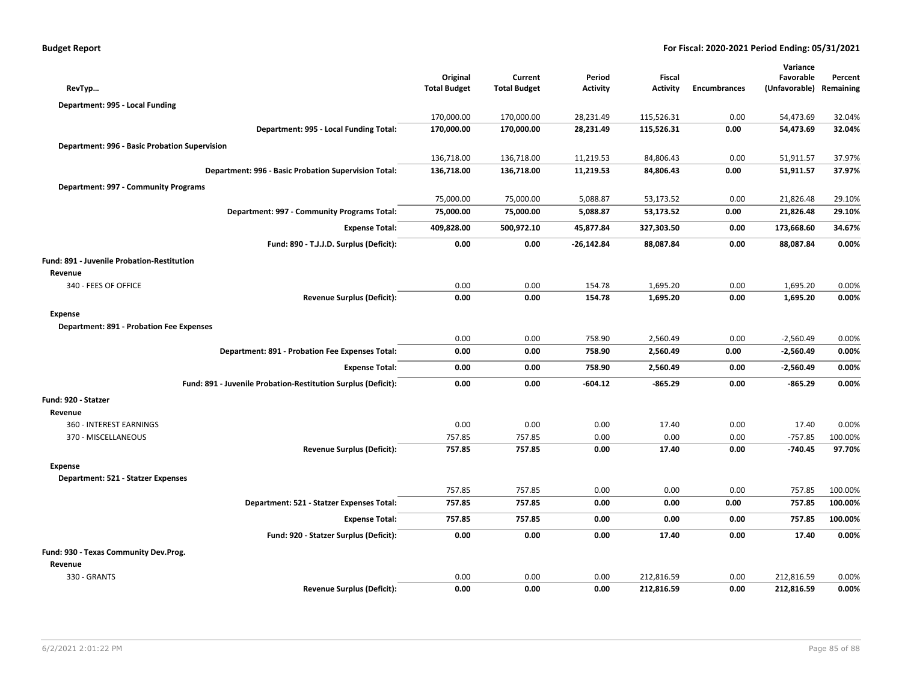| RevTyp… | Original Total Budget | Current Total Budget | Period Activity | Fiscal Activity | Encumbrances | Variance Favorable (Unfavorable) | Percent Remaining |
|---|---|---|---|---|---|---|---|
| **Department: 995 - Local Funding** | | | | | | | |
| | 170,000.00 | 170,000.00 | 28,231.49 | 115,526.31 | 0.00 | 54,473.69 | 32.04% |
| **Department: 995 - Local Funding Total:** | **170,000.00** | **170,000.00** | **28,231.49** | **115,526.31** | **0.00** | **54,473.69** | **32.04%** |
| **Department: 996 - Basic Probation Supervision** | | | | | | | |
| | 136,718.00 | 136,718.00 | 11,219.53 | 84,806.43 | 0.00 | 51,911.57 | 37.97% |
| **Department: 996 - Basic Probation Supervision Total:** | **136,718.00** | **136,718.00** | **11,219.53** | **84,806.43** | **0.00** | **51,911.57** | **37.97%** |
| **Department: 997 - Community Programs** | | | | | | | |
| | 75,000.00 | 75,000.00 | 5,088.87 | 53,173.52 | 0.00 | 21,826.48 | 29.10% |
| **Department: 997 - Community Programs Total:** | **75,000.00** | **75,000.00** | **5,088.87** | **53,173.52** | **0.00** | **21,826.48** | **29.10%** |
| **Expense Total:** | **409,828.00** | **500,972.10** | **45,877.84** | **327,303.50** | **0.00** | **173,668.60** | **34.67%** |
| **Fund: 890 - T.J.J.D. Surplus (Deficit):** | **0.00** | **0.00** | **-26,142.84** | **88,087.84** | **0.00** | **88,087.84** | **0.00%** |
| **Fund: 891 - Juvenile Probation-Restitution** | | | | | | | |
| **Revenue** | | | | | | | |
| 340 - FEES OF OFFICE | 0.00 | 0.00 | 154.78 | 1,695.20 | 0.00 | 1,695.20 | 0.00% |
| **Revenue Surplus (Deficit):** | **0.00** | **0.00** | **154.78** | **1,695.20** | **0.00** | **1,695.20** | **0.00%** |
| **Expense** | | | | | | | |
| **Department: 891 - Probation Fee Expenses** | | | | | | | |
| | 0.00 | 0.00 | 758.90 | 2,560.49 | 0.00 | -2,560.49 | 0.00% |
| **Department: 891 - Probation Fee Expenses Total:** | **0.00** | **0.00** | **758.90** | **2,560.49** | **0.00** | **-2,560.49** | **0.00%** |
| **Expense Total:** | **0.00** | **0.00** | **758.90** | **2,560.49** | **0.00** | **-2,560.49** | **0.00%** |
| **Fund: 891 - Juvenile Probation-Restitution Surplus (Deficit):** | **0.00** | **0.00** | **-604.12** | **-865.29** | **0.00** | **-865.29** | **0.00%** |
| **Fund: 920 - Statzer** | | | | | | | |
| **Revenue** | | | | | | | |
| 360 - INTEREST EARNINGS | 0.00 | 0.00 | 0.00 | 17.40 | 0.00 | 17.40 | 0.00% |
| 370 - MISCELLANEOUS | 757.85 | 757.85 | 0.00 | 0.00 | 0.00 | -757.85 | 100.00% |
| **Revenue Surplus (Deficit):** | **757.85** | **757.85** | **0.00** | **17.40** | **0.00** | **-740.45** | **97.70%** |
| **Expense** | | | | | | | |
| **Department: 521 - Statzer Expenses** | | | | | | | |
| | 757.85 | 757.85 | 0.00 | 0.00 | 0.00 | 757.85 | 100.00% |
| **Department: 521 - Statzer Expenses Total:** | **757.85** | **757.85** | **0.00** | **0.00** | **0.00** | **757.85** | **100.00%** |
| **Expense Total:** | **757.85** | **757.85** | **0.00** | **0.00** | **0.00** | **757.85** | **100.00%** |
| **Fund: 920 - Statzer Surplus (Deficit):** | **0.00** | **0.00** | **0.00** | **17.40** | **0.00** | **17.40** | **0.00%** |
| **Fund: 930 - Texas Community Dev.Prog.** | | | | | | | |
| **Revenue** | | | | | | | |
| 330 - GRANTS | 0.00 | 0.00 | 0.00 | 212,816.59 | 0.00 | 212,816.59 | 0.00% |
| **Revenue Surplus (Deficit):** | **0.00** | **0.00** | **0.00** | **212,816.59** | **0.00** | **212,816.59** | **0.00%** |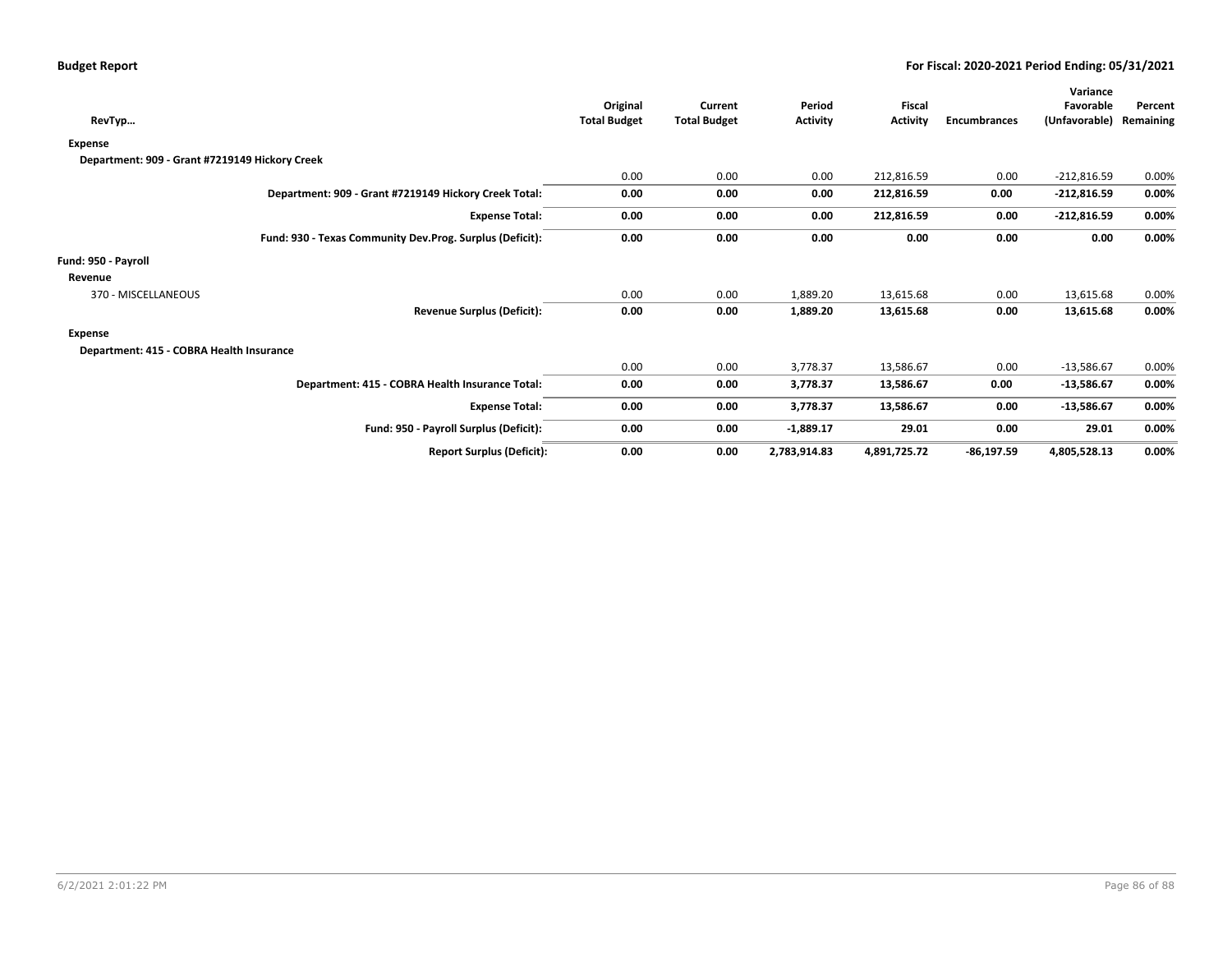| RevTyp… | Original Total Budget | Current Total Budget | Period Activity | Fiscal Activity | Encumbrances | Variance Favorable (Unfavorable) | Percent Remaining |
|---|---|---|---|---|---|---|---|
| **Expense** | | | | | | | |
| **Department: 909 - Grant #7219149 Hickory Creek** | | | | | | | |
| | 0.00 | 0.00 | 0.00 | 212,816.59 | 0.00 | -212,816.59 | 0.00% |
| **Department: 909 - Grant #7219149 Hickory Creek Total:** | **0.00** | **0.00** | **0.00** | **212,816.59** | **0.00** | **-212,816.59** | **0.00%** |
| **Expense Total:** | **0.00** | **0.00** | **0.00** | **212,816.59** | **0.00** | **-212,816.59** | **0.00%** |
| **Fund: 930 - Texas Community Dev.Prog. Surplus (Deficit):** | **0.00** | **0.00** | **0.00** | **0.00** | **0.00** | **0.00** | **0.00%** |
| **Fund: 950 - Payroll** | | | | | | | |
| **Revenue** | | | | | | | |
| 370 - MISCELLANEOUS | 0.00 | 0.00 | 1,889.20 | 13,615.68 | 0.00 | 13,615.68 | 0.00% |
| **Revenue Surplus (Deficit):** | **0.00** | **0.00** | **1,889.20** | **13,615.68** | **0.00** | **13,615.68** | **0.00%** |
| **Expense** | | | | | | | |
| **Department: 415 - COBRA Health Insurance** | | | | | | | |
| | 0.00 | 0.00 | 3,778.37 | 13,586.67 | 0.00 | -13,586.67 | 0.00% |
| **Department: 415 - COBRA Health Insurance Total:** | **0.00** | **0.00** | **3,778.37** | **13,586.67** | **0.00** | **-13,586.67** | **0.00%** |
| **Expense Total:** | **0.00** | **0.00** | **3,778.37** | **13,586.67** | **0.00** | **-13,586.67** | **0.00%** |
| **Fund: 950 - Payroll Surplus (Deficit):** | **0.00** | **0.00** | **-1,889.17** | **29.01** | **0.00** | **29.01** | **0.00%** |
| **Report Surplus (Deficit):** | **0.00** | **0.00** | **2,783,914.83** | **4,891,725.72** | **-86,197.59** | **4,805,528.13** | **0.00%** |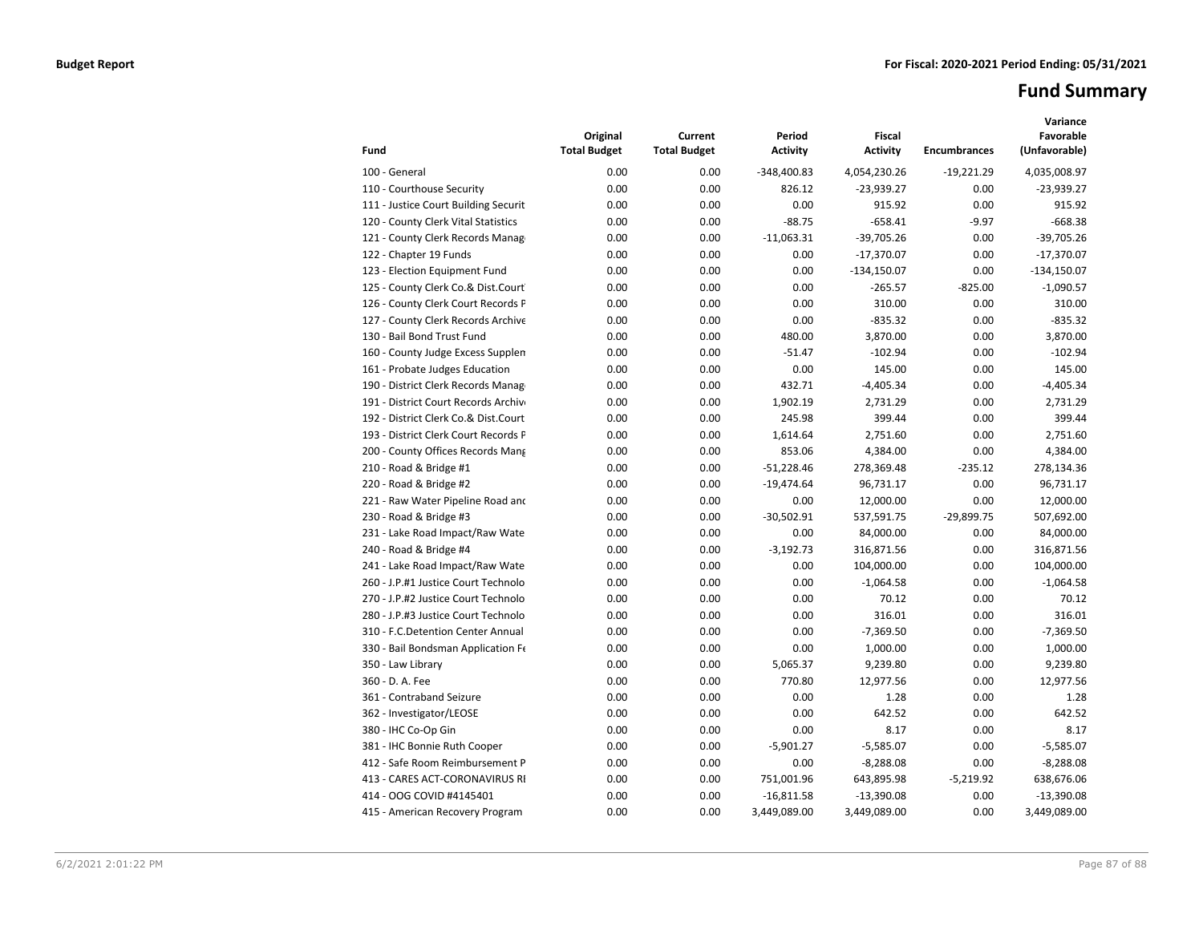**Budget Report** **For Fiscal: 2020-2021 Period Ending: 05/31/2021**

# Fund Summary

| Fund | Original Total Budget | Current Total Budget | Period Activity | Fiscal Activity | Encumbrances | Variance Favorable (Unfavorable) |
|---|---|---|---|---|---|---|
| 100 - General | 0.00 | 0.00 | -348,400.83 | 4,054,230.26 | -19,221.29 | 4,035,008.97 |
| 110 - Courthouse Security | 0.00 | 0.00 | 826.12 | -23,939.27 | 0.00 | -23,939.27 |
| 111 - Justice Court Building Securit | 0.00 | 0.00 | 0.00 | 915.92 | 0.00 | 915.92 |
| 120 - County Clerk Vital Statistics | 0.00 | 0.00 | -88.75 | -658.41 | -9.97 | -668.38 |
| 121 - County Clerk Records Manag | 0.00 | 0.00 | -11,063.31 | -39,705.26 | 0.00 | -39,705.26 |
| 122 - Chapter 19 Funds | 0.00 | 0.00 | 0.00 | -17,370.07 | 0.00 | -17,370.07 |
| 123 - Election Equipment Fund | 0.00 | 0.00 | 0.00 | -134,150.07 | 0.00 | -134,150.07 |
| 125 - County Clerk Co.& Dist.Court | 0.00 | 0.00 | 0.00 | -265.57 | -825.00 | -1,090.57 |
| 126 - County Clerk Court Records F | 0.00 | 0.00 | 0.00 | 310.00 | 0.00 | 310.00 |
| 127 - County Clerk Records Archive | 0.00 | 0.00 | 0.00 | -835.32 | 0.00 | -835.32 |
| 130 - Bail Bond Trust Fund | 0.00 | 0.00 | 480.00 | 3,870.00 | 0.00 | 3,870.00 |
| 160 - County Judge Excess Supplen | 0.00 | 0.00 | -51.47 | -102.94 | 0.00 | -102.94 |
| 161 - Probate Judges Education | 0.00 | 0.00 | 0.00 | 145.00 | 0.00 | 145.00 |
| 190 - District Clerk Records Manag | 0.00 | 0.00 | 432.71 | -4,405.34 | 0.00 | -4,405.34 |
| 191 - District Court Records Archiv | 0.00 | 0.00 | 1,902.19 | 2,731.29 | 0.00 | 2,731.29 |
| 192 - District Clerk Co.& Dist.Court | 0.00 | 0.00 | 245.98 | 399.44 | 0.00 | 399.44 |
| 193 - District Clerk Court Records F | 0.00 | 0.00 | 1,614.64 | 2,751.60 | 0.00 | 2,751.60 |
| 200 - County Offices Records Mang | 0.00 | 0.00 | 853.06 | 4,384.00 | 0.00 | 4,384.00 |
| 210 - Road & Bridge #1 | 0.00 | 0.00 | -51,228.46 | 278,369.48 | -235.12 | 278,134.36 |
| 220 - Road & Bridge #2 | 0.00 | 0.00 | -19,474.64 | 96,731.17 | 0.00 | 96,731.17 |
| 221 - Raw Water Pipeline Road anc | 0.00 | 0.00 | 0.00 | 12,000.00 | 0.00 | 12,000.00 |
| 230 - Road & Bridge #3 | 0.00 | 0.00 | -30,502.91 | 537,591.75 | -29,899.75 | 507,692.00 |
| 231 - Lake Road Impact/Raw Wate | 0.00 | 0.00 | 0.00 | 84,000.00 | 0.00 | 84,000.00 |
| 240 - Road & Bridge #4 | 0.00 | 0.00 | -3,192.73 | 316,871.56 | 0.00 | 316,871.56 |
| 241 - Lake Road Impact/Raw Wate | 0.00 | 0.00 | 0.00 | 104,000.00 | 0.00 | 104,000.00 |
| 260 - J.P.#1 Justice Court Technolo | 0.00 | 0.00 | 0.00 | -1,064.58 | 0.00 | -1,064.58 |
| 270 - J.P.#2 Justice Court Technolo | 0.00 | 0.00 | 0.00 | 70.12 | 0.00 | 70.12 |
| 280 - J.P.#3 Justice Court Technolo | 0.00 | 0.00 | 0.00 | 316.01 | 0.00 | 316.01 |
| 310 - F.C.Detention Center Annual | 0.00 | 0.00 | 0.00 | -7,369.50 | 0.00 | -7,369.50 |
| 330 - Bail Bondsman Application Fe | 0.00 | 0.00 | 0.00 | 1,000.00 | 0.00 | 1,000.00 |
| 350 - Law Library | 0.00 | 0.00 | 5,065.37 | 9,239.80 | 0.00 | 9,239.80 |
| 360 - D. A. Fee | 0.00 | 0.00 | 770.80 | 12,977.56 | 0.00 | 12,977.56 |
| 361 - Contraband Seizure | 0.00 | 0.00 | 0.00 | 1.28 | 0.00 | 1.28 |
| 362 - Investigator/LEOSE | 0.00 | 0.00 | 0.00 | 642.52 | 0.00 | 642.52 |
| 380 - IHC Co-Op Gin | 0.00 | 0.00 | 0.00 | 8.17 | 0.00 | 8.17 |
| 381 - IHC Bonnie Ruth Cooper | 0.00 | 0.00 | -5,901.27 | -5,585.07 | 0.00 | -5,585.07 |
| 412 - Safe Room Reimbursement P | 0.00 | 0.00 | 0.00 | -8,288.08 | 0.00 | -8,288.08 |
| 413 - CARES ACT-CORONAVIRUS RI | 0.00 | 0.00 | 751,001.96 | 643,895.98 | -5,219.92 | 638,676.06 |
| 414 - OOG COVID #4145401 | 0.00 | 0.00 | -16,811.58 | -13,390.08 | 0.00 | -13,390.08 |
| 415 - American Recovery Program | 0.00 | 0.00 | 3,449,089.00 | 3,449,089.00 | 0.00 | 3,449,089.00 |

6/2/2021 2:01:22 PM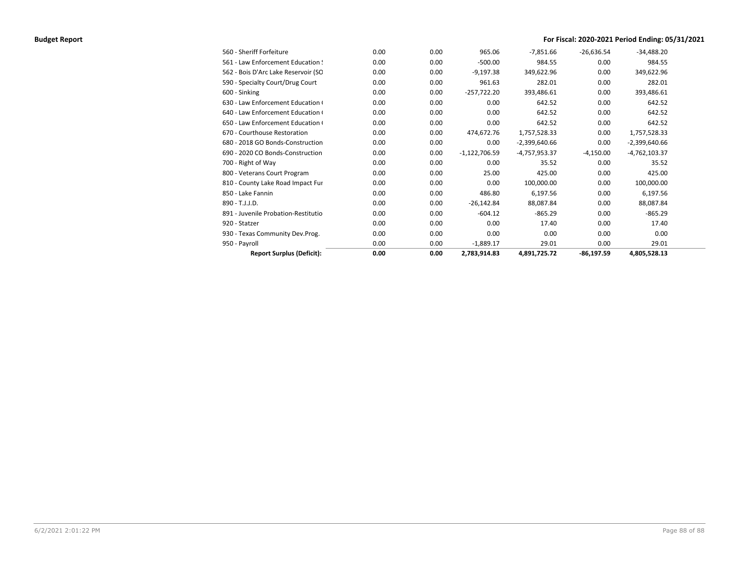| | | | | | | |
|---|---|---|---|---|---|---|
| 560 - Sheriff Forfeiture | 0.00 | 0.00 | 965.06 | -7,851.66 | -26,636.54 | -34,488.20 |
| 561 - Law Enforcement Education ! | 0.00 | 0.00 | -500.00 | 984.55 | 0.00 | 984.55 |
| 562 - Bois D'Arc Lake Reservoir (SO | 0.00 | 0.00 | -9,197.38 | 349,622.96 | 0.00 | 349,622.96 |
| 590 - Specialty Court/Drug Court | 0.00 | 0.00 | 961.63 | 282.01 | 0.00 | 282.01 |
| 600 - Sinking | 0.00 | 0.00 | -257,722.20 | 393,486.61 | 0.00 | 393,486.61 |
| 630 - Law Enforcement Education ( | 0.00 | 0.00 | 0.00 | 642.52 | 0.00 | 642.52 |
| 640 - Law Enforcement Education ( | 0.00 | 0.00 | 0.00 | 642.52 | 0.00 | 642.52 |
| 650 - Law Enforcement Education ( | 0.00 | 0.00 | 0.00 | 642.52 | 0.00 | 642.52 |
| 670 - Courthouse Restoration | 0.00 | 0.00 | 474,672.76 | 1,757,528.33 | 0.00 | 1,757,528.33 |
| 680 - 2018 GO Bonds-Construction | 0.00 | 0.00 | 0.00 | -2,399,640.66 | 0.00 | -2,399,640.66 |
| 690 - 2020 CO Bonds-Construction | 0.00 | 0.00 | -1,122,706.59 | -4,757,953.37 | -4,150.00 | -4,762,103.37 |
| 700 - Right of Way | 0.00 | 0.00 | 0.00 | 35.52 | 0.00 | 35.52 |
| 800 - Veterans Court Program | 0.00 | 0.00 | 25.00 | 425.00 | 0.00 | 425.00 |
| 810 - County Lake Road Impact Fur | 0.00 | 0.00 | 0.00 | 100,000.00 | 0.00 | 100,000.00 |
| 850 - Lake Fannin | 0.00 | 0.00 | 486.80 | 6,197.56 | 0.00 | 6,197.56 |
| 890 - T.J.J.D. | 0.00 | 0.00 | -26,142.84 | 88,087.84 | 0.00 | 88,087.84 |
| 891 - Juvenile Probation-Restitutio | 0.00 | 0.00 | -604.12 | -865.29 | 0.00 | -865.29 |
| 920 - Statzer | 0.00 | 0.00 | 0.00 | 17.40 | 0.00 | 17.40 |
| 930 - Texas Community Dev.Prog. | 0.00 | 0.00 | 0.00 | 0.00 | 0.00 | 0.00 |
| 950 - Payroll | 0.00 | 0.00 | -1,889.17 | 29.01 | 0.00 | 29.01 |
| **Report Surplus (Deficit):** | **0.00** | **0.00** | **2,783,914.83** | **4,891,725.72** | **-86,197.59** | **4,805,528.13** |